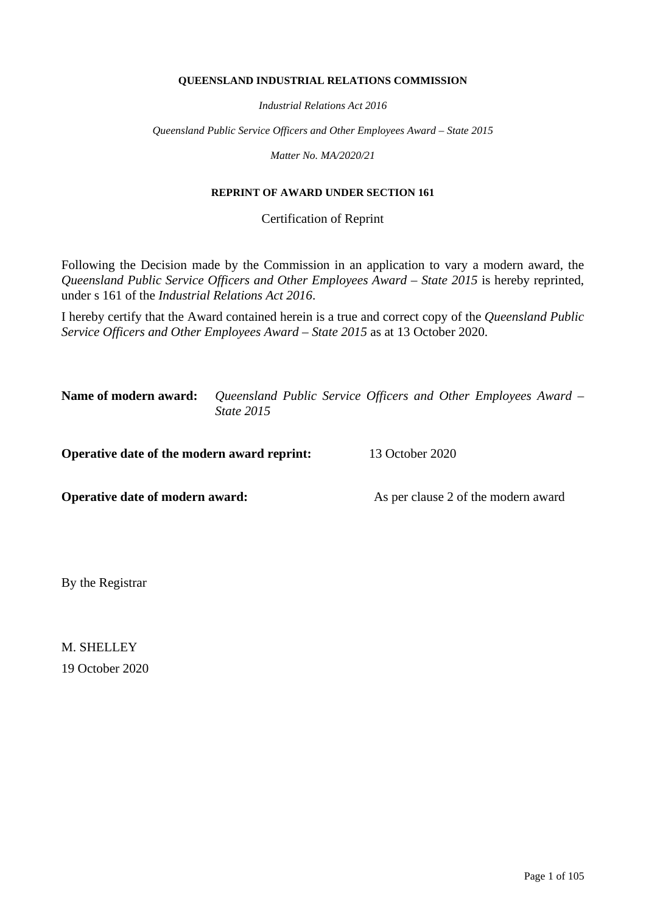**QUEENSLAND INDUSTRIAL RELATIONS COMMISSION**

*Industrial Relations Act 2016*

*Queensland Public Service Officers and Other Employees Award – State 2015*

*Matter No. MA/2020/21*

**REPRINT OF AWARD UNDER SECTION 161**

Certification of Reprint

Following the Decision made by the Commission in an application to vary a modern award, the *Queensland Public Service Officers and Other Employees Award – State 2015* is hereby reprinted, under s 161 of the *Industrial Relations Act 2016*.

I hereby certify that the Award contained herein is a true and correct copy of the *Queensland Public Service Officers and Other Employees Award – State 2015* as at 13 October 2020.

**Name of modern award:** *Queensland Public Service Officers and Other Employees Award – State 2015*

**Operative date of the modern award reprint:** 13 October 2020

**Operative date of modern award:** As per clause 2 of the modern award

By the Registrar

M. SHELLEY

19 October 2020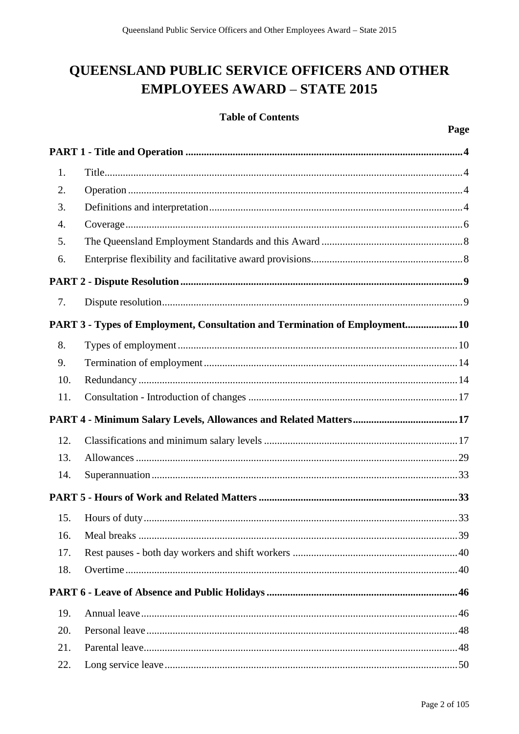# QUEENSLAND PUBLIC SERVICE OFFICERS AND OTHER EMPLOYEES AWARD – STATE 2015

**Table of Contents**

| | | Page |
|---|---|---|
| **PART 1 - Title and Operation** | | **4** |
| 1. | Title | 4 |
| 2. | Operation | 4 |
| 3. | Definitions and interpretation | 4 |
| 4. | Coverage | 6 |
| 5. | The Queensland Employment Standards and this Award | 8 |
| 6. | Enterprise flexibility and facilitative award provisions | 8 |
| **PART 2 - Dispute Resolution** | | **9** |
| 7. | Dispute resolution | 9 |
| **PART 3 - Types of Employment, Consultation and Termination of Employment** | | **10** |
| 8. | Types of employment | 10 |
| 9. | Termination of employment | 14 |
| 10. | Redundancy | 14 |
| 11. | Consultation - Introduction of changes | 17 |
| **PART 4 - Minimum Salary Levels, Allowances and Related Matters** | | **17** |
| 12. | Classifications and minimum salary levels | 17 |
| 13. | Allowances | 29 |
| 14. | Superannuation | 33 |
| **PART 5 - Hours of Work and Related Matters** | | **33** |
| 15. | Hours of duty | 33 |
| 16. | Meal breaks | 39 |
| 17. | Rest pauses - both day workers and shift workers | 40 |
| 18. | Overtime | 40 |
| **PART 6 - Leave of Absence and Public Holidays** | | **46** |
| 19. | Annual leave | 46 |
| 20. | Personal leave | 48 |
| 21. | Parental leave | 48 |
| 22. | Long service leave | 50 |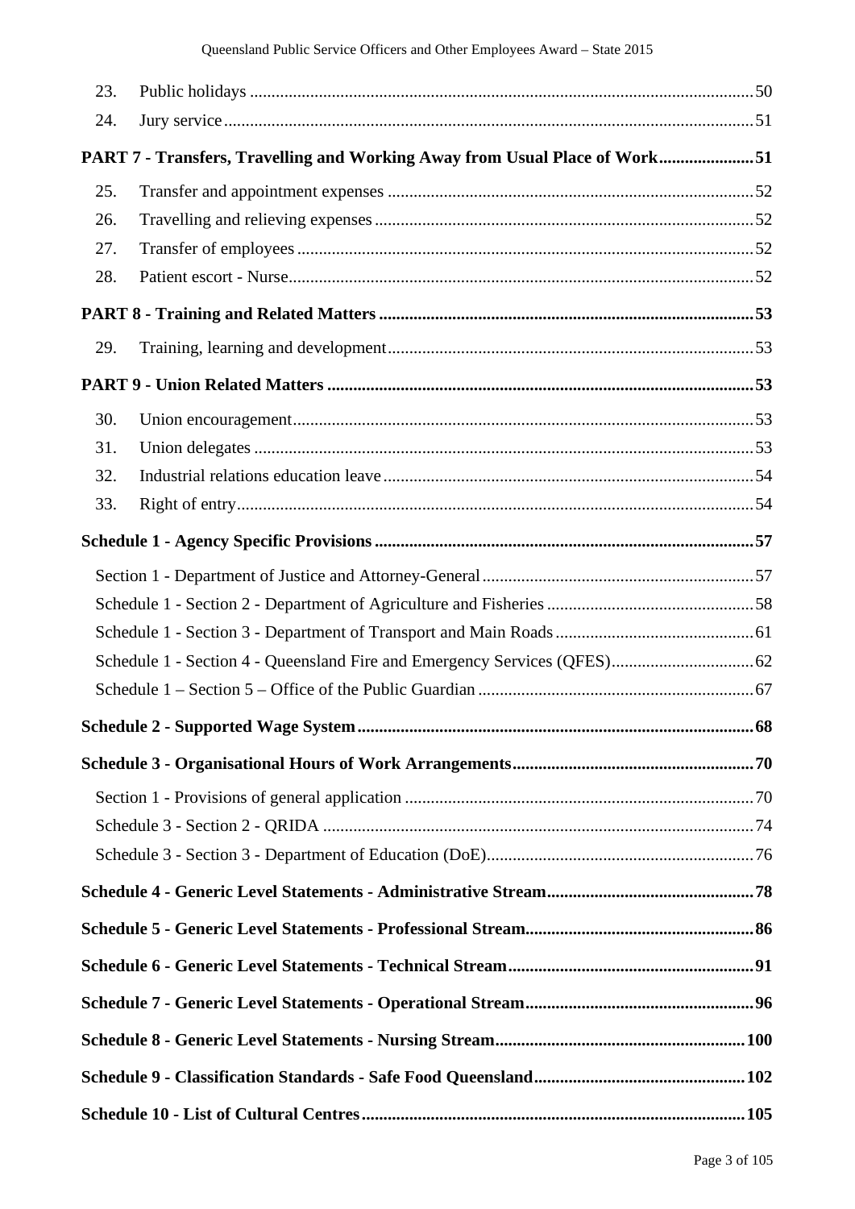23. Public holidays 50

24. Jury service 51

**PART 7 - Transfers, Travelling and Working Away from Usual Place of Work 51**

25. Transfer and appointment expenses 52

26. Travelling and relieving expenses 52

27. Transfer of employees 52

28. Patient escort - Nurse 52

**PART 8 - Training and Related Matters 53**

29. Training, learning and development 53

**PART 9 - Union Related Matters 53**

30. Union encouragement 53

31. Union delegates 53

32. Industrial relations education leave 54

33. Right of entry 54

**Schedule 1 - Agency Specific Provisions 57**

Section 1 - Department of Justice and Attorney-General 57

Schedule 1 - Section 2 - Department of Agriculture and Fisheries 58

Schedule 1 - Section 3 - Department of Transport and Main Roads 61

Schedule 1 - Section 4 - Queensland Fire and Emergency Services (QFES) 62

Schedule 1 – Section 5 – Office of the Public Guardian 67

**Schedule 2 - Supported Wage System 68**

**Schedule 3 - Organisational Hours of Work Arrangements 70**

Section 1 - Provisions of general application 70

Schedule 3 - Section 2 - QRIDA 74

Schedule 3 - Section 3 - Department of Education (DoE) 76

**Schedule 4 - Generic Level Statements - Administrative Stream 78**

**Schedule 5 - Generic Level Statements - Professional Stream 86**

**Schedule 6 - Generic Level Statements - Technical Stream 91**

**Schedule 7 - Generic Level Statements - Operational Stream 96**

**Schedule 8 - Generic Level Statements - Nursing Stream 100**

**Schedule 9 - Classification Standards - Safe Food Queensland 102**

**Schedule 10 - List of Cultural Centres 105**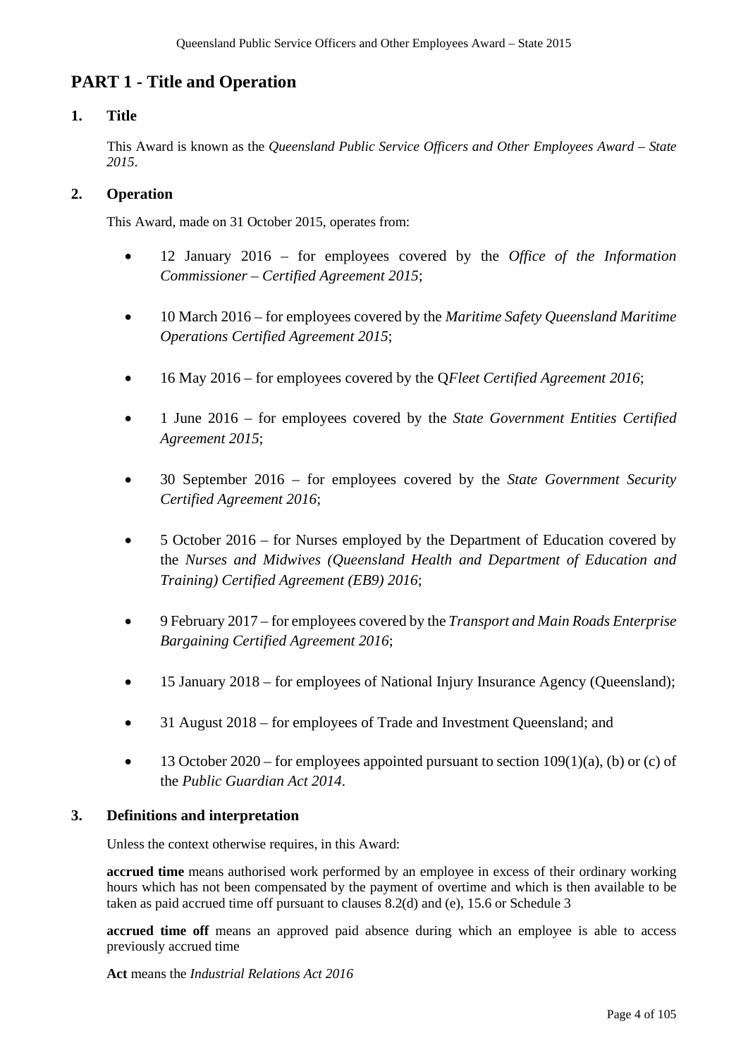# PART 1 - Title and Operation

## 1. Title

This Award is known as the *Queensland Public Service Officers and Other Employees Award – State 2015*.

## 2. Operation

This Award, made on 31 October 2015, operates from:

- 12 January 2016 – for employees covered by the *Office of the Information Commissioner – Certified Agreement 2015*;
- 10 March 2016 – for employees covered by the *Maritime Safety Queensland Maritime Operations Certified Agreement 2015*;
- 16 May 2016 – for employees covered by the Q*Fleet Certified Agreement 2016*;
- 1 June 2016 – for employees covered by the *State Government Entities Certified Agreement 2015*;
- 30 September 2016 – for employees covered by the *State Government Security Certified Agreement 2016*;
- 5 October 2016 – for Nurses employed by the Department of Education covered by the *Nurses and Midwives (Queensland Health and Department of Education and Training) Certified Agreement (EB9) 2016*;
- 9 February 2017 – for employees covered by the *Transport and Main Roads Enterprise Bargaining Certified Agreement 2016*;
- 15 January 2018 – for employees of National Injury Insurance Agency (Queensland);
- 31 August 2018 – for employees of Trade and Investment Queensland; and
- 13 October 2020 – for employees appointed pursuant to section 109(1)(a), (b) or (c) of the *Public Guardian Act 2014*.

## 3. Definitions and interpretation

Unless the context otherwise requires, in this Award:

**accrued time** means authorised work performed by an employee in excess of their ordinary working hours which has not been compensated by the payment of overtime and which is then available to be taken as paid accrued time off pursuant to clauses 8.2(d) and (e), 15.6 or Schedule 3

**accrued time off** means an approved paid absence during which an employee is able to access previously accrued time

**Act** means the *Industrial Relations Act 2016*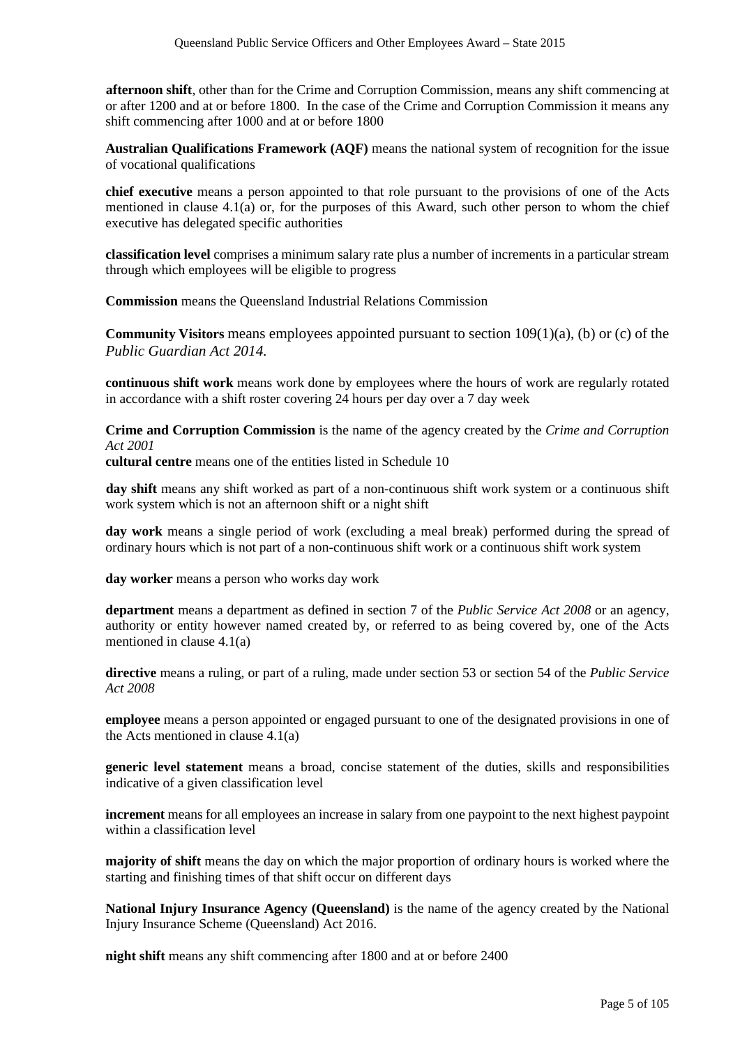**afternoon shift**, other than for the Crime and Corruption Commission, means any shift commencing at or after 1200 and at or before 1800. In the case of the Crime and Corruption Commission it means any shift commencing after 1000 and at or before 1800

**Australian Qualifications Framework (AQF)** means the national system of recognition for the issue of vocational qualifications

**chief executive** means a person appointed to that role pursuant to the provisions of one of the Acts mentioned in clause 4.1(a) or, for the purposes of this Award, such other person to whom the chief executive has delegated specific authorities

**classification level** comprises a minimum salary rate plus a number of increments in a particular stream through which employees will be eligible to progress

**Commission** means the Queensland Industrial Relations Commission

**Community Visitors** means employees appointed pursuant to section 109(1)(a), (b) or (c) of the *Public Guardian Act 2014.*

**continuous shift work** means work done by employees where the hours of work are regularly rotated in accordance with a shift roster covering 24 hours per day over a 7 day week

**Crime and Corruption Commission** is the name of the agency created by the *Crime and Corruption Act 2001*

**cultural centre** means one of the entities listed in Schedule 10

**day shift** means any shift worked as part of a non-continuous shift work system or a continuous shift work system which is not an afternoon shift or a night shift

**day work** means a single period of work (excluding a meal break) performed during the spread of ordinary hours which is not part of a non-continuous shift work or a continuous shift work system

**day worker** means a person who works day work

**department** means a department as defined in section 7 of the *Public Service Act 2008* or an agency, authority or entity however named created by, or referred to as being covered by, one of the Acts mentioned in clause 4.1(a)

**directive** means a ruling, or part of a ruling, made under section 53 or section 54 of the *Public Service Act 2008*

**employee** means a person appointed or engaged pursuant to one of the designated provisions in one of the Acts mentioned in clause 4.1(a)

**generic level statement** means a broad, concise statement of the duties, skills and responsibilities indicative of a given classification level

**increment** means for all employees an increase in salary from one paypoint to the next highest paypoint within a classification level

**majority of shift** means the day on which the major proportion of ordinary hours is worked where the starting and finishing times of that shift occur on different days

**National Injury Insurance Agency (Queensland)** is the name of the agency created by the National Injury Insurance Scheme (Queensland) Act 2016.

**night shift** means any shift commencing after 1800 and at or before 2400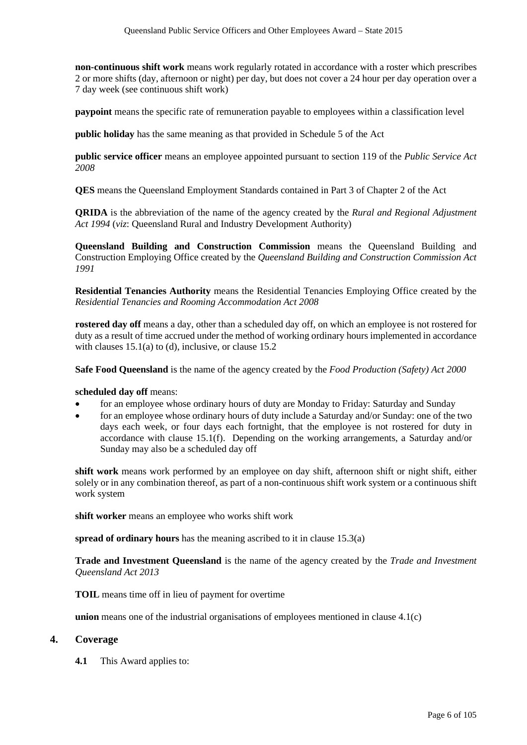**non-continuous shift work** means work regularly rotated in accordance with a roster which prescribes 2 or more shifts (day, afternoon or night) per day, but does not cover a 24 hour per day operation over a 7 day week (see continuous shift work)

**paypoint** means the specific rate of remuneration payable to employees within a classification level

**public holiday** has the same meaning as that provided in Schedule 5 of the Act

**public service officer** means an employee appointed pursuant to section 119 of the *Public Service Act 2008*

**QES** means the Queensland Employment Standards contained in Part 3 of Chapter 2 of the Act

**QRIDA** is the abbreviation of the name of the agency created by the *Rural and Regional Adjustment Act 1994* (*viz*: Queensland Rural and Industry Development Authority)

**Queensland Building and Construction Commission** means the Queensland Building and Construction Employing Office created by the *Queensland Building and Construction Commission Act 1991*

**Residential Tenancies Authority** means the Residential Tenancies Employing Office created by the *Residential Tenancies and Rooming Accommodation Act 2008*

**rostered day off** means a day, other than a scheduled day off, on which an employee is not rostered for duty as a result of time accrued under the method of working ordinary hours implemented in accordance with clauses 15.1(a) to (d), inclusive, or clause 15.2

**Safe Food Queensland** is the name of the agency created by the *Food Production (Safety) Act 2000*

**scheduled day off** means:

- for an employee whose ordinary hours of duty are Monday to Friday: Saturday and Sunday
- for an employee whose ordinary hours of duty include a Saturday and/or Sunday: one of the two days each week, or four days each fortnight, that the employee is not rostered for duty in accordance with clause 15.1(f). Depending on the working arrangements, a Saturday and/or Sunday may also be a scheduled day off

**shift work** means work performed by an employee on day shift, afternoon shift or night shift, either solely or in any combination thereof, as part of a non-continuous shift work system or a continuous shift work system

**shift worker** means an employee who works shift work

**spread of ordinary hours** has the meaning ascribed to it in clause 15.3(a)

**Trade and Investment Queensland** is the name of the agency created by the *Trade and Investment Queensland Act 2013*

**TOIL** means time off in lieu of payment for overtime

**union** means one of the industrial organisations of employees mentioned in clause 4.1(c)

## 4. Coverage

**4.1** This Award applies to: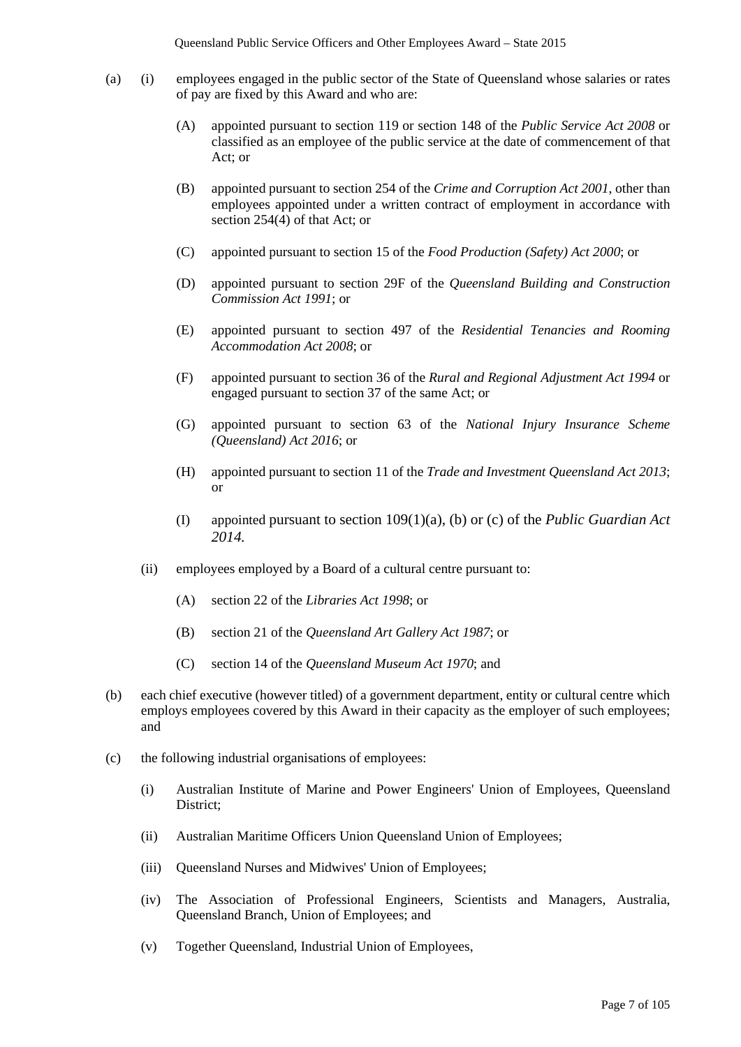(a) (i) employees engaged in the public sector of the State of Queensland whose salaries or rates of pay are fixed by this Award and who are:

   (A) appointed pursuant to section 119 or section 148 of the *Public Service Act 2008* or classified as an employee of the public service at the date of commencement of that Act; or

   (B) appointed pursuant to section 254 of the *Crime and Corruption Act 2001*, other than employees appointed under a written contract of employment in accordance with section 254(4) of that Act; or

   (C) appointed pursuant to section 15 of the *Food Production (Safety) Act 2000*; or

   (D) appointed pursuant to section 29F of the *Queensland Building and Construction Commission Act 1991*; or

   (E) appointed pursuant to section 497 of the *Residential Tenancies and Rooming Accommodation Act 2008*; or

   (F) appointed pursuant to section 36 of the *Rural and Regional Adjustment Act 1994* or engaged pursuant to section 37 of the same Act; or

   (G) appointed pursuant to section 63 of the *National Injury Insurance Scheme (Queensland) Act 2016*; or

   (H) appointed pursuant to section 11 of the *Trade and Investment Queensland Act 2013*; or

   (I) appointed pursuant to section 109(1)(a), (b) or (c) of the *Public Guardian Act 2014.*

(ii) employees employed by a Board of a cultural centre pursuant to:

   (A) section 22 of the *Libraries Act 1998*; or

   (B) section 21 of the *Queensland Art Gallery Act 1987*; or

   (C) section 14 of the *Queensland Museum Act 1970*; and

(b) each chief executive (however titled) of a government department, entity or cultural centre which employs employees covered by this Award in their capacity as the employer of such employees; and

(c) the following industrial organisations of employees:

   (i) Australian Institute of Marine and Power Engineers' Union of Employees, Queensland District;

   (ii) Australian Maritime Officers Union Queensland Union of Employees;

   (iii) Queensland Nurses and Midwives' Union of Employees;

   (iv) The Association of Professional Engineers, Scientists and Managers, Australia, Queensland Branch, Union of Employees; and

   (v) Together Queensland, Industrial Union of Employees,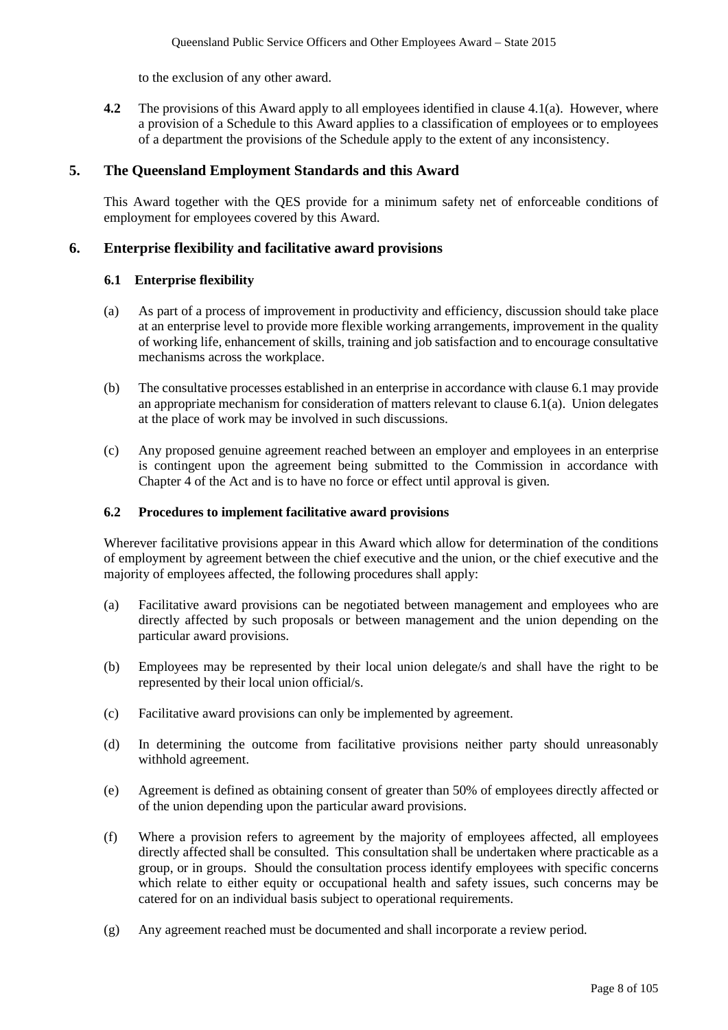to the exclusion of any other award.

**4.2** The provisions of this Award apply to all employees identified in clause 4.1(a). However, where a provision of a Schedule to this Award applies to a classification of employees or to employees of a department the provisions of the Schedule apply to the extent of any inconsistency.

## 5. The Queensland Employment Standards and this Award

This Award together with the QES provide for a minimum safety net of enforceable conditions of employment for employees covered by this Award.

## 6. Enterprise flexibility and facilitative award provisions

### 6.1 Enterprise flexibility

(a) As part of a process of improvement in productivity and efficiency, discussion should take place at an enterprise level to provide more flexible working arrangements, improvement in the quality of working life, enhancement of skills, training and job satisfaction and to encourage consultative mechanisms across the workplace.

(b) The consultative processes established in an enterprise in accordance with clause 6.1 may provide an appropriate mechanism for consideration of matters relevant to clause 6.1(a). Union delegates at the place of work may be involved in such discussions.

(c) Any proposed genuine agreement reached between an employer and employees in an enterprise is contingent upon the agreement being submitted to the Commission in accordance with Chapter 4 of the Act and is to have no force or effect until approval is given.

### 6.2 Procedures to implement facilitative award provisions

Wherever facilitative provisions appear in this Award which allow for determination of the conditions of employment by agreement between the chief executive and the union, or the chief executive and the majority of employees affected, the following procedures shall apply:

(a) Facilitative award provisions can be negotiated between management and employees who are directly affected by such proposals or between management and the union depending on the particular award provisions.

(b) Employees may be represented by their local union delegate/s and shall have the right to be represented by their local union official/s.

(c) Facilitative award provisions can only be implemented by agreement.

(d) In determining the outcome from facilitative provisions neither party should unreasonably withhold agreement.

(e) Agreement is defined as obtaining consent of greater than 50% of employees directly affected or of the union depending upon the particular award provisions.

(f) Where a provision refers to agreement by the majority of employees affected, all employees directly affected shall be consulted. This consultation shall be undertaken where practicable as a group, or in groups. Should the consultation process identify employees with specific concerns which relate to either equity or occupational health and safety issues, such concerns may be catered for on an individual basis subject to operational requirements.

(g) Any agreement reached must be documented and shall incorporate a review period.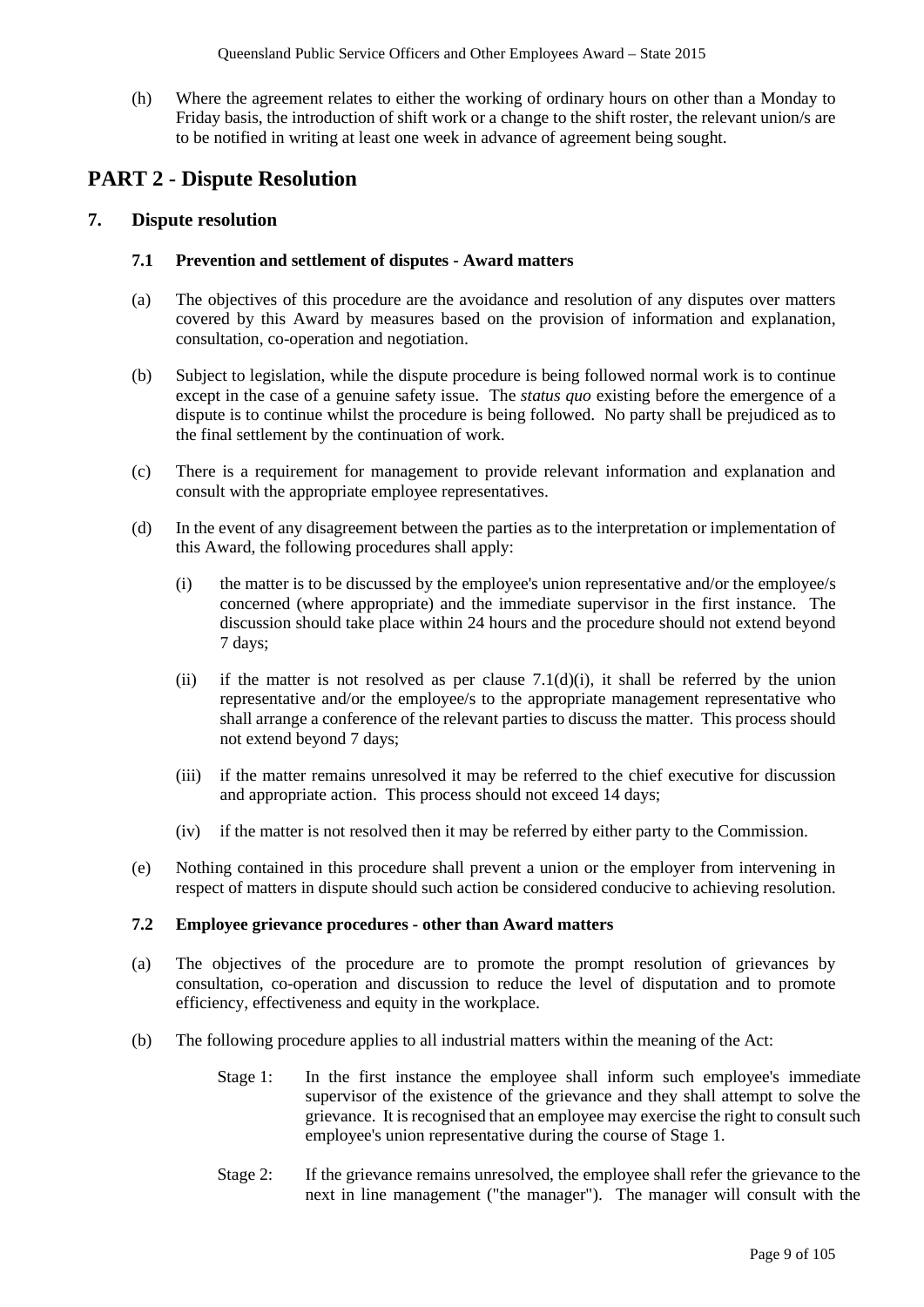(h) Where the agreement relates to either the working of ordinary hours on other than a Monday to Friday basis, the introduction of shift work or a change to the shift roster, the relevant union/s are to be notified in writing at least one week in advance of agreement being sought.

# PART 2 - Dispute Resolution

## 7. Dispute resolution

### 7.1 Prevention and settlement of disputes - Award matters

(a) The objectives of this procedure are the avoidance and resolution of any disputes over matters covered by this Award by measures based on the provision of information and explanation, consultation, co-operation and negotiation.

(b) Subject to legislation, while the dispute procedure is being followed normal work is to continue except in the case of a genuine safety issue. The *status quo* existing before the emergence of a dispute is to continue whilst the procedure is being followed. No party shall be prejudiced as to the final settlement by the continuation of work.

(c) There is a requirement for management to provide relevant information and explanation and consult with the appropriate employee representatives.

(d) In the event of any disagreement between the parties as to the interpretation or implementation of this Award, the following procedures shall apply:

(i) the matter is to be discussed by the employee's union representative and/or the employee/s concerned (where appropriate) and the immediate supervisor in the first instance. The discussion should take place within 24 hours and the procedure should not extend beyond 7 days;

(ii) if the matter is not resolved as per clause 7.1(d)(i), it shall be referred by the union representative and/or the employee/s to the appropriate management representative who shall arrange a conference of the relevant parties to discuss the matter. This process should not extend beyond 7 days;

(iii) if the matter remains unresolved it may be referred to the chief executive for discussion and appropriate action. This process should not exceed 14 days;

(iv) if the matter is not resolved then it may be referred by either party to the Commission.

(e) Nothing contained in this procedure shall prevent a union or the employer from intervening in respect of matters in dispute should such action be considered conducive to achieving resolution.

### 7.2 Employee grievance procedures - other than Award matters

(a) The objectives of the procedure are to promote the prompt resolution of grievances by consultation, co-operation and discussion to reduce the level of disputation and to promote efficiency, effectiveness and equity in the workplace.

(b) The following procedure applies to all industrial matters within the meaning of the Act:

Stage 1: In the first instance the employee shall inform such employee's immediate supervisor of the existence of the grievance and they shall attempt to solve the grievance. It is recognised that an employee may exercise the right to consult such employee's union representative during the course of Stage 1.

Stage 2: If the grievance remains unresolved, the employee shall refer the grievance to the next in line management ("the manager"). The manager will consult with the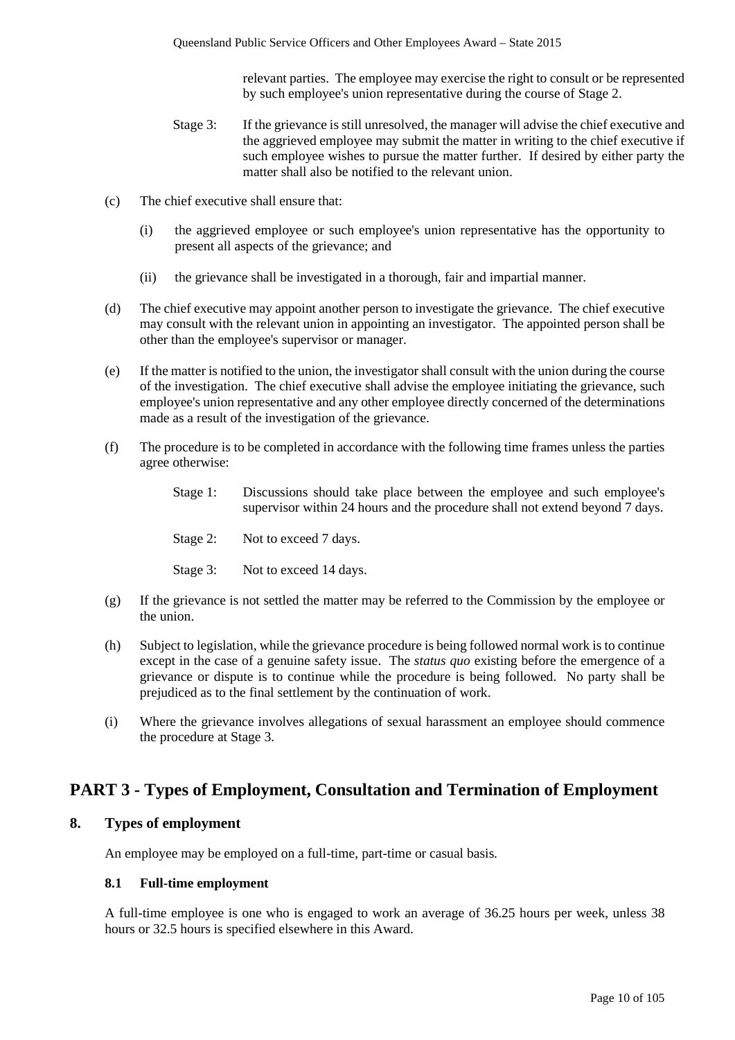relevant parties. The employee may exercise the right to consult or be represented by such employee's union representative during the course of Stage 2.

Stage 3: If the grievance is still unresolved, the manager will advise the chief executive and the aggrieved employee may submit the matter in writing to the chief executive if such employee wishes to pursue the matter further. If desired by either party the matter shall also be notified to the relevant union.

(c) The chief executive shall ensure that:

(i) the aggrieved employee or such employee's union representative has the opportunity to present all aspects of the grievance; and

(ii) the grievance shall be investigated in a thorough, fair and impartial manner.

(d) The chief executive may appoint another person to investigate the grievance. The chief executive may consult with the relevant union in appointing an investigator. The appointed person shall be other than the employee's supervisor or manager.

(e) If the matter is notified to the union, the investigator shall consult with the union during the course of the investigation. The chief executive shall advise the employee initiating the grievance, such employee's union representative and any other employee directly concerned of the determinations made as a result of the investigation of the grievance.

(f) The procedure is to be completed in accordance with the following time frames unless the parties agree otherwise:

Stage 1: Discussions should take place between the employee and such employee's supervisor within 24 hours and the procedure shall not extend beyond 7 days.

Stage 2: Not to exceed 7 days.

Stage 3: Not to exceed 14 days.

(g) If the grievance is not settled the matter may be referred to the Commission by the employee or the union.

(h) Subject to legislation, while the grievance procedure is being followed normal work is to continue except in the case of a genuine safety issue. The *status quo* existing before the emergence of a grievance or dispute is to continue while the procedure is being followed. No party shall be prejudiced as to the final settlement by the continuation of work.

(i) Where the grievance involves allegations of sexual harassment an employee should commence the procedure at Stage 3.

# PART 3 - Types of Employment, Consultation and Termination of Employment

## 8. Types of employment

An employee may be employed on a full-time, part-time or casual basis.

### 8.1 Full-time employment

A full-time employee is one who is engaged to work an average of 36.25 hours per week, unless 38 hours or 32.5 hours is specified elsewhere in this Award.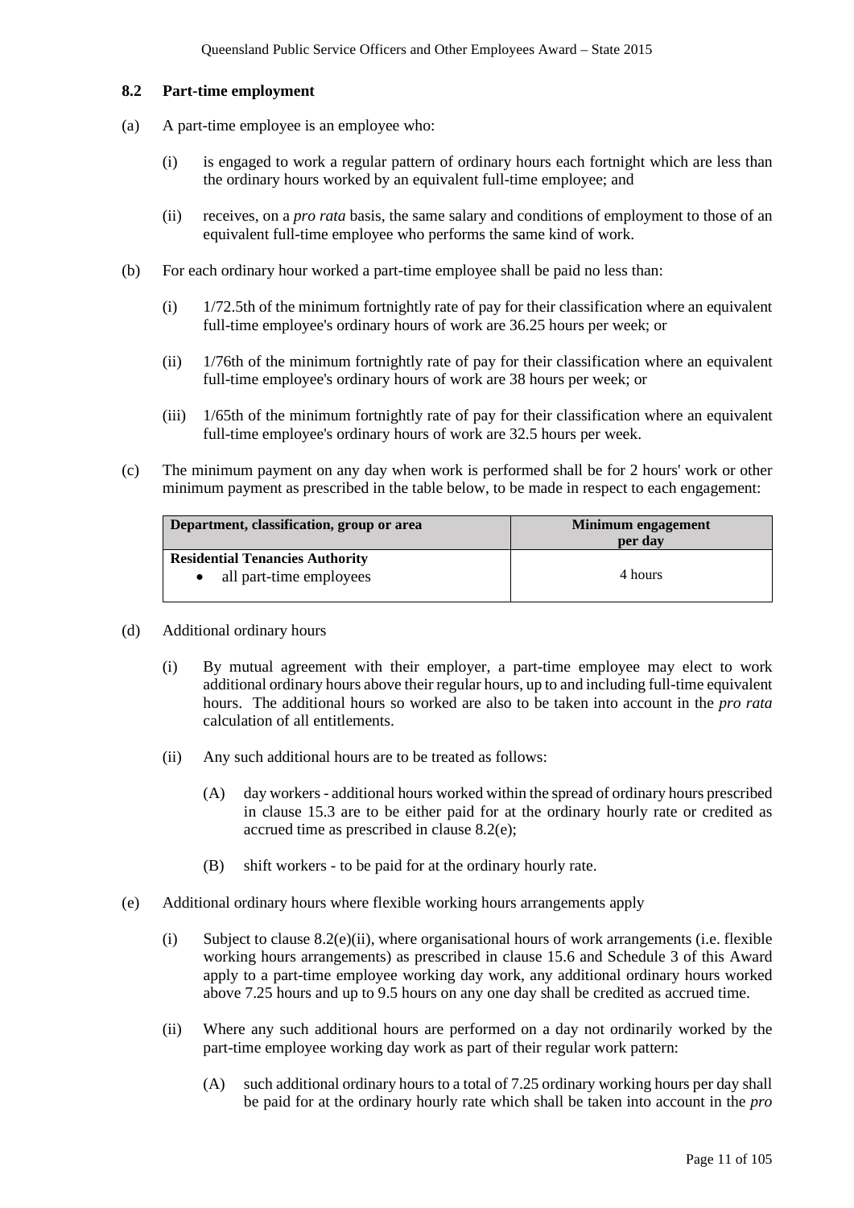### 8.2 Part-time employment

(a) A part-time employee is an employee who:

  (i) is engaged to work a regular pattern of ordinary hours each fortnight which are less than the ordinary hours worked by an equivalent full-time employee; and

  (ii) receives, on a *pro rata* basis, the same salary and conditions of employment to those of an equivalent full-time employee who performs the same kind of work.

(b) For each ordinary hour worked a part-time employee shall be paid no less than:

  (i) 1/72.5th of the minimum fortnightly rate of pay for their classification where an equivalent full-time employee's ordinary hours of work are 36.25 hours per week; or

  (ii) 1/76th of the minimum fortnightly rate of pay for their classification where an equivalent full-time employee's ordinary hours of work are 38 hours per week; or

  (iii) 1/65th of the minimum fortnightly rate of pay for their classification where an equivalent full-time employee's ordinary hours of work are 32.5 hours per week.

(c) The minimum payment on any day when work is performed shall be for 2 hours' work or other minimum payment as prescribed in the table below, to be made in respect to each engagement:

| Department, classification, group or area | Minimum engagement per day |
|---|---|
| **Residential Tenancies Authority**<br>• all part-time employees | 4 hours |

(d) Additional ordinary hours

  (i) By mutual agreement with their employer, a part-time employee may elect to work additional ordinary hours above their regular hours, up to and including full-time equivalent hours. The additional hours so worked are also to be taken into account in the *pro rata* calculation of all entitlements.

  (ii) Any such additional hours are to be treated as follows:

    (A) day workers - additional hours worked within the spread of ordinary hours prescribed in clause 15.3 are to be either paid for at the ordinary hourly rate or credited as accrued time as prescribed in clause 8.2(e);

    (B) shift workers - to be paid for at the ordinary hourly rate.

(e) Additional ordinary hours where flexible working hours arrangements apply

  (i) Subject to clause 8.2(e)(ii), where organisational hours of work arrangements (i.e. flexible working hours arrangements) as prescribed in clause 15.6 and Schedule 3 of this Award apply to a part-time employee working day work, any additional ordinary hours worked above 7.25 hours and up to 9.5 hours on any one day shall be credited as accrued time.

  (ii) Where any such additional hours are performed on a day not ordinarily worked by the part-time employee working day work as part of their regular work pattern:

    (A) such additional ordinary hours to a total of 7.25 ordinary working hours per day shall be paid for at the ordinary hourly rate which shall be taken into account in the *pro*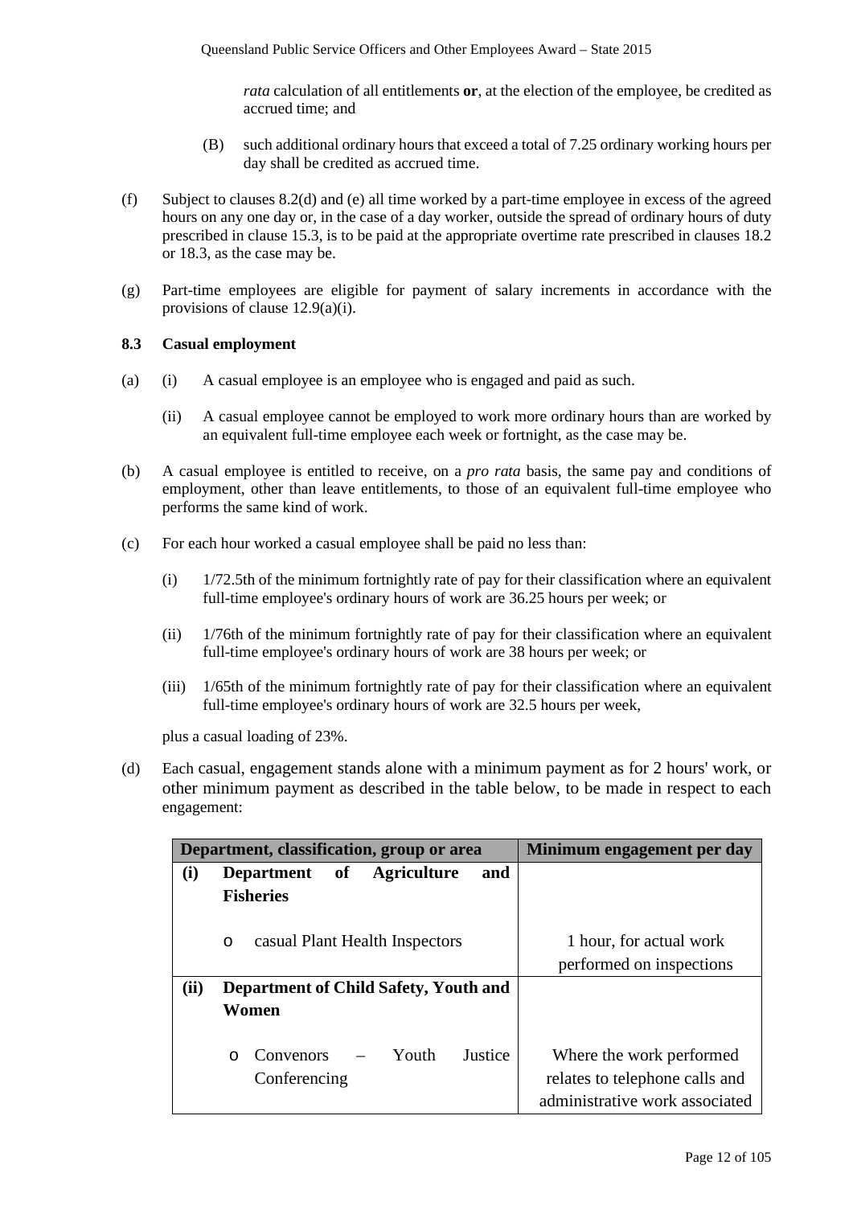*rata* calculation of all entitlements **or**, at the election of the employee, be credited as accrued time; and

(B) such additional ordinary hours that exceed a total of 7.25 ordinary working hours per day shall be credited as accrued time.

(f) Subject to clauses 8.2(d) and (e) all time worked by a part-time employee in excess of the agreed hours on any one day or, in the case of a day worker, outside the spread of ordinary hours of duty prescribed in clause 15.3, is to be paid at the appropriate overtime rate prescribed in clauses 18.2 or 18.3, as the case may be.

(g) Part-time employees are eligible for payment of salary increments in accordance with the provisions of clause 12.9(a)(i).

**8.3 Casual employment**

(a) (i) A casual employee is an employee who is engaged and paid as such.

(ii) A casual employee cannot be employed to work more ordinary hours than are worked by an equivalent full-time employee each week or fortnight, as the case may be.

(b) A casual employee is entitled to receive, on a *pro rata* basis, the same pay and conditions of employment, other than leave entitlements, to those of an equivalent full-time employee who performs the same kind of work.

(c) For each hour worked a casual employee shall be paid no less than:

(i) 1/72.5th of the minimum fortnightly rate of pay for their classification where an equivalent full-time employee's ordinary hours of work are 36.25 hours per week; or

(ii) 1/76th of the minimum fortnightly rate of pay for their classification where an equivalent full-time employee's ordinary hours of work are 38 hours per week; or

(iii) 1/65th of the minimum fortnightly rate of pay for their classification where an equivalent full-time employee's ordinary hours of work are 32.5 hours per week,

plus a casual loading of 23%.

(d) Each casual, engagement stands alone with a minimum payment as for 2 hours' work, or other minimum payment as described in the table below, to be made in respect to each engagement:

| Department, classification, group or area | | Minimum engagement per day |
|---|---|---|
| **(i)** | **Department of Agriculture and Fisheries** | |
| | o casual Plant Health Inspectors | 1 hour, for actual work performed on inspections |
| **(ii)** | **Department of Child Safety, Youth and Women** | |
| | o Convenors – Youth Justice Conferencing | Where the work performed relates to telephone calls and administrative work associated |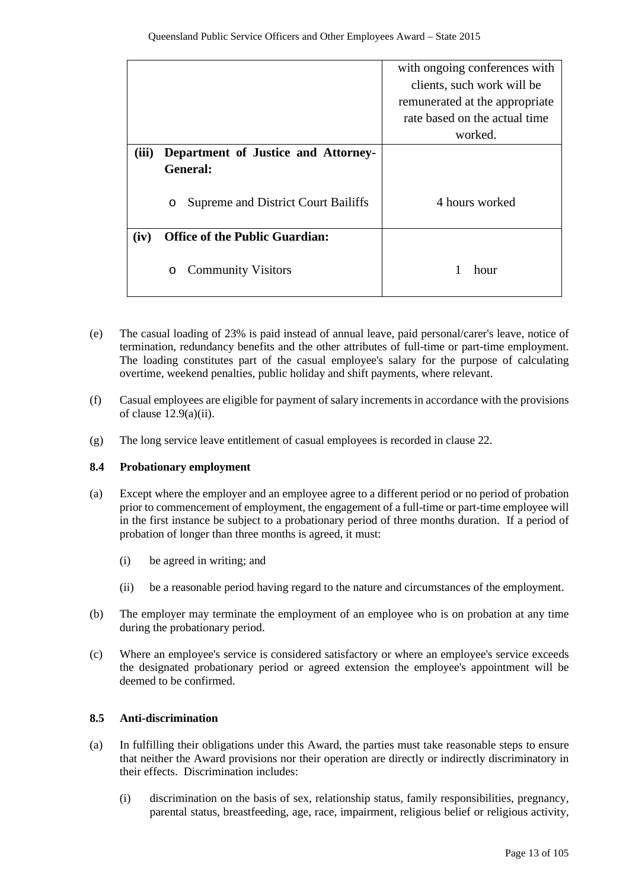| | |
|---|---|
| | with ongoing conferences with clients, such work will be remunerated at the appropriate rate based on the actual time worked. |
| **(iii) Department of Justice and Attorney-General:**<br><br>o Supreme and District Court Bailiffs | 4 hours worked |
| **(iv) Office of the Public Guardian:**<br><br>o Community Visitors | 1 hour |

(e) The casual loading of 23% is paid instead of annual leave, paid personal/carer's leave, notice of termination, redundancy benefits and the other attributes of full-time or part-time employment. The loading constitutes part of the casual employee's salary for the purpose of calculating overtime, weekend penalties, public holiday and shift payments, where relevant.

(f) Casual employees are eligible for payment of salary increments in accordance with the provisions of clause 12.9(a)(ii).

(g) The long service leave entitlement of casual employees is recorded in clause 22.

### 8.4 Probationary employment

(a) Except where the employer and an employee agree to a different period or no period of probation prior to commencement of employment, the engagement of a full-time or part-time employee will in the first instance be subject to a probationary period of three months duration. If a period of probation of longer than three months is agreed, it must:

(i) be agreed in writing; and

(ii) be a reasonable period having regard to the nature and circumstances of the employment.

(b) The employer may terminate the employment of an employee who is on probation at any time during the probationary period.

(c) Where an employee's service is considered satisfactory or where an employee's service exceeds the designated probationary period or agreed extension the employee's appointment will be deemed to be confirmed.

### 8.5 Anti-discrimination

(a) In fulfilling their obligations under this Award, the parties must take reasonable steps to ensure that neither the Award provisions nor their operation are directly or indirectly discriminatory in their effects. Discrimination includes:

(i) discrimination on the basis of sex, relationship status, family responsibilities, pregnancy, parental status, breastfeeding, age, race, impairment, religious belief or religious activity,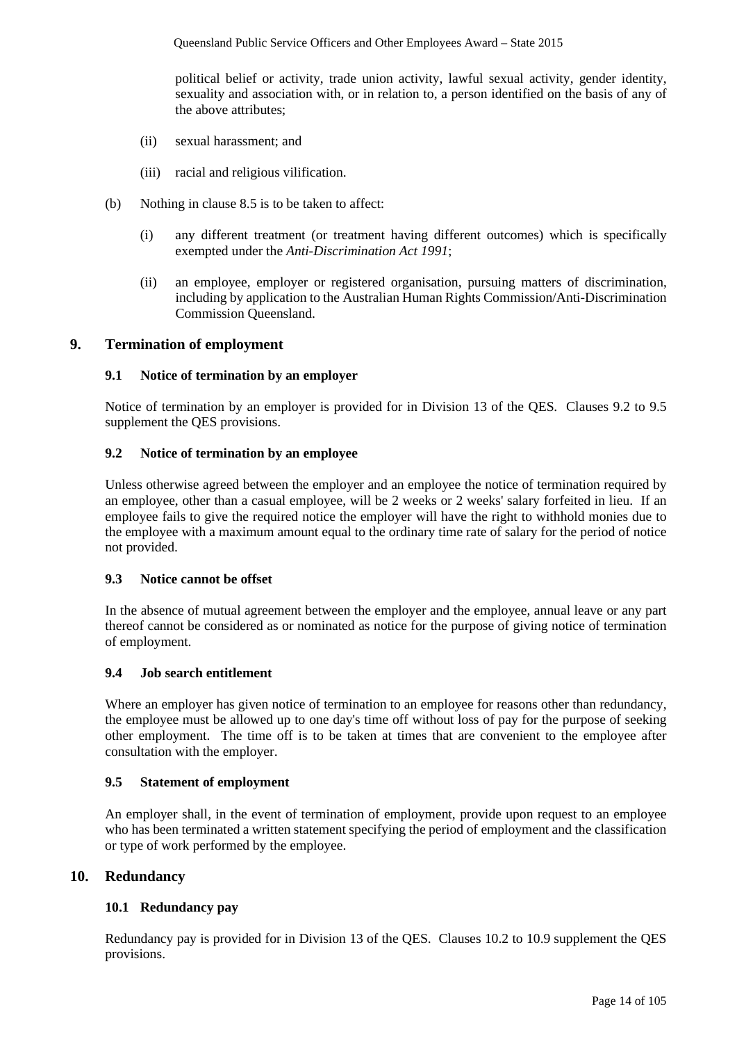political belief or activity, trade union activity, lawful sexual activity, gender identity, sexuality and association with, or in relation to, a person identified on the basis of any of the above attributes;

(ii) sexual harassment; and

(iii) racial and religious vilification.

(b) Nothing in clause 8.5 is to be taken to affect:

(i) any different treatment (or treatment having different outcomes) which is specifically exempted under the *Anti-Discrimination Act 1991*;

(ii) an employee, employer or registered organisation, pursuing matters of discrimination, including by application to the Australian Human Rights Commission/Anti-Discrimination Commission Queensland.

## 9. Termination of employment

### 9.1 Notice of termination by an employer

Notice of termination by an employer is provided for in Division 13 of the QES. Clauses 9.2 to 9.5 supplement the QES provisions.

### 9.2 Notice of termination by an employee

Unless otherwise agreed between the employer and an employee the notice of termination required by an employee, other than a casual employee, will be 2 weeks or 2 weeks' salary forfeited in lieu. If an employee fails to give the required notice the employer will have the right to withhold monies due to the employee with a maximum amount equal to the ordinary time rate of salary for the period of notice not provided.

### 9.3 Notice cannot be offset

In the absence of mutual agreement between the employer and the employee, annual leave or any part thereof cannot be considered as or nominated as notice for the purpose of giving notice of termination of employment.

### 9.4 Job search entitlement

Where an employer has given notice of termination to an employee for reasons other than redundancy, the employee must be allowed up to one day's time off without loss of pay for the purpose of seeking other employment. The time off is to be taken at times that are convenient to the employee after consultation with the employer.

### 9.5 Statement of employment

An employer shall, in the event of termination of employment, provide upon request to an employee who has been terminated a written statement specifying the period of employment and the classification or type of work performed by the employee.

## 10. Redundancy

### 10.1 Redundancy pay

Redundancy pay is provided for in Division 13 of the QES. Clauses 10.2 to 10.9 supplement the QES provisions.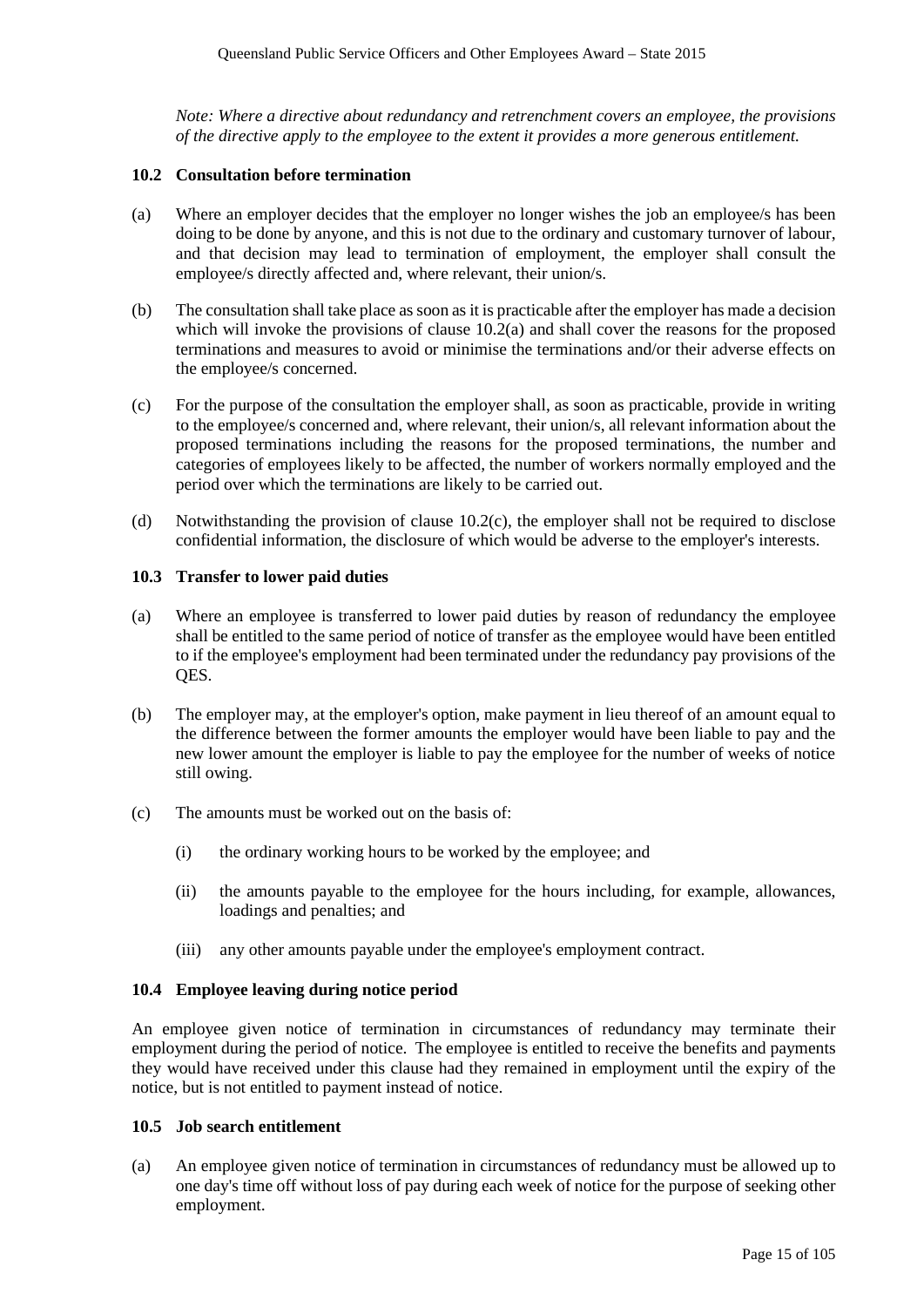*Note: Where a directive about redundancy and retrenchment covers an employee, the provisions of the directive apply to the employee to the extent it provides a more generous entitlement.*

### 10.2 Consultation before termination

(a) Where an employer decides that the employer no longer wishes the job an employee/s has been doing to be done by anyone, and this is not due to the ordinary and customary turnover of labour, and that decision may lead to termination of employment, the employer shall consult the employee/s directly affected and, where relevant, their union/s.

(b) The consultation shall take place as soon as it is practicable after the employer has made a decision which will invoke the provisions of clause 10.2(a) and shall cover the reasons for the proposed terminations and measures to avoid or minimise the terminations and/or their adverse effects on the employee/s concerned.

(c) For the purpose of the consultation the employer shall, as soon as practicable, provide in writing to the employee/s concerned and, where relevant, their union/s, all relevant information about the proposed terminations including the reasons for the proposed terminations, the number and categories of employees likely to be affected, the number of workers normally employed and the period over which the terminations are likely to be carried out.

(d) Notwithstanding the provision of clause 10.2(c), the employer shall not be required to disclose confidential information, the disclosure of which would be adverse to the employer's interests.

### 10.3 Transfer to lower paid duties

(a) Where an employee is transferred to lower paid duties by reason of redundancy the employee shall be entitled to the same period of notice of transfer as the employee would have been entitled to if the employee's employment had been terminated under the redundancy pay provisions of the QES.

(b) The employer may, at the employer's option, make payment in lieu thereof of an amount equal to the difference between the former amounts the employer would have been liable to pay and the new lower amount the employer is liable to pay the employee for the number of weeks of notice still owing.

(c) The amounts must be worked out on the basis of:

(i) the ordinary working hours to be worked by the employee; and

(ii) the amounts payable to the employee for the hours including, for example, allowances, loadings and penalties; and

(iii) any other amounts payable under the employee's employment contract.

### 10.4 Employee leaving during notice period

An employee given notice of termination in circumstances of redundancy may terminate their employment during the period of notice. The employee is entitled to receive the benefits and payments they would have received under this clause had they remained in employment until the expiry of the notice, but is not entitled to payment instead of notice.

### 10.5 Job search entitlement

(a) An employee given notice of termination in circumstances of redundancy must be allowed up to one day's time off without loss of pay during each week of notice for the purpose of seeking other employment.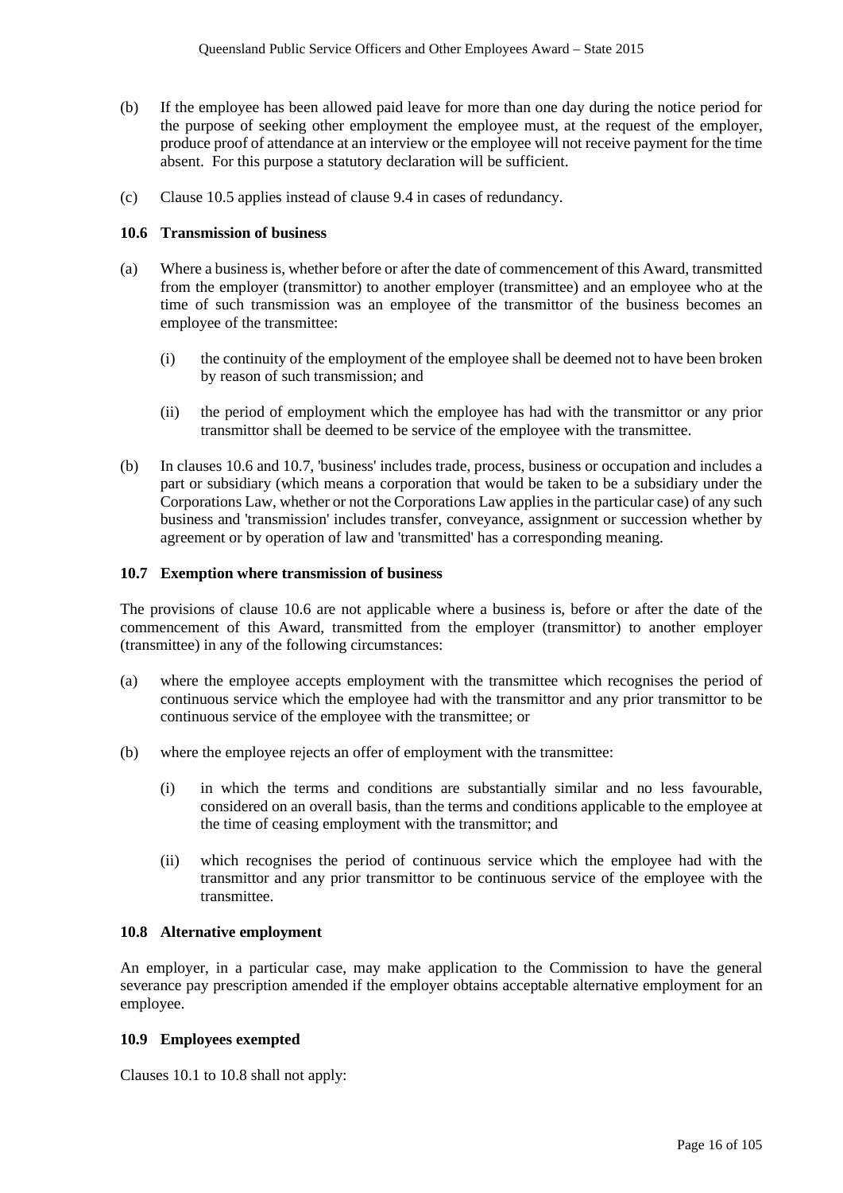(b) If the employee has been allowed paid leave for more than one day during the notice period for the purpose of seeking other employment the employee must, at the request of the employer, produce proof of attendance at an interview or the employee will not receive payment for the time absent. For this purpose a statutory declaration will be sufficient.

(c) Clause 10.5 applies instead of clause 9.4 in cases of redundancy.

### 10.6 Transmission of business

(a) Where a business is, whether before or after the date of commencement of this Award, transmitted from the employer (transmittor) to another employer (transmittee) and an employee who at the time of such transmission was an employee of the transmittor of the business becomes an employee of the transmittee:

(i) the continuity of the employment of the employee shall be deemed not to have been broken by reason of such transmission; and

(ii) the period of employment which the employee has had with the transmittor or any prior transmittor shall be deemed to be service of the employee with the transmittee.

(b) In clauses 10.6 and 10.7, 'business' includes trade, process, business or occupation and includes a part or subsidiary (which means a corporation that would be taken to be a subsidiary under the Corporations Law, whether or not the Corporations Law applies in the particular case) of any such business and 'transmission' includes transfer, conveyance, assignment or succession whether by agreement or by operation of law and 'transmitted' has a corresponding meaning.

### 10.7 Exemption where transmission of business

The provisions of clause 10.6 are not applicable where a business is, before or after the date of the commencement of this Award, transmitted from the employer (transmittor) to another employer (transmittee) in any of the following circumstances:

(a) where the employee accepts employment with the transmittee which recognises the period of continuous service which the employee had with the transmittor and any prior transmittor to be continuous service of the employee with the transmittee; or

(b) where the employee rejects an offer of employment with the transmittee:

(i) in which the terms and conditions are substantially similar and no less favourable, considered on an overall basis, than the terms and conditions applicable to the employee at the time of ceasing employment with the transmittor; and

(ii) which recognises the period of continuous service which the employee had with the transmittor and any prior transmittor to be continuous service of the employee with the transmittee.

### 10.8 Alternative employment

An employer, in a particular case, may make application to the Commission to have the general severance pay prescription amended if the employer obtains acceptable alternative employment for an employee.

### 10.9 Employees exempted

Clauses 10.1 to 10.8 shall not apply: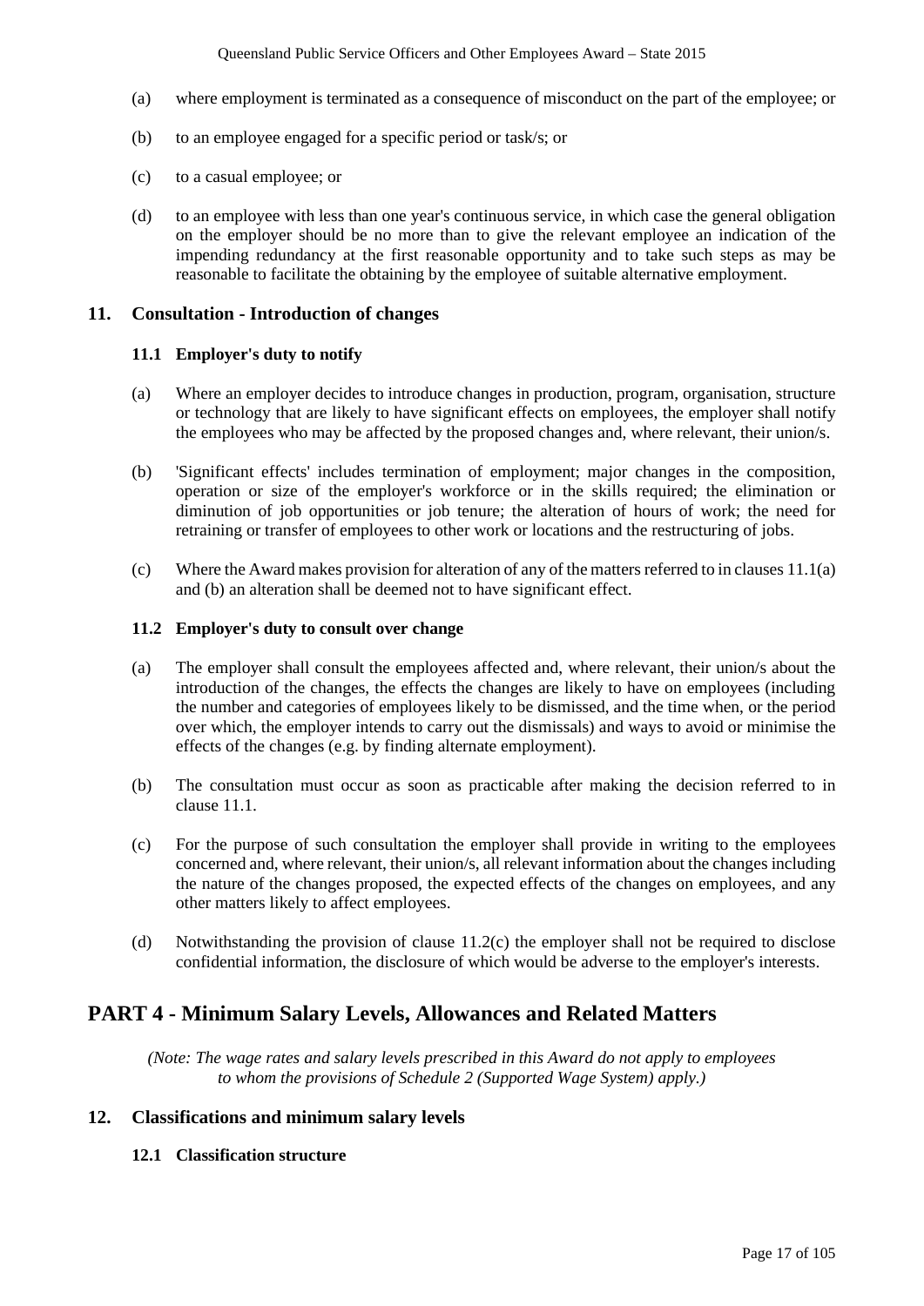(a) where employment is terminated as a consequence of misconduct on the part of the employee; or

(b) to an employee engaged for a specific period or task/s; or

(c) to a casual employee; or

(d) to an employee with less than one year's continuous service, in which case the general obligation on the employer should be no more than to give the relevant employee an indication of the impending redundancy at the first reasonable opportunity and to take such steps as may be reasonable to facilitate the obtaining by the employee of suitable alternative employment.

## 11. Consultation - Introduction of changes

### 11.1 Employer's duty to notify

(a) Where an employer decides to introduce changes in production, program, organisation, structure or technology that are likely to have significant effects on employees, the employer shall notify the employees who may be affected by the proposed changes and, where relevant, their union/s.

(b) 'Significant effects' includes termination of employment; major changes in the composition, operation or size of the employer's workforce or in the skills required; the elimination or diminution of job opportunities or job tenure; the alteration of hours of work; the need for retraining or transfer of employees to other work or locations and the restructuring of jobs.

(c) Where the Award makes provision for alteration of any of the matters referred to in clauses 11.1(a) and (b) an alteration shall be deemed not to have significant effect.

### 11.2 Employer's duty to consult over change

(a) The employer shall consult the employees affected and, where relevant, their union/s about the introduction of the changes, the effects the changes are likely to have on employees (including the number and categories of employees likely to be dismissed, and the time when, or the period over which, the employer intends to carry out the dismissals) and ways to avoid or minimise the effects of the changes (e.g. by finding alternate employment).

(b) The consultation must occur as soon as practicable after making the decision referred to in clause 11.1.

(c) For the purpose of such consultation the employer shall provide in writing to the employees concerned and, where relevant, their union/s, all relevant information about the changes including the nature of the changes proposed, the expected effects of the changes on employees, and any other matters likely to affect employees.

(d) Notwithstanding the provision of clause 11.2(c) the employer shall not be required to disclose confidential information, the disclosure of which would be adverse to the employer's interests.

# PART 4 - Minimum Salary Levels, Allowances and Related Matters

*(Note: The wage rates and salary levels prescribed in this Award do not apply to employees to whom the provisions of Schedule 2 (Supported Wage System) apply.)*

## 12. Classifications and minimum salary levels

### 12.1 Classification structure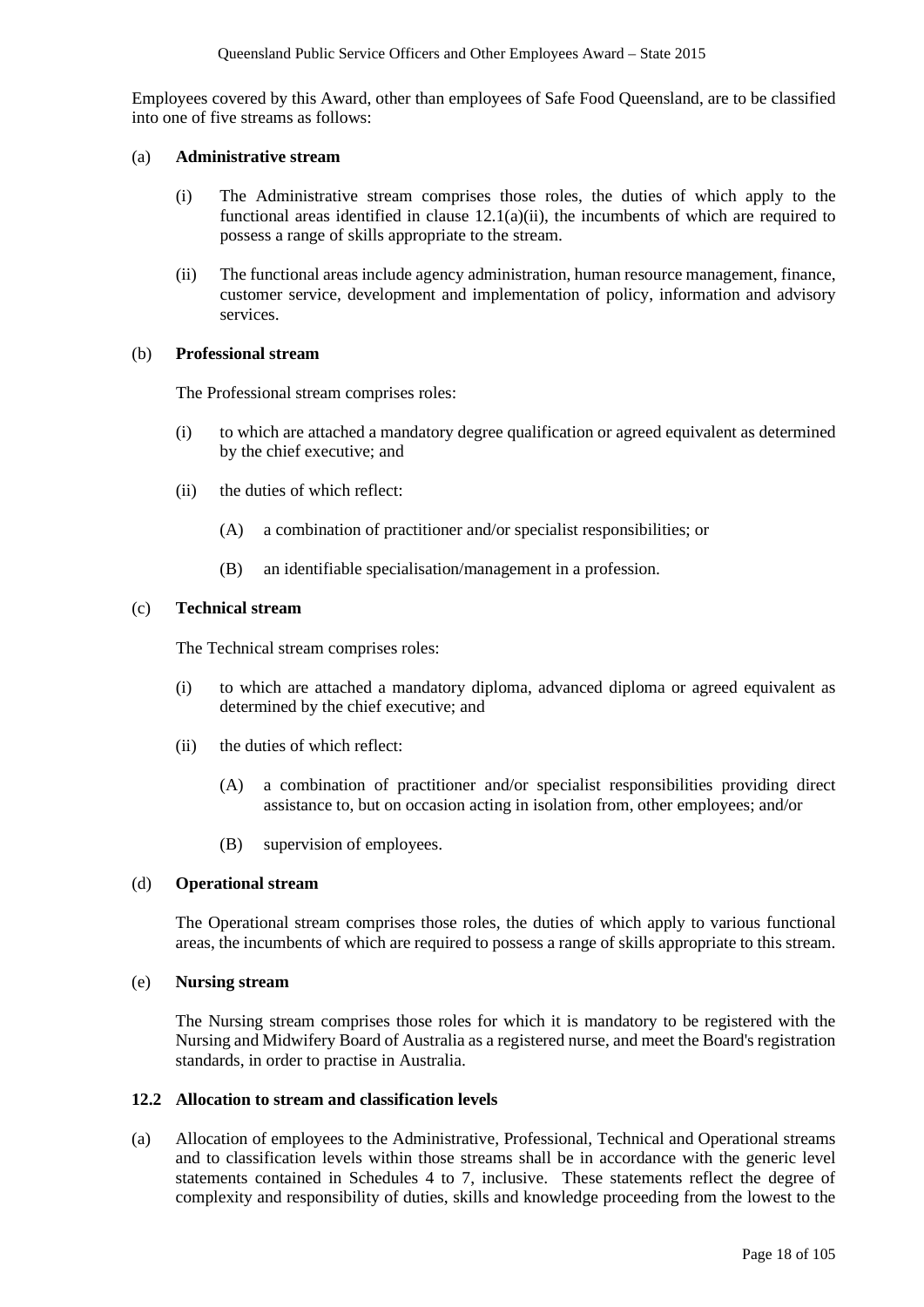Employees covered by this Award, other than employees of Safe Food Queensland, are to be classified into one of five streams as follows:

(a) **Administrative stream**

(i) The Administrative stream comprises those roles, the duties of which apply to the functional areas identified in clause 12.1(a)(ii), the incumbents of which are required to possess a range of skills appropriate to the stream.

(ii) The functional areas include agency administration, human resource management, finance, customer service, development and implementation of policy, information and advisory services.

(b) **Professional stream**

The Professional stream comprises roles:

(i) to which are attached a mandatory degree qualification or agreed equivalent as determined by the chief executive; and

(ii) the duties of which reflect:

(A) a combination of practitioner and/or specialist responsibilities; or

(B) an identifiable specialisation/management in a profession.

(c) **Technical stream**

The Technical stream comprises roles:

(i) to which are attached a mandatory diploma, advanced diploma or agreed equivalent as determined by the chief executive; and

(ii) the duties of which reflect:

(A) a combination of practitioner and/or specialist responsibilities providing direct assistance to, but on occasion acting in isolation from, other employees; and/or

(B) supervision of employees.

(d) **Operational stream**

The Operational stream comprises those roles, the duties of which apply to various functional areas, the incumbents of which are required to possess a range of skills appropriate to this stream.

(e) **Nursing stream**

The Nursing stream comprises those roles for which it is mandatory to be registered with the Nursing and Midwifery Board of Australia as a registered nurse, and meet the Board's registration standards, in order to practise in Australia.

### 12.2 Allocation to stream and classification levels

(a) Allocation of employees to the Administrative, Professional, Technical and Operational streams and to classification levels within those streams shall be in accordance with the generic level statements contained in Schedules 4 to 7, inclusive. These statements reflect the degree of complexity and responsibility of duties, skills and knowledge proceeding from the lowest to the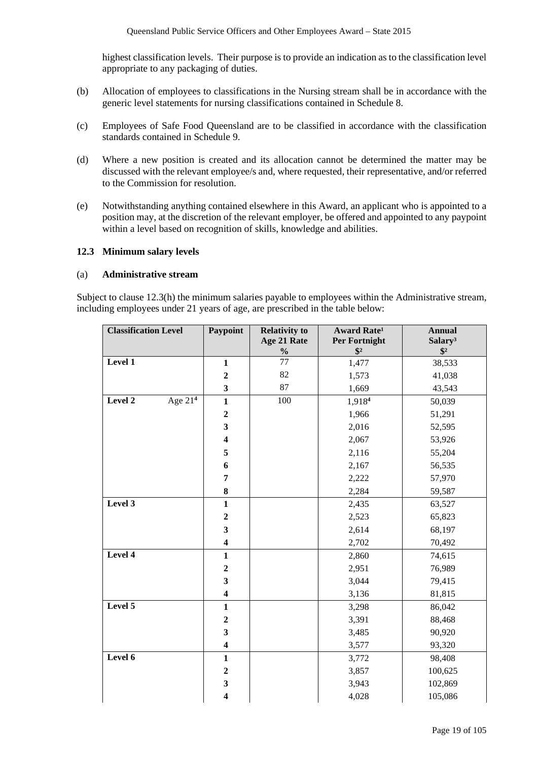highest classification levels. Their purpose is to provide an indication as to the classification level appropriate to any packaging of duties.

(b) Allocation of employees to classifications in the Nursing stream shall be in accordance with the generic level statements for nursing classifications contained in Schedule 8.

(c) Employees of Safe Food Queensland are to be classified in accordance with the classification standards contained in Schedule 9.

(d) Where a new position is created and its allocation cannot be determined the matter may be discussed with the relevant employee/s and, where requested, their representative, and/or referred to the Commission for resolution.

(e) Notwithstanding anything contained elsewhere in this Award, an applicant who is appointed to a position may, at the discretion of the relevant employer, be offered and appointed to any paypoint within a level based on recognition of skills, knowledge and abilities.

### 12.3 Minimum salary levels

#### (a) Administrative stream

Subject to clause 12.3(h) the minimum salaries payable to employees within the Administrative stream, including employees under 21 years of age, are prescribed in the table below:

| Classification Level | Paypoint | Relativity to Age 21 Rate % | Award Rate[1] Per Fortnight $[2] | Annual Salary[3] $[2] |
|---|---|---|---|---|
| **Level 1** | **1** | 77 | 1,477 | 38,533 |
| | **2** | 82 | 1,573 | 41,038 |
| | **3** | 87 | 1,669 | 43,543 |
| **Level 2** Age 21[4] | **1** | 100 | 1,918[4] | 50,039 |
| | **2** | | 1,966 | 51,291 |
| | **3** | | 2,016 | 52,595 |
| | **4** | | 2,067 | 53,926 |
| | **5** | | 2,116 | 55,204 |
| | **6** | | 2,167 | 56,535 |
| | **7** | | 2,222 | 57,970 |
| | **8** | | 2,284 | 59,587 |
| **Level 3** | **1** | | 2,435 | 63,527 |
| | **2** | | 2,523 | 65,823 |
| | **3** | | 2,614 | 68,197 |
| | **4** | | 2,702 | 70,492 |
| **Level 4** | **1** | | 2,860 | 74,615 |
| | **2** | | 2,951 | 76,989 |
| | **3** | | 3,044 | 79,415 |
| | **4** | | 3,136 | 81,815 |
| **Level 5** | **1** | | 3,298 | 86,042 |
| | **2** | | 3,391 | 88,468 |
| | **3** | | 3,485 | 90,920 |
| | **4** | | 3,577 | 93,320 |
| **Level 6** | **1** | | 3,772 | 98,408 |
| | **2** | | 3,857 | 100,625 |
| | **3** | | 3,943 | 102,869 |
| | **4** | | 4,028 | 105,086 |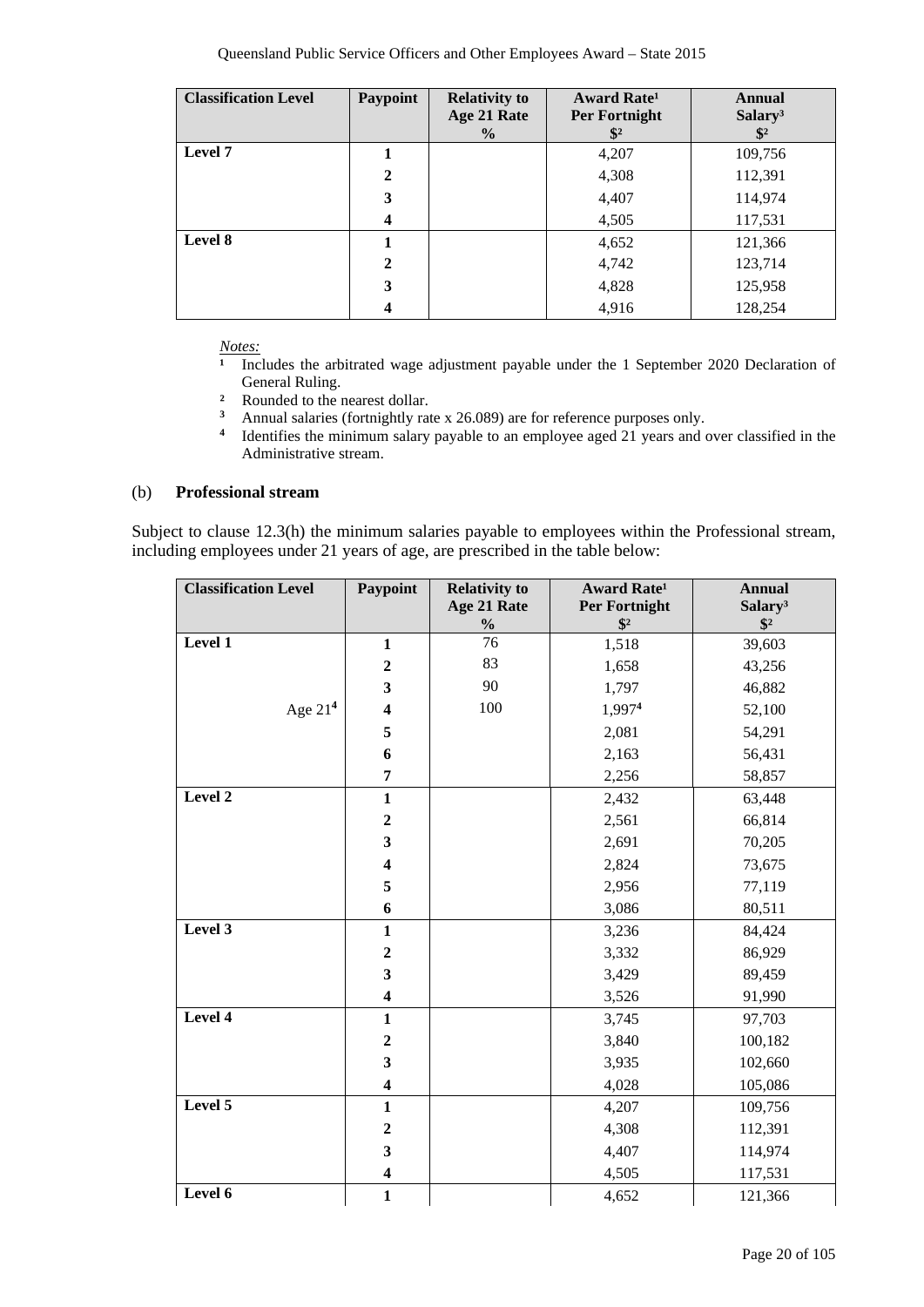| Classification Level | Paypoint | Relativity to Age 21 Rate % | Award Rate[1] Per Fortnight $[2] | Annual Salary[3] $[2] |
|---|---|---|---|---|
| **Level 7** | **1** | | 4,207 | 109,756 |
| | **2** | | 4,308 | 112,391 |
| | **3** | | 4,407 | 114,974 |
| | **4** | | 4,505 | 117,531 |
| **Level 8** | **1** | | 4,652 | 121,366 |
| | **2** | | 4,742 | 123,714 |
| | **3** | | 4,828 | 125,958 |
| | **4** | | 4,916 | 128,254 |

*Notes:*

[1] Includes the arbitrated wage adjustment payable under the 1 September 2020 Declaration of General Ruling.

[2] Rounded to the nearest dollar.

[3] Annual salaries (fortnightly rate x 26.089) are for reference purposes only.

[4] Identifies the minimum salary payable to an employee aged 21 years and over classified in the Administrative stream.

(b) **Professional stream**

Subject to clause 12.3(h) the minimum salaries payable to employees within the Professional stream, including employees under 21 years of age, are prescribed in the table below:

| Classification Level | Paypoint | Relativity to Age 21 Rate % | Award Rate[1] Per Fortnight $[2] | Annual Salary[3] $[2] |
|---|---|---|---|---|
| **Level 1** | **1** | 76 | 1,518 | 39,603 |
| | **2** | 83 | 1,658 | 43,256 |
| | **3** | 90 | 1,797 | 46,882 |
| Age 21[4] | **4** | 100 | 1,997[4] | 52,100 |
| | **5** | | 2,081 | 54,291 |
| | **6** | | 2,163 | 56,431 |
| | **7** | | 2,256 | 58,857 |
| **Level 2** | **1** | | 2,432 | 63,448 |
| | **2** | | 2,561 | 66,814 |
| | **3** | | 2,691 | 70,205 |
| | **4** | | 2,824 | 73,675 |
| | **5** | | 2,956 | 77,119 |
| | **6** | | 3,086 | 80,511 |
| **Level 3** | **1** | | 3,236 | 84,424 |
| | **2** | | 3,332 | 86,929 |
| | **3** | | 3,429 | 89,459 |
| | **4** | | 3,526 | 91,990 |
| **Level 4** | **1** | | 3,745 | 97,703 |
| | **2** | | 3,840 | 100,182 |
| | **3** | | 3,935 | 102,660 |
| | **4** | | 4,028 | 105,086 |
| **Level 5** | **1** | | 4,207 | 109,756 |
| | **2** | | 4,308 | 112,391 |
| | **3** | | 4,407 | 114,974 |
| | **4** | | 4,505 | 117,531 |
| **Level 6** | **1** | | 4,652 | 121,366 |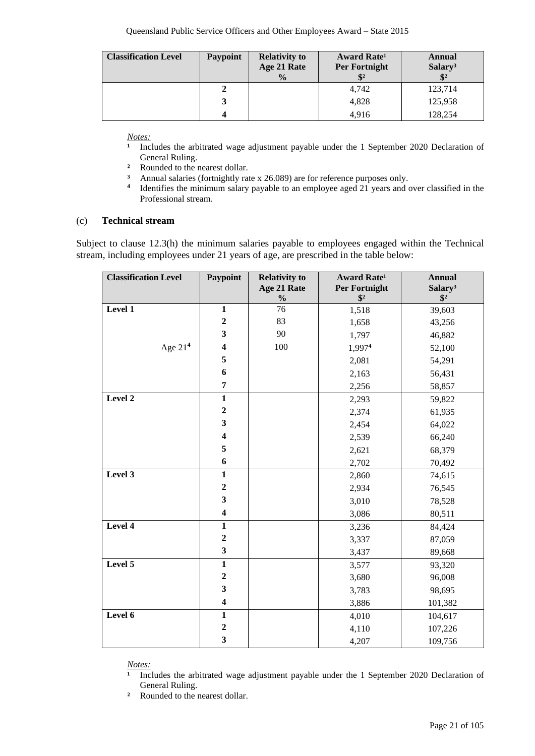| Classification Level | Paypoint | Relativity to Age 21 Rate % | Award Rate[1] Per Fortnight $[2] | Annual Salary[3] $[2] |
|---|---|---|---|---|
| | 2 | | 4,742 | 123,714 |
| | 3 | | 4,828 | 125,958 |
| | 4 | | 4,916 | 128,254 |

*Notes:*

[1] Includes the arbitrated wage adjustment payable under the 1 September 2020 Declaration of General Ruling.

[2] Rounded to the nearest dollar.

[3] Annual salaries (fortnightly rate x 26.089) are for reference purposes only.

[4] Identifies the minimum salary payable to an employee aged 21 years and over classified in the Professional stream.

(c) **Technical stream**

Subject to clause 12.3(h) the minimum salaries payable to employees engaged within the Technical stream, including employees under 21 years of age, are prescribed in the table below:

| Classification Level | Paypoint | Relativity to Age 21 Rate % | Award Rate[1] Per Fortnight $[2] | Annual Salary[3] $[2] |
|---|---|---|---|---|
| **Level 1** | 1 | 76 | 1,518 | 39,603 |
| | 2 | 83 | 1,658 | 43,256 |
| | 3 | 90 | 1,797 | 46,882 |
| Age 21[4] | 4 | 100 | 1,997[4] | 52,100 |
| | 5 | | 2,081 | 54,291 |
| | 6 | | 2,163 | 56,431 |
| | 7 | | 2,256 | 58,857 |
| **Level 2** | 1 | | 2,293 | 59,822 |
| | 2 | | 2,374 | 61,935 |
| | 3 | | 2,454 | 64,022 |
| | 4 | | 2,539 | 66,240 |
| | 5 | | 2,621 | 68,379 |
| | 6 | | 2,702 | 70,492 |
| **Level 3** | 1 | | 2,860 | 74,615 |
| | 2 | | 2,934 | 76,545 |
| | 3 | | 3,010 | 78,528 |
| | 4 | | 3,086 | 80,511 |
| **Level 4** | 1 | | 3,236 | 84,424 |
| | 2 | | 3,337 | 87,059 |
| | 3 | | 3,437 | 89,668 |
| **Level 5** | 1 | | 3,577 | 93,320 |
| | 2 | | 3,680 | 96,008 |
| | 3 | | 3,783 | 98,695 |
| | 4 | | 3,886 | 101,382 |
| **Level 6** | 1 | | 4,010 | 104,617 |
| | 2 | | 4,110 | 107,226 |
| | 3 | | 4,207 | 109,756 |

*Notes:*

[1] Includes the arbitrated wage adjustment payable under the 1 September 2020 Declaration of General Ruling.

[2] Rounded to the nearest dollar.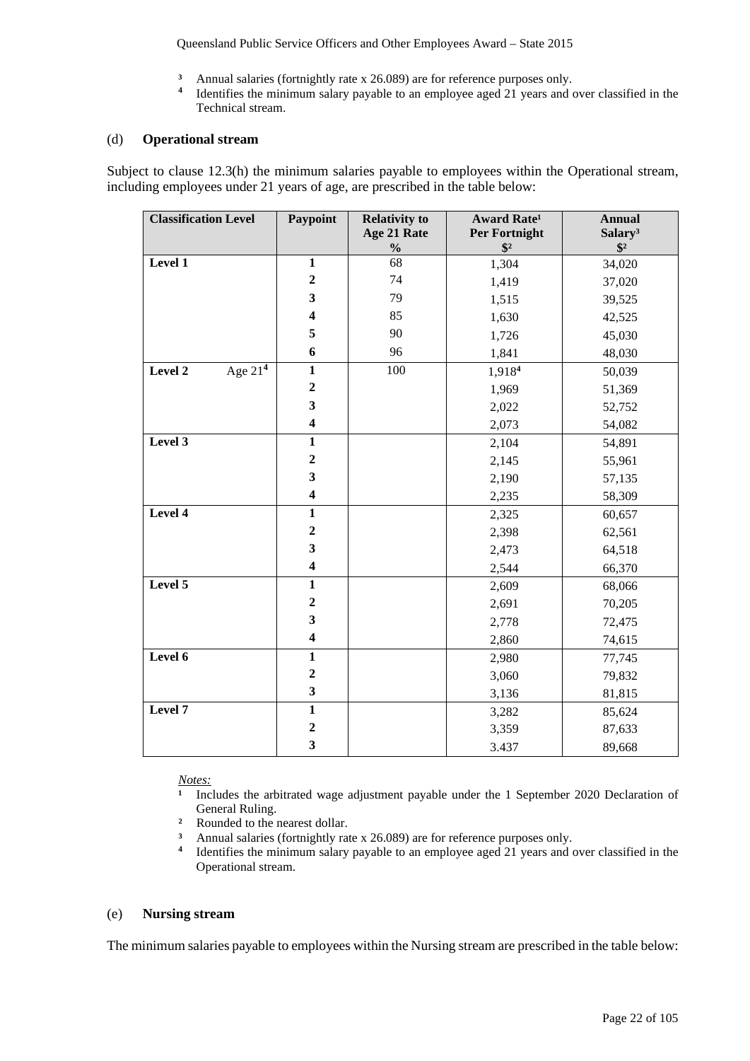[3] Annual salaries (fortnightly rate x 26.089) are for reference purposes only.
[4] Identifies the minimum salary payable to an employee aged 21 years and over classified in the Technical stream.

(d) **Operational stream**

Subject to clause 12.3(h) the minimum salaries payable to employees within the Operational stream, including employees under 21 years of age, are prescribed in the table below:

| Classification Level | Paypoint | Relativity to Age 21 Rate % | Award Rate[1] Per Fortnight $[2] | Annual Salary[3] $[2] |
|---|---|---|---|---|
| **Level 1** | **1** | 68 | 1,304 | 34,020 |
| | **2** | 74 | 1,419 | 37,020 |
| | **3** | 79 | 1,515 | 39,525 |
| | **4** | 85 | 1,630 | 42,525 |
| | **5** | 90 | 1,726 | 45,030 |
| | **6** | 96 | 1,841 | 48,030 |
| **Level 2** Age 21[4] | **1** | 100 | 1,918[4] | 50,039 |
| | **2** | | 1,969 | 51,369 |
| | **3** | | 2,022 | 52,752 |
| | **4** | | 2,073 | 54,082 |
| **Level 3** | **1** | | 2,104 | 54,891 |
| | **2** | | 2,145 | 55,961 |
| | **3** | | 2,190 | 57,135 |
| | **4** | | 2,235 | 58,309 |
| **Level 4** | **1** | | 2,325 | 60,657 |
| | **2** | | 2,398 | 62,561 |
| | **3** | | 2,473 | 64,518 |
| | **4** | | 2,544 | 66,370 |
| **Level 5** | **1** | | 2,609 | 68,066 |
| | **2** | | 2,691 | 70,205 |
| | **3** | | 2,778 | 72,475 |
| | **4** | | 2,860 | 74,615 |
| **Level 6** | **1** | | 2,980 | 77,745 |
| | **2** | | 3,060 | 79,832 |
| | **3** | | 3,136 | 81,815 |
| **Level 7** | **1** | | 3,282 | 85,624 |
| | **2** | | 3,359 | 87,633 |
| | **3** | | 3.437 | 89,668 |

*Notes:*
[1] Includes the arbitrated wage adjustment payable under the 1 September 2020 Declaration of General Ruling.
[2] Rounded to the nearest dollar.
[3] Annual salaries (fortnightly rate x 26.089) are for reference purposes only.
[4] Identifies the minimum salary payable to an employee aged 21 years and over classified in the Operational stream.

(e) **Nursing stream**

The minimum salaries payable to employees within the Nursing stream are prescribed in the table below: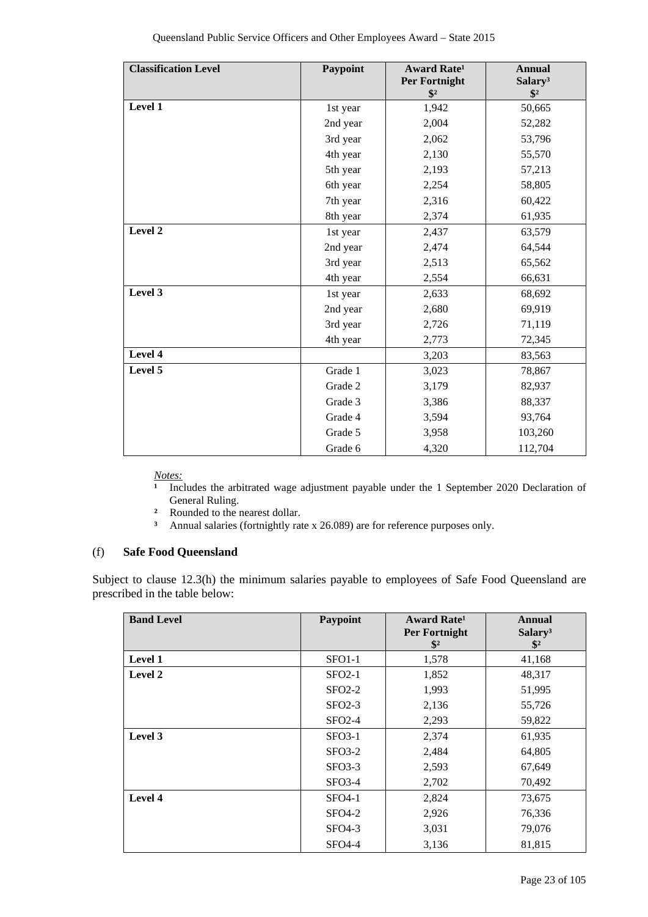| Classification Level | Paypoint | Award Rate[1] Per Fortnight $[2] | Annual Salary[3] $[2] |
|---|---|---|---|
| **Level 1** | 1st year | 1,942 | 50,665 |
| | 2nd year | 2,004 | 52,282 |
| | 3rd year | 2,062 | 53,796 |
| | 4th year | 2,130 | 55,570 |
| | 5th year | 2,193 | 57,213 |
| | 6th year | 2,254 | 58,805 |
| | 7th year | 2,316 | 60,422 |
| | 8th year | 2,374 | 61,935 |
| **Level 2** | 1st year | 2,437 | 63,579 |
| | 2nd year | 2,474 | 64,544 |
| | 3rd year | 2,513 | 65,562 |
| | 4th year | 2,554 | 66,631 |
| **Level 3** | 1st year | 2,633 | 68,692 |
| | 2nd year | 2,680 | 69,919 |
| | 3rd year | 2,726 | 71,119 |
| | 4th year | 2,773 | 72,345 |
| **Level 4** | | 3,203 | 83,563 |
| **Level 5** | Grade 1 | 3,023 | 78,867 |
| | Grade 2 | 3,179 | 82,937 |
| | Grade 3 | 3,386 | 88,337 |
| | Grade 4 | 3,594 | 93,764 |
| | Grade 5 | 3,958 | 103,260 |
| | Grade 6 | 4,320 | 112,704 |

*Notes:*

[1] Includes the arbitrated wage adjustment payable under the 1 September 2020 Declaration of General Ruling.
[2] Rounded to the nearest dollar.
[3] Annual salaries (fortnightly rate x 26.089) are for reference purposes only.

### (f) Safe Food Queensland

Subject to clause 12.3(h) the minimum salaries payable to employees of Safe Food Queensland are prescribed in the table below:

| Band Level | Paypoint | Award Rate[1] Per Fortnight $[2] | Annual Salary[3] $[2] |
|---|---|---|---|
| **Level 1** | SFO1-1 | 1,578 | 41,168 |
| **Level 2** | SFO2-1 | 1,852 | 48,317 |
| | SFO2-2 | 1,993 | 51,995 |
| | SFO2-3 | 2,136 | 55,726 |
| | SFO2-4 | 2,293 | 59,822 |
| **Level 3** | SFO3-1 | 2,374 | 61,935 |
| | SFO3-2 | 2,484 | 64,805 |
| | SFO3-3 | 2,593 | 67,649 |
| | SFO3-4 | 2,702 | 70,492 |
| **Level 4** | SFO4-1 | 2,824 | 73,675 |
| | SFO4-2 | 2,926 | 76,336 |
| | SFO4-3 | 3,031 | 79,076 |
| | SFO4-4 | 3,136 | 81,815 |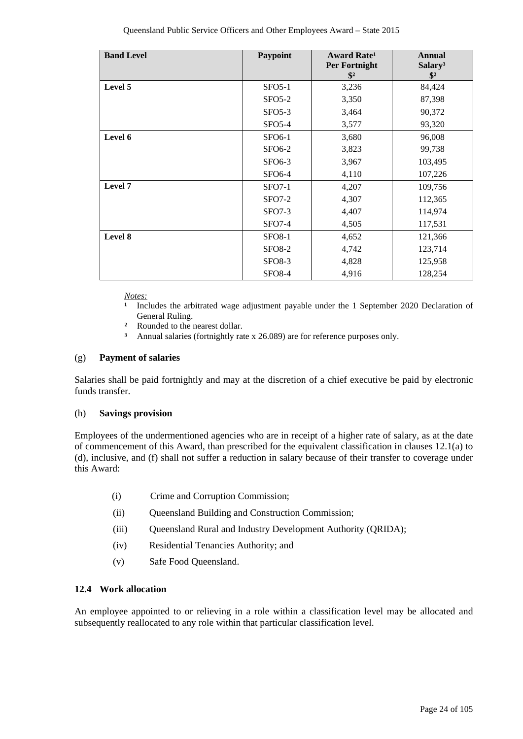| Band Level | Paypoint | Award Rate[1] Per Fortnight $[2] | Annual Salary[3] $[2] |
|---|---|---|---|
| **Level 5** | SFO5-1 | 3,236 | 84,424 |
| | SFO5-2 | 3,350 | 87,398 |
| | SFO5-3 | 3,464 | 90,372 |
| | SFO5-4 | 3,577 | 93,320 |
| **Level 6** | SFO6-1 | 3,680 | 96,008 |
| | SFO6-2 | 3,823 | 99,738 |
| | SFO6-3 | 3,967 | 103,495 |
| | SFO6-4 | 4,110 | 107,226 |
| **Level 7** | SFO7-1 | 4,207 | 109,756 |
| | SFO7-2 | 4,307 | 112,365 |
| | SFO7-3 | 4,407 | 114,974 |
| | SFO7-4 | 4,505 | 117,531 |
| **Level 8** | SFO8-1 | 4,652 | 121,366 |
| | SFO8-2 | 4,742 | 123,714 |
| | SFO8-3 | 4,828 | 125,958 |
| | SFO8-4 | 4,916 | 128,254 |

*Notes:*

[1] Includes the arbitrated wage adjustment payable under the 1 September 2020 Declaration of General Ruling.

[2] Rounded to the nearest dollar.

[3] Annual salaries (fortnightly rate x 26.089) are for reference purposes only.

(g) **Payment of salaries**

Salaries shall be paid fortnightly and may at the discretion of a chief executive be paid by electronic funds transfer.

(h) **Savings provision**

Employees of the undermentioned agencies who are in receipt of a higher rate of salary, as at the date of commencement of this Award, than prescribed for the equivalent classification in clauses 12.1(a) to (d), inclusive, and (f) shall not suffer a reduction in salary because of their transfer to coverage under this Award:

(i) Crime and Corruption Commission;

(ii) Queensland Building and Construction Commission;

(iii) Queensland Rural and Industry Development Authority (QRIDA);

(iv) Residential Tenancies Authority; and

(v) Safe Food Queensland.

### 12.4 Work allocation

An employee appointed to or relieving in a role within a classification level may be allocated and subsequently reallocated to any role within that particular classification level.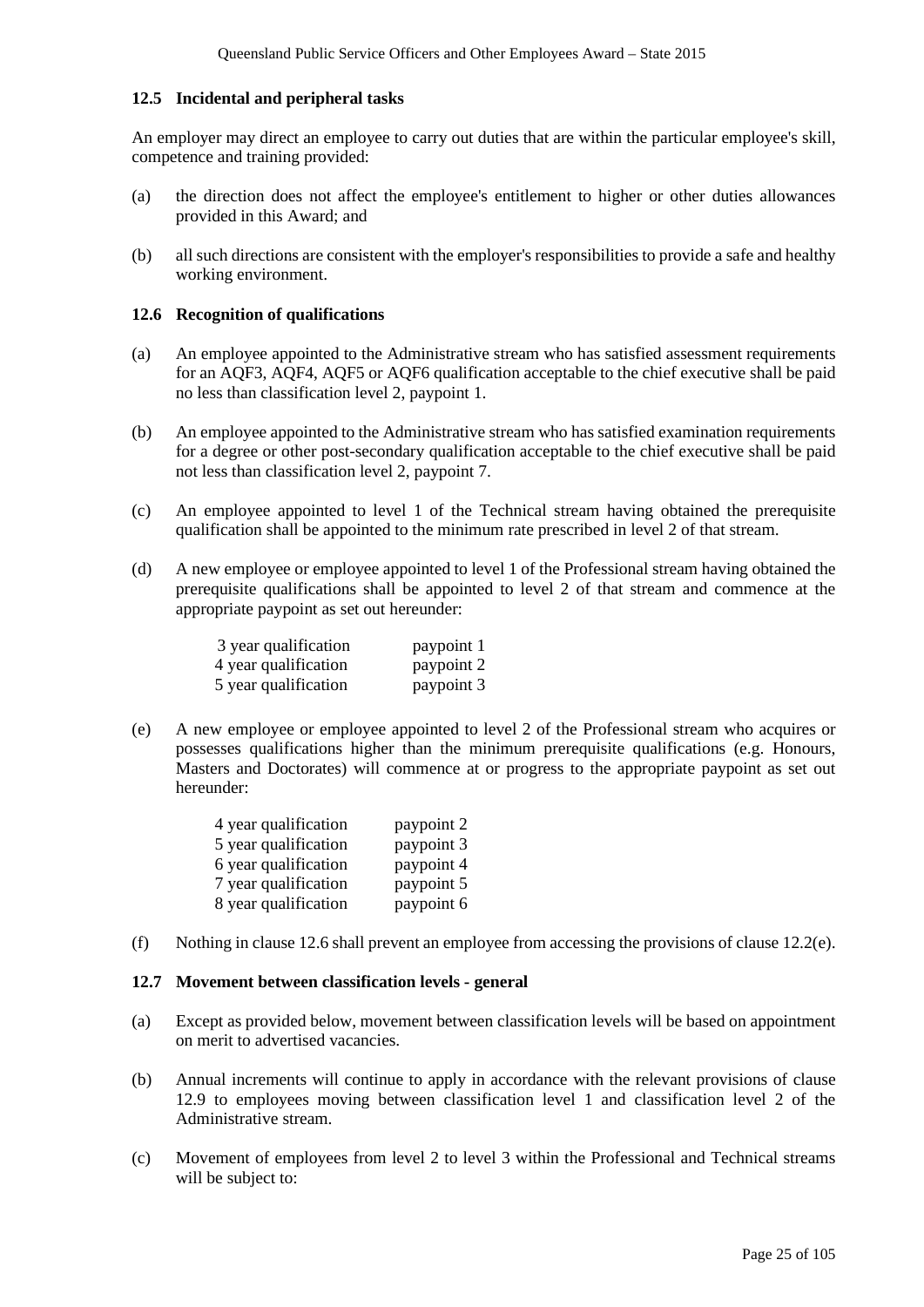### 12.5 Incidental and peripheral tasks

An employer may direct an employee to carry out duties that are within the particular employee's skill, competence and training provided:

(a) the direction does not affect the employee's entitlement to higher or other duties allowances provided in this Award; and

(b) all such directions are consistent with the employer's responsibilities to provide a safe and healthy working environment.

### 12.6 Recognition of qualifications

(a) An employee appointed to the Administrative stream who has satisfied assessment requirements for an AQF3, AQF4, AQF5 or AQF6 qualification acceptable to the chief executive shall be paid no less than classification level 2, paypoint 1.

(b) An employee appointed to the Administrative stream who has satisfied examination requirements for a degree or other post-secondary qualification acceptable to the chief executive shall be paid not less than classification level 2, paypoint 7.

(c) An employee appointed to level 1 of the Technical stream having obtained the prerequisite qualification shall be appointed to the minimum rate prescribed in level 2 of that stream.

(d) A new employee or employee appointed to level 1 of the Professional stream having obtained the prerequisite qualifications shall be appointed to level 2 of that stream and commence at the appropriate paypoint as set out hereunder:

| | |
|---|---|
| 3 year qualification | paypoint 1 |
| 4 year qualification | paypoint 2 |
| 5 year qualification | paypoint 3 |

(e) A new employee or employee appointed to level 2 of the Professional stream who acquires or possesses qualifications higher than the minimum prerequisite qualifications (e.g. Honours, Masters and Doctorates) will commence at or progress to the appropriate paypoint as set out hereunder:

| | |
|---|---|
| 4 year qualification | paypoint 2 |
| 5 year qualification | paypoint 3 |
| 6 year qualification | paypoint 4 |
| 7 year qualification | paypoint 5 |
| 8 year qualification | paypoint 6 |

(f) Nothing in clause 12.6 shall prevent an employee from accessing the provisions of clause 12.2(e).

### 12.7 Movement between classification levels - general

(a) Except as provided below, movement between classification levels will be based on appointment on merit to advertised vacancies.

(b) Annual increments will continue to apply in accordance with the relevant provisions of clause 12.9 to employees moving between classification level 1 and classification level 2 of the Administrative stream.

(c) Movement of employees from level 2 to level 3 within the Professional and Technical streams will be subject to: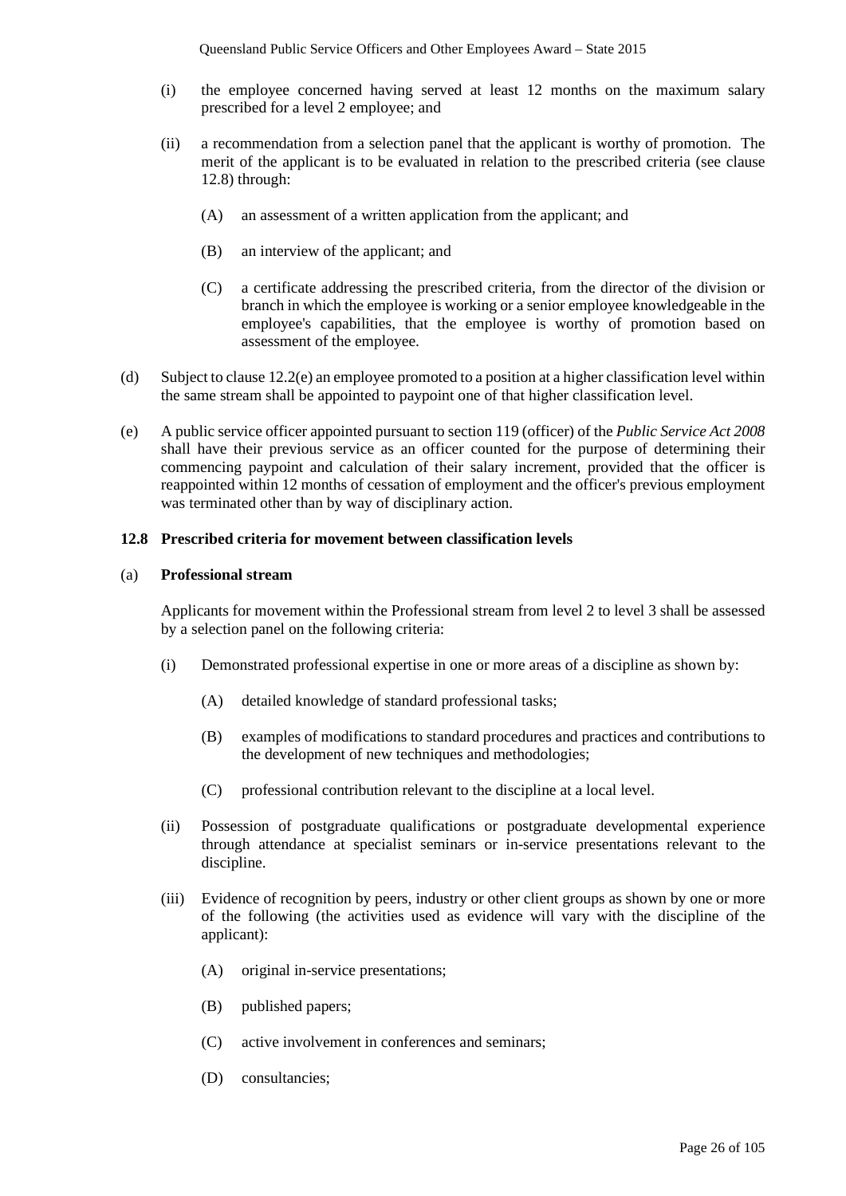(i) the employee concerned having served at least 12 months on the maximum salary prescribed for a level 2 employee; and

(ii) a recommendation from a selection panel that the applicant is worthy of promotion. The merit of the applicant is to be evaluated in relation to the prescribed criteria (see clause 12.8) through:

(A) an assessment of a written application from the applicant; and

(B) an interview of the applicant; and

(C) a certificate addressing the prescribed criteria, from the director of the division or branch in which the employee is working or a senior employee knowledgeable in the employee's capabilities, that the employee is worthy of promotion based on assessment of the employee.

(d) Subject to clause 12.2(e) an employee promoted to a position at a higher classification level within the same stream shall be appointed to paypoint one of that higher classification level.

(e) A public service officer appointed pursuant to section 119 (officer) of the *Public Service Act 2008* shall have their previous service as an officer counted for the purpose of determining their commencing paypoint and calculation of their salary increment, provided that the officer is reappointed within 12 months of cessation of employment and the officer's previous employment was terminated other than by way of disciplinary action.

**12.8 Prescribed criteria for movement between classification levels**

(a) **Professional stream**

Applicants for movement within the Professional stream from level 2 to level 3 shall be assessed by a selection panel on the following criteria:

(i) Demonstrated professional expertise in one or more areas of a discipline as shown by:

(A) detailed knowledge of standard professional tasks;

(B) examples of modifications to standard procedures and practices and contributions to the development of new techniques and methodologies;

(C) professional contribution relevant to the discipline at a local level.

(ii) Possession of postgraduate qualifications or postgraduate developmental experience through attendance at specialist seminars or in-service presentations relevant to the discipline.

(iii) Evidence of recognition by peers, industry or other client groups as shown by one or more of the following (the activities used as evidence will vary with the discipline of the applicant):

(A) original in-service presentations;

(B) published papers;

(C) active involvement in conferences and seminars;

(D) consultancies;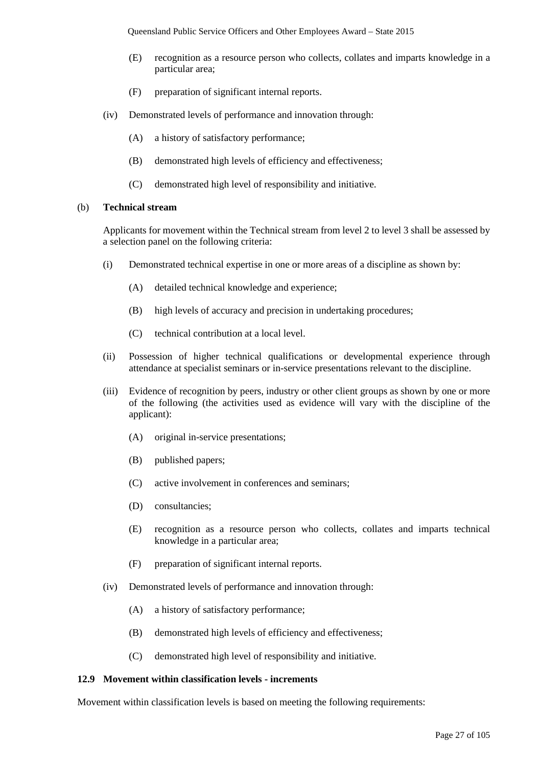(E) recognition as a resource person who collects, collates and imparts knowledge in a particular area;

(F) preparation of significant internal reports.

(iv) Demonstrated levels of performance and innovation through:

(A) a history of satisfactory performance;

(B) demonstrated high levels of efficiency and effectiveness;

(C) demonstrated high level of responsibility and initiative.

(b) **Technical stream**

Applicants for movement within the Technical stream from level 2 to level 3 shall be assessed by a selection panel on the following criteria:

(i) Demonstrated technical expertise in one or more areas of a discipline as shown by:

(A) detailed technical knowledge and experience;

(B) high levels of accuracy and precision in undertaking procedures;

(C) technical contribution at a local level.

(ii) Possession of higher technical qualifications or developmental experience through attendance at specialist seminars or in-service presentations relevant to the discipline.

(iii) Evidence of recognition by peers, industry or other client groups as shown by one or more of the following (the activities used as evidence will vary with the discipline of the applicant):

(A) original in-service presentations;

(B) published papers;

(C) active involvement in conferences and seminars;

(D) consultancies;

(E) recognition as a resource person who collects, collates and imparts technical knowledge in a particular area;

(F) preparation of significant internal reports.

(iv) Demonstrated levels of performance and innovation through:

(A) a history of satisfactory performance;

(B) demonstrated high levels of efficiency and effectiveness;

(C) demonstrated high level of responsibility and initiative.

### 12.9 Movement within classification levels - increments

Movement within classification levels is based on meeting the following requirements: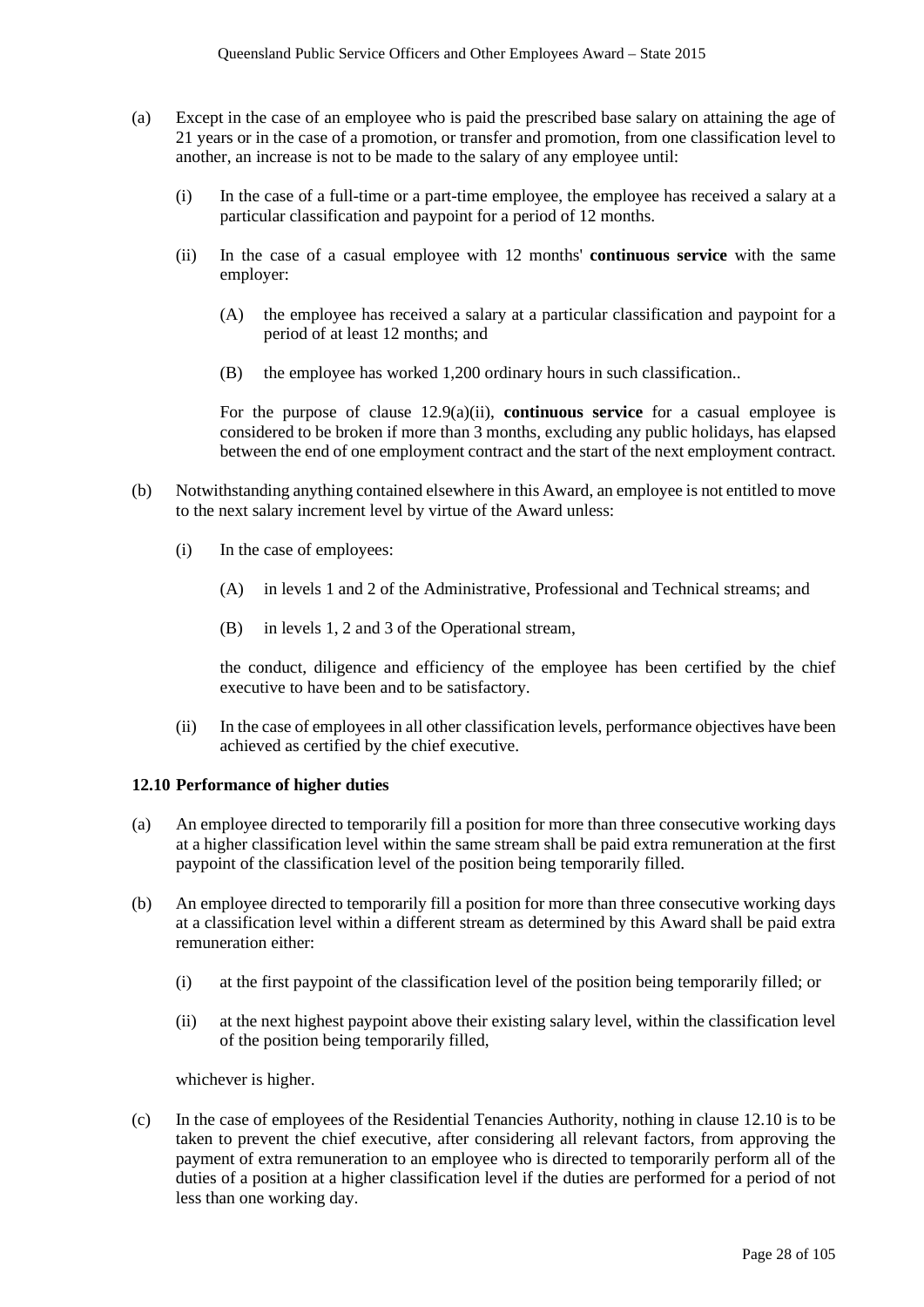(a) Except in the case of an employee who is paid the prescribed base salary on attaining the age of 21 years or in the case of a promotion, or transfer and promotion, from one classification level to another, an increase is not to be made to the salary of any employee until:

  (i) In the case of a full-time or a part-time employee, the employee has received a salary at a particular classification and paypoint for a period of 12 months.

  (ii) In the case of a casual employee with 12 months' **continuous service** with the same employer:

    (A) the employee has received a salary at a particular classification and paypoint for a period of at least 12 months; and

    (B) the employee has worked 1,200 ordinary hours in such classification..

  For the purpose of clause 12.9(a)(ii), **continuous service** for a casual employee is considered to be broken if more than 3 months, excluding any public holidays, has elapsed between the end of one employment contract and the start of the next employment contract.

(b) Notwithstanding anything contained elsewhere in this Award, an employee is not entitled to move to the next salary increment level by virtue of the Award unless:

  (i) In the case of employees:

    (A) in levels 1 and 2 of the Administrative, Professional and Technical streams; and

    (B) in levels 1, 2 and 3 of the Operational stream,

  the conduct, diligence and efficiency of the employee has been certified by the chief executive to have been and to be satisfactory.

  (ii) In the case of employees in all other classification levels, performance objectives have been achieved as certified by the chief executive.

**12.10 Performance of higher duties**

(a) An employee directed to temporarily fill a position for more than three consecutive working days at a higher classification level within the same stream shall be paid extra remuneration at the first paypoint of the classification level of the position being temporarily filled.

(b) An employee directed to temporarily fill a position for more than three consecutive working days at a classification level within a different stream as determined by this Award shall be paid extra remuneration either:

  (i) at the first paypoint of the classification level of the position being temporarily filled; or

  (ii) at the next highest paypoint above their existing salary level, within the classification level of the position being temporarily filled,

  whichever is higher.

(c) In the case of employees of the Residential Tenancies Authority, nothing in clause 12.10 is to be taken to prevent the chief executive, after considering all relevant factors, from approving the payment of extra remuneration to an employee who is directed to temporarily perform all of the duties of a position at a higher classification level if the duties are performed for a period of not less than one working day.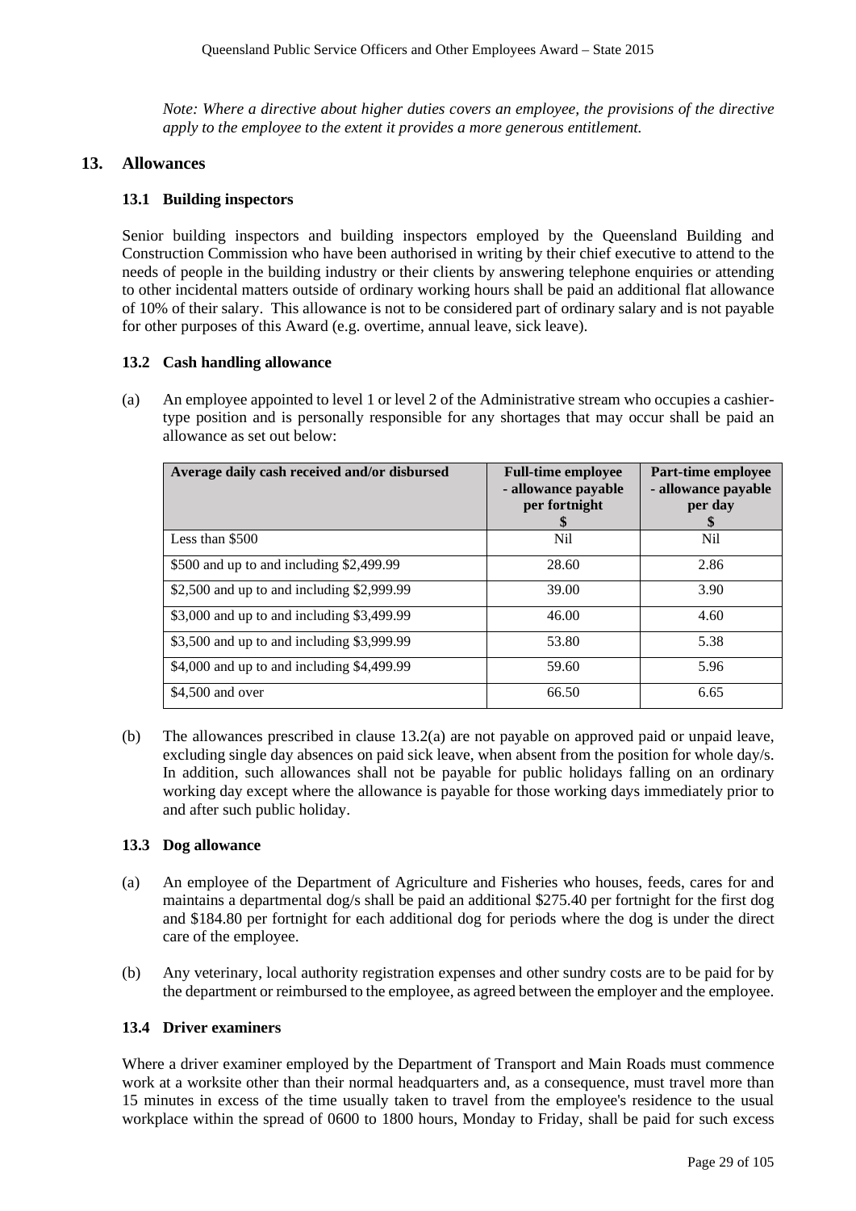*Note: Where a directive about higher duties covers an employee, the provisions of the directive apply to the employee to the extent it provides a more generous entitlement.*

## 13. Allowances

### 13.1 Building inspectors

Senior building inspectors and building inspectors employed by the Queensland Building and Construction Commission who have been authorised in writing by their chief executive to attend to the needs of people in the building industry or their clients by answering telephone enquiries or attending to other incidental matters outside of ordinary working hours shall be paid an additional flat allowance of 10% of their salary. This allowance is not to be considered part of ordinary salary and is not payable for other purposes of this Award (e.g. overtime, annual leave, sick leave).

### 13.2 Cash handling allowance

(a) An employee appointed to level 1 or level 2 of the Administrative stream who occupies a cashier-type position and is personally responsible for any shortages that may occur shall be paid an allowance as set out below:

| Average daily cash received and/or disbursed | Full-time employee - allowance payable per fortnight $ | Part-time employee - allowance payable per day $ |
|---|---|---|
| Less than $500 | Nil | Nil |
| $500 and up to and including $2,499.99 | 28.60 | 2.86 |
| $2,500 and up to and including $2,999.99 | 39.00 | 3.90 |
| $3,000 and up to and including $3,499.99 | 46.00 | 4.60 |
| $3,500 and up to and including $3,999.99 | 53.80 | 5.38 |
| $4,000 and up to and including $4,499.99 | 59.60 | 5.96 |
| $4,500 and over | 66.50 | 6.65 |

(b) The allowances prescribed in clause 13.2(a) are not payable on approved paid or unpaid leave, excluding single day absences on paid sick leave, when absent from the position for whole day/s. In addition, such allowances shall not be payable for public holidays falling on an ordinary working day except where the allowance is payable for those working days immediately prior to and after such public holiday.

### 13.3 Dog allowance

(a) An employee of the Department of Agriculture and Fisheries who houses, feeds, cares for and maintains a departmental dog/s shall be paid an additional $275.40 per fortnight for the first dog and $184.80 per fortnight for each additional dog for periods where the dog is under the direct care of the employee.

(b) Any veterinary, local authority registration expenses and other sundry costs are to be paid for by the department or reimbursed to the employee, as agreed between the employer and the employee.

### 13.4 Driver examiners

Where a driver examiner employed by the Department of Transport and Main Roads must commence work at a worksite other than their normal headquarters and, as a consequence, must travel more than 15 minutes in excess of the time usually taken to travel from the employee's residence to the usual workplace within the spread of 0600 to 1800 hours, Monday to Friday, shall be paid for such excess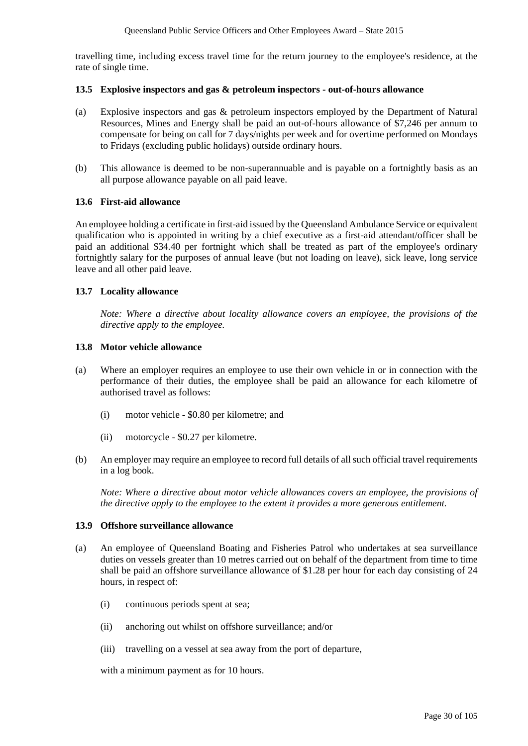travelling time, including excess travel time for the return journey to the employee's residence, at the rate of single time.

### 13.5 Explosive inspectors and gas & petroleum inspectors - out-of-hours allowance

(a) Explosive inspectors and gas & petroleum inspectors employed by the Department of Natural Resources, Mines and Energy shall be paid an out-of-hours allowance of $7,246 per annum to compensate for being on call for 7 days/nights per week and for overtime performed on Mondays to Fridays (excluding public holidays) outside ordinary hours.

(b) This allowance is deemed to be non-superannuable and is payable on a fortnightly basis as an all purpose allowance payable on all paid leave.

### 13.6 First-aid allowance

An employee holding a certificate in first-aid issued by the Queensland Ambulance Service or equivalent qualification who is appointed in writing by a chief executive as a first-aid attendant/officer shall be paid an additional $34.40 per fortnight which shall be treated as part of the employee's ordinary fortnightly salary for the purposes of annual leave (but not loading on leave), sick leave, long service leave and all other paid leave.

### 13.7 Locality allowance

*Note: Where a directive about locality allowance covers an employee, the provisions of the directive apply to the employee.*

### 13.8 Motor vehicle allowance

(a) Where an employer requires an employee to use their own vehicle in or in connection with the performance of their duties, the employee shall be paid an allowance for each kilometre of authorised travel as follows:

(i) motor vehicle - $0.80 per kilometre; and

(ii) motorcycle - $0.27 per kilometre.

(b) An employer may require an employee to record full details of all such official travel requirements in a log book.

*Note: Where a directive about motor vehicle allowances covers an employee, the provisions of the directive apply to the employee to the extent it provides a more generous entitlement.*

### 13.9 Offshore surveillance allowance

(a) An employee of Queensland Boating and Fisheries Patrol who undertakes at sea surveillance duties on vessels greater than 10 metres carried out on behalf of the department from time to time shall be paid an offshore surveillance allowance of $1.28 per hour for each day consisting of 24 hours, in respect of:

(i) continuous periods spent at sea;

(ii) anchoring out whilst on offshore surveillance; and/or

(iii) travelling on a vessel at sea away from the port of departure,

with a minimum payment as for 10 hours.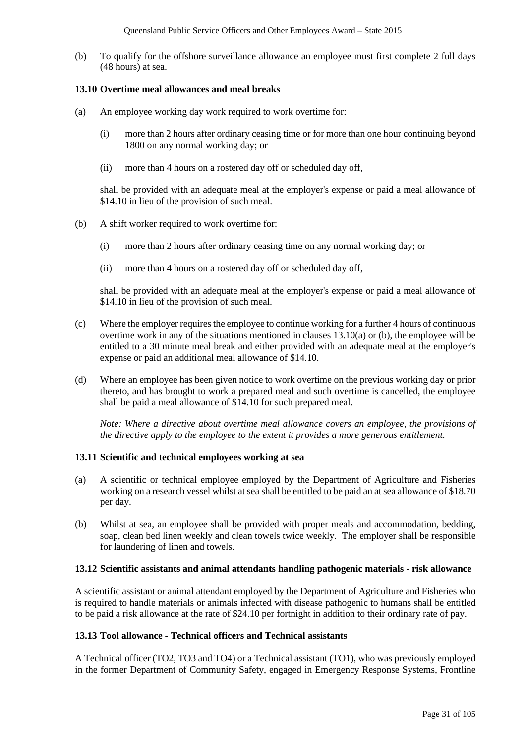(b) To qualify for the offshore surveillance allowance an employee must first complete 2 full days (48 hours) at sea.

### 13.10 Overtime meal allowances and meal breaks

(a) An employee working day work required to work overtime for:

  (i) more than 2 hours after ordinary ceasing time or for more than one hour continuing beyond 1800 on any normal working day; or

  (ii) more than 4 hours on a rostered day off or scheduled day off,

shall be provided with an adequate meal at the employer's expense or paid a meal allowance of $14.10 in lieu of the provision of such meal.

(b) A shift worker required to work overtime for:

  (i) more than 2 hours after ordinary ceasing time on any normal working day; or

  (ii) more than 4 hours on a rostered day off or scheduled day off,

shall be provided with an adequate meal at the employer's expense or paid a meal allowance of $14.10 in lieu of the provision of such meal.

(c) Where the employer requires the employee to continue working for a further 4 hours of continuous overtime work in any of the situations mentioned in clauses 13.10(a) or (b), the employee will be entitled to a 30 minute meal break and either provided with an adequate meal at the employer's expense or paid an additional meal allowance of $14.10.

(d) Where an employee has been given notice to work overtime on the previous working day or prior thereto, and has brought to work a prepared meal and such overtime is cancelled, the employee shall be paid a meal allowance of $14.10 for such prepared meal.

*Note: Where a directive about overtime meal allowance covers an employee, the provisions of the directive apply to the employee to the extent it provides a more generous entitlement.*

### 13.11 Scientific and technical employees working at sea

(a) A scientific or technical employee employed by the Department of Agriculture and Fisheries working on a research vessel whilst at sea shall be entitled to be paid an at sea allowance of $18.70 per day.

(b) Whilst at sea, an employee shall be provided with proper meals and accommodation, bedding, soap, clean bed linen weekly and clean towels twice weekly. The employer shall be responsible for laundering of linen and towels.

### 13.12 Scientific assistants and animal attendants handling pathogenic materials - risk allowance

A scientific assistant or animal attendant employed by the Department of Agriculture and Fisheries who is required to handle materials or animals infected with disease pathogenic to humans shall be entitled to be paid a risk allowance at the rate of $24.10 per fortnight in addition to their ordinary rate of pay.

### 13.13 Tool allowance - Technical officers and Technical assistants

A Technical officer (TO2, TO3 and TO4) or a Technical assistant (TO1), who was previously employed in the former Department of Community Safety, engaged in Emergency Response Systems, Frontline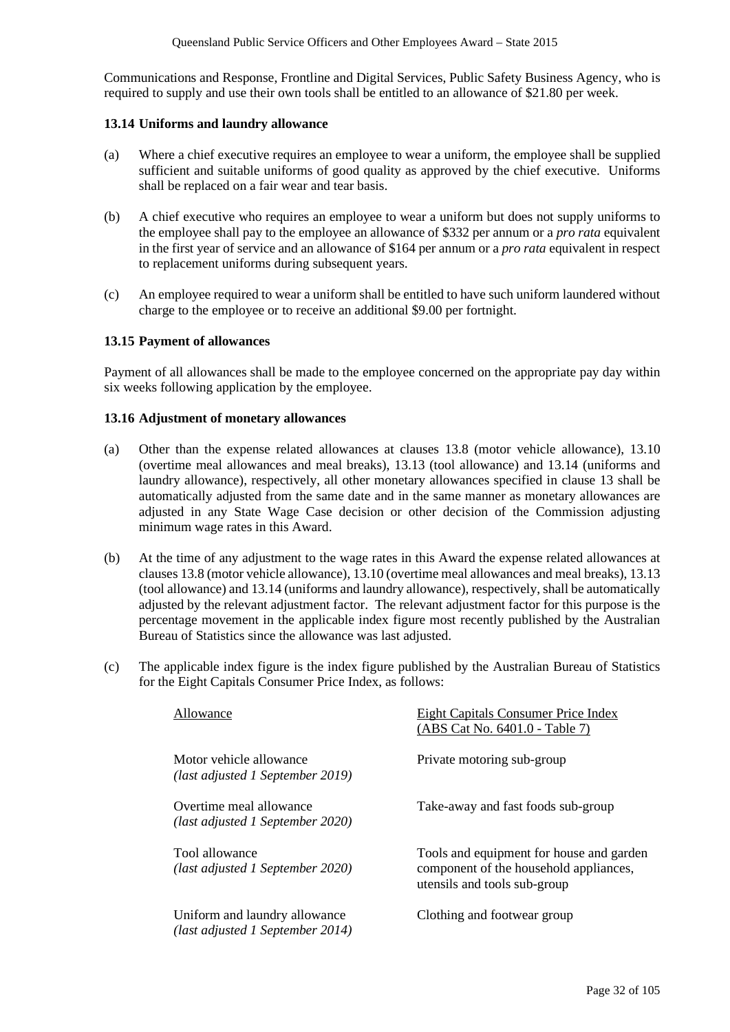Communications and Response, Frontline and Digital Services, Public Safety Business Agency, who is required to supply and use their own tools shall be entitled to an allowance of $21.80 per week.

### 13.14 Uniforms and laundry allowance

(a) Where a chief executive requires an employee to wear a uniform, the employee shall be supplied sufficient and suitable uniforms of good quality as approved by the chief executive. Uniforms shall be replaced on a fair wear and tear basis.

(b) A chief executive who requires an employee to wear a uniform but does not supply uniforms to the employee shall pay to the employee an allowance of $332 per annum or a *pro rata* equivalent in the first year of service and an allowance of $164 per annum or a *pro rata* equivalent in respect to replacement uniforms during subsequent years.

(c) An employee required to wear a uniform shall be entitled to have such uniform laundered without charge to the employee or to receive an additional $9.00 per fortnight.

### 13.15 Payment of allowances

Payment of all allowances shall be made to the employee concerned on the appropriate pay day within six weeks following application by the employee.

### 13.16 Adjustment of monetary allowances

(a) Other than the expense related allowances at clauses 13.8 (motor vehicle allowance), 13.10 (overtime meal allowances and meal breaks), 13.13 (tool allowance) and 13.14 (uniforms and laundry allowance), respectively, all other monetary allowances specified in clause 13 shall be automatically adjusted from the same date and in the same manner as monetary allowances are adjusted in any State Wage Case decision or other decision of the Commission adjusting minimum wage rates in this Award.

(b) At the time of any adjustment to the wage rates in this Award the expense related allowances at clauses 13.8 (motor vehicle allowance), 13.10 (overtime meal allowances and meal breaks), 13.13 (tool allowance) and 13.14 (uniforms and laundry allowance), respectively, shall be automatically adjusted by the relevant adjustment factor. The relevant adjustment factor for this purpose is the percentage movement in the applicable index figure most recently published by the Australian Bureau of Statistics since the allowance was last adjusted.

(c) The applicable index figure is the index figure published by the Australian Bureau of Statistics for the Eight Capitals Consumer Price Index, as follows:

| Allowance | Eight Capitals Consumer Price Index (ABS Cat No. 6401.0 - Table 7) |
|---|---|
| Motor vehicle allowance *(last adjusted 1 September 2019)* | Private motoring sub-group |
| Overtime meal allowance *(last adjusted 1 September 2020)* | Take-away and fast foods sub-group |
| Tool allowance *(last adjusted 1 September 2020)* | Tools and equipment for house and garden component of the household appliances, utensils and tools sub-group |
| Uniform and laundry allowance *(last adjusted 1 September 2014)* | Clothing and footwear group |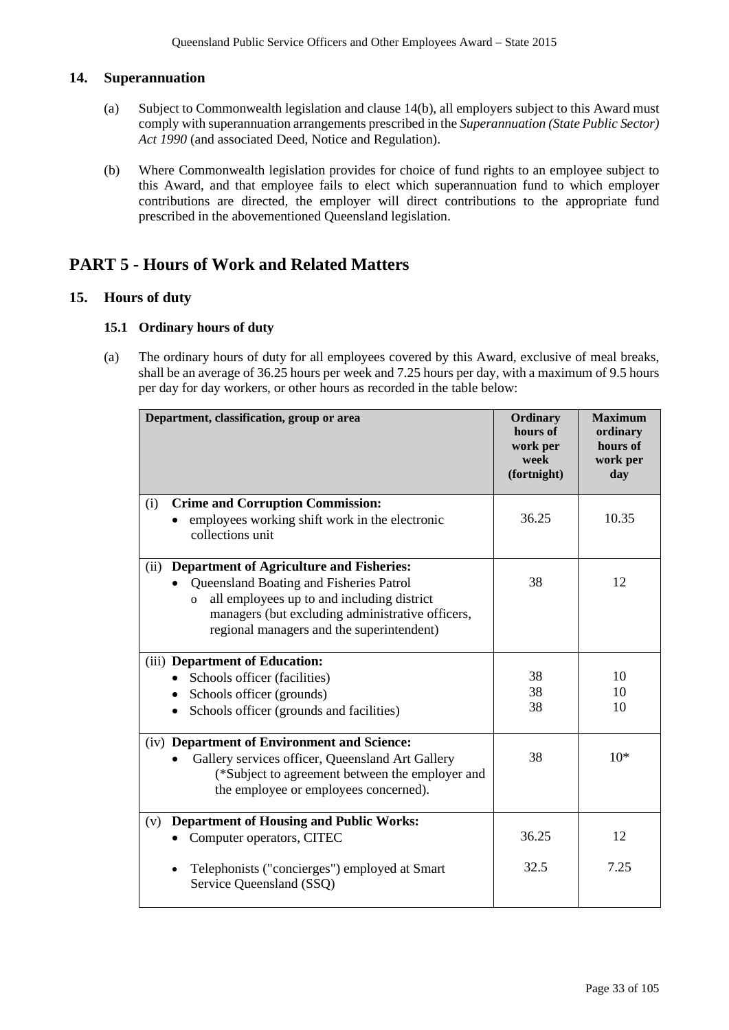## 14. Superannuation

(a) Subject to Commonwealth legislation and clause 14(b), all employers subject to this Award must comply with superannuation arrangements prescribed in the *Superannuation (State Public Sector) Act 1990* (and associated Deed, Notice and Regulation).

(b) Where Commonwealth legislation provides for choice of fund rights to an employee subject to this Award, and that employee fails to elect which superannuation fund to which employer contributions are directed, the employer will direct contributions to the appropriate fund prescribed in the abovementioned Queensland legislation.

# PART 5 - Hours of Work and Related Matters

## 15. Hours of duty

### 15.1 Ordinary hours of duty

(a) The ordinary hours of duty for all employees covered by this Award, exclusive of meal breaks, shall be an average of 36.25 hours per week and 7.25 hours per day, with a maximum of 9.5 hours per day for day workers, or other hours as recorded in the table below:

| Department, classification, group or area | Ordinary hours of work per week (fortnight) | Maximum ordinary hours of work per day |
|---|---|---|
| (i) **Crime and Corruption Commission:**<br>• employees working shift work in the electronic collections unit | 36.25 | 10.35 |
| (ii) **Department of Agriculture and Fisheries:**<br>• Queensland Boating and Fisheries Patrol<br>o all employees up to and including district managers (but excluding administrative officers, regional managers and the superintendent) | 38 | 12 |
| (iii) **Department of Education:**<br>• Schools officer (facilities)<br>• Schools officer (grounds)<br>• Schools officer (grounds and facilities) | 38<br>38<br>38 | 10<br>10<br>10 |
| (iv) **Department of Environment and Science:**<br>• Gallery services officer, Queensland Art Gallery (*Subject to agreement between the employer and the employee or employees concerned). | 38 | 10* |
| (v) **Department of Housing and Public Works:**<br>• Computer operators, CITEC<br>• Telephonists ("concierges") employed at Smart Service Queensland (SSQ) | 36.25<br>32.5 | 12<br>7.25 |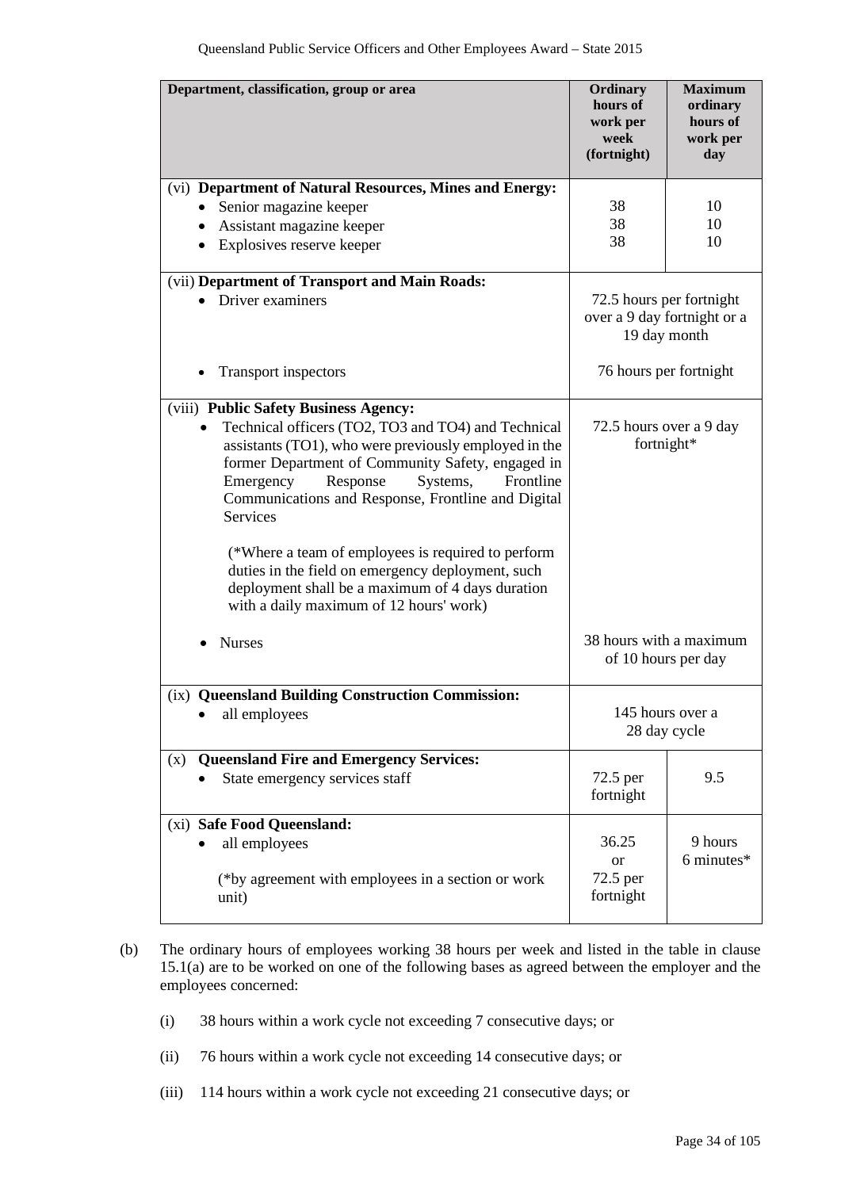| Department, classification, group or area | Ordinary hours of work per week (fortnight) | Maximum ordinary hours of work per day |
|---|---|---|
| (vi) **Department of Natural Resources, Mines and Energy:** | | |
| • Senior magazine keeper | 38 | 10 |
| • Assistant magazine keeper | 38 | 10 |
| • Explosives reserve keeper | 38 | 10 |
| (vii) **Department of Transport and Main Roads:** | | |
| • Driver examiners | 72.5 hours per fortnight over a 9 day fortnight or a 19 day month | |
| • Transport inspectors | 76 hours per fortnight | |
| (viii) **Public Safety Business Agency:** | | |
| • Technical officers (TO2, TO3 and TO4) and Technical assistants (TO1), who were previously employed in the former Department of Community Safety, engaged in Emergency Response Systems, Frontline Communications and Response, Frontline and Digital Services<br><br>(*Where a team of employees is required to perform duties in the field on emergency deployment, such deployment shall be a maximum of 4 days duration with a daily maximum of 12 hours' work) | 72.5 hours over a 9 day fortnight* | |
| • Nurses | 38 hours with a maximum of 10 hours per day | |
| (ix) **Queensland Building Construction Commission:** | | |
| • all employees | 145 hours over a 28 day cycle | |
| (x) **Queensland Fire and Emergency Services:** | | |
| • State emergency services staff | 72.5 per fortnight | 9.5 |
| (xi) **Safe Food Queensland:** | | |
| • all employees<br><br>(*by agreement with employees in a section or work unit) | 36.25 or 72.5 per fortnight | 9 hours 6 minutes* |

(b) The ordinary hours of employees working 38 hours per week and listed in the table in clause 15.1(a) are to be worked on one of the following bases as agreed between the employer and the employees concerned:

(i) 38 hours within a work cycle not exceeding 7 consecutive days; or

(ii) 76 hours within a work cycle not exceeding 14 consecutive days; or

(iii) 114 hours within a work cycle not exceeding 21 consecutive days; or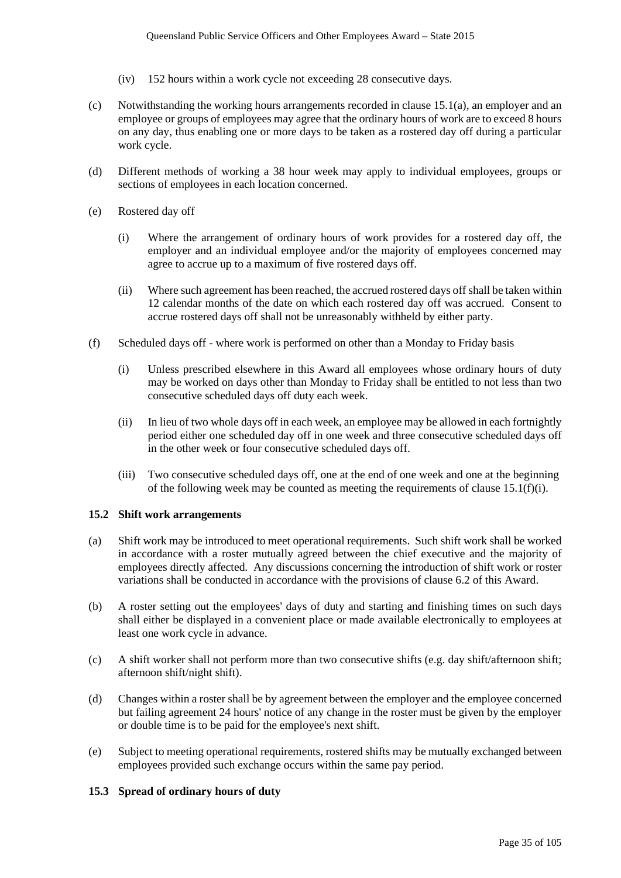(iv) 152 hours within a work cycle not exceeding 28 consecutive days.

(c) Notwithstanding the working hours arrangements recorded in clause 15.1(a), an employer and an employee or groups of employees may agree that the ordinary hours of work are to exceed 8 hours on any day, thus enabling one or more days to be taken as a rostered day off during a particular work cycle.

(d) Different methods of working a 38 hour week may apply to individual employees, groups or sections of employees in each location concerned.

(e) Rostered day off

(i) Where the arrangement of ordinary hours of work provides for a rostered day off, the employer and an individual employee and/or the majority of employees concerned may agree to accrue up to a maximum of five rostered days off.

(ii) Where such agreement has been reached, the accrued rostered days off shall be taken within 12 calendar months of the date on which each rostered day off was accrued. Consent to accrue rostered days off shall not be unreasonably withheld by either party.

(f) Scheduled days off - where work is performed on other than a Monday to Friday basis

(i) Unless prescribed elsewhere in this Award all employees whose ordinary hours of duty may be worked on days other than Monday to Friday shall be entitled to not less than two consecutive scheduled days off duty each week.

(ii) In lieu of two whole days off in each week, an employee may be allowed in each fortnightly period either one scheduled day off in one week and three consecutive scheduled days off in the other week or four consecutive scheduled days off.

(iii) Two consecutive scheduled days off, one at the end of one week and one at the beginning of the following week may be counted as meeting the requirements of clause 15.1(f)(i).

### 15.2 Shift work arrangements

(a) Shift work may be introduced to meet operational requirements. Such shift work shall be worked in accordance with a roster mutually agreed between the chief executive and the majority of employees directly affected. Any discussions concerning the introduction of shift work or roster variations shall be conducted in accordance with the provisions of clause 6.2 of this Award.

(b) A roster setting out the employees' days of duty and starting and finishing times on such days shall either be displayed in a convenient place or made available electronically to employees at least one work cycle in advance.

(c) A shift worker shall not perform more than two consecutive shifts (e.g. day shift/afternoon shift; afternoon shift/night shift).

(d) Changes within a roster shall be by agreement between the employer and the employee concerned but failing agreement 24 hours' notice of any change in the roster must be given by the employer or double time is to be paid for the employee's next shift.

(e) Subject to meeting operational requirements, rostered shifts may be mutually exchanged between employees provided such exchange occurs within the same pay period.

### 15.3 Spread of ordinary hours of duty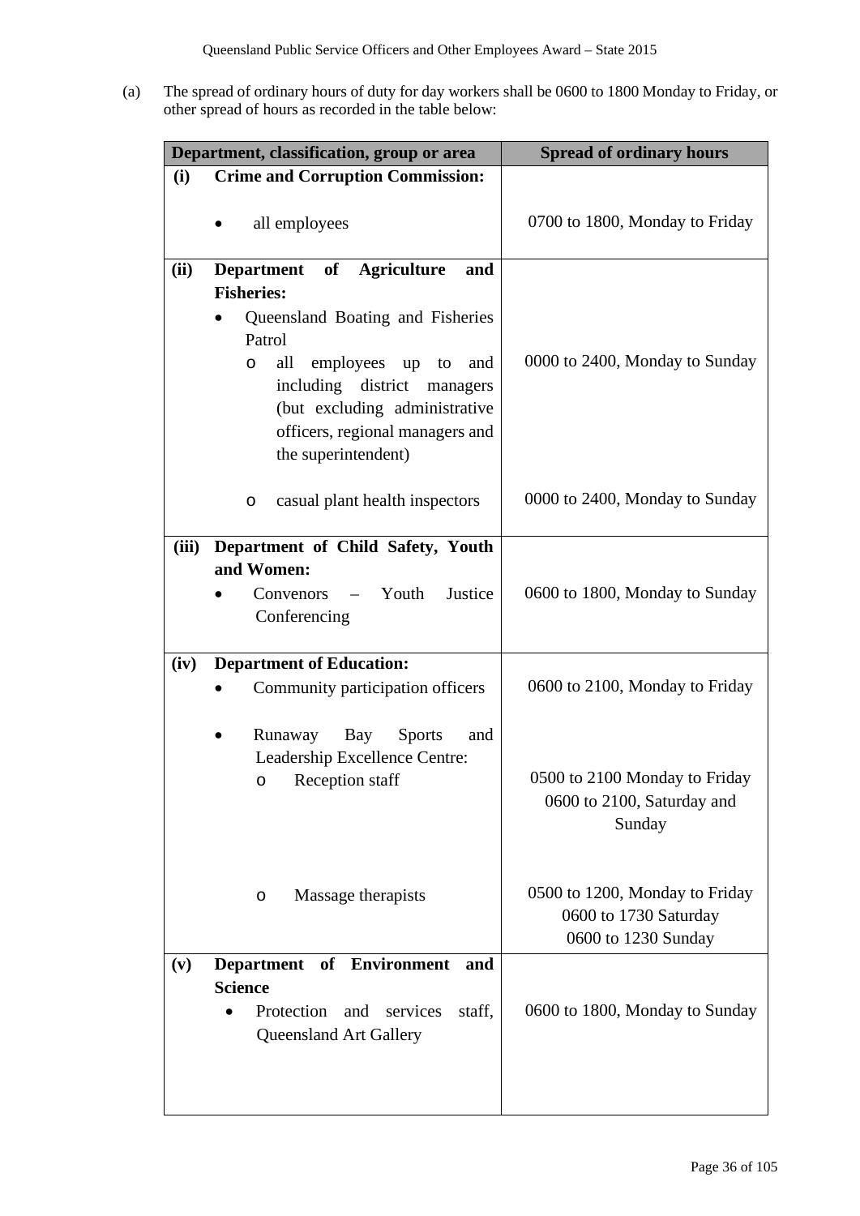(a) The spread of ordinary hours of duty for day workers shall be 0600 to 1800 Monday to Friday, or other spread of hours as recorded in the table below:

| Department, classification, group or area | Spread of ordinary hours |
|---|---|
| **(i) Crime and Corruption Commission:** | |
| • all employees | 0700 to 1800, Monday to Friday |
| **(ii) Department of Agriculture and Fisheries:** | |
| • Queensland Boating and Fisheries Patrol | |
| o all employees up to and including district managers (but excluding administrative officers, regional managers and the superintendent) | 0000 to 2400, Monday to Sunday |
| o casual plant health inspectors | 0000 to 2400, Monday to Sunday |
| **(iii) Department of Child Safety, Youth and Women:** | |
| • Convenors – Youth Justice Conferencing | 0600 to 1800, Monday to Sunday |
| **(iv) Department of Education:** | |
| • Community participation officers | 0600 to 2100, Monday to Friday |
| • Runaway Bay Sports and Leadership Excellence Centre: | |
| o Reception staff | 0500 to 2100 Monday to Friday<br>0600 to 2100, Saturday and Sunday |
| o Massage therapists | 0500 to 1200, Monday to Friday<br>0600 to 1730 Saturday<br>0600 to 1230 Sunday |
| **(v) Department of Environment and Science** | |
| • Protection and services staff, Queensland Art Gallery | 0600 to 1800, Monday to Sunday |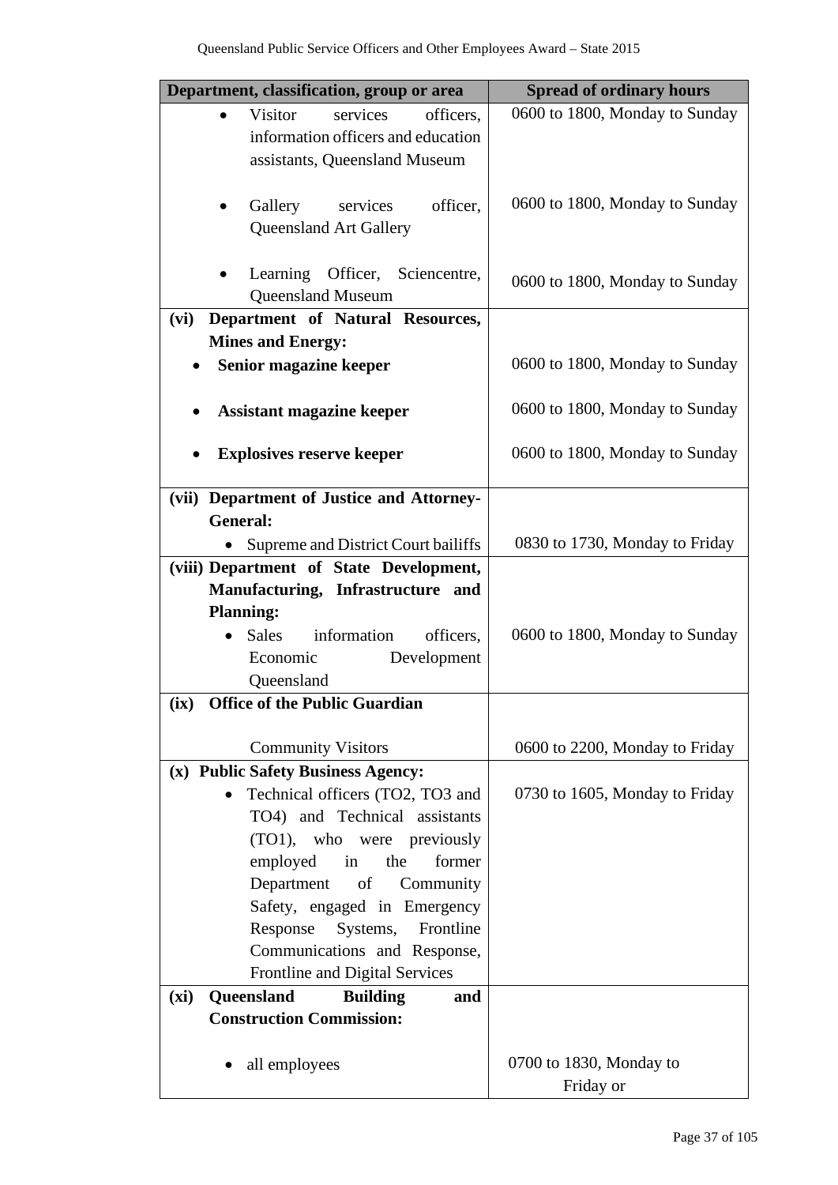| Department, classification, group or area | Spread of ordinary hours |
| --- | --- |
| • Visitor services officers, information officers and education assistants, Queensland Museum | 0600 to 1800, Monday to Sunday |
| • Gallery services officer, Queensland Art Gallery | 0600 to 1800, Monday to Sunday |
| • Learning Officer, Sciencentre, Queensland Museum | 0600 to 1800, Monday to Sunday |
| **(vi) Department of Natural Resources, Mines and Energy:** | |
| • **Senior magazine keeper** | 0600 to 1800, Monday to Sunday |
| • **Assistant magazine keeper** | 0600 to 1800, Monday to Sunday |
| • **Explosives reserve keeper** | 0600 to 1800, Monday to Sunday |
| **(vii) Department of Justice and Attorney-General:** | |
| • Supreme and District Court bailiffs | 0830 to 1730, Monday to Friday |
| **(viii) Department of State Development, Manufacturing, Infrastructure and Planning:** | |
| • Sales information officers, Economic Development Queensland | 0600 to 1800, Monday to Sunday |
| **(ix) Office of the Public Guardian** | |
| Community Visitors | 0600 to 2200, Monday to Friday |
| **(x) Public Safety Business Agency:** | |
| • Technical officers (TO2, TO3 and TO4) and Technical assistants (TO1), who were previously employed in the former Department of Community Safety, engaged in Emergency Response Systems, Frontline Communications and Response, Frontline and Digital Services | 0730 to 1605, Monday to Friday |
| **(xi) Queensland Building and Construction Commission:** | |
| • all employees | 0700 to 1830, Monday to Friday or |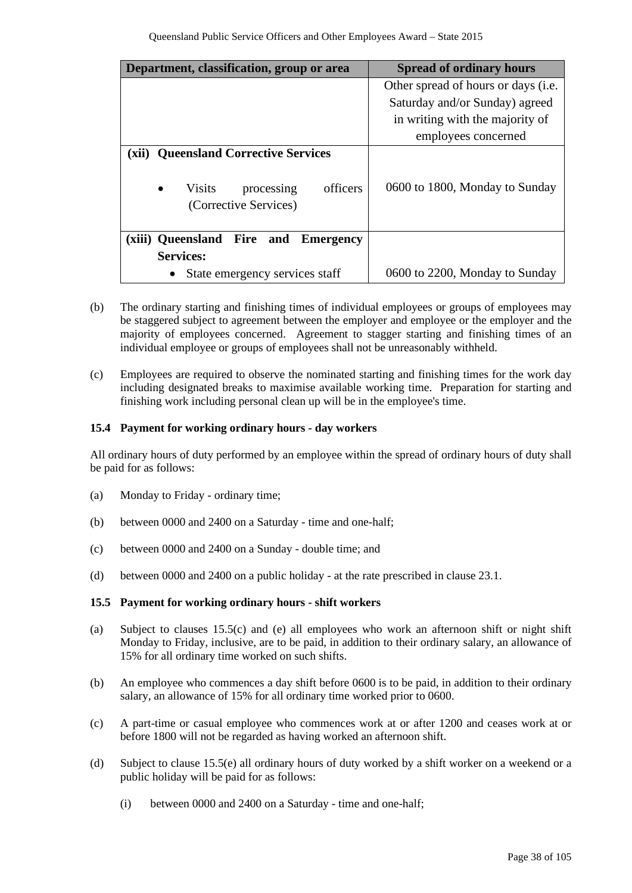| Department, classification, group or area | Spread of ordinary hours |
| --- | --- |
| | Other spread of hours or days (i.e. Saturday and/or Sunday) agreed in writing with the majority of employees concerned |
| **(xii) Queensland Corrective Services**<br>• Visits processing officers (Corrective Services) | 0600 to 1800, Monday to Sunday |
| **(xiii) Queensland Fire and Emergency Services:**<br>• State emergency services staff | 0600 to 2200, Monday to Sunday |

(b) The ordinary starting and finishing times of individual employees or groups of employees may be staggered subject to agreement between the employer and employee or the employer and the majority of employees concerned. Agreement to stagger starting and finishing times of an individual employee or groups of employees shall not be unreasonably withheld.

(c) Employees are required to observe the nominated starting and finishing times for the work day including designated breaks to maximise available working time. Preparation for starting and finishing work including personal clean up will be in the employee's time.

#### 15.4 Payment for working ordinary hours - day workers

All ordinary hours of duty performed by an employee within the spread of ordinary hours of duty shall be paid for as follows:

(a) Monday to Friday - ordinary time;

(b) between 0000 and 2400 on a Saturday - time and one-half;

(c) between 0000 and 2400 on a Sunday - double time; and

(d) between 0000 and 2400 on a public holiday - at the rate prescribed in clause 23.1.

#### 15.5 Payment for working ordinary hours - shift workers

(a) Subject to clauses 15.5(c) and (e) all employees who work an afternoon shift or night shift Monday to Friday, inclusive, are to be paid, in addition to their ordinary salary, an allowance of 15% for all ordinary time worked on such shifts.

(b) An employee who commences a day shift before 0600 is to be paid, in addition to their ordinary salary, an allowance of 15% for all ordinary time worked prior to 0600.

(c) A part-time or casual employee who commences work at or after 1200 and ceases work at or before 1800 will not be regarded as having worked an afternoon shift.

(d) Subject to clause 15.5(e) all ordinary hours of duty worked by a shift worker on a weekend or a public holiday will be paid for as follows:

(i) between 0000 and 2400 on a Saturday - time and one-half;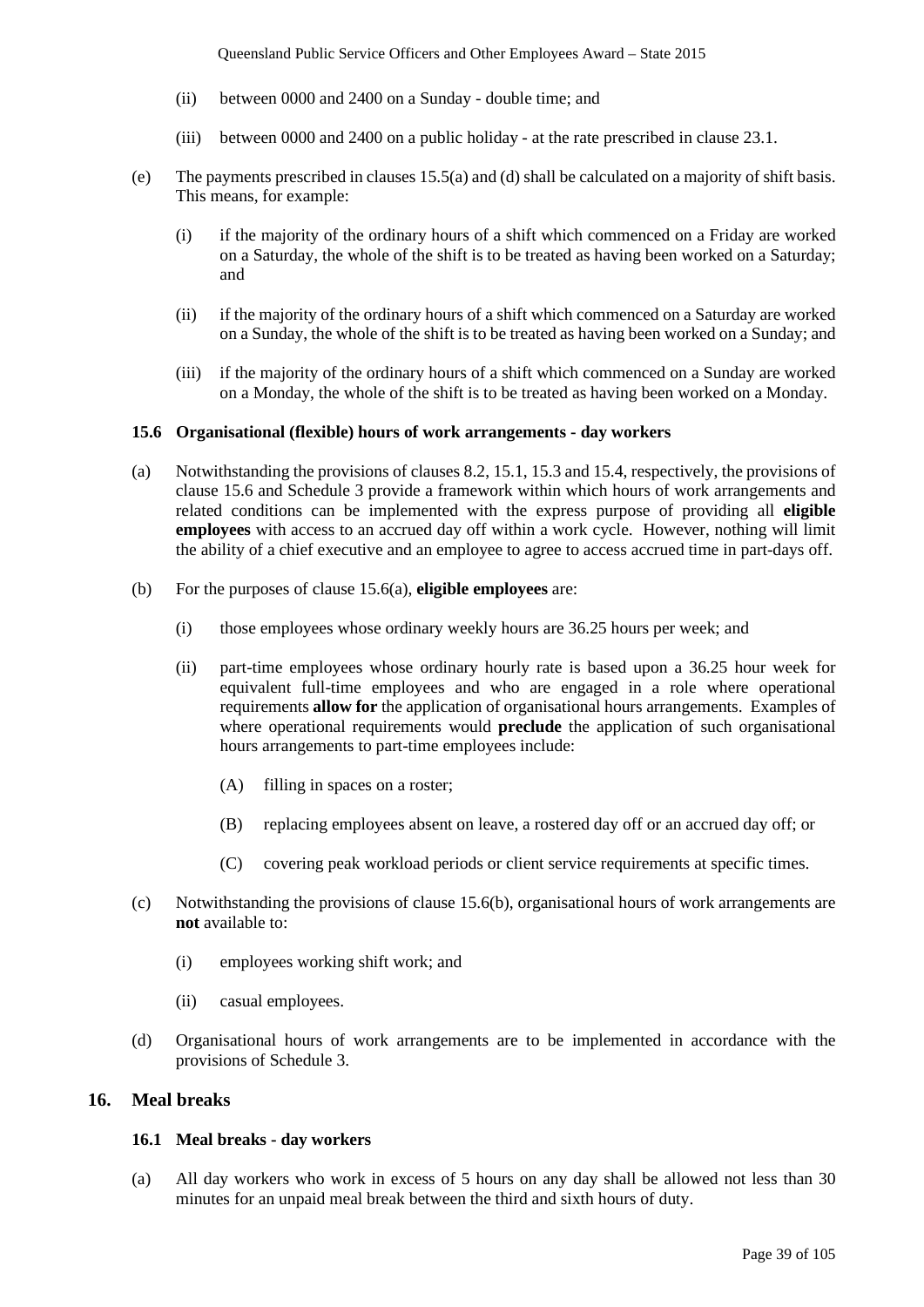(ii) between 0000 and 2400 on a Sunday - double time; and

(iii) between 0000 and 2400 on a public holiday - at the rate prescribed in clause 23.1.

(e) The payments prescribed in clauses 15.5(a) and (d) shall be calculated on a majority of shift basis. This means, for example:

(i) if the majority of the ordinary hours of a shift which commenced on a Friday are worked on a Saturday, the whole of the shift is to be treated as having been worked on a Saturday; and

(ii) if the majority of the ordinary hours of a shift which commenced on a Saturday are worked on a Sunday, the whole of the shift is to be treated as having been worked on a Sunday; and

(iii) if the majority of the ordinary hours of a shift which commenced on a Sunday are worked on a Monday, the whole of the shift is to be treated as having been worked on a Monday.

### 15.6 Organisational (flexible) hours of work arrangements - day workers

(a) Notwithstanding the provisions of clauses 8.2, 15.1, 15.3 and 15.4, respectively, the provisions of clause 15.6 and Schedule 3 provide a framework within which hours of work arrangements and related conditions can be implemented with the express purpose of providing all **eligible employees** with access to an accrued day off within a work cycle. However, nothing will limit the ability of a chief executive and an employee to agree to access accrued time in part-days off.

(b) For the purposes of clause 15.6(a), **eligible employees** are:

(i) those employees whose ordinary weekly hours are 36.25 hours per week; and

(ii) part-time employees whose ordinary hourly rate is based upon a 36.25 hour week for equivalent full-time employees and who are engaged in a role where operational requirements **allow for** the application of organisational hours arrangements. Examples of where operational requirements would **preclude** the application of such organisational hours arrangements to part-time employees include:

(A) filling in spaces on a roster;

(B) replacing employees absent on leave, a rostered day off or an accrued day off; or

(C) covering peak workload periods or client service requirements at specific times.

(c) Notwithstanding the provisions of clause 15.6(b), organisational hours of work arrangements are **not** available to:

(i) employees working shift work; and

(ii) casual employees.

(d) Organisational hours of work arrangements are to be implemented in accordance with the provisions of Schedule 3.

## 16. Meal breaks

### 16.1 Meal breaks - day workers

(a) All day workers who work in excess of 5 hours on any day shall be allowed not less than 30 minutes for an unpaid meal break between the third and sixth hours of duty.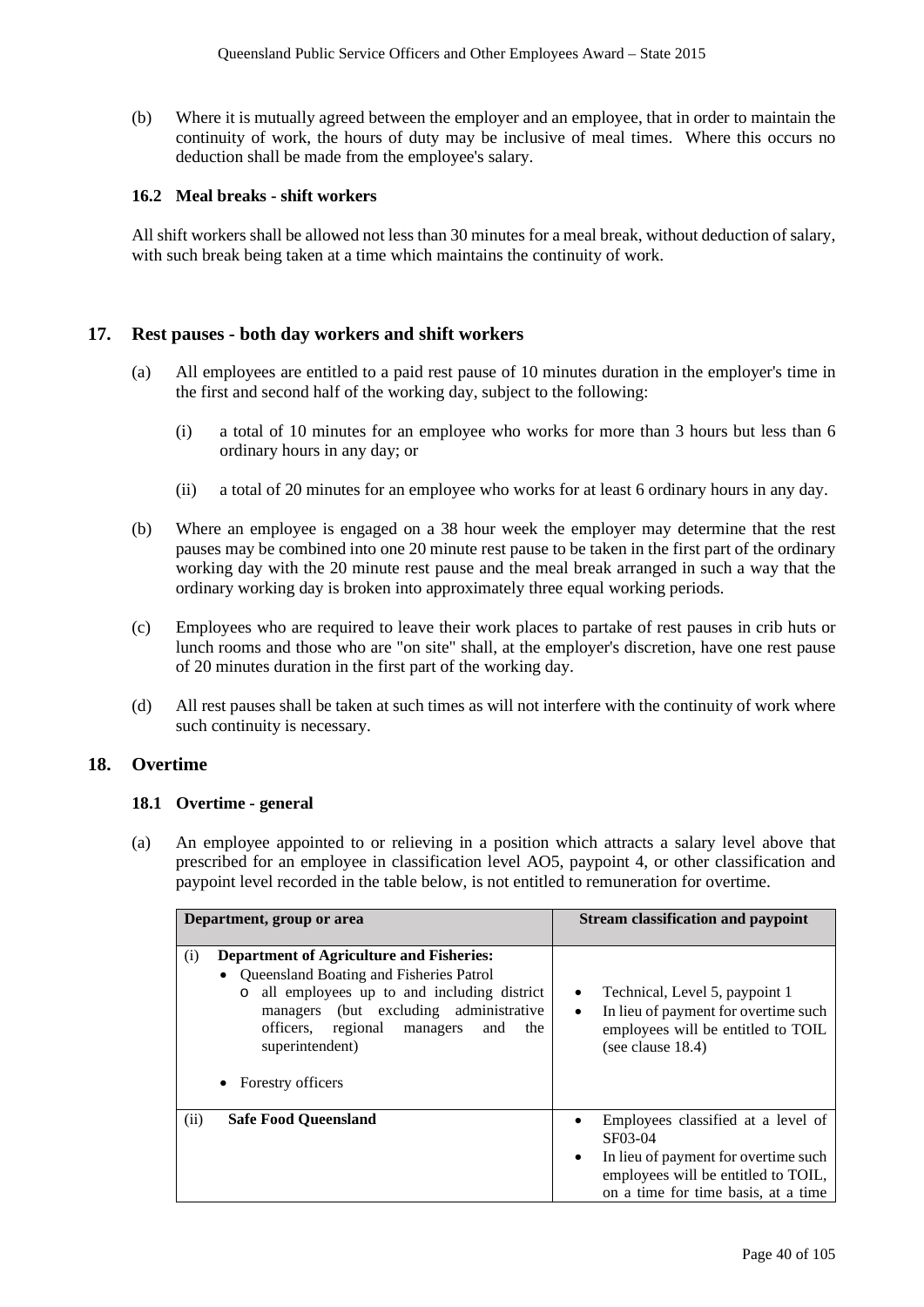(b) Where it is mutually agreed between the employer and an employee, that in order to maintain the continuity of work, the hours of duty may be inclusive of meal times. Where this occurs no deduction shall be made from the employee's salary.

### 16.2 Meal breaks - shift workers

All shift workers shall be allowed not less than 30 minutes for a meal break, without deduction of salary, with such break being taken at a time which maintains the continuity of work.

## 17. Rest pauses - both day workers and shift workers

(a) All employees are entitled to a paid rest pause of 10 minutes duration in the employer's time in the first and second half of the working day, subject to the following:

(i) a total of 10 minutes for an employee who works for more than 3 hours but less than 6 ordinary hours in any day; or

(ii) a total of 20 minutes for an employee who works for at least 6 ordinary hours in any day.

(b) Where an employee is engaged on a 38 hour week the employer may determine that the rest pauses may be combined into one 20 minute rest pause to be taken in the first part of the ordinary working day with the 20 minute rest pause and the meal break arranged in such a way that the ordinary working day is broken into approximately three equal working periods.

(c) Employees who are required to leave their work places to partake of rest pauses in crib huts or lunch rooms and those who are "on site" shall, at the employer's discretion, have one rest pause of 20 minutes duration in the first part of the working day.

(d) All rest pauses shall be taken at such times as will not interfere with the continuity of work where such continuity is necessary.

## 18. Overtime

### 18.1 Overtime - general

(a) An employee appointed to or relieving in a position which attracts a salary level above that prescribed for an employee in classification level AO5, paypoint 4, or other classification and paypoint level recorded in the table below, is not entitled to remuneration for overtime.

| Department, group or area | Stream classification and paypoint |
|---|---|
| (i) **Department of Agriculture and Fisheries:**<br>• Queensland Boating and Fisheries Patrol<br>o all employees up to and including district managers (but excluding administrative officers, regional managers and the superintendent)<br>• Forestry officers | • Technical, Level 5, paypoint 1<br>• In lieu of payment for overtime such employees will be entitled to TOIL (see clause 18.4) |
| (ii) **Safe Food Queensland** | • Employees classified at a level of SF03-04<br>• In lieu of payment for overtime such employees will be entitled to TOIL, on a time for time basis, at a time |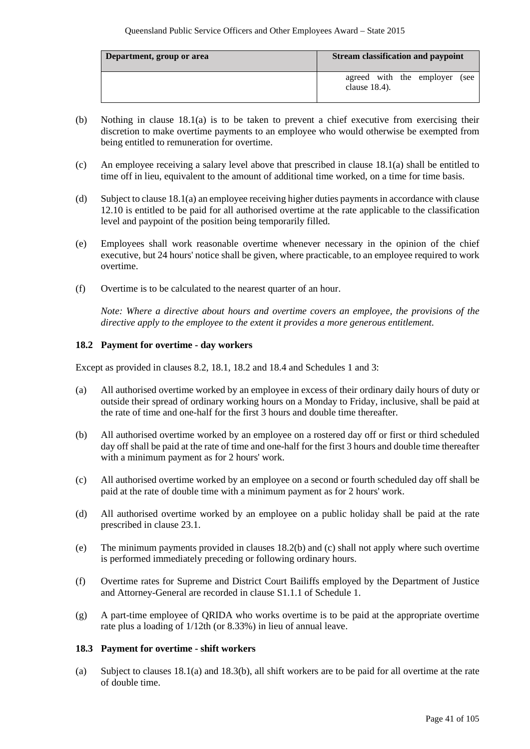| Department, group or area | Stream classification and paypoint |
|---|---|
| | agreed with the employer (see clause 18.4). |

(b) Nothing in clause 18.1(a) is to be taken to prevent a chief executive from exercising their discretion to make overtime payments to an employee who would otherwise be exempted from being entitled to remuneration for overtime.

(c) An employee receiving a salary level above that prescribed in clause 18.1(a) shall be entitled to time off in lieu, equivalent to the amount of additional time worked, on a time for time basis.

(d) Subject to clause 18.1(a) an employee receiving higher duties payments in accordance with clause 12.10 is entitled to be paid for all authorised overtime at the rate applicable to the classification level and paypoint of the position being temporarily filled.

(e) Employees shall work reasonable overtime whenever necessary in the opinion of the chief executive, but 24 hours' notice shall be given, where practicable, to an employee required to work overtime.

(f) Overtime is to be calculated to the nearest quarter of an hour.

*Note: Where a directive about hours and overtime covers an employee, the provisions of the directive apply to the employee to the extent it provides a more generous entitlement.*

### 18.2 Payment for overtime - day workers

Except as provided in clauses 8.2, 18.1, 18.2 and 18.4 and Schedules 1 and 3:

(a) All authorised overtime worked by an employee in excess of their ordinary daily hours of duty or outside their spread of ordinary working hours on a Monday to Friday, inclusive, shall be paid at the rate of time and one-half for the first 3 hours and double time thereafter.

(b) All authorised overtime worked by an employee on a rostered day off or first or third scheduled day off shall be paid at the rate of time and one-half for the first 3 hours and double time thereafter with a minimum payment as for 2 hours' work.

(c) All authorised overtime worked by an employee on a second or fourth scheduled day off shall be paid at the rate of double time with a minimum payment as for 2 hours' work.

(d) All authorised overtime worked by an employee on a public holiday shall be paid at the rate prescribed in clause 23.1.

(e) The minimum payments provided in clauses 18.2(b) and (c) shall not apply where such overtime is performed immediately preceding or following ordinary hours.

(f) Overtime rates for Supreme and District Court Bailiffs employed by the Department of Justice and Attorney-General are recorded in clause S1.1.1 of Schedule 1.

(g) A part-time employee of QRIDA who works overtime is to be paid at the appropriate overtime rate plus a loading of 1/12th (or 8.33%) in lieu of annual leave.

### 18.3 Payment for overtime - shift workers

(a) Subject to clauses 18.1(a) and 18.3(b), all shift workers are to be paid for all overtime at the rate of double time.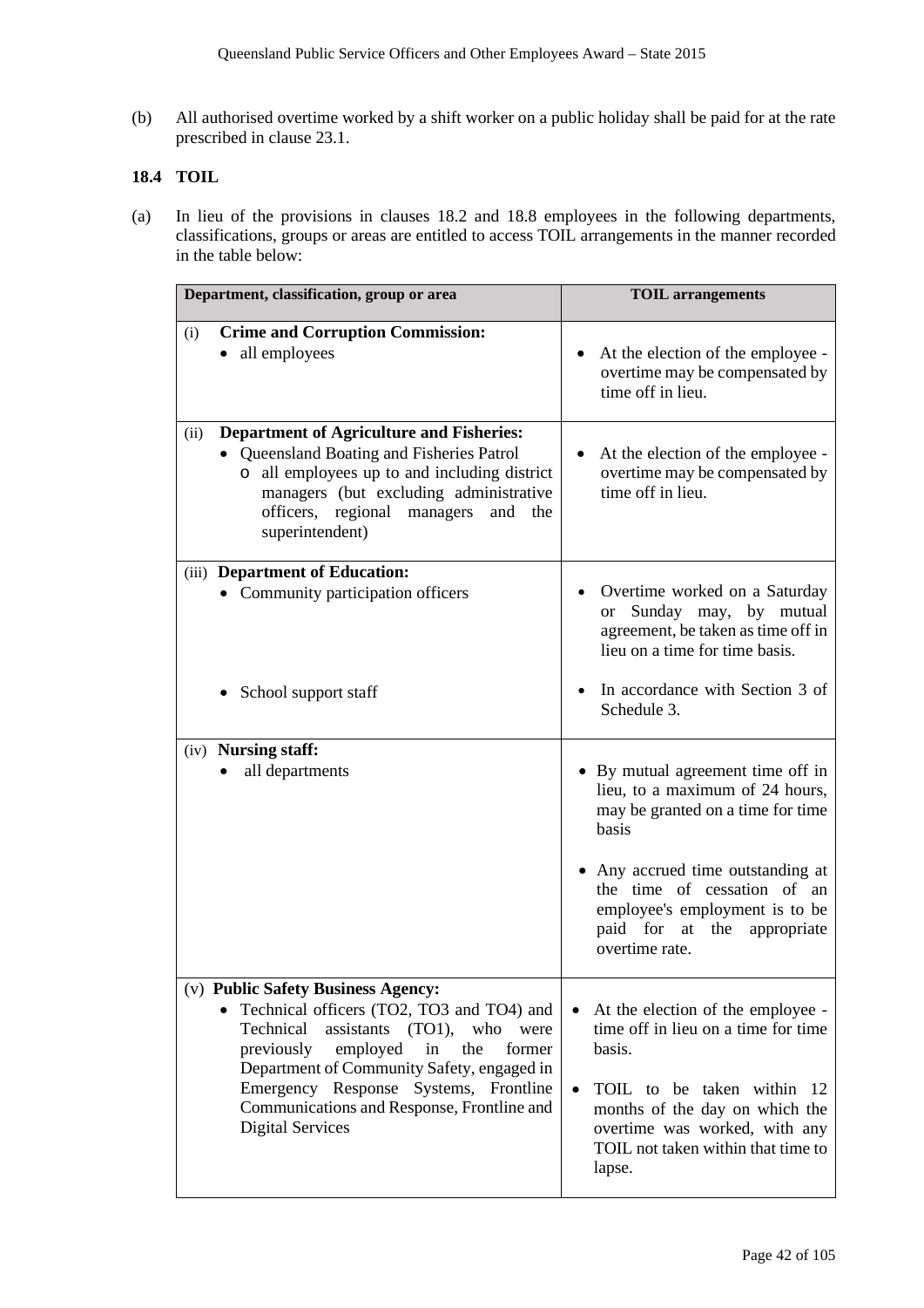(b) All authorised overtime worked by a shift worker on a public holiday shall be paid for at the rate prescribed in clause 23.1.

### 18.4 TOIL

(a) In lieu of the provisions in clauses 18.2 and 18.8 employees in the following departments, classifications, groups or areas are entitled to access TOIL arrangements in the manner recorded in the table below:

| Department, classification, group or area | TOIL arrangements |
|---|---|
| (i) **Crime and Corruption Commission:**<br>• all employees | • At the election of the employee - overtime may be compensated by time off in lieu. |
| (ii) **Department of Agriculture and Fisheries:**<br>• Queensland Boating and Fisheries Patrol<br>o all employees up to and including district managers (but excluding administrative officers, regional managers and the superintendent) | • At the election of the employee - overtime may be compensated by time off in lieu. |
| (iii) **Department of Education:**<br>• Community participation officers<br><br>• School support staff | • Overtime worked on a Saturday or Sunday may, by mutual agreement, be taken as time off in lieu on a time for time basis.<br><br>• In accordance with Section 3 of Schedule 3. |
| (iv) **Nursing staff:**<br>• all departments | • By mutual agreement time off in lieu, to a maximum of 24 hours, may be granted on a time for time basis<br><br>• Any accrued time outstanding at the time of cessation of an employee's employment is to be paid for at the appropriate overtime rate. |
| (v) **Public Safety Business Agency:**<br>• Technical officers (TO2, TO3 and TO4) and Technical assistants (TO1), who were previously employed in the former Department of Community Safety, engaged in Emergency Response Systems, Frontline Communications and Response, Frontline and Digital Services | • At the election of the employee - time off in lieu on a time for time basis.<br><br>• TOIL to be taken within 12 months of the day on which the overtime was worked, with any TOIL not taken within that time to lapse. |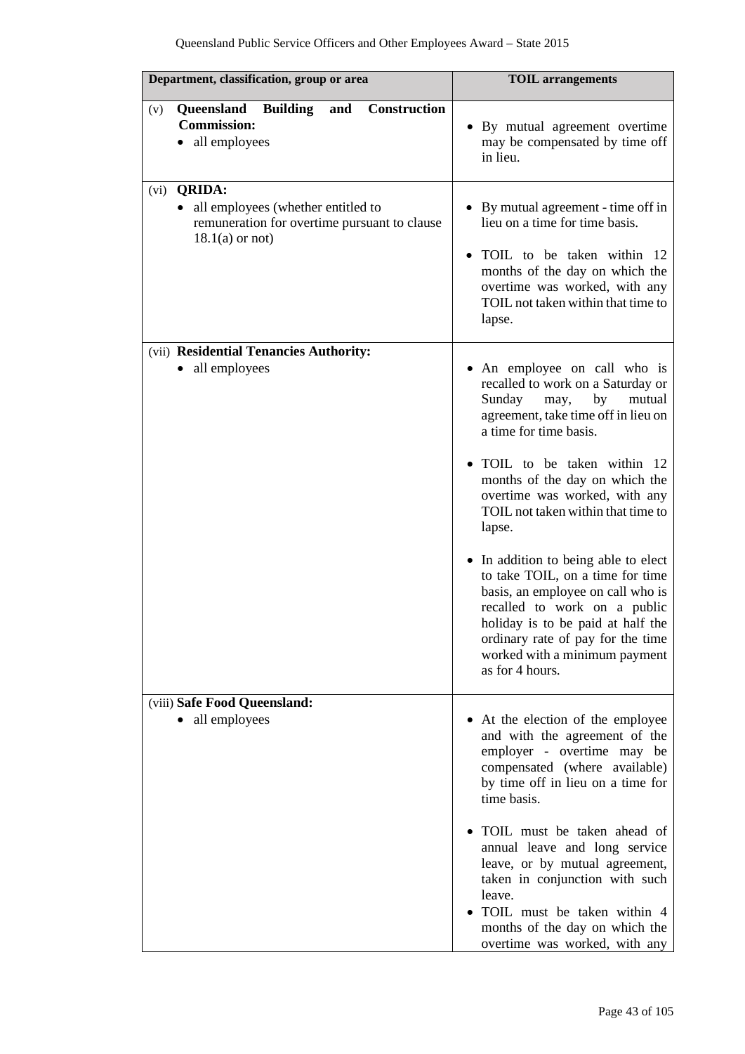| Department, classification, group or area | TOIL arrangements |
|---|---|
| (v) **Queensland Building and Construction Commission:**<br>• all employees | • By mutual agreement overtime may be compensated by time off in lieu. |
| (vi) **QRIDA:**<br>• all employees (whether entitled to remuneration for overtime pursuant to clause 18.1(a) or not) | • By mutual agreement - time off in lieu on a time for time basis.<br><br>• TOIL to be taken within 12 months of the day on which the overtime was worked, with any TOIL not taken within that time to lapse. |
| (vii) **Residential Tenancies Authority:**<br>• all employees | • An employee on call who is recalled to work on a Saturday or Sunday may, by mutual agreement, take time off in lieu on a time for time basis.<br><br>• TOIL to be taken within 12 months of the day on which the overtime was worked, with any TOIL not taken within that time to lapse.<br><br>• In addition to being able to elect to take TOIL, on a time for time basis, an employee on call who is recalled to work on a public holiday is to be paid at half the ordinary rate of pay for the time worked with a minimum payment as for 4 hours. |
| (viii) **Safe Food Queensland:**<br>• all employees | • At the election of the employee and with the agreement of the employer - overtime may be compensated (where available) by time off in lieu on a time for time basis.<br><br>• TOIL must be taken ahead of annual leave and long service leave, or by mutual agreement, taken in conjunction with such leave.<br>• TOIL must be taken within 4 months of the day on which the overtime was worked, with any |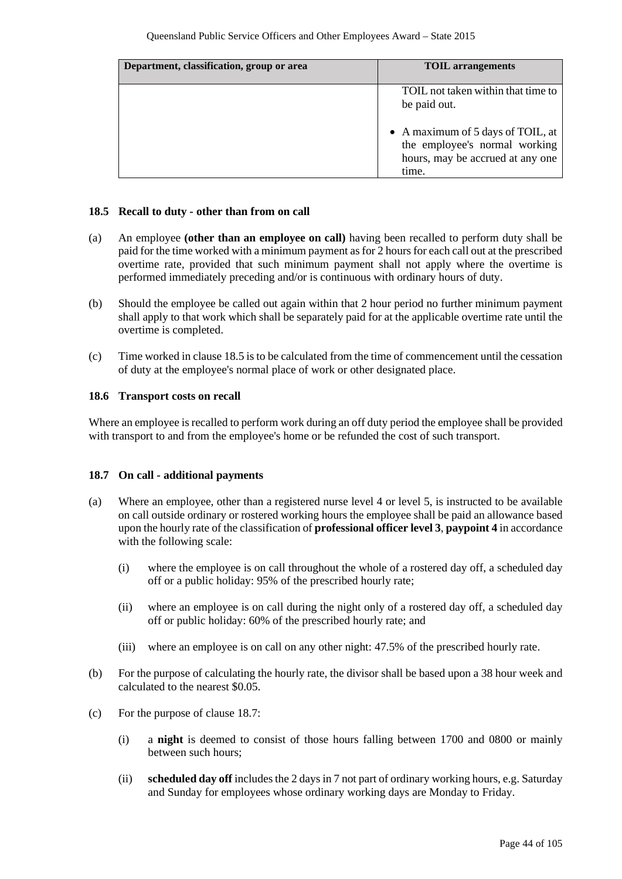| Department, classification, group or area | TOIL arrangements |
|---|---|
| | TOIL not taken within that time to be paid out.<br><br>• A maximum of 5 days of TOIL, at the employee's normal working hours, may be accrued at any one time. |

### 18.5 Recall to duty - other than from on call

(a) An employee **(other than an employee on call)** having been recalled to perform duty shall be paid for the time worked with a minimum payment as for 2 hours for each call out at the prescribed overtime rate, provided that such minimum payment shall not apply where the overtime is performed immediately preceding and/or is continuous with ordinary hours of duty.

(b) Should the employee be called out again within that 2 hour period no further minimum payment shall apply to that work which shall be separately paid for at the applicable overtime rate until the overtime is completed.

(c) Time worked in clause 18.5 is to be calculated from the time of commencement until the cessation of duty at the employee's normal place of work or other designated place.

### 18.6 Transport costs on recall

Where an employee is recalled to perform work during an off duty period the employee shall be provided with transport to and from the employee's home or be refunded the cost of such transport.

### 18.7 On call - additional payments

(a) Where an employee, other than a registered nurse level 4 or level 5, is instructed to be available on call outside ordinary or rostered working hours the employee shall be paid an allowance based upon the hourly rate of the classification of **professional officer level 3**, **paypoint 4** in accordance with the following scale:

  (i) where the employee is on call throughout the whole of a rostered day off, a scheduled day off or a public holiday: 95% of the prescribed hourly rate;

  (ii) where an employee is on call during the night only of a rostered day off, a scheduled day off or public holiday: 60% of the prescribed hourly rate; and

  (iii) where an employee is on call on any other night: 47.5% of the prescribed hourly rate.

(b) For the purpose of calculating the hourly rate, the divisor shall be based upon a 38 hour week and calculated to the nearest $0.05.

(c) For the purpose of clause 18.7:

  (i) a **night** is deemed to consist of those hours falling between 1700 and 0800 or mainly between such hours;

  (ii) **scheduled day off** includes the 2 days in 7 not part of ordinary working hours, e.g. Saturday and Sunday for employees whose ordinary working days are Monday to Friday.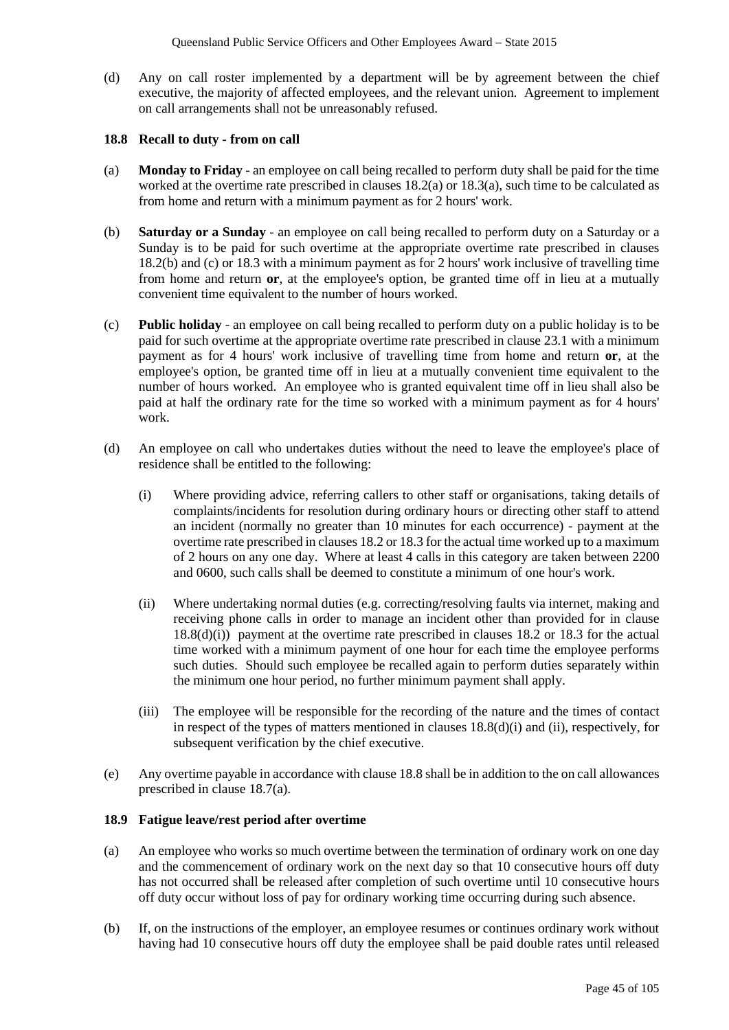(d) Any on call roster implemented by a department will be by agreement between the chief executive, the majority of affected employees, and the relevant union. Agreement to implement on call arrangements shall not be unreasonably refused.

### 18.8 Recall to duty - from on call

(a) **Monday to Friday** - an employee on call being recalled to perform duty shall be paid for the time worked at the overtime rate prescribed in clauses 18.2(a) or 18.3(a), such time to be calculated as from home and return with a minimum payment as for 2 hours' work.

(b) **Saturday or a Sunday** - an employee on call being recalled to perform duty on a Saturday or a Sunday is to be paid for such overtime at the appropriate overtime rate prescribed in clauses 18.2(b) and (c) or 18.3 with a minimum payment as for 2 hours' work inclusive of travelling time from home and return **or**, at the employee's option, be granted time off in lieu at a mutually convenient time equivalent to the number of hours worked.

(c) **Public holiday** - an employee on call being recalled to perform duty on a public holiday is to be paid for such overtime at the appropriate overtime rate prescribed in clause 23.1 with a minimum payment as for 4 hours' work inclusive of travelling time from home and return **or**, at the employee's option, be granted time off in lieu at a mutually convenient time equivalent to the number of hours worked. An employee who is granted equivalent time off in lieu shall also be paid at half the ordinary rate for the time so worked with a minimum payment as for 4 hours' work.

(d) An employee on call who undertakes duties without the need to leave the employee's place of residence shall be entitled to the following:

(i) Where providing advice, referring callers to other staff or organisations, taking details of complaints/incidents for resolution during ordinary hours or directing other staff to attend an incident (normally no greater than 10 minutes for each occurrence) - payment at the overtime rate prescribed in clauses 18.2 or 18.3 for the actual time worked up to a maximum of 2 hours on any one day. Where at least 4 calls in this category are taken between 2200 and 0600, such calls shall be deemed to constitute a minimum of one hour's work.

(ii) Where undertaking normal duties (e.g. correcting/resolving faults via internet, making and receiving phone calls in order to manage an incident other than provided for in clause 18.8(d)(i)) payment at the overtime rate prescribed in clauses 18.2 or 18.3 for the actual time worked with a minimum payment of one hour for each time the employee performs such duties. Should such employee be recalled again to perform duties separately within the minimum one hour period, no further minimum payment shall apply.

(iii) The employee will be responsible for the recording of the nature and the times of contact in respect of the types of matters mentioned in clauses 18.8(d)(i) and (ii), respectively, for subsequent verification by the chief executive.

(e) Any overtime payable in accordance with clause 18.8 shall be in addition to the on call allowances prescribed in clause 18.7(a).

### 18.9 Fatigue leave/rest period after overtime

(a) An employee who works so much overtime between the termination of ordinary work on one day and the commencement of ordinary work on the next day so that 10 consecutive hours off duty has not occurred shall be released after completion of such overtime until 10 consecutive hours off duty occur without loss of pay for ordinary working time occurring during such absence.

(b) If, on the instructions of the employer, an employee resumes or continues ordinary work without having had 10 consecutive hours off duty the employee shall be paid double rates until released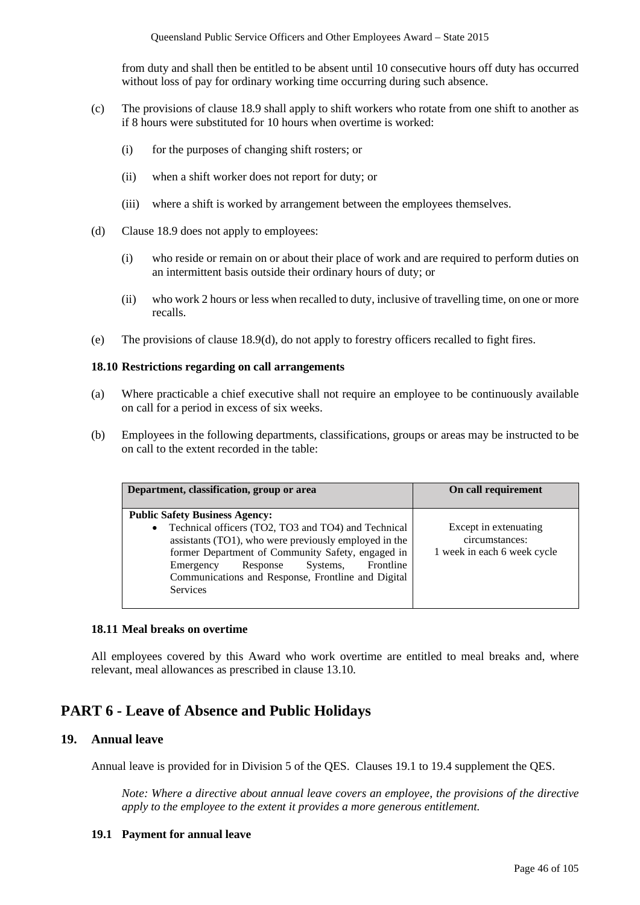from duty and shall then be entitled to be absent until 10 consecutive hours off duty has occurred without loss of pay for ordinary working time occurring during such absence.

(c) The provisions of clause 18.9 shall apply to shift workers who rotate from one shift to another as if 8 hours were substituted for 10 hours when overtime is worked:

(i) for the purposes of changing shift rosters; or

(ii) when a shift worker does not report for duty; or

(iii) where a shift is worked by arrangement between the employees themselves.

(d) Clause 18.9 does not apply to employees:

(i) who reside or remain on or about their place of work and are required to perform duties on an intermittent basis outside their ordinary hours of duty; or

(ii) who work 2 hours or less when recalled to duty, inclusive of travelling time, on one or more recalls.

(e) The provisions of clause 18.9(d), do not apply to forestry officers recalled to fight fires.

**18.10 Restrictions regarding on call arrangements**

(a) Where practicable a chief executive shall not require an employee to be continuously available on call for a period in excess of six weeks.

(b) Employees in the following departments, classifications, groups or areas may be instructed to be on call to the extent recorded in the table:

| Department, classification, group or area | On call requirement |
|---|---|
| **Public Safety Business Agency:** <br> • Technical officers (TO2, TO3 and TO4) and Technical assistants (TO1), who were previously employed in the former Department of Community Safety, engaged in Emergency Response Systems, Frontline Communications and Response, Frontline and Digital Services | Except in extenuating circumstances: 1 week in each 6 week cycle |

**18.11 Meal breaks on overtime**

All employees covered by this Award who work overtime are entitled to meal breaks and, where relevant, meal allowances as prescribed in clause 13.10.

# PART 6 - Leave of Absence and Public Holidays

## 19. Annual leave

Annual leave is provided for in Division 5 of the QES. Clauses 19.1 to 19.4 supplement the QES.

*Note: Where a directive about annual leave covers an employee, the provisions of the directive apply to the employee to the extent it provides a more generous entitlement.*

**19.1 Payment for annual leave**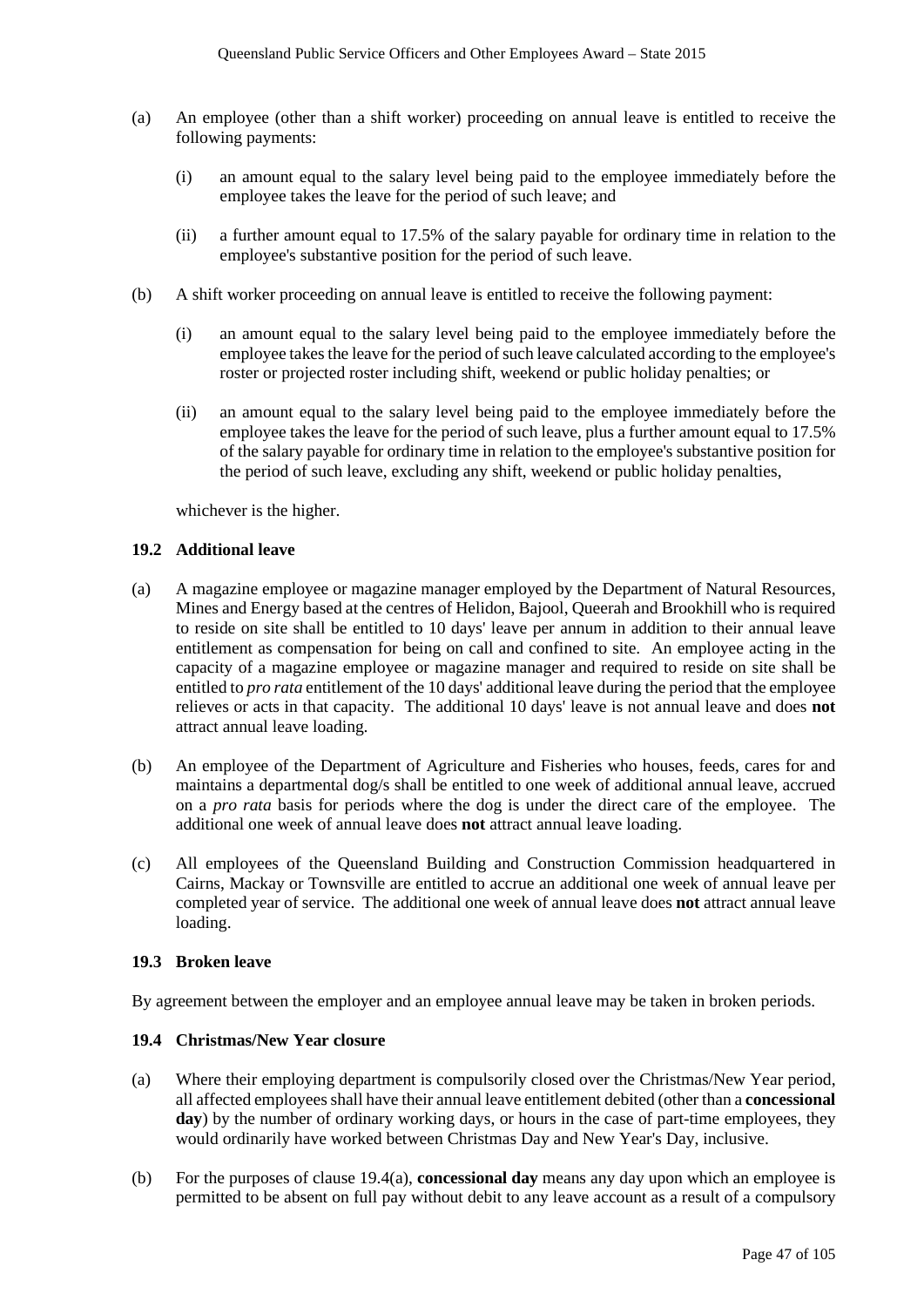(a) An employee (other than a shift worker) proceeding on annual leave is entitled to receive the following payments:

  (i) an amount equal to the salary level being paid to the employee immediately before the employee takes the leave for the period of such leave; and

  (ii) a further amount equal to 17.5% of the salary payable for ordinary time in relation to the employee's substantive position for the period of such leave.

(b) A shift worker proceeding on annual leave is entitled to receive the following payment:

  (i) an amount equal to the salary level being paid to the employee immediately before the employee takes the leave for the period of such leave calculated according to the employee's roster or projected roster including shift, weekend or public holiday penalties; or

  (ii) an amount equal to the salary level being paid to the employee immediately before the employee takes the leave for the period of such leave, plus a further amount equal to 17.5% of the salary payable for ordinary time in relation to the employee's substantive position for the period of such leave, excluding any shift, weekend or public holiday penalties,

  whichever is the higher.

### 19.2 Additional leave

(a) A magazine employee or magazine manager employed by the Department of Natural Resources, Mines and Energy based at the centres of Helidon, Bajool, Queerah and Brookhill who is required to reside on site shall be entitled to 10 days' leave per annum in addition to their annual leave entitlement as compensation for being on call and confined to site. An employee acting in the capacity of a magazine employee or magazine manager and required to reside on site shall be entitled to *pro rata* entitlement of the 10 days' additional leave during the period that the employee relieves or acts in that capacity. The additional 10 days' leave is not annual leave and does **not** attract annual leave loading.

(b) An employee of the Department of Agriculture and Fisheries who houses, feeds, cares for and maintains a departmental dog/s shall be entitled to one week of additional annual leave, accrued on a *pro rata* basis for periods where the dog is under the direct care of the employee. The additional one week of annual leave does **not** attract annual leave loading.

(c) All employees of the Queensland Building and Construction Commission headquartered in Cairns, Mackay or Townsville are entitled to accrue an additional one week of annual leave per completed year of service. The additional one week of annual leave does **not** attract annual leave loading.

### 19.3 Broken leave

By agreement between the employer and an employee annual leave may be taken in broken periods.

### 19.4 Christmas/New Year closure

(a) Where their employing department is compulsorily closed over the Christmas/New Year period, all affected employees shall have their annual leave entitlement debited (other than a **concessional day**) by the number of ordinary working days, or hours in the case of part-time employees, they would ordinarily have worked between Christmas Day and New Year's Day, inclusive.

(b) For the purposes of clause 19.4(a), **concessional day** means any day upon which an employee is permitted to be absent on full pay without debit to any leave account as a result of a compulsory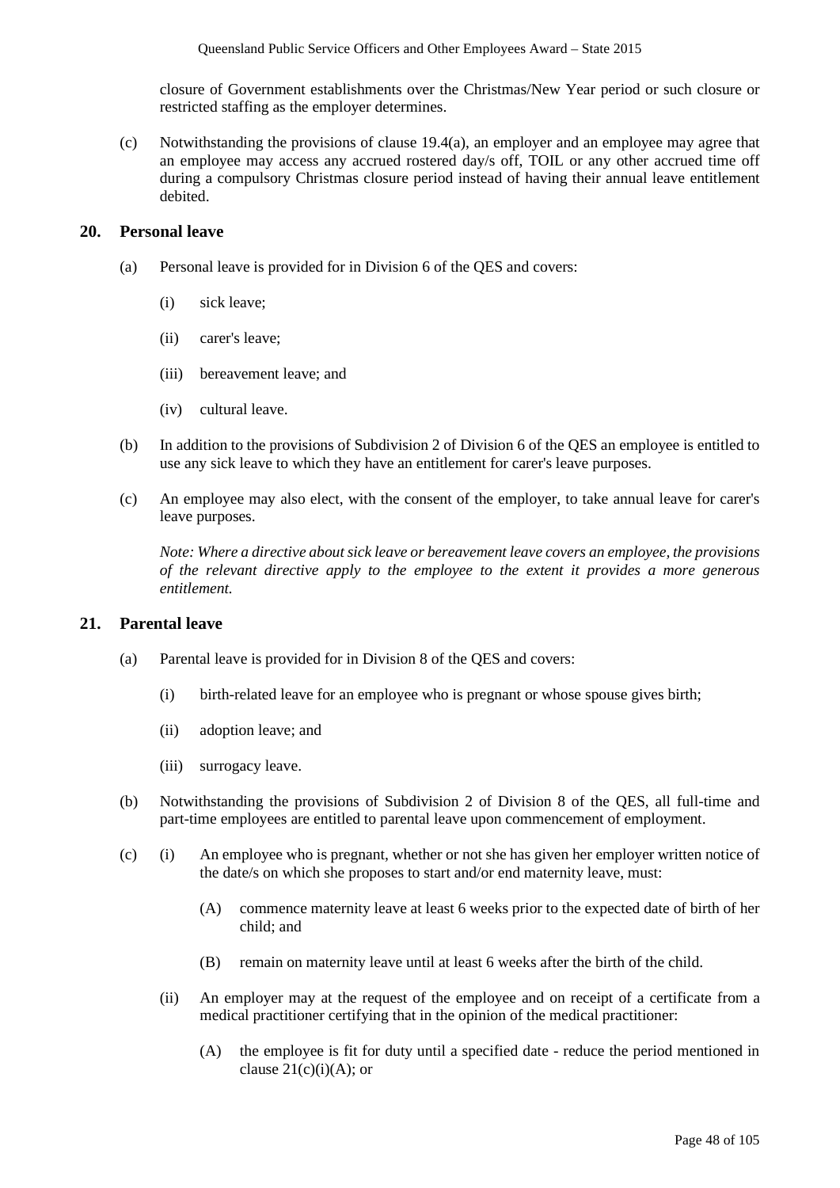closure of Government establishments over the Christmas/New Year period or such closure or restricted staffing as the employer determines.

(c) Notwithstanding the provisions of clause 19.4(a), an employer and an employee may agree that an employee may access any accrued rostered day/s off, TOIL or any other accrued time off during a compulsory Christmas closure period instead of having their annual leave entitlement debited.

## 20. Personal leave

(a) Personal leave is provided for in Division 6 of the QES and covers:

(i) sick leave;

(ii) carer's leave;

(iii) bereavement leave; and

(iv) cultural leave.

(b) In addition to the provisions of Subdivision 2 of Division 6 of the QES an employee is entitled to use any sick leave to which they have an entitlement for carer's leave purposes.

(c) An employee may also elect, with the consent of the employer, to take annual leave for carer's leave purposes.

*Note: Where a directive about sick leave or bereavement leave covers an employee, the provisions of the relevant directive apply to the employee to the extent it provides a more generous entitlement.*

## 21. Parental leave

(a) Parental leave is provided for in Division 8 of the QES and covers:

(i) birth-related leave for an employee who is pregnant or whose spouse gives birth;

(ii) adoption leave; and

(iii) surrogacy leave.

(b) Notwithstanding the provisions of Subdivision 2 of Division 8 of the QES, all full-time and part-time employees are entitled to parental leave upon commencement of employment.

(c) (i) An employee who is pregnant, whether or not she has given her employer written notice of the date/s on which she proposes to start and/or end maternity leave, must:

(A) commence maternity leave at least 6 weeks prior to the expected date of birth of her child; and

(B) remain on maternity leave until at least 6 weeks after the birth of the child.

(ii) An employer may at the request of the employee and on receipt of a certificate from a medical practitioner certifying that in the opinion of the medical practitioner:

(A) the employee is fit for duty until a specified date - reduce the period mentioned in clause 21(c)(i)(A); or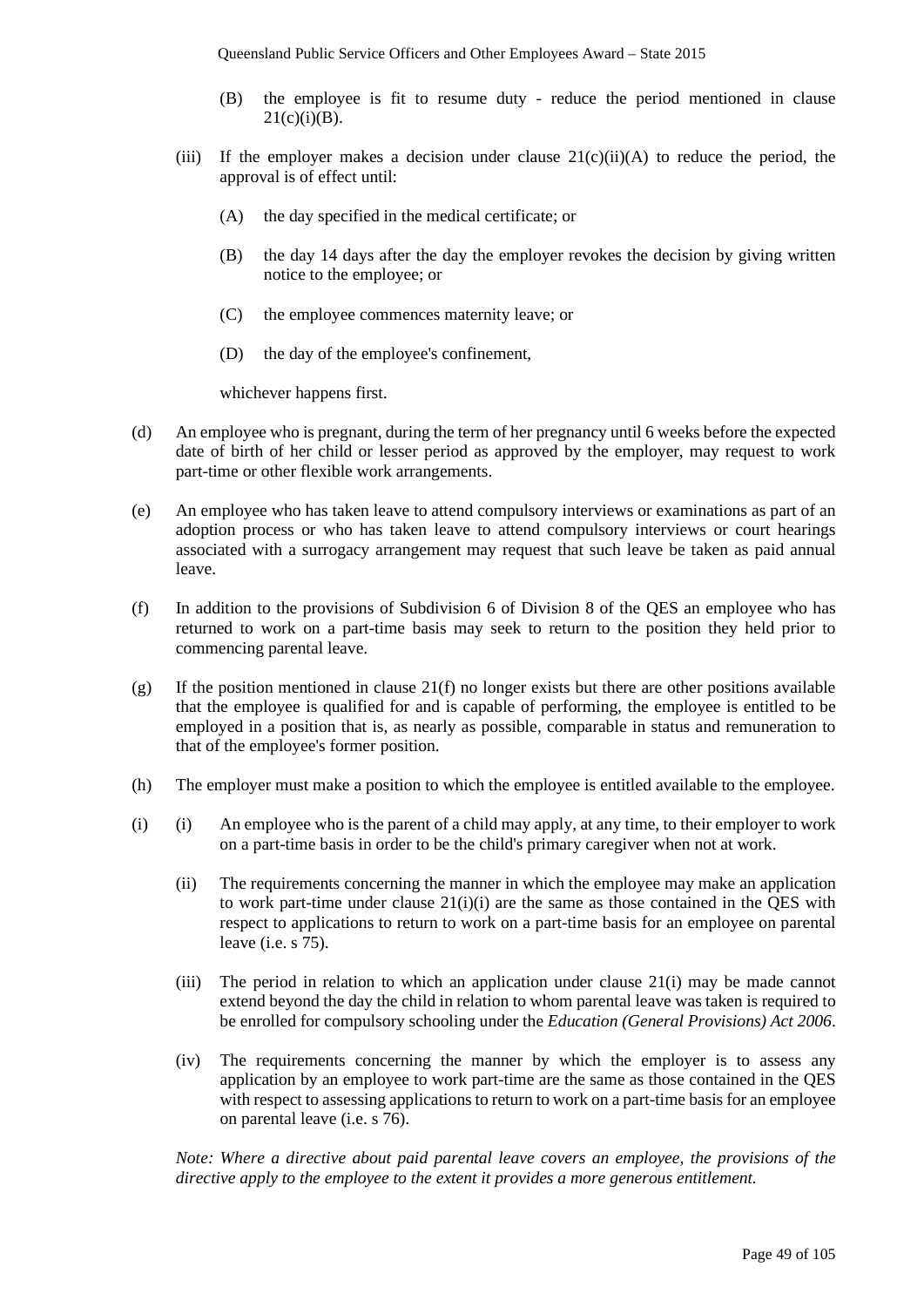(B) the employee is fit to resume duty - reduce the period mentioned in clause 21(c)(i)(B).

(iii) If the employer makes a decision under clause 21(c)(ii)(A) to reduce the period, the approval is of effect until:

(A) the day specified in the medical certificate; or

(B) the day 14 days after the day the employer revokes the decision by giving written notice to the employee; or

(C) the employee commences maternity leave; or

(D) the day of the employee's confinement,

whichever happens first.

(d) An employee who is pregnant, during the term of her pregnancy until 6 weeks before the expected date of birth of her child or lesser period as approved by the employer, may request to work part-time or other flexible work arrangements.

(e) An employee who has taken leave to attend compulsory interviews or examinations as part of an adoption process or who has taken leave to attend compulsory interviews or court hearings associated with a surrogacy arrangement may request that such leave be taken as paid annual leave.

(f) In addition to the provisions of Subdivision 6 of Division 8 of the QES an employee who has returned to work on a part-time basis may seek to return to the position they held prior to commencing parental leave.

(g) If the position mentioned in clause 21(f) no longer exists but there are other positions available that the employee is qualified for and is capable of performing, the employee is entitled to be employed in a position that is, as nearly as possible, comparable in status and remuneration to that of the employee's former position.

(h) The employer must make a position to which the employee is entitled available to the employee.

(i) (i) An employee who is the parent of a child may apply, at any time, to their employer to work on a part-time basis in order to be the child's primary caregiver when not at work.

(ii) The requirements concerning the manner in which the employee may make an application to work part-time under clause 21(i)(i) are the same as those contained in the QES with respect to applications to return to work on a part-time basis for an employee on parental leave (i.e. s 75).

(iii) The period in relation to which an application under clause 21(i) may be made cannot extend beyond the day the child in relation to whom parental leave was taken is required to be enrolled for compulsory schooling under the *Education (General Provisions) Act 2006*.

(iv) The requirements concerning the manner by which the employer is to assess any application by an employee to work part-time are the same as those contained in the QES with respect to assessing applications to return to work on a part-time basis for an employee on parental leave (i.e. s 76).

*Note: Where a directive about paid parental leave covers an employee, the provisions of the directive apply to the employee to the extent it provides a more generous entitlement.*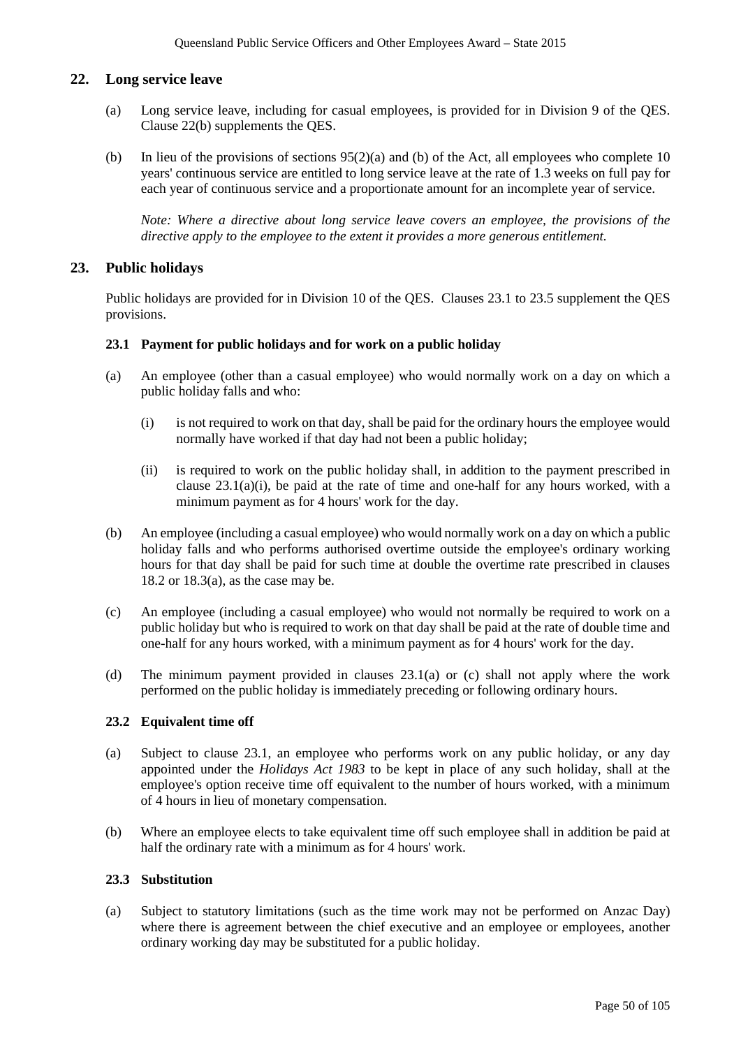## 22. Long service leave

(a) Long service leave, including for casual employees, is provided for in Division 9 of the QES. Clause 22(b) supplements the QES.

(b) In lieu of the provisions of sections 95(2)(a) and (b) of the Act, all employees who complete 10 years' continuous service are entitled to long service leave at the rate of 1.3 weeks on full pay for each year of continuous service and a proportionate amount for an incomplete year of service.

*Note: Where a directive about long service leave covers an employee, the provisions of the directive apply to the employee to the extent it provides a more generous entitlement.*

## 23. Public holidays

Public holidays are provided for in Division 10 of the QES. Clauses 23.1 to 23.5 supplement the QES provisions.

### 23.1 Payment for public holidays and for work on a public holiday

(a) An employee (other than a casual employee) who would normally work on a day on which a public holiday falls and who:

(i) is not required to work on that day, shall be paid for the ordinary hours the employee would normally have worked if that day had not been a public holiday;

(ii) is required to work on the public holiday shall, in addition to the payment prescribed in clause 23.1(a)(i), be paid at the rate of time and one-half for any hours worked, with a minimum payment as for 4 hours' work for the day.

(b) An employee (including a casual employee) who would normally work on a day on which a public holiday falls and who performs authorised overtime outside the employee's ordinary working hours for that day shall be paid for such time at double the overtime rate prescribed in clauses 18.2 or 18.3(a), as the case may be.

(c) An employee (including a casual employee) who would not normally be required to work on a public holiday but who is required to work on that day shall be paid at the rate of double time and one-half for any hours worked, with a minimum payment as for 4 hours' work for the day.

(d) The minimum payment provided in clauses 23.1(a) or (c) shall not apply where the work performed on the public holiday is immediately preceding or following ordinary hours.

### 23.2 Equivalent time off

(a) Subject to clause 23.1, an employee who performs work on any public holiday, or any day appointed under the *Holidays Act 1983* to be kept in place of any such holiday, shall at the employee's option receive time off equivalent to the number of hours worked, with a minimum of 4 hours in lieu of monetary compensation.

(b) Where an employee elects to take equivalent time off such employee shall in addition be paid at half the ordinary rate with a minimum as for 4 hours' work.

### 23.3 Substitution

(a) Subject to statutory limitations (such as the time work may not be performed on Anzac Day) where there is agreement between the chief executive and an employee or employees, another ordinary working day may be substituted for a public holiday.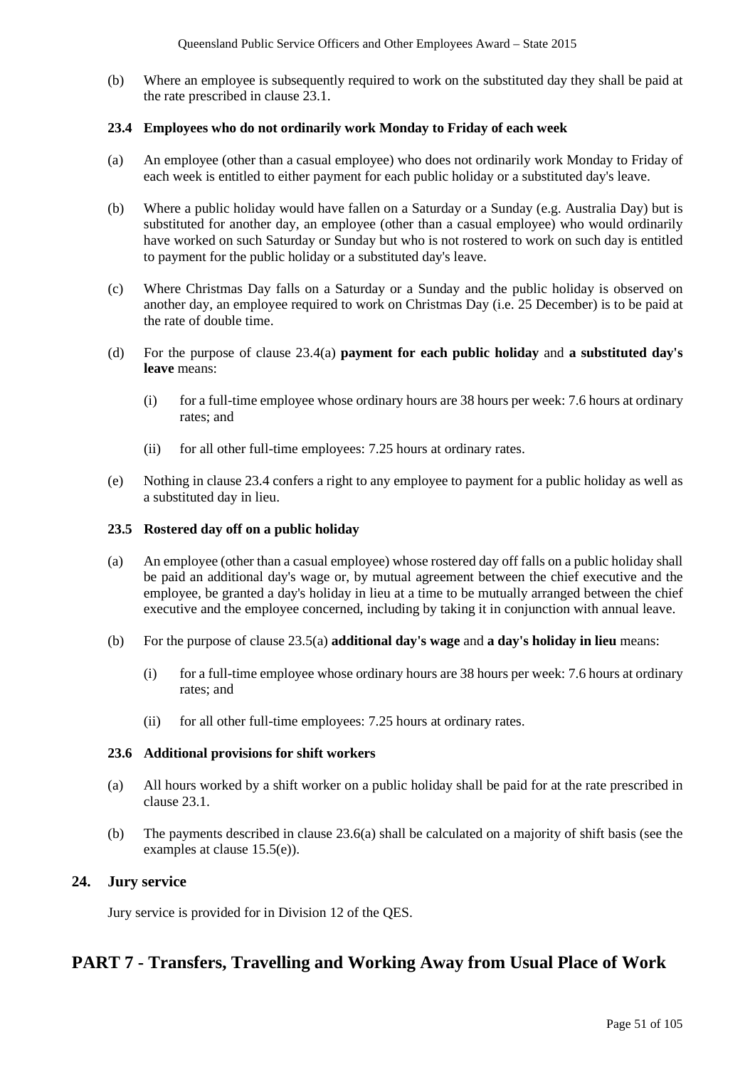(b) Where an employee is subsequently required to work on the substituted day they shall be paid at the rate prescribed in clause 23.1.

### 23.4 Employees who do not ordinarily work Monday to Friday of each week

(a) An employee (other than a casual employee) who does not ordinarily work Monday to Friday of each week is entitled to either payment for each public holiday or a substituted day's leave.

(b) Where a public holiday would have fallen on a Saturday or a Sunday (e.g. Australia Day) but is substituted for another day, an employee (other than a casual employee) who would ordinarily have worked on such Saturday or Sunday but who is not rostered to work on such day is entitled to payment for the public holiday or a substituted day's leave.

(c) Where Christmas Day falls on a Saturday or a Sunday and the public holiday is observed on another day, an employee required to work on Christmas Day (i.e. 25 December) is to be paid at the rate of double time.

(d) For the purpose of clause 23.4(a) **payment for each public holiday** and **a substituted day's leave** means:

(i) for a full-time employee whose ordinary hours are 38 hours per week: 7.6 hours at ordinary rates; and

(ii) for all other full-time employees: 7.25 hours at ordinary rates.

(e) Nothing in clause 23.4 confers a right to any employee to payment for a public holiday as well as a substituted day in lieu.

### 23.5 Rostered day off on a public holiday

(a) An employee (other than a casual employee) whose rostered day off falls on a public holiday shall be paid an additional day's wage or, by mutual agreement between the chief executive and the employee, be granted a day's holiday in lieu at a time to be mutually arranged between the chief executive and the employee concerned, including by taking it in conjunction with annual leave.

(b) For the purpose of clause 23.5(a) **additional day's wage** and **a day's holiday in lieu** means:

(i) for a full-time employee whose ordinary hours are 38 hours per week: 7.6 hours at ordinary rates; and

(ii) for all other full-time employees: 7.25 hours at ordinary rates.

### 23.6 Additional provisions for shift workers

(a) All hours worked by a shift worker on a public holiday shall be paid for at the rate prescribed in clause 23.1.

(b) The payments described in clause 23.6(a) shall be calculated on a majority of shift basis (see the examples at clause 15.5(e)).

## 24. Jury service

Jury service is provided for in Division 12 of the QES.

# PART 7 - Transfers, Travelling and Working Away from Usual Place of Work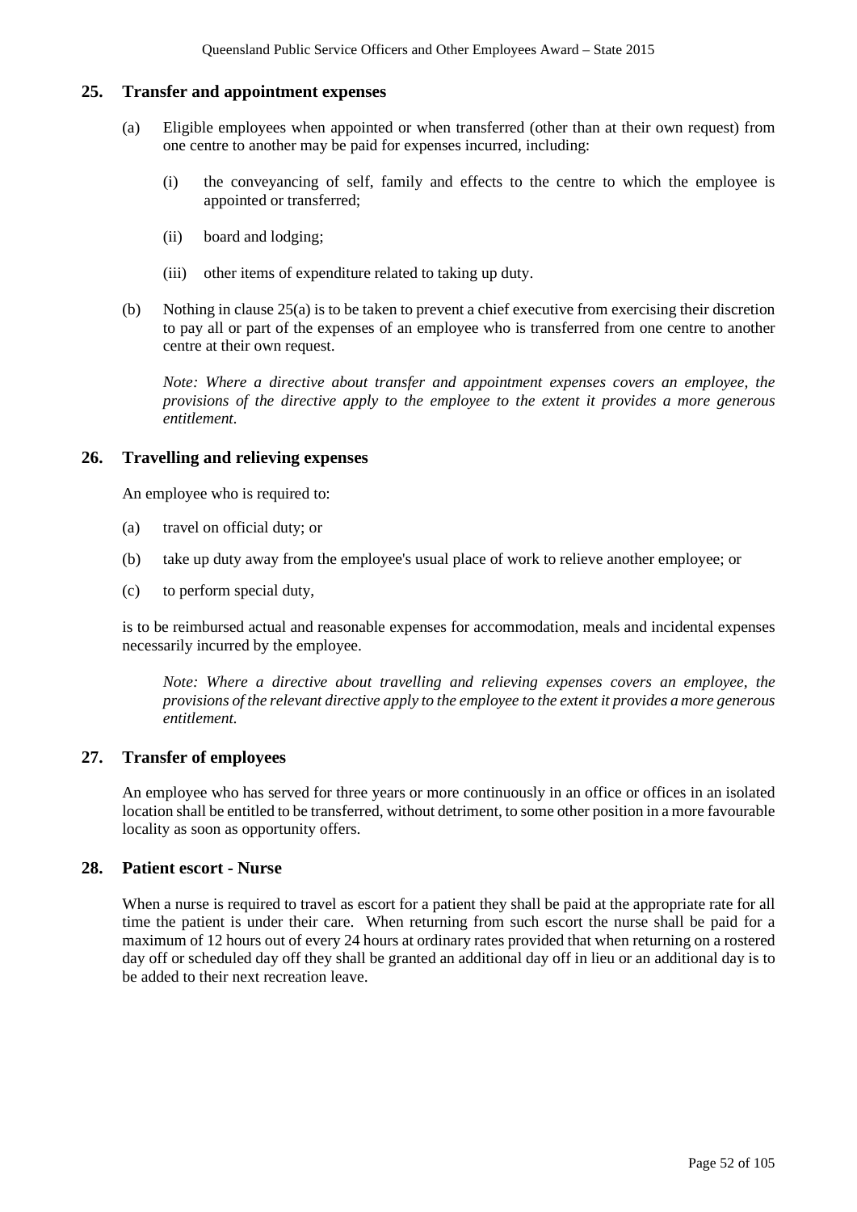## 25. Transfer and appointment expenses

(a) Eligible employees when appointed or when transferred (other than at their own request) from one centre to another may be paid for expenses incurred, including:

   (i) the conveyancing of self, family and effects to the centre to which the employee is appointed or transferred;

   (ii) board and lodging;

   (iii) other items of expenditure related to taking up duty.

(b) Nothing in clause 25(a) is to be taken to prevent a chief executive from exercising their discretion to pay all or part of the expenses of an employee who is transferred from one centre to another centre at their own request.

*Note: Where a directive about transfer and appointment expenses covers an employee, the provisions of the directive apply to the employee to the extent it provides a more generous entitlement.*

## 26. Travelling and relieving expenses

An employee who is required to:

(a) travel on official duty; or

(b) take up duty away from the employee's usual place of work to relieve another employee; or

(c) to perform special duty,

is to be reimbursed actual and reasonable expenses for accommodation, meals and incidental expenses necessarily incurred by the employee.

*Note: Where a directive about travelling and relieving expenses covers an employee, the provisions of the relevant directive apply to the employee to the extent it provides a more generous entitlement.*

## 27. Transfer of employees

An employee who has served for three years or more continuously in an office or offices in an isolated location shall be entitled to be transferred, without detriment, to some other position in a more favourable locality as soon as opportunity offers.

## 28. Patient escort - Nurse

When a nurse is required to travel as escort for a patient they shall be paid at the appropriate rate for all time the patient is under their care. When returning from such escort the nurse shall be paid for a maximum of 12 hours out of every 24 hours at ordinary rates provided that when returning on a rostered day off or scheduled day off they shall be granted an additional day off in lieu or an additional day is to be added to their next recreation leave.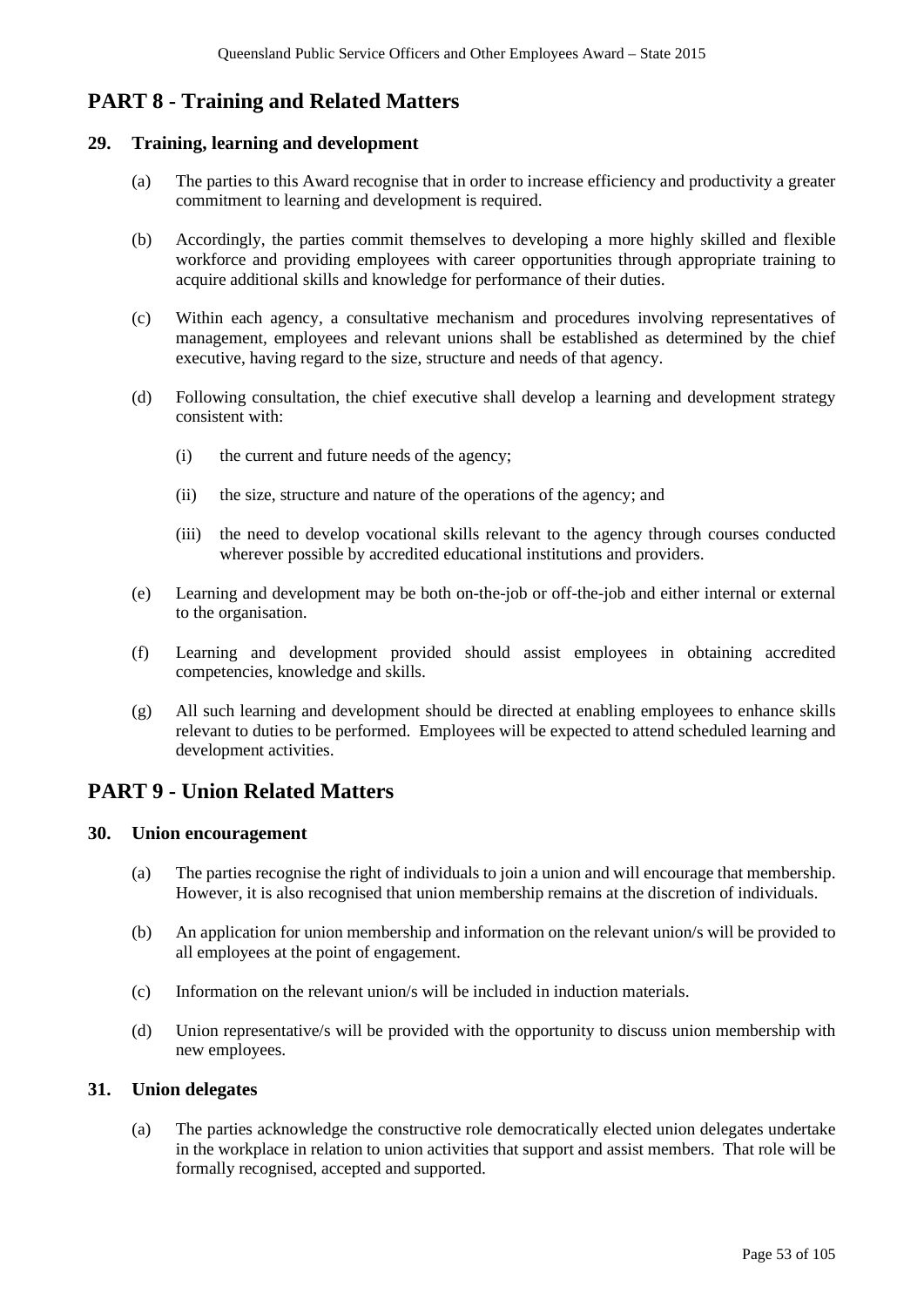## PART 8 - Training and Related Matters

### 29. Training, learning and development

(a) The parties to this Award recognise that in order to increase efficiency and productivity a greater commitment to learning and development is required.

(b) Accordingly, the parties commit themselves to developing a more highly skilled and flexible workforce and providing employees with career opportunities through appropriate training to acquire additional skills and knowledge for performance of their duties.

(c) Within each agency, a consultative mechanism and procedures involving representatives of management, employees and relevant unions shall be established as determined by the chief executive, having regard to the size, structure and needs of that agency.

(d) Following consultation, the chief executive shall develop a learning and development strategy consistent with:

(i) the current and future needs of the agency;

(ii) the size, structure and nature of the operations of the agency; and

(iii) the need to develop vocational skills relevant to the agency through courses conducted wherever possible by accredited educational institutions and providers.

(e) Learning and development may be both on-the-job or off-the-job and either internal or external to the organisation.

(f) Learning and development provided should assist employees in obtaining accredited competencies, knowledge and skills.

(g) All such learning and development should be directed at enabling employees to enhance skills relevant to duties to be performed. Employees will be expected to attend scheduled learning and development activities.

## PART 9 - Union Related Matters

### 30. Union encouragement

(a) The parties recognise the right of individuals to join a union and will encourage that membership. However, it is also recognised that union membership remains at the discretion of individuals.

(b) An application for union membership and information on the relevant union/s will be provided to all employees at the point of engagement.

(c) Information on the relevant union/s will be included in induction materials.

(d) Union representative/s will be provided with the opportunity to discuss union membership with new employees.

### 31. Union delegates

(a) The parties acknowledge the constructive role democratically elected union delegates undertake in the workplace in relation to union activities that support and assist members. That role will be formally recognised, accepted and supported.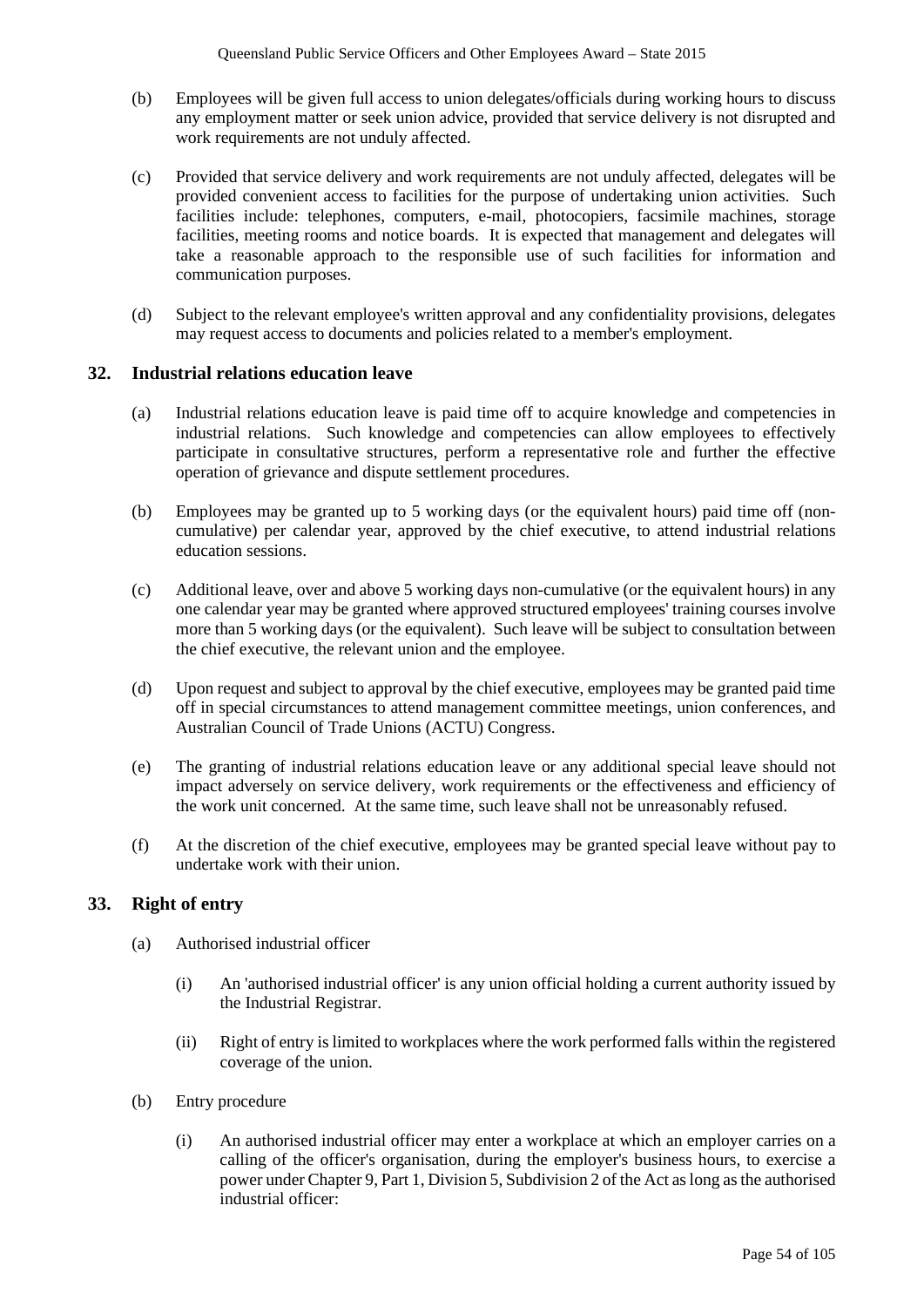(b) Employees will be given full access to union delegates/officials during working hours to discuss any employment matter or seek union advice, provided that service delivery is not disrupted and work requirements are not unduly affected.

(c) Provided that service delivery and work requirements are not unduly affected, delegates will be provided convenient access to facilities for the purpose of undertaking union activities. Such facilities include: telephones, computers, e-mail, photocopiers, facsimile machines, storage facilities, meeting rooms and notice boards. It is expected that management and delegates will take a reasonable approach to the responsible use of such facilities for information and communication purposes.

(d) Subject to the relevant employee's written approval and any confidentiality provisions, delegates may request access to documents and policies related to a member's employment.

## 32. Industrial relations education leave

(a) Industrial relations education leave is paid time off to acquire knowledge and competencies in industrial relations. Such knowledge and competencies can allow employees to effectively participate in consultative structures, perform a representative role and further the effective operation of grievance and dispute settlement procedures.

(b) Employees may be granted up to 5 working days (or the equivalent hours) paid time off (non-cumulative) per calendar year, approved by the chief executive, to attend industrial relations education sessions.

(c) Additional leave, over and above 5 working days non-cumulative (or the equivalent hours) in any one calendar year may be granted where approved structured employees' training courses involve more than 5 working days (or the equivalent). Such leave will be subject to consultation between the chief executive, the relevant union and the employee.

(d) Upon request and subject to approval by the chief executive, employees may be granted paid time off in special circumstances to attend management committee meetings, union conferences, and Australian Council of Trade Unions (ACTU) Congress.

(e) The granting of industrial relations education leave or any additional special leave should not impact adversely on service delivery, work requirements or the effectiveness and efficiency of the work unit concerned. At the same time, such leave shall not be unreasonably refused.

(f) At the discretion of the chief executive, employees may be granted special leave without pay to undertake work with their union.

## 33. Right of entry

(a) Authorised industrial officer

   (i) An 'authorised industrial officer' is any union official holding a current authority issued by the Industrial Registrar.

   (ii) Right of entry is limited to workplaces where the work performed falls within the registered coverage of the union.

(b) Entry procedure

   (i) An authorised industrial officer may enter a workplace at which an employer carries on a calling of the officer's organisation, during the employer's business hours, to exercise a power under Chapter 9, Part 1, Division 5, Subdivision 2 of the Act as long as the authorised industrial officer: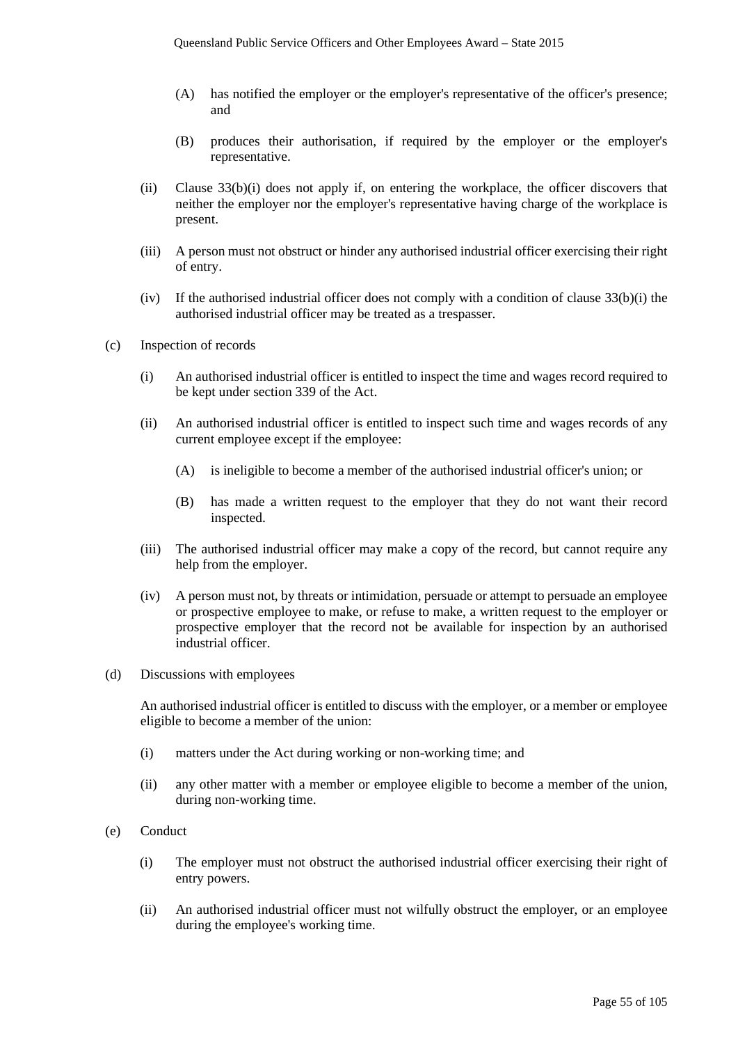(A) has notified the employer or the employer's representative of the officer's presence; and

(B) produces their authorisation, if required by the employer or the employer's representative.

(ii) Clause 33(b)(i) does not apply if, on entering the workplace, the officer discovers that neither the employer nor the employer's representative having charge of the workplace is present.

(iii) A person must not obstruct or hinder any authorised industrial officer exercising their right of entry.

(iv) If the authorised industrial officer does not comply with a condition of clause 33(b)(i) the authorised industrial officer may be treated as a trespasser.

(c) Inspection of records

(i) An authorised industrial officer is entitled to inspect the time and wages record required to be kept under section 339 of the Act.

(ii) An authorised industrial officer is entitled to inspect such time and wages records of any current employee except if the employee:

(A) is ineligible to become a member of the authorised industrial officer's union; or

(B) has made a written request to the employer that they do not want their record inspected.

(iii) The authorised industrial officer may make a copy of the record, but cannot require any help from the employer.

(iv) A person must not, by threats or intimidation, persuade or attempt to persuade an employee or prospective employee to make, or refuse to make, a written request to the employer or prospective employer that the record not be available for inspection by an authorised industrial officer.

(d) Discussions with employees

An authorised industrial officer is entitled to discuss with the employer, or a member or employee eligible to become a member of the union:

(i) matters under the Act during working or non-working time; and

(ii) any other matter with a member or employee eligible to become a member of the union, during non-working time.

(e) Conduct

(i) The employer must not obstruct the authorised industrial officer exercising their right of entry powers.

(ii) An authorised industrial officer must not wilfully obstruct the employer, or an employee during the employee's working time.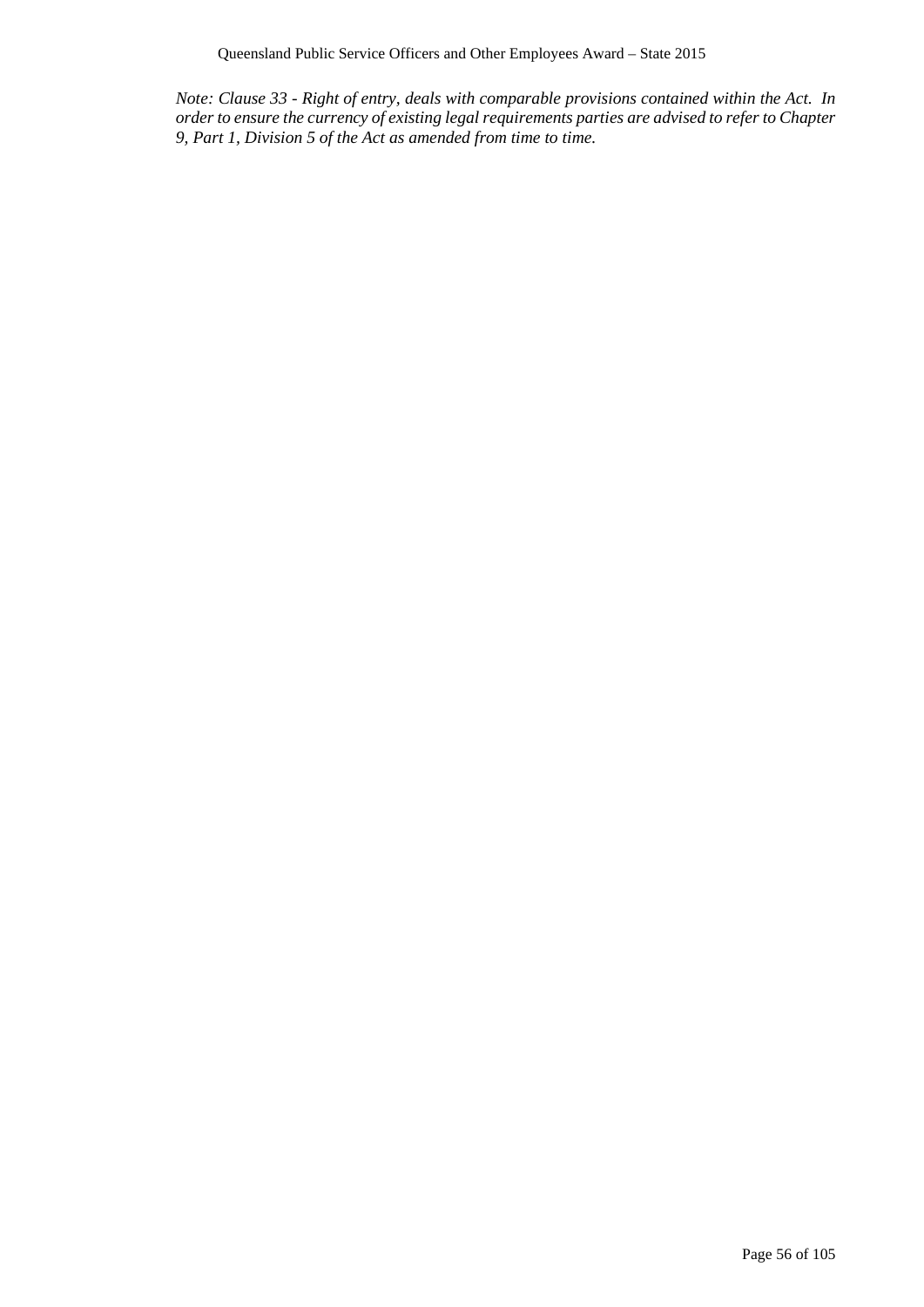*Note: Clause 33 - Right of entry, deals with comparable provisions contained within the Act. In order to ensure the currency of existing legal requirements parties are advised to refer to Chapter 9, Part 1, Division 5 of the Act as amended from time to time.*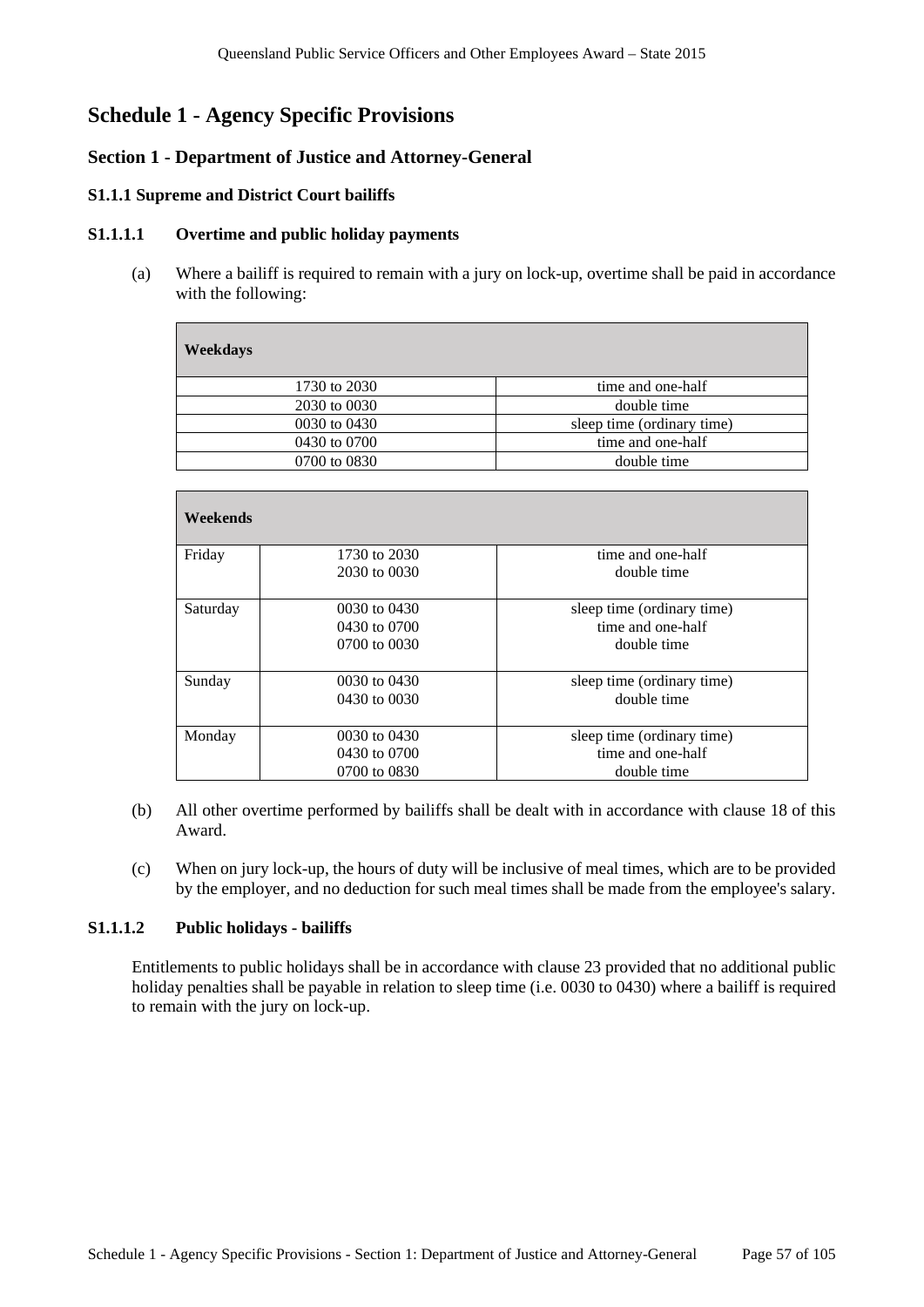# Schedule 1 - Agency Specific Provisions

## Section 1 - Department of Justice and Attorney-General

### S1.1.1 Supreme and District Court bailiffs

#### S1.1.1.1 Overtime and public holiday payments

(a) Where a bailiff is required to remain with a jury on lock-up, overtime shall be paid in accordance with the following:

| **Weekdays** | |
|---|---|
| 1730 to 2030 | time and one-half |
| 2030 to 0030 | double time |
| 0030 to 0430 | sleep time (ordinary time) |
| 0430 to 0700 | time and one-half |
| 0700 to 0830 | double time |

| **Weekends** | | |
|---|---|---|
| Friday | 1730 to 2030<br>2030 to 0030 | time and one-half<br>double time |
| Saturday | 0030 to 0430<br>0430 to 0700<br>0700 to 0030 | sleep time (ordinary time)<br>time and one-half<br>double time |
| Sunday | 0030 to 0430<br>0430 to 0030 | sleep time (ordinary time)<br>double time |
| Monday | 0030 to 0430<br>0430 to 0700<br>0700 to 0830 | sleep time (ordinary time)<br>time and one-half<br>double time |

(b) All other overtime performed by bailiffs shall be dealt with in accordance with clause 18 of this Award.

(c) When on jury lock-up, the hours of duty will be inclusive of meal times, which are to be provided by the employer, and no deduction for such meal times shall be made from the employee's salary.

#### S1.1.1.2 Public holidays - bailiffs

Entitlements to public holidays shall be in accordance with clause 23 provided that no additional public holiday penalties shall be payable in relation to sleep time (i.e. 0030 to 0430) where a bailiff is required to remain with the jury on lock-up.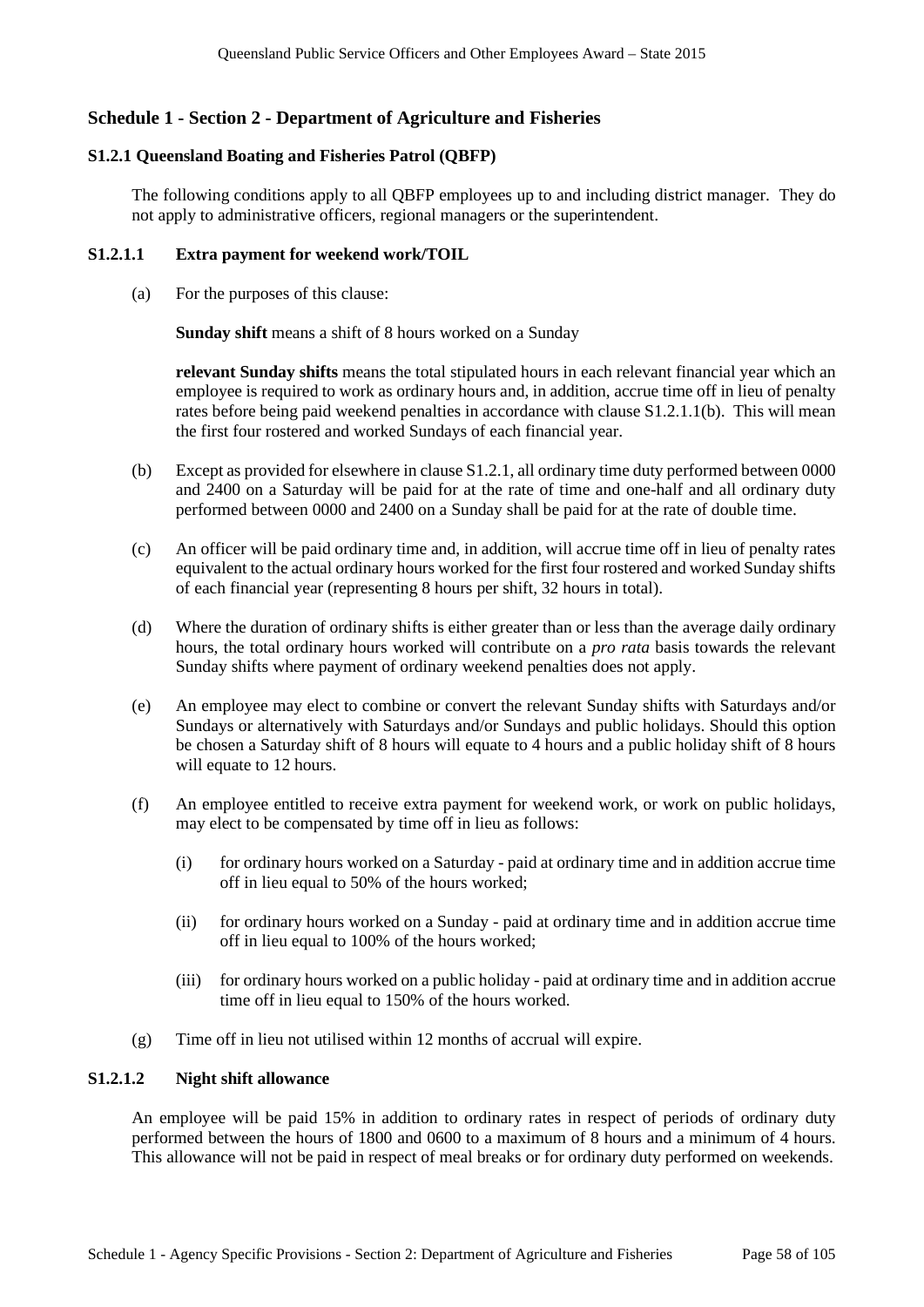## Schedule 1 - Section 2 - Department of Agriculture and Fisheries

### S1.2.1 Queensland Boating and Fisheries Patrol (QBFP)

The following conditions apply to all QBFP employees up to and including district manager. They do not apply to administrative officers, regional managers or the superintendent.

#### S1.2.1.1 Extra payment for weekend work/TOIL

(a) For the purposes of this clause:

**Sunday shift** means a shift of 8 hours worked on a Sunday

**relevant Sunday shifts** means the total stipulated hours in each relevant financial year which an employee is required to work as ordinary hours and, in addition, accrue time off in lieu of penalty rates before being paid weekend penalties in accordance with clause S1.2.1.1(b). This will mean the first four rostered and worked Sundays of each financial year.

(b) Except as provided for elsewhere in clause S1.2.1, all ordinary time duty performed between 0000 and 2400 on a Saturday will be paid for at the rate of time and one-half and all ordinary duty performed between 0000 and 2400 on a Sunday shall be paid for at the rate of double time.

(c) An officer will be paid ordinary time and, in addition, will accrue time off in lieu of penalty rates equivalent to the actual ordinary hours worked for the first four rostered and worked Sunday shifts of each financial year (representing 8 hours per shift, 32 hours in total).

(d) Where the duration of ordinary shifts is either greater than or less than the average daily ordinary hours, the total ordinary hours worked will contribute on a *pro rata* basis towards the relevant Sunday shifts where payment of ordinary weekend penalties does not apply.

(e) An employee may elect to combine or convert the relevant Sunday shifts with Saturdays and/or Sundays or alternatively with Saturdays and/or Sundays and public holidays. Should this option be chosen a Saturday shift of 8 hours will equate to 4 hours and a public holiday shift of 8 hours will equate to 12 hours.

(f) An employee entitled to receive extra payment for weekend work, or work on public holidays, may elect to be compensated by time off in lieu as follows:

   (i) for ordinary hours worked on a Saturday - paid at ordinary time and in addition accrue time off in lieu equal to 50% of the hours worked;

   (ii) for ordinary hours worked on a Sunday - paid at ordinary time and in addition accrue time off in lieu equal to 100% of the hours worked;

   (iii) for ordinary hours worked on a public holiday - paid at ordinary time and in addition accrue time off in lieu equal to 150% of the hours worked.

(g) Time off in lieu not utilised within 12 months of accrual will expire.

#### S1.2.1.2 Night shift allowance

An employee will be paid 15% in addition to ordinary rates in respect of periods of ordinary duty performed between the hours of 1800 and 0600 to a maximum of 8 hours and a minimum of 4 hours. This allowance will not be paid in respect of meal breaks or for ordinary duty performed on weekends.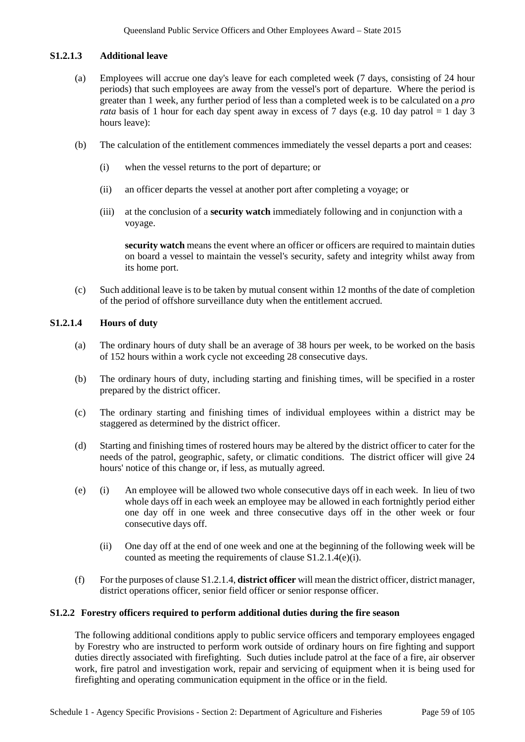### S1.2.1.3 Additional leave

(a) Employees will accrue one day's leave for each completed week (7 days, consisting of 24 hour periods) that such employees are away from the vessel's port of departure. Where the period is greater than 1 week, any further period of less than a completed week is to be calculated on a *pro rata* basis of 1 hour for each day spent away in excess of 7 days (e.g. 10 day patrol = 1 day 3 hours leave):

(b) The calculation of the entitlement commences immediately the vessel departs a port and ceases:

   (i) when the vessel returns to the port of departure; or

   (ii) an officer departs the vessel at another port after completing a voyage; or

   (iii) at the conclusion of a **security watch** immediately following and in conjunction with a voyage.

   **security watch** means the event where an officer or officers are required to maintain duties on board a vessel to maintain the vessel's security, safety and integrity whilst away from its home port.

(c) Such additional leave is to be taken by mutual consent within 12 months of the date of completion of the period of offshore surveillance duty when the entitlement accrued.

### S1.2.1.4 Hours of duty

(a) The ordinary hours of duty shall be an average of 38 hours per week, to be worked on the basis of 152 hours within a work cycle not exceeding 28 consecutive days.

(b) The ordinary hours of duty, including starting and finishing times, will be specified in a roster prepared by the district officer.

(c) The ordinary starting and finishing times of individual employees within a district may be staggered as determined by the district officer.

(d) Starting and finishing times of rostered hours may be altered by the district officer to cater for the needs of the patrol, geographic, safety, or climatic conditions. The district officer will give 24 hours' notice of this change or, if less, as mutually agreed.

(e) (i) An employee will be allowed two whole consecutive days off in each week. In lieu of two whole days off in each week an employee may be allowed in each fortnightly period either one day off in one week and three consecutive days off in the other week or four consecutive days off.

   (ii) One day off at the end of one week and one at the beginning of the following week will be counted as meeting the requirements of clause S1.2.1.4(e)(i).

(f) For the purposes of clause S1.2.1.4, **district officer** will mean the district officer, district manager, district operations officer, senior field officer or senior response officer.

## S1.2.2 Forestry officers required to perform additional duties during the fire season

The following additional conditions apply to public service officers and temporary employees engaged by Forestry who are instructed to perform work outside of ordinary hours on fire fighting and support duties directly associated with firefighting. Such duties include patrol at the face of a fire, air observer work, fire patrol and investigation work, repair and servicing of equipment when it is being used for firefighting and operating communication equipment in the office or in the field.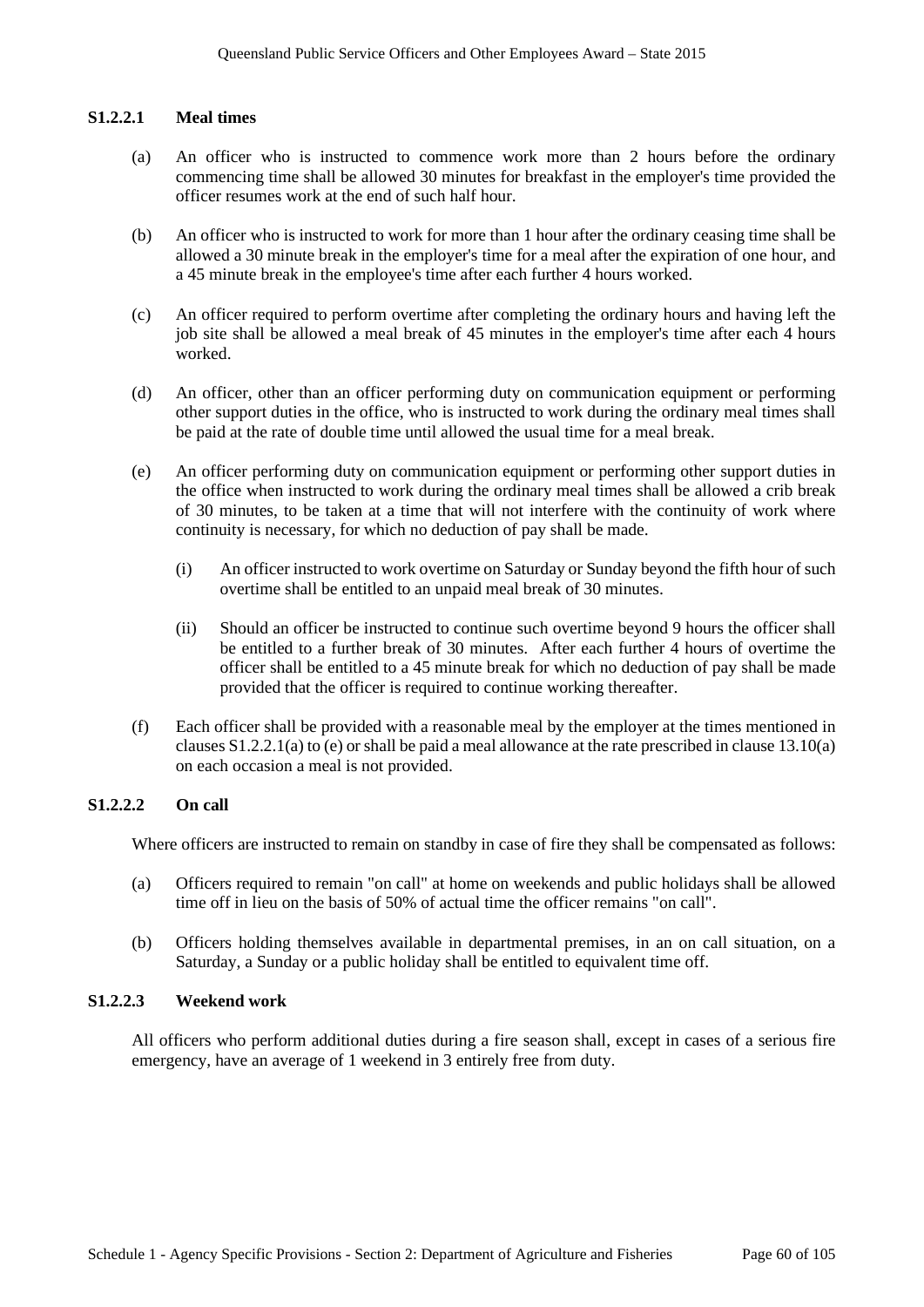#### S1.2.2.1 Meal times

(a) An officer who is instructed to commence work more than 2 hours before the ordinary commencing time shall be allowed 30 minutes for breakfast in the employer's time provided the officer resumes work at the end of such half hour.

(b) An officer who is instructed to work for more than 1 hour after the ordinary ceasing time shall be allowed a 30 minute break in the employer's time for a meal after the expiration of one hour, and a 45 minute break in the employee's time after each further 4 hours worked.

(c) An officer required to perform overtime after completing the ordinary hours and having left the job site shall be allowed a meal break of 45 minutes in the employer's time after each 4 hours worked.

(d) An officer, other than an officer performing duty on communication equipment or performing other support duties in the office, who is instructed to work during the ordinary meal times shall be paid at the rate of double time until allowed the usual time for a meal break.

(e) An officer performing duty on communication equipment or performing other support duties in the office when instructed to work during the ordinary meal times shall be allowed a crib break of 30 minutes, to be taken at a time that will not interfere with the continuity of work where continuity is necessary, for which no deduction of pay shall be made.

   (i) An officer instructed to work overtime on Saturday or Sunday beyond the fifth hour of such overtime shall be entitled to an unpaid meal break of 30 minutes.

   (ii) Should an officer be instructed to continue such overtime beyond 9 hours the officer shall be entitled to a further break of 30 minutes. After each further 4 hours of overtime the officer shall be entitled to a 45 minute break for which no deduction of pay shall be made provided that the officer is required to continue working thereafter.

(f) Each officer shall be provided with a reasonable meal by the employer at the times mentioned in clauses S1.2.2.1(a) to (e) or shall be paid a meal allowance at the rate prescribed in clause 13.10(a) on each occasion a meal is not provided.

#### S1.2.2.2 On call

Where officers are instructed to remain on standby in case of fire they shall be compensated as follows:

(a) Officers required to remain "on call" at home on weekends and public holidays shall be allowed time off in lieu on the basis of 50% of actual time the officer remains "on call".

(b) Officers holding themselves available in departmental premises, in an on call situation, on a Saturday, a Sunday or a public holiday shall be entitled to equivalent time off.

#### S1.2.2.3 Weekend work

All officers who perform additional duties during a fire season shall, except in cases of a serious fire emergency, have an average of 1 weekend in 3 entirely free from duty.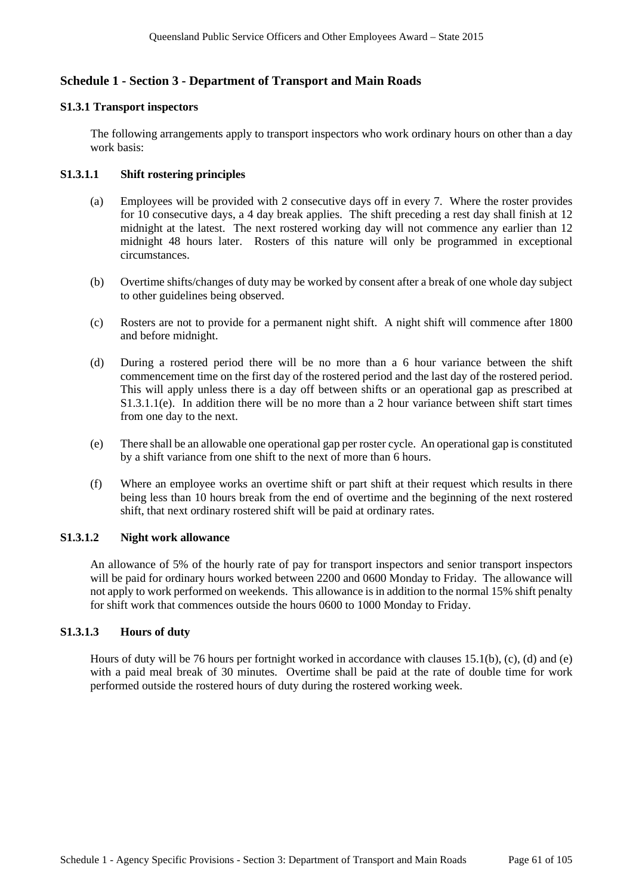## Schedule 1 - Section 3 - Department of Transport and Main Roads

### S1.3.1 Transport inspectors

The following arrangements apply to transport inspectors who work ordinary hours on other than a day work basis:

#### S1.3.1.1 Shift rostering principles

(a) Employees will be provided with 2 consecutive days off in every 7. Where the roster provides for 10 consecutive days, a 4 day break applies. The shift preceding a rest day shall finish at 12 midnight at the latest. The next rostered working day will not commence any earlier than 12 midnight 48 hours later. Rosters of this nature will only be programmed in exceptional circumstances.

(b) Overtime shifts/changes of duty may be worked by consent after a break of one whole day subject to other guidelines being observed.

(c) Rosters are not to provide for a permanent night shift. A night shift will commence after 1800 and before midnight.

(d) During a rostered period there will be no more than a 6 hour variance between the shift commencement time on the first day of the rostered period and the last day of the rostered period. This will apply unless there is a day off between shifts or an operational gap as prescribed at S1.3.1.1(e). In addition there will be no more than a 2 hour variance between shift start times from one day to the next.

(e) There shall be an allowable one operational gap per roster cycle. An operational gap is constituted by a shift variance from one shift to the next of more than 6 hours.

(f) Where an employee works an overtime shift or part shift at their request which results in there being less than 10 hours break from the end of overtime and the beginning of the next rostered shift, that next ordinary rostered shift will be paid at ordinary rates.

#### S1.3.1.2 Night work allowance

An allowance of 5% of the hourly rate of pay for transport inspectors and senior transport inspectors will be paid for ordinary hours worked between 2200 and 0600 Monday to Friday. The allowance will not apply to work performed on weekends. This allowance is in addition to the normal 15% shift penalty for shift work that commences outside the hours 0600 to 1000 Monday to Friday.

#### S1.3.1.3 Hours of duty

Hours of duty will be 76 hours per fortnight worked in accordance with clauses 15.1(b), (c), (d) and (e) with a paid meal break of 30 minutes. Overtime shall be paid at the rate of double time for work performed outside the rostered hours of duty during the rostered working week.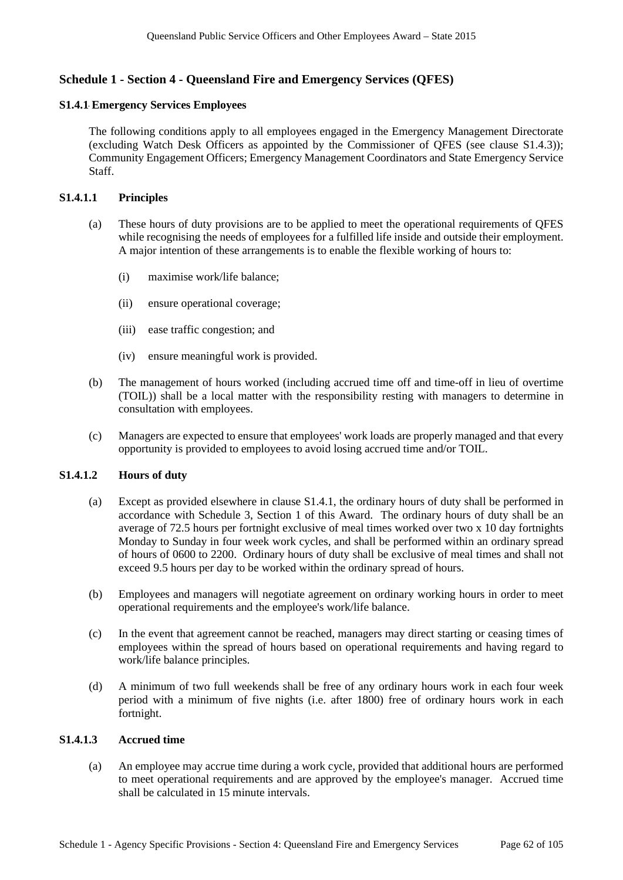## Schedule 1 - Section 4 - Queensland Fire and Emergency Services (QFES)

### S1.4.1 Emergency Services Employees

The following conditions apply to all employees engaged in the Emergency Management Directorate (excluding Watch Desk Officers as appointed by the Commissioner of QFES (see clause S1.4.3)); Community Engagement Officers; Emergency Management Coordinators and State Emergency Service Staff.

#### S1.4.1.1 Principles

(a) These hours of duty provisions are to be applied to meet the operational requirements of QFES while recognising the needs of employees for a fulfilled life inside and outside their employment. A major intention of these arrangements is to enable the flexible working of hours to:

(i) maximise work/life balance;

(ii) ensure operational coverage;

(iii) ease traffic congestion; and

(iv) ensure meaningful work is provided.

(b) The management of hours worked (including accrued time off and time-off in lieu of overtime (TOIL)) shall be a local matter with the responsibility resting with managers to determine in consultation with employees.

(c) Managers are expected to ensure that employees' work loads are properly managed and that every opportunity is provided to employees to avoid losing accrued time and/or TOIL.

#### S1.4.1.2 Hours of duty

(a) Except as provided elsewhere in clause S1.4.1, the ordinary hours of duty shall be performed in accordance with Schedule 3, Section 1 of this Award. The ordinary hours of duty shall be an average of 72.5 hours per fortnight exclusive of meal times worked over two x 10 day fortnights Monday to Sunday in four week work cycles, and shall be performed within an ordinary spread of hours of 0600 to 2200. Ordinary hours of duty shall be exclusive of meal times and shall not exceed 9.5 hours per day to be worked within the ordinary spread of hours.

(b) Employees and managers will negotiate agreement on ordinary working hours in order to meet operational requirements and the employee's work/life balance.

(c) In the event that agreement cannot be reached, managers may direct starting or ceasing times of employees within the spread of hours based on operational requirements and having regard to work/life balance principles.

(d) A minimum of two full weekends shall be free of any ordinary hours work in each four week period with a minimum of five nights (i.e. after 1800) free of ordinary hours work in each fortnight.

#### S1.4.1.3 Accrued time

(a) An employee may accrue time during a work cycle, provided that additional hours are performed to meet operational requirements and are approved by the employee's manager. Accrued time shall be calculated in 15 minute intervals.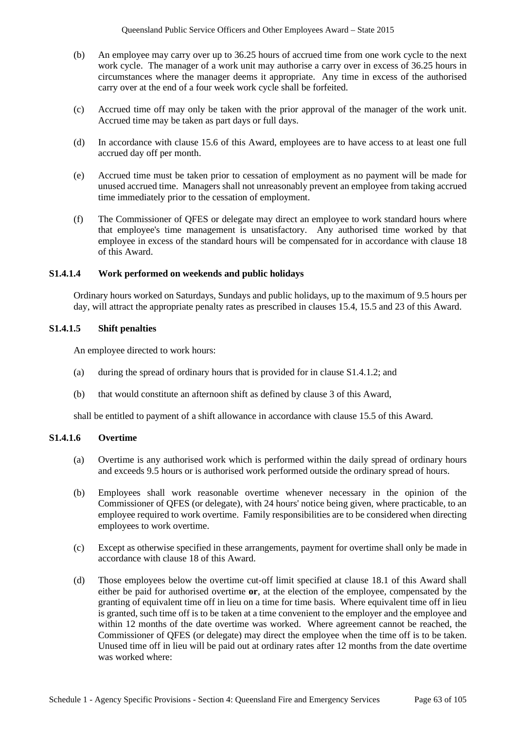(b) An employee may carry over up to 36.25 hours of accrued time from one work cycle to the next work cycle. The manager of a work unit may authorise a carry over in excess of 36.25 hours in circumstances where the manager deems it appropriate. Any time in excess of the authorised carry over at the end of a four week work cycle shall be forfeited.

(c) Accrued time off may only be taken with the prior approval of the manager of the work unit. Accrued time may be taken as part days or full days.

(d) In accordance with clause 15.6 of this Award, employees are to have access to at least one full accrued day off per month.

(e) Accrued time must be taken prior to cessation of employment as no payment will be made for unused accrued time. Managers shall not unreasonably prevent an employee from taking accrued time immediately prior to the cessation of employment.

(f) The Commissioner of QFES or delegate may direct an employee to work standard hours where that employee's time management is unsatisfactory. Any authorised time worked by that employee in excess of the standard hours will be compensated for in accordance with clause 18 of this Award.

### S1.4.1.4 Work performed on weekends and public holidays

Ordinary hours worked on Saturdays, Sundays and public holidays, up to the maximum of 9.5 hours per day, will attract the appropriate penalty rates as prescribed in clauses 15.4, 15.5 and 23 of this Award.

### S1.4.1.5 Shift penalties

An employee directed to work hours:

(a) during the spread of ordinary hours that is provided for in clause S1.4.1.2; and

(b) that would constitute an afternoon shift as defined by clause 3 of this Award,

shall be entitled to payment of a shift allowance in accordance with clause 15.5 of this Award.

### S1.4.1.6 Overtime

(a) Overtime is any authorised work which is performed within the daily spread of ordinary hours and exceeds 9.5 hours or is authorised work performed outside the ordinary spread of hours.

(b) Employees shall work reasonable overtime whenever necessary in the opinion of the Commissioner of QFES (or delegate), with 24 hours' notice being given, where practicable, to an employee required to work overtime. Family responsibilities are to be considered when directing employees to work overtime.

(c) Except as otherwise specified in these arrangements, payment for overtime shall only be made in accordance with clause 18 of this Award.

(d) Those employees below the overtime cut-off limit specified at clause 18.1 of this Award shall either be paid for authorised overtime **or**, at the election of the employee, compensated by the granting of equivalent time off in lieu on a time for time basis. Where equivalent time off in lieu is granted, such time off is to be taken at a time convenient to the employer and the employee and within 12 months of the date overtime was worked. Where agreement cannot be reached, the Commissioner of QFES (or delegate) may direct the employee when the time off is to be taken. Unused time off in lieu will be paid out at ordinary rates after 12 months from the date overtime was worked where: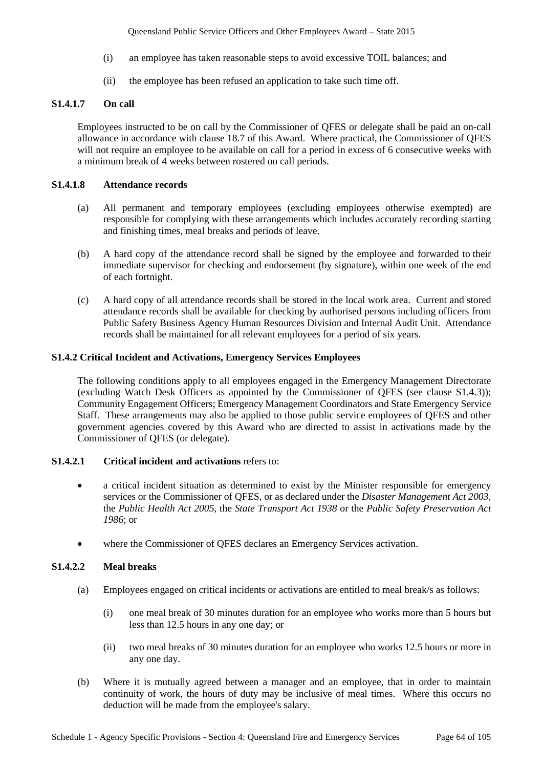(i) an employee has taken reasonable steps to avoid excessive TOIL balances; and

(ii) the employee has been refused an application to take such time off.

**S1.4.1.7 On call**

Employees instructed to be on call by the Commissioner of QFES or delegate shall be paid an on-call allowance in accordance with clause 18.7 of this Award. Where practical, the Commissioner of QFES will not require an employee to be available on call for a period in excess of 6 consecutive weeks with a minimum break of 4 weeks between rostered on call periods.

**S1.4.1.8 Attendance records**

(a) All permanent and temporary employees (excluding employees otherwise exempted) are responsible for complying with these arrangements which includes accurately recording starting and finishing times, meal breaks and periods of leave.

(b) A hard copy of the attendance record shall be signed by the employee and forwarded to their immediate supervisor for checking and endorsement (by signature), within one week of the end of each fortnight.

(c) A hard copy of all attendance records shall be stored in the local work area. Current and stored attendance records shall be available for checking by authorised persons including officers from Public Safety Business Agency Human Resources Division and Internal Audit Unit. Attendance records shall be maintained for all relevant employees for a period of six years.

**S1.4.2 Critical Incident and Activations, Emergency Services Employees**

The following conditions apply to all employees engaged in the Emergency Management Directorate (excluding Watch Desk Officers as appointed by the Commissioner of QFES (see clause S1.4.3)); Community Engagement Officers; Emergency Management Coordinators and State Emergency Service Staff. These arrangements may also be applied to those public service employees of QFES and other government agencies covered by this Award who are directed to assist in activations made by the Commissioner of QFES (or delegate).

**S1.4.2.1 Critical incident and activations** refers to:

- a critical incident situation as determined to exist by the Minister responsible for emergency services or the Commissioner of QFES, or as declared under the *Disaster Management Act 2003*, the *Public Health Act 2005*, the *State Transport Act 1938* or the *Public Safety Preservation Act 1986*; or

- where the Commissioner of QFES declares an Emergency Services activation.

**S1.4.2.2 Meal breaks**

(a) Employees engaged on critical incidents or activations are entitled to meal break/s as follows:

(i) one meal break of 30 minutes duration for an employee who works more than 5 hours but less than 12.5 hours in any one day; or

(ii) two meal breaks of 30 minutes duration for an employee who works 12.5 hours or more in any one day.

(b) Where it is mutually agreed between a manager and an employee, that in order to maintain continuity of work, the hours of duty may be inclusive of meal times. Where this occurs no deduction will be made from the employee's salary.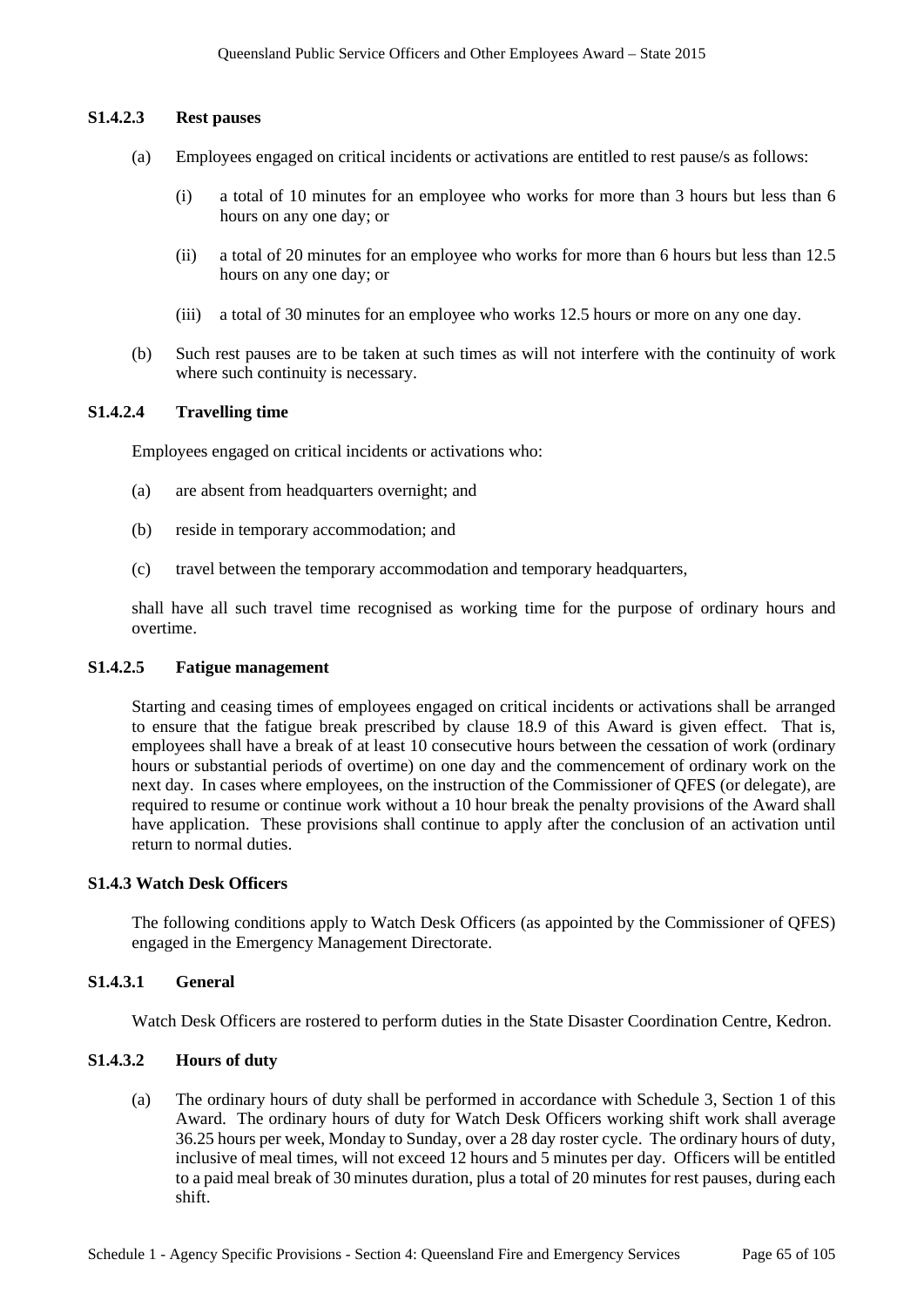#### S1.4.2.3 Rest pauses

(a) Employees engaged on critical incidents or activations are entitled to rest pause/s as follows:

  (i) a total of 10 minutes for an employee who works for more than 3 hours but less than 6 hours on any one day; or

  (ii) a total of 20 minutes for an employee who works for more than 6 hours but less than 12.5 hours on any one day; or

  (iii) a total of 30 minutes for an employee who works 12.5 hours or more on any one day.

(b) Such rest pauses are to be taken at such times as will not interfere with the continuity of work where such continuity is necessary.

#### S1.4.2.4 Travelling time

Employees engaged on critical incidents or activations who:

(a) are absent from headquarters overnight; and

(b) reside in temporary accommodation; and

(c) travel between the temporary accommodation and temporary headquarters,

shall have all such travel time recognised as working time for the purpose of ordinary hours and overtime.

#### S1.4.2.5 Fatigue management

Starting and ceasing times of employees engaged on critical incidents or activations shall be arranged to ensure that the fatigue break prescribed by clause 18.9 of this Award is given effect. That is, employees shall have a break of at least 10 consecutive hours between the cessation of work (ordinary hours or substantial periods of overtime) on one day and the commencement of ordinary work on the next day. In cases where employees, on the instruction of the Commissioner of QFES (or delegate), are required to resume or continue work without a 10 hour break the penalty provisions of the Award shall have application. These provisions shall continue to apply after the conclusion of an activation until return to normal duties.

### S1.4.3 Watch Desk Officers

The following conditions apply to Watch Desk Officers (as appointed by the Commissioner of QFES) engaged in the Emergency Management Directorate.

#### S1.4.3.1 General

Watch Desk Officers are rostered to perform duties in the State Disaster Coordination Centre, Kedron.

#### S1.4.3.2 Hours of duty

(a) The ordinary hours of duty shall be performed in accordance with Schedule 3, Section 1 of this Award. The ordinary hours of duty for Watch Desk Officers working shift work shall average 36.25 hours per week, Monday to Sunday, over a 28 day roster cycle. The ordinary hours of duty, inclusive of meal times, will not exceed 12 hours and 5 minutes per day. Officers will be entitled to a paid meal break of 30 minutes duration, plus a total of 20 minutes for rest pauses, during each shift.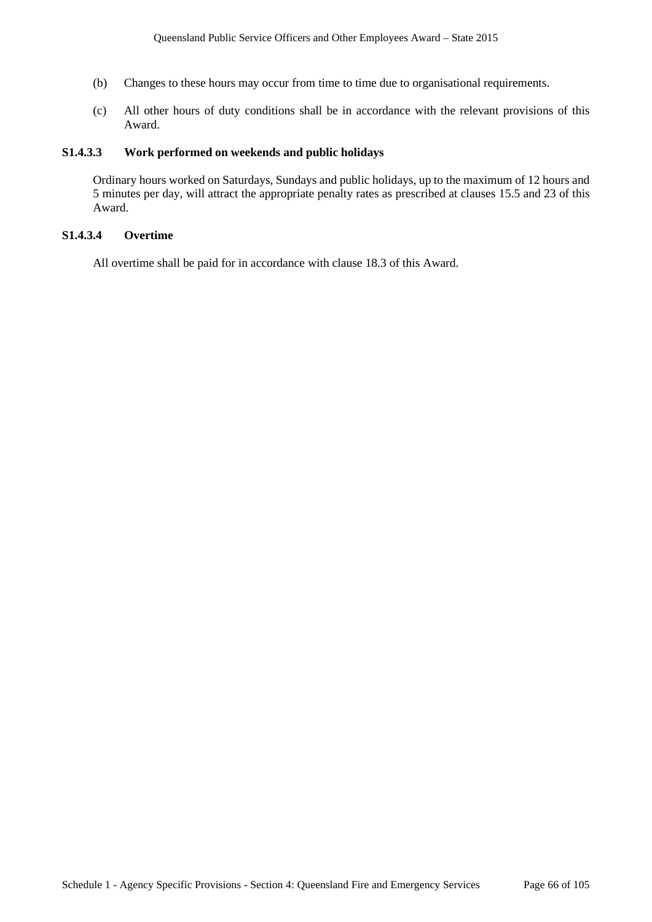(b) Changes to these hours may occur from time to time due to organisational requirements.

(c) All other hours of duty conditions shall be in accordance with the relevant provisions of this Award.

**S1.4.3.3 Work performed on weekends and public holidays**

Ordinary hours worked on Saturdays, Sundays and public holidays, up to the maximum of 12 hours and 5 minutes per day, will attract the appropriate penalty rates as prescribed at clauses 15.5 and 23 of this Award.

**S1.4.3.4 Overtime**

All overtime shall be paid for in accordance with clause 18.3 of this Award.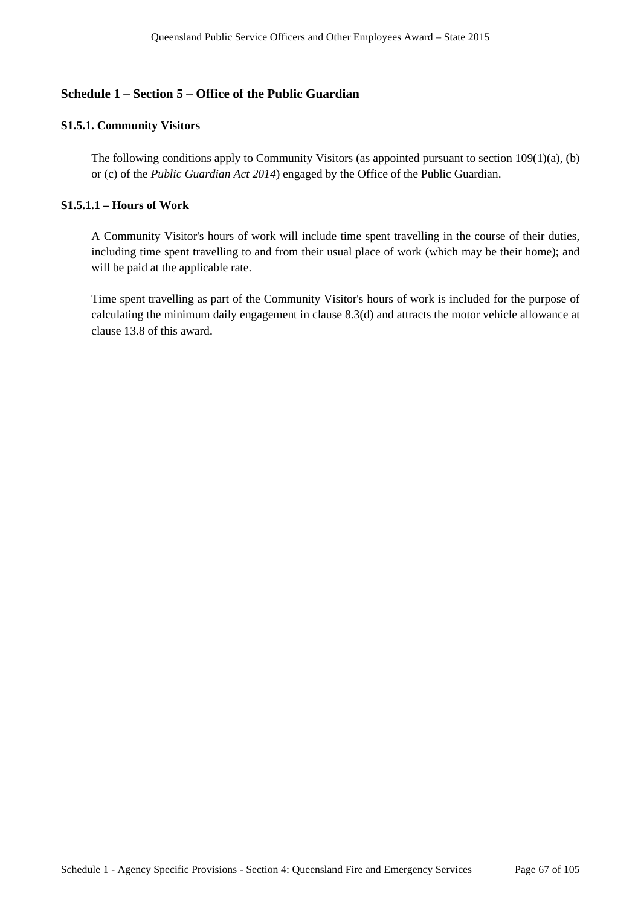## Schedule 1 – Section 5 – Office of the Public Guardian

### S1.5.1. Community Visitors

The following conditions apply to Community Visitors (as appointed pursuant to section 109(1)(a), (b) or (c) of the *Public Guardian Act 2014*) engaged by the Office of the Public Guardian.

### S1.5.1.1 – Hours of Work

A Community Visitor's hours of work will include time spent travelling in the course of their duties, including time spent travelling to and from their usual place of work (which may be their home); and will be paid at the applicable rate.

Time spent travelling as part of the Community Visitor's hours of work is included for the purpose of calculating the minimum daily engagement in clause 8.3(d) and attracts the motor vehicle allowance at clause 13.8 of this award.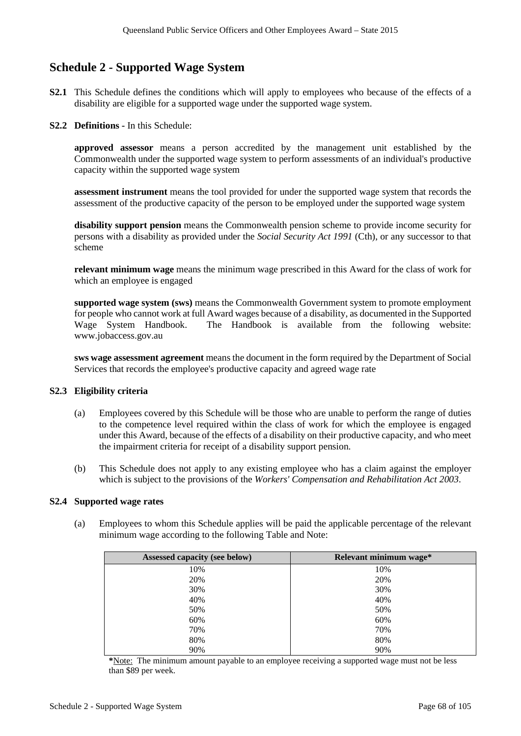## Schedule 2 - Supported Wage System

**S2.1** This Schedule defines the conditions which will apply to employees who because of the effects of a disability are eligible for a supported wage under the supported wage system.

**S2.2 Definitions** - In this Schedule:

**approved assessor** means a person accredited by the management unit established by the Commonwealth under the supported wage system to perform assessments of an individual's productive capacity within the supported wage system

**assessment instrument** means the tool provided for under the supported wage system that records the assessment of the productive capacity of the person to be employed under the supported wage system

**disability support pension** means the Commonwealth pension scheme to provide income security for persons with a disability as provided under the *Social Security Act 1991* (Cth), or any successor to that scheme

**relevant minimum wage** means the minimum wage prescribed in this Award for the class of work for which an employee is engaged

**supported wage system (sws)** means the Commonwealth Government system to promote employment for people who cannot work at full Award wages because of a disability, as documented in the Supported Wage System Handbook. The Handbook is available from the following website: www.jobaccess.gov.au

**sws wage assessment agreement** means the document in the form required by the Department of Social Services that records the employee's productive capacity and agreed wage rate

**S2.3 Eligibility criteria**

(a) Employees covered by this Schedule will be those who are unable to perform the range of duties to the competence level required within the class of work for which the employee is engaged under this Award, because of the effects of a disability on their productive capacity, and who meet the impairment criteria for receipt of a disability support pension.

(b) This Schedule does not apply to any existing employee who has a claim against the employer which is subject to the provisions of the *Workers' Compensation and Rehabilitation Act 2003*.

**S2.4 Supported wage rates**

(a) Employees to whom this Schedule applies will be paid the applicable percentage of the relevant minimum wage according to the following Table and Note:

| Assessed capacity (see below) | Relevant minimum wage* |
|---|---|
| 10% | 10% |
| 20% | 20% |
| 30% | 30% |
| 40% | 40% |
| 50% | 50% |
| 60% | 60% |
| 70% | 70% |
| 80% | 80% |
| 90% | 90% |

*Note: The minimum amount payable to an employee receiving a supported wage must not be less than $89 per week.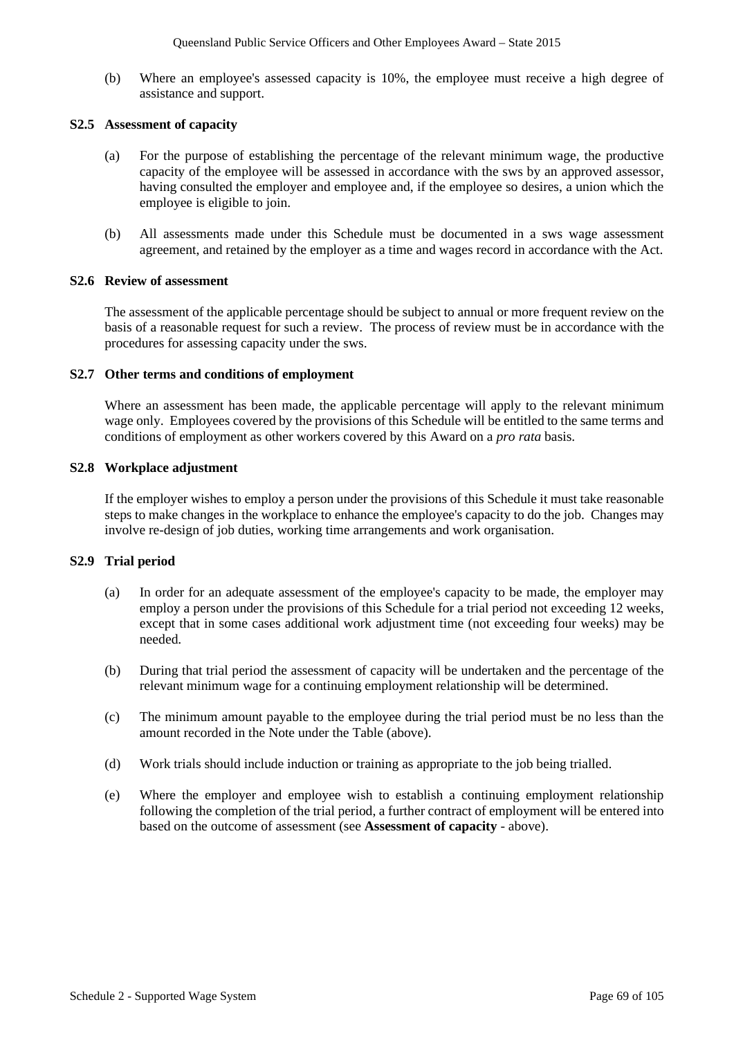(b) Where an employee's assessed capacity is 10%, the employee must receive a high degree of assistance and support.

### S2.5 Assessment of capacity

(a) For the purpose of establishing the percentage of the relevant minimum wage, the productive capacity of the employee will be assessed in accordance with the sws by an approved assessor, having consulted the employer and employee and, if the employee so desires, a union which the employee is eligible to join.

(b) All assessments made under this Schedule must be documented in a sws wage assessment agreement, and retained by the employer as a time and wages record in accordance with the Act.

### S2.6 Review of assessment

The assessment of the applicable percentage should be subject to annual or more frequent review on the basis of a reasonable request for such a review. The process of review must be in accordance with the procedures for assessing capacity under the sws.

### S2.7 Other terms and conditions of employment

Where an assessment has been made, the applicable percentage will apply to the relevant minimum wage only. Employees covered by the provisions of this Schedule will be entitled to the same terms and conditions of employment as other workers covered by this Award on a *pro rata* basis.

### S2.8 Workplace adjustment

If the employer wishes to employ a person under the provisions of this Schedule it must take reasonable steps to make changes in the workplace to enhance the employee's capacity to do the job. Changes may involve re-design of job duties, working time arrangements and work organisation.

### S2.9 Trial period

(a) In order for an adequate assessment of the employee's capacity to be made, the employer may employ a person under the provisions of this Schedule for a trial period not exceeding 12 weeks, except that in some cases additional work adjustment time (not exceeding four weeks) may be needed.

(b) During that trial period the assessment of capacity will be undertaken and the percentage of the relevant minimum wage for a continuing employment relationship will be determined.

(c) The minimum amount payable to the employee during the trial period must be no less than the amount recorded in the Note under the Table (above).

(d) Work trials should include induction or training as appropriate to the job being trialled.

(e) Where the employer and employee wish to establish a continuing employment relationship following the completion of the trial period, a further contract of employment will be entered into based on the outcome of assessment (see **Assessment of capacity** - above).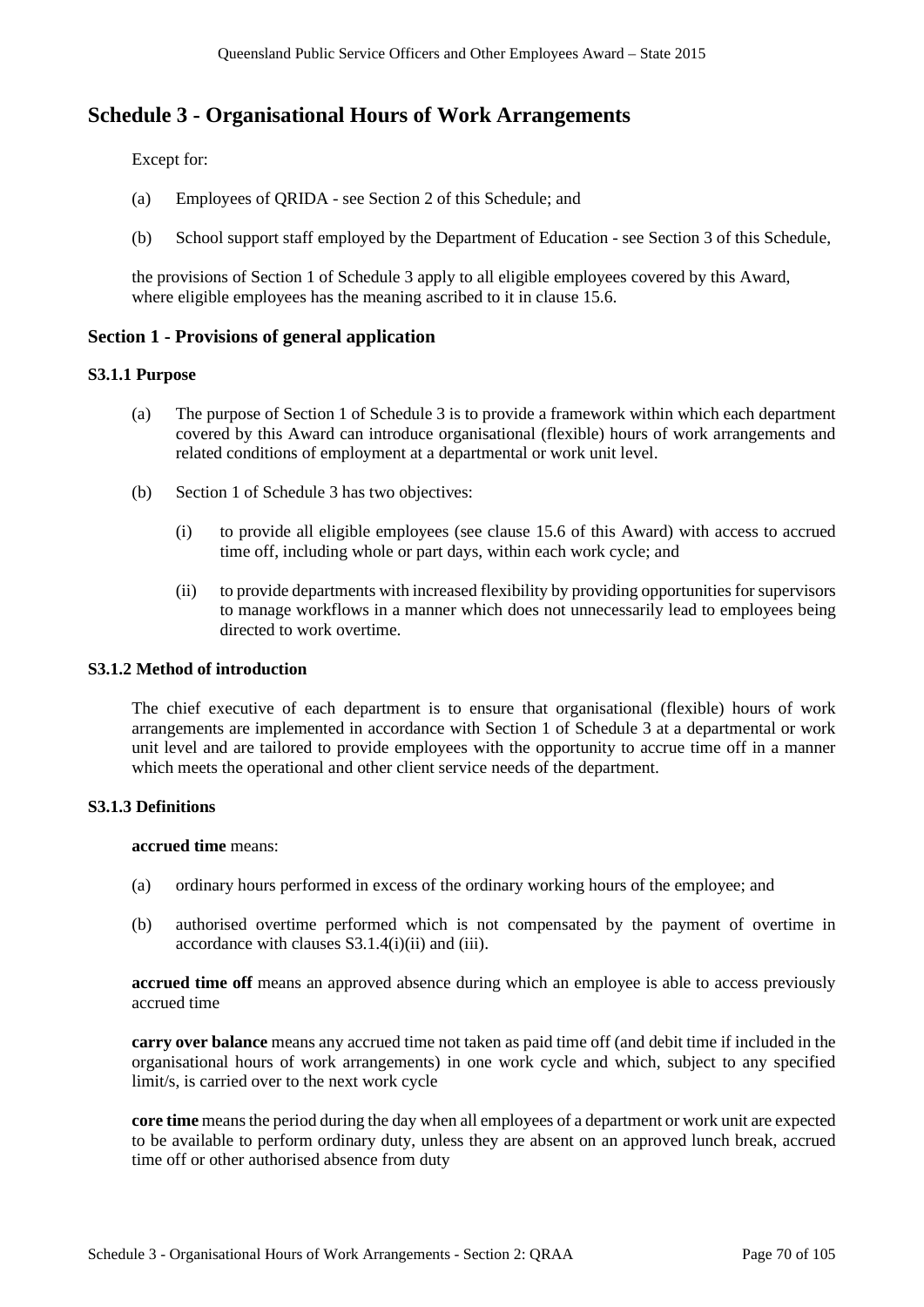# Schedule 3 - Organisational Hours of Work Arrangements

Except for:

(a) Employees of QRIDA - see Section 2 of this Schedule; and

(b) School support staff employed by the Department of Education - see Section 3 of this Schedule,

the provisions of Section 1 of Schedule 3 apply to all eligible employees covered by this Award, where eligible employees has the meaning ascribed to it in clause 15.6.

## Section 1 - Provisions of general application

### S3.1.1 Purpose

(a) The purpose of Section 1 of Schedule 3 is to provide a framework within which each department covered by this Award can introduce organisational (flexible) hours of work arrangements and related conditions of employment at a departmental or work unit level.

(b) Section 1 of Schedule 3 has two objectives:

(i) to provide all eligible employees (see clause 15.6 of this Award) with access to accrued time off, including whole or part days, within each work cycle; and

(ii) to provide departments with increased flexibility by providing opportunities for supervisors to manage workflows in a manner which does not unnecessarily lead to employees being directed to work overtime.

### S3.1.2 Method of introduction

The chief executive of each department is to ensure that organisational (flexible) hours of work arrangements are implemented in accordance with Section 1 of Schedule 3 at a departmental or work unit level and are tailored to provide employees with the opportunity to accrue time off in a manner which meets the operational and other client service needs of the department.

### S3.1.3 Definitions

**accrued time** means:

(a) ordinary hours performed in excess of the ordinary working hours of the employee; and

(b) authorised overtime performed which is not compensated by the payment of overtime in accordance with clauses S3.1.4(i)(ii) and (iii).

**accrued time off** means an approved absence during which an employee is able to access previously accrued time

**carry over balance** means any accrued time not taken as paid time off (and debit time if included in the organisational hours of work arrangements) in one work cycle and which, subject to any specified limit/s, is carried over to the next work cycle

**core time** means the period during the day when all employees of a department or work unit are expected to be available to perform ordinary duty, unless they are absent on an approved lunch break, accrued time off or other authorised absence from duty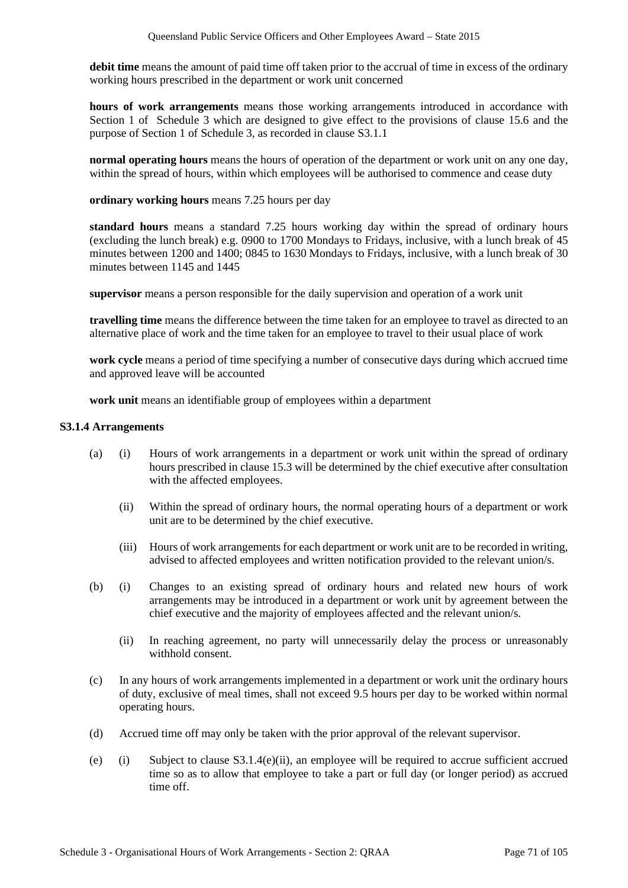**debit time** means the amount of paid time off taken prior to the accrual of time in excess of the ordinary working hours prescribed in the department or work unit concerned

**hours of work arrangements** means those working arrangements introduced in accordance with Section 1 of Schedule 3 which are designed to give effect to the provisions of clause 15.6 and the purpose of Section 1 of Schedule 3, as recorded in clause S3.1.1

**normal operating hours** means the hours of operation of the department or work unit on any one day, within the spread of hours, within which employees will be authorised to commence and cease duty

**ordinary working hours** means 7.25 hours per day

**standard hours** means a standard 7.25 hours working day within the spread of ordinary hours (excluding the lunch break) e.g. 0900 to 1700 Mondays to Fridays, inclusive, with a lunch break of 45 minutes between 1200 and 1400; 0845 to 1630 Mondays to Fridays, inclusive, with a lunch break of 30 minutes between 1145 and 1445

**supervisor** means a person responsible for the daily supervision and operation of a work unit

**travelling time** means the difference between the time taken for an employee to travel as directed to an alternative place of work and the time taken for an employee to travel to their usual place of work

**work cycle** means a period of time specifying a number of consecutive days during which accrued time and approved leave will be accounted

**work unit** means an identifiable group of employees within a department

**S3.1.4 Arrangements**

(a) (i) Hours of work arrangements in a department or work unit within the spread of ordinary hours prescribed in clause 15.3 will be determined by the chief executive after consultation with the affected employees.

(ii) Within the spread of ordinary hours, the normal operating hours of a department or work unit are to be determined by the chief executive.

(iii) Hours of work arrangements for each department or work unit are to be recorded in writing, advised to affected employees and written notification provided to the relevant union/s.

(b) (i) Changes to an existing spread of ordinary hours and related new hours of work arrangements may be introduced in a department or work unit by agreement between the chief executive and the majority of employees affected and the relevant union/s.

(ii) In reaching agreement, no party will unnecessarily delay the process or unreasonably withhold consent.

(c) In any hours of work arrangements implemented in a department or work unit the ordinary hours of duty, exclusive of meal times, shall not exceed 9.5 hours per day to be worked within normal operating hours.

(d) Accrued time off may only be taken with the prior approval of the relevant supervisor.

(e) (i) Subject to clause S3.1.4(e)(ii), an employee will be required to accrue sufficient accrued time so as to allow that employee to take a part or full day (or longer period) as accrued time off.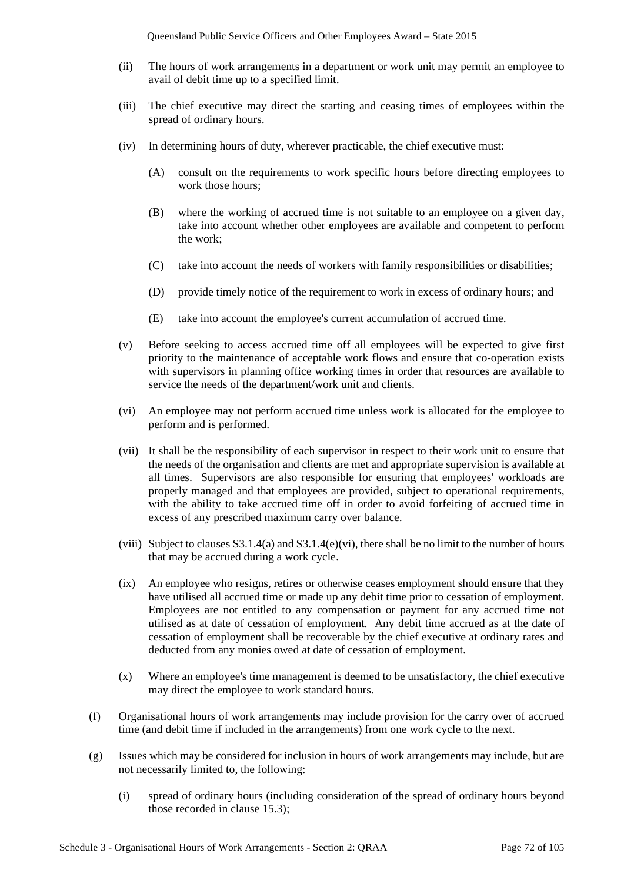(ii) The hours of work arrangements in a department or work unit may permit an employee to avail of debit time up to a specified limit.

(iii) The chief executive may direct the starting and ceasing times of employees within the spread of ordinary hours.

(iv) In determining hours of duty, wherever practicable, the chief executive must:

(A) consult on the requirements to work specific hours before directing employees to work those hours;

(B) where the working of accrued time is not suitable to an employee on a given day, take into account whether other employees are available and competent to perform the work;

(C) take into account the needs of workers with family responsibilities or disabilities;

(D) provide timely notice of the requirement to work in excess of ordinary hours; and

(E) take into account the employee's current accumulation of accrued time.

(v) Before seeking to access accrued time off all employees will be expected to give first priority to the maintenance of acceptable work flows and ensure that co-operation exists with supervisors in planning office working times in order that resources are available to service the needs of the department/work unit and clients.

(vi) An employee may not perform accrued time unless work is allocated for the employee to perform and is performed.

(vii) It shall be the responsibility of each supervisor in respect to their work unit to ensure that the needs of the organisation and clients are met and appropriate supervision is available at all times. Supervisors are also responsible for ensuring that employees' workloads are properly managed and that employees are provided, subject to operational requirements, with the ability to take accrued time off in order to avoid forfeiting of accrued time in excess of any prescribed maximum carry over balance.

(viii) Subject to clauses S3.1.4(a) and S3.1.4(e)(vi), there shall be no limit to the number of hours that may be accrued during a work cycle.

(ix) An employee who resigns, retires or otherwise ceases employment should ensure that they have utilised all accrued time or made up any debit time prior to cessation of employment. Employees are not entitled to any compensation or payment for any accrued time not utilised as at date of cessation of employment. Any debit time accrued as at the date of cessation of employment shall be recoverable by the chief executive at ordinary rates and deducted from any monies owed at date of cessation of employment.

(x) Where an employee's time management is deemed to be unsatisfactory, the chief executive may direct the employee to work standard hours.

(f) Organisational hours of work arrangements may include provision for the carry over of accrued time (and debit time if included in the arrangements) from one work cycle to the next.

(g) Issues which may be considered for inclusion in hours of work arrangements may include, but are not necessarily limited to, the following:

(i) spread of ordinary hours (including consideration of the spread of ordinary hours beyond those recorded in clause 15.3);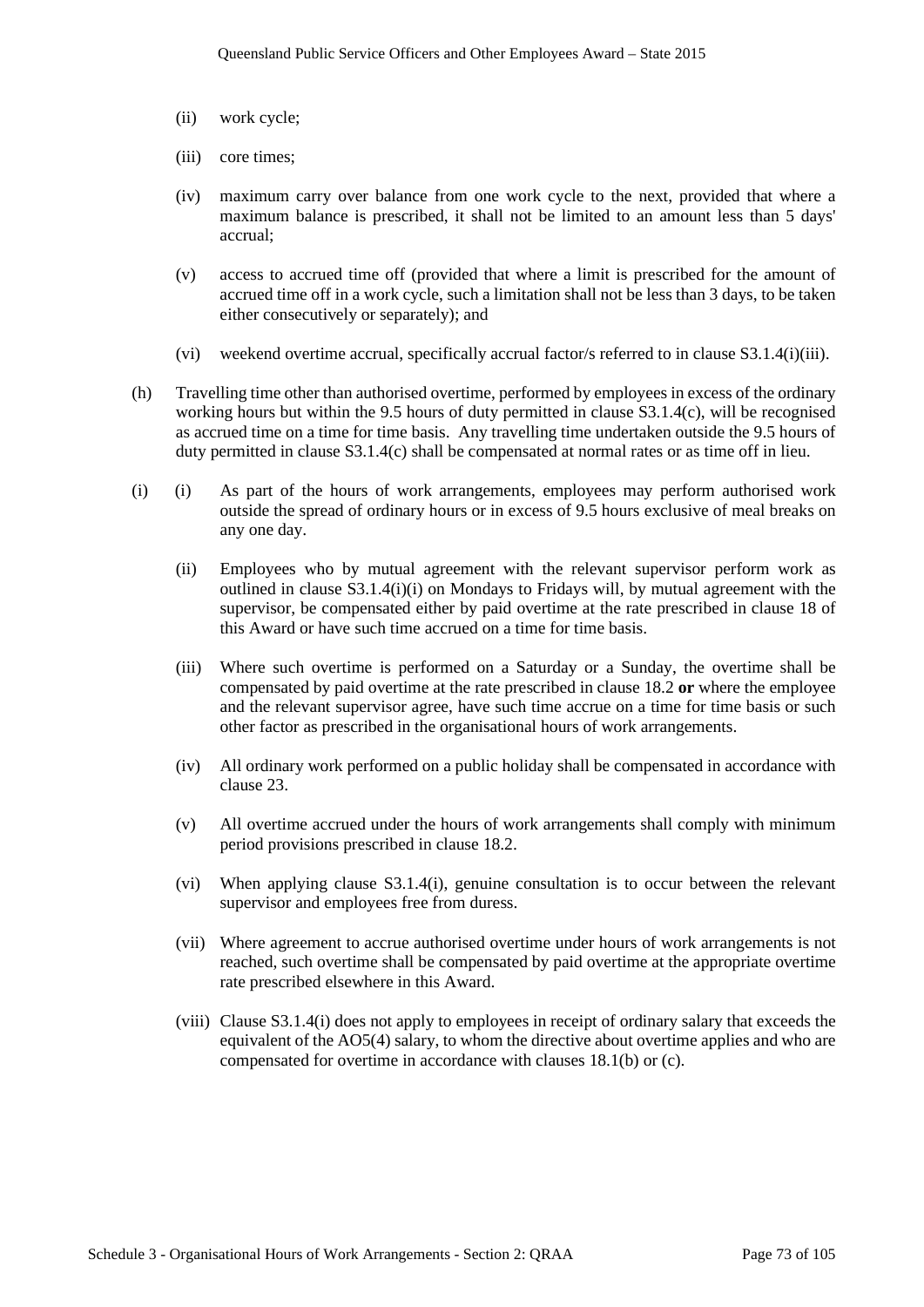(ii) work cycle;

(iii) core times;

(iv) maximum carry over balance from one work cycle to the next, provided that where a maximum balance is prescribed, it shall not be limited to an amount less than 5 days' accrual;

(v) access to accrued time off (provided that where a limit is prescribed for the amount of accrued time off in a work cycle, such a limitation shall not be less than 3 days, to be taken either consecutively or separately); and

(vi) weekend overtime accrual, specifically accrual factor/s referred to in clause S3.1.4(i)(iii).

(h) Travelling time other than authorised overtime, performed by employees in excess of the ordinary working hours but within the 9.5 hours of duty permitted in clause S3.1.4(c), will be recognised as accrued time on a time for time basis. Any travelling time undertaken outside the 9.5 hours of duty permitted in clause S3.1.4(c) shall be compensated at normal rates or as time off in lieu.

(i) (i) As part of the hours of work arrangements, employees may perform authorised work outside the spread of ordinary hours or in excess of 9.5 hours exclusive of meal breaks on any one day.

(ii) Employees who by mutual agreement with the relevant supervisor perform work as outlined in clause S3.1.4(i)(i) on Mondays to Fridays will, by mutual agreement with the supervisor, be compensated either by paid overtime at the rate prescribed in clause 18 of this Award or have such time accrued on a time for time basis.

(iii) Where such overtime is performed on a Saturday or a Sunday, the overtime shall be compensated by paid overtime at the rate prescribed in clause 18.2 **or** where the employee and the relevant supervisor agree, have such time accrue on a time for time basis or such other factor as prescribed in the organisational hours of work arrangements.

(iv) All ordinary work performed on a public holiday shall be compensated in accordance with clause 23.

(v) All overtime accrued under the hours of work arrangements shall comply with minimum period provisions prescribed in clause 18.2.

(vi) When applying clause S3.1.4(i), genuine consultation is to occur between the relevant supervisor and employees free from duress.

(vii) Where agreement to accrue authorised overtime under hours of work arrangements is not reached, such overtime shall be compensated by paid overtime at the appropriate overtime rate prescribed elsewhere in this Award.

(viii) Clause S3.1.4(i) does not apply to employees in receipt of ordinary salary that exceeds the equivalent of the AO5(4) salary, to whom the directive about overtime applies and who are compensated for overtime in accordance with clauses 18.1(b) or (c).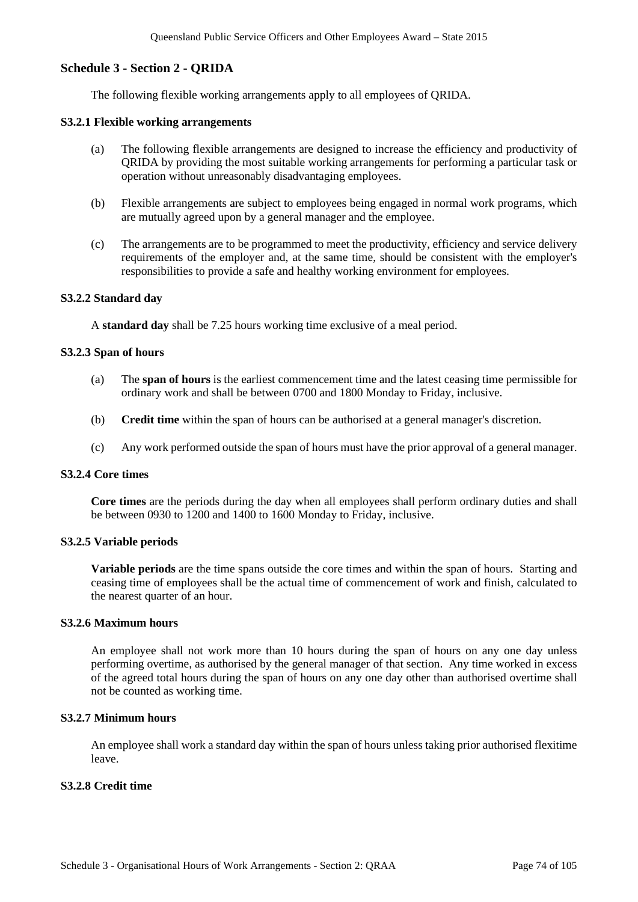## Schedule 3 - Section 2 - QRIDA

The following flexible working arrangements apply to all employees of QRIDA.

### S3.2.1 Flexible working arrangements

(a) The following flexible arrangements are designed to increase the efficiency and productivity of QRIDA by providing the most suitable working arrangements for performing a particular task or operation without unreasonably disadvantaging employees.

(b) Flexible arrangements are subject to employees being engaged in normal work programs, which are mutually agreed upon by a general manager and the employee.

(c) The arrangements are to be programmed to meet the productivity, efficiency and service delivery requirements of the employer and, at the same time, should be consistent with the employer's responsibilities to provide a safe and healthy working environment for employees.

### S3.2.2 Standard day

A **standard day** shall be 7.25 hours working time exclusive of a meal period.

### S3.2.3 Span of hours

(a) The **span of hours** is the earliest commencement time and the latest ceasing time permissible for ordinary work and shall be between 0700 and 1800 Monday to Friday, inclusive.

(b) **Credit time** within the span of hours can be authorised at a general manager's discretion.

(c) Any work performed outside the span of hours must have the prior approval of a general manager.

### S3.2.4 Core times

**Core times** are the periods during the day when all employees shall perform ordinary duties and shall be between 0930 to 1200 and 1400 to 1600 Monday to Friday, inclusive.

### S3.2.5 Variable periods

**Variable periods** are the time spans outside the core times and within the span of hours. Starting and ceasing time of employees shall be the actual time of commencement of work and finish, calculated to the nearest quarter of an hour.

### S3.2.6 Maximum hours

An employee shall not work more than 10 hours during the span of hours on any one day unless performing overtime, as authorised by the general manager of that section. Any time worked in excess of the agreed total hours during the span of hours on any one day other than authorised overtime shall not be counted as working time.

### S3.2.7 Minimum hours

An employee shall work a standard day within the span of hours unless taking prior authorised flexitime leave.

### S3.2.8 Credit time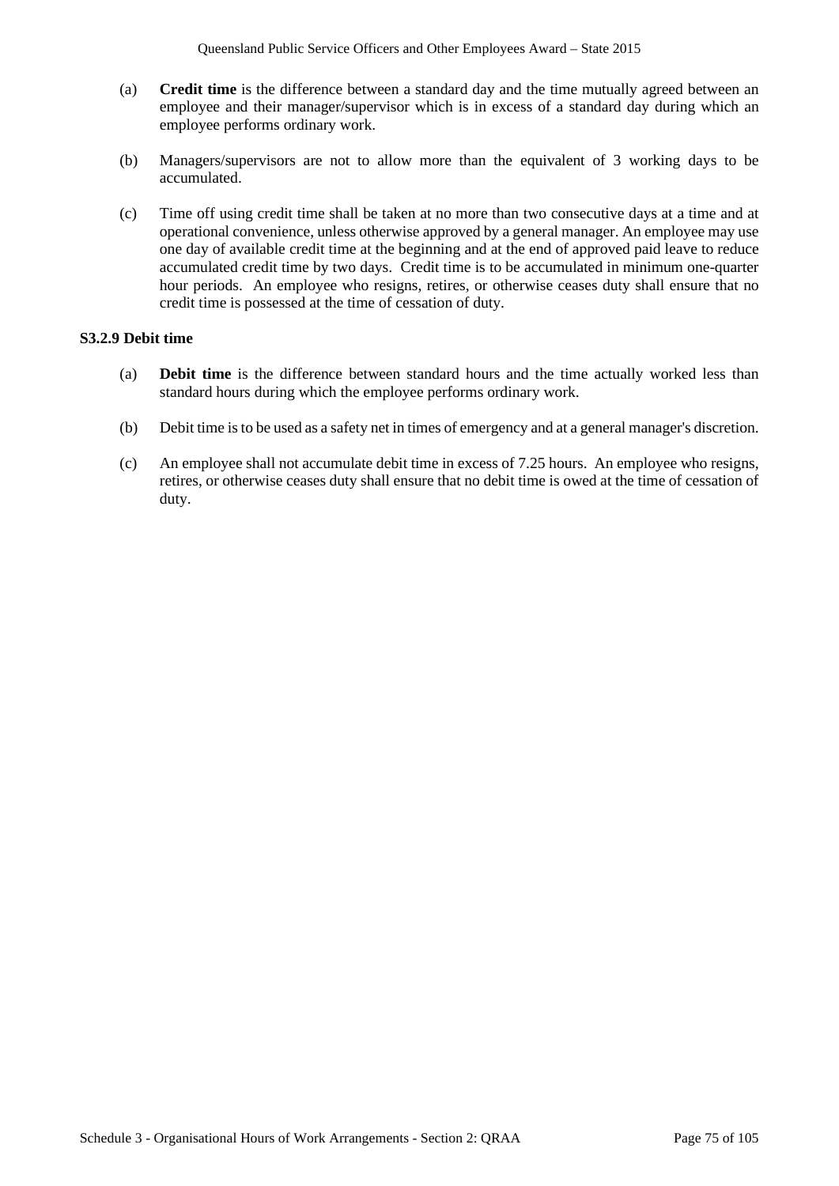(a) **Credit time** is the difference between a standard day and the time mutually agreed between an employee and their manager/supervisor which is in excess of a standard day during which an employee performs ordinary work.

(b) Managers/supervisors are not to allow more than the equivalent of 3 working days to be accumulated.

(c) Time off using credit time shall be taken at no more than two consecutive days at a time and at operational convenience, unless otherwise approved by a general manager. An employee may use one day of available credit time at the beginning and at the end of approved paid leave to reduce accumulated credit time by two days. Credit time is to be accumulated in minimum one-quarter hour periods. An employee who resigns, retires, or otherwise ceases duty shall ensure that no credit time is possessed at the time of cessation of duty.

**S3.2.9 Debit time**

(a) **Debit time** is the difference between standard hours and the time actually worked less than standard hours during which the employee performs ordinary work.

(b) Debit time is to be used as a safety net in times of emergency and at a general manager's discretion.

(c) An employee shall not accumulate debit time in excess of 7.25 hours. An employee who resigns, retires, or otherwise ceases duty shall ensure that no debit time is owed at the time of cessation of duty.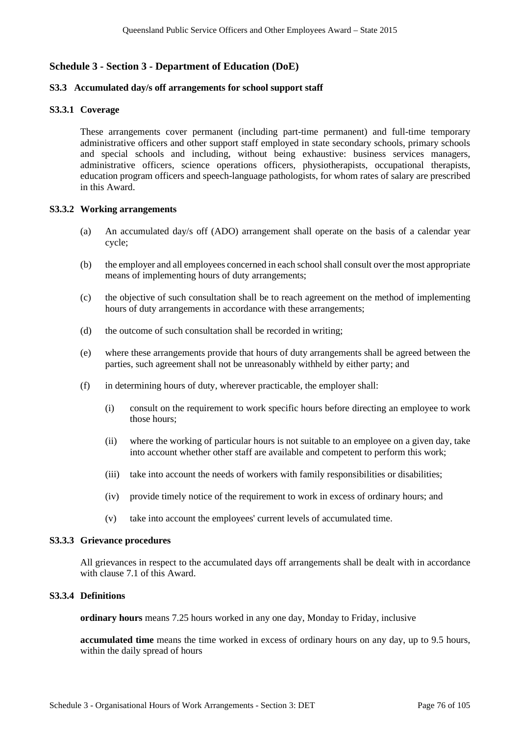## Schedule 3 - Section 3 - Department of Education (DoE)

### S3.3 Accumulated day/s off arrangements for school support staff

#### S3.3.1 Coverage

These arrangements cover permanent (including part-time permanent) and full-time temporary administrative officers and other support staff employed in state secondary schools, primary schools and special schools and including, without being exhaustive: business services managers, administrative officers, science operations officers, physiotherapists, occupational therapists, education program officers and speech-language pathologists, for whom rates of salary are prescribed in this Award.

#### S3.3.2 Working arrangements

(a) An accumulated day/s off (ADO) arrangement shall operate on the basis of a calendar year cycle;

(b) the employer and all employees concerned in each school shall consult over the most appropriate means of implementing hours of duty arrangements;

(c) the objective of such consultation shall be to reach agreement on the method of implementing hours of duty arrangements in accordance with these arrangements;

(d) the outcome of such consultation shall be recorded in writing;

(e) where these arrangements provide that hours of duty arrangements shall be agreed between the parties, such agreement shall not be unreasonably withheld by either party; and

(f) in determining hours of duty, wherever practicable, the employer shall:

  (i) consult on the requirement to work specific hours before directing an employee to work those hours;

  (ii) where the working of particular hours is not suitable to an employee on a given day, take into account whether other staff are available and competent to perform this work;

  (iii) take into account the needs of workers with family responsibilities or disabilities;

  (iv) provide timely notice of the requirement to work in excess of ordinary hours; and

  (v) take into account the employees' current levels of accumulated time.

#### S3.3.3 Grievance procedures

All grievances in respect to the accumulated days off arrangements shall be dealt with in accordance with clause 7.1 of this Award.

#### S3.3.4 Definitions

**ordinary hours** means 7.25 hours worked in any one day, Monday to Friday, inclusive

**accumulated time** means the time worked in excess of ordinary hours on any day, up to 9.5 hours, within the daily spread of hours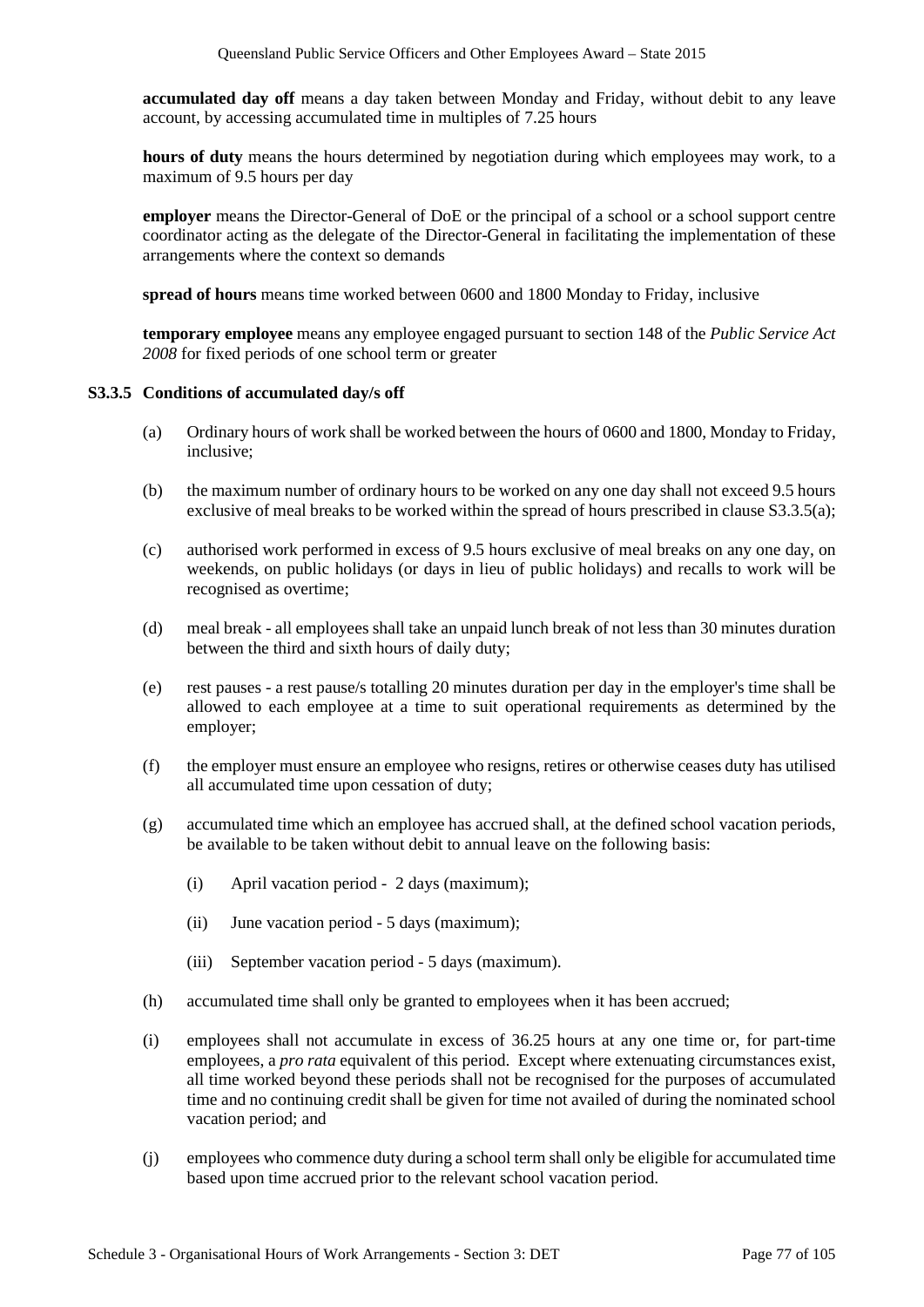**accumulated day off** means a day taken between Monday and Friday, without debit to any leave account, by accessing accumulated time in multiples of 7.25 hours

**hours of duty** means the hours determined by negotiation during which employees may work, to a maximum of 9.5 hours per day

**employer** means the Director-General of DoE or the principal of a school or a school support centre coordinator acting as the delegate of the Director-General in facilitating the implementation of these arrangements where the context so demands

**spread of hours** means time worked between 0600 and 1800 Monday to Friday, inclusive

**temporary employee** means any employee engaged pursuant to section 148 of the *Public Service Act 2008* for fixed periods of one school term or greater

### S3.3.5 Conditions of accumulated day/s off

(a) Ordinary hours of work shall be worked between the hours of 0600 and 1800, Monday to Friday, inclusive;

(b) the maximum number of ordinary hours to be worked on any one day shall not exceed 9.5 hours exclusive of meal breaks to be worked within the spread of hours prescribed in clause S3.3.5(a);

(c) authorised work performed in excess of 9.5 hours exclusive of meal breaks on any one day, on weekends, on public holidays (or days in lieu of public holidays) and recalls to work will be recognised as overtime;

(d) meal break - all employees shall take an unpaid lunch break of not less than 30 minutes duration between the third and sixth hours of daily duty;

(e) rest pauses - a rest pause/s totalling 20 minutes duration per day in the employer's time shall be allowed to each employee at a time to suit operational requirements as determined by the employer;

(f) the employer must ensure an employee who resigns, retires or otherwise ceases duty has utilised all accumulated time upon cessation of duty;

(g) accumulated time which an employee has accrued shall, at the defined school vacation periods, be available to be taken without debit to annual leave on the following basis:

   (i) April vacation period - 2 days (maximum);

   (ii) June vacation period - 5 days (maximum);

   (iii) September vacation period - 5 days (maximum).

(h) accumulated time shall only be granted to employees when it has been accrued;

(i) employees shall not accumulate in excess of 36.25 hours at any one time or, for part-time employees, a *pro rata* equivalent of this period. Except where extenuating circumstances exist, all time worked beyond these periods shall not be recognised for the purposes of accumulated time and no continuing credit shall be given for time not availed of during the nominated school vacation period; and

(j) employees who commence duty during a school term shall only be eligible for accumulated time based upon time accrued prior to the relevant school vacation period.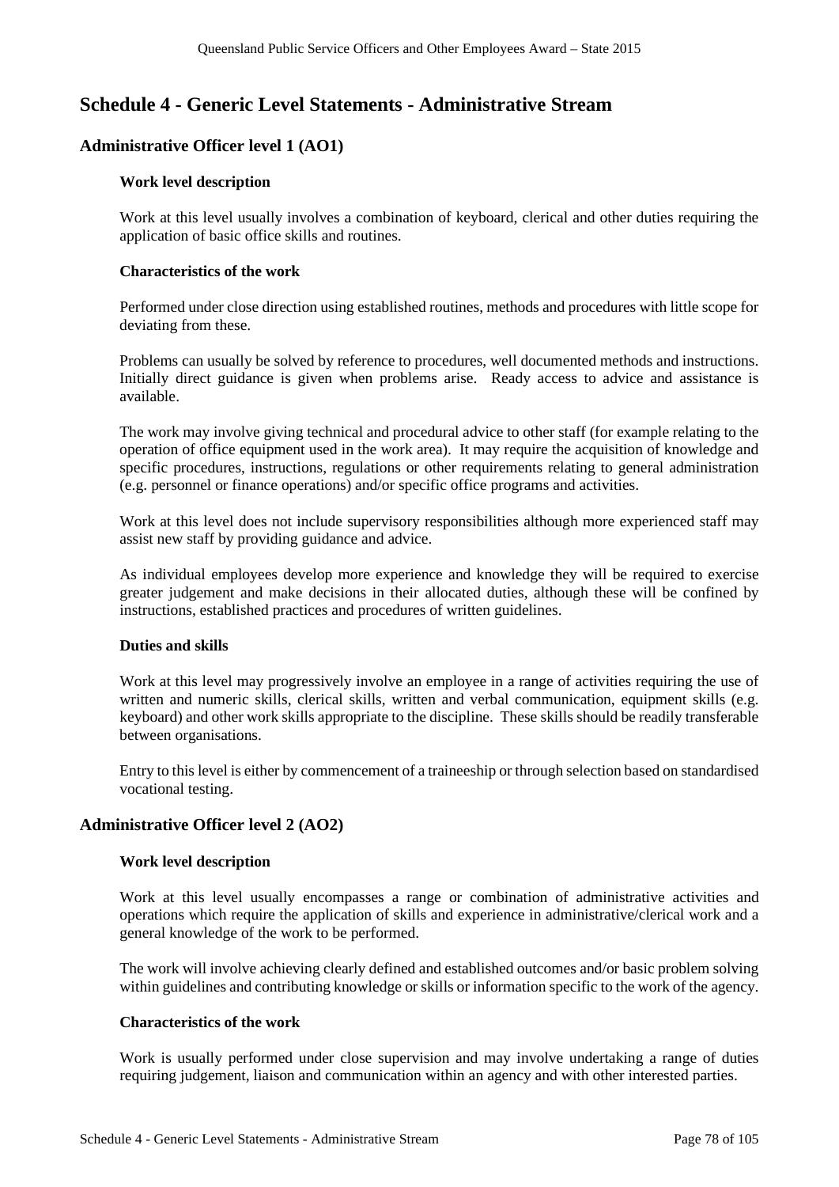# Schedule 4 - Generic Level Statements - Administrative Stream

## Administrative Officer level 1 (AO1)

### Work level description

Work at this level usually involves a combination of keyboard, clerical and other duties requiring the application of basic office skills and routines.

### Characteristics of the work

Performed under close direction using established routines, methods and procedures with little scope for deviating from these.

Problems can usually be solved by reference to procedures, well documented methods and instructions. Initially direct guidance is given when problems arise. Ready access to advice and assistance is available.

The work may involve giving technical and procedural advice to other staff (for example relating to the operation of office equipment used in the work area). It may require the acquisition of knowledge and specific procedures, instructions, regulations or other requirements relating to general administration (e.g. personnel or finance operations) and/or specific office programs and activities.

Work at this level does not include supervisory responsibilities although more experienced staff may assist new staff by providing guidance and advice.

As individual employees develop more experience and knowledge they will be required to exercise greater judgement and make decisions in their allocated duties, although these will be confined by instructions, established practices and procedures of written guidelines.

### Duties and skills

Work at this level may progressively involve an employee in a range of activities requiring the use of written and numeric skills, clerical skills, written and verbal communication, equipment skills (e.g. keyboard) and other work skills appropriate to the discipline. These skills should be readily transferable between organisations.

Entry to this level is either by commencement of a traineeship or through selection based on standardised vocational testing.

## Administrative Officer level 2 (AO2)

### Work level description

Work at this level usually encompasses a range or combination of administrative activities and operations which require the application of skills and experience in administrative/clerical work and a general knowledge of the work to be performed.

The work will involve achieving clearly defined and established outcomes and/or basic problem solving within guidelines and contributing knowledge or skills or information specific to the work of the agency.

### Characteristics of the work

Work is usually performed under close supervision and may involve undertaking a range of duties requiring judgement, liaison and communication within an agency and with other interested parties.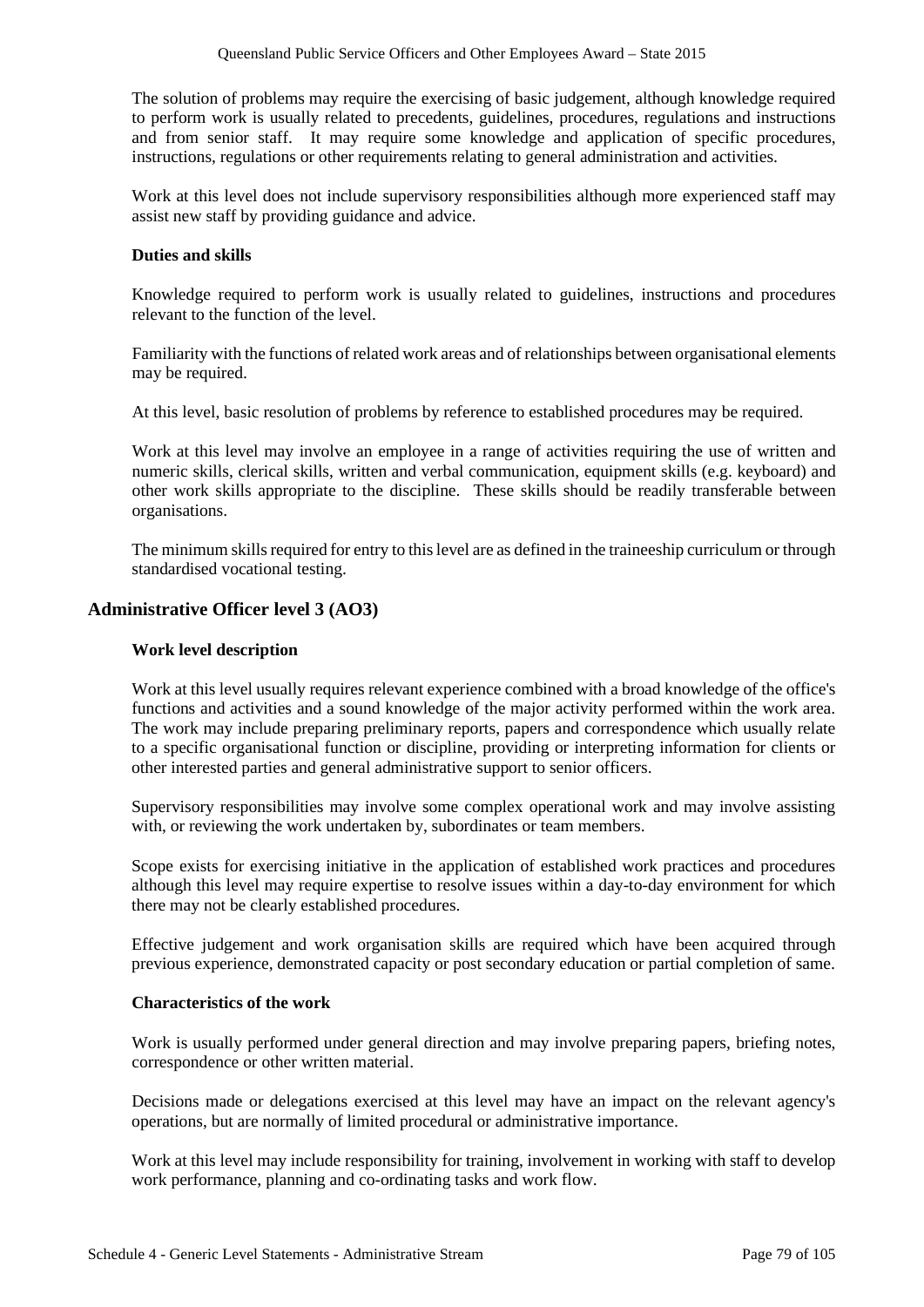The solution of problems may require the exercising of basic judgement, although knowledge required to perform work is usually related to precedents, guidelines, procedures, regulations and instructions and from senior staff. It may require some knowledge and application of specific procedures, instructions, regulations or other requirements relating to general administration and activities.

Work at this level does not include supervisory responsibilities although more experienced staff may assist new staff by providing guidance and advice.

**Duties and skills**

Knowledge required to perform work is usually related to guidelines, instructions and procedures relevant to the function of the level.

Familiarity with the functions of related work areas and of relationships between organisational elements may be required.

At this level, basic resolution of problems by reference to established procedures may be required.

Work at this level may involve an employee in a range of activities requiring the use of written and numeric skills, clerical skills, written and verbal communication, equipment skills (e.g. keyboard) and other work skills appropriate to the discipline. These skills should be readily transferable between organisations.

The minimum skills required for entry to this level are as defined in the traineeship curriculum or through standardised vocational testing.

## Administrative Officer level 3 (AO3)

**Work level description**

Work at this level usually requires relevant experience combined with a broad knowledge of the office's functions and activities and a sound knowledge of the major activity performed within the work area. The work may include preparing preliminary reports, papers and correspondence which usually relate to a specific organisational function or discipline, providing or interpreting information for clients or other interested parties and general administrative support to senior officers.

Supervisory responsibilities may involve some complex operational work and may involve assisting with, or reviewing the work undertaken by, subordinates or team members.

Scope exists for exercising initiative in the application of established work practices and procedures although this level may require expertise to resolve issues within a day-to-day environment for which there may not be clearly established procedures.

Effective judgement and work organisation skills are required which have been acquired through previous experience, demonstrated capacity or post secondary education or partial completion of same.

**Characteristics of the work**

Work is usually performed under general direction and may involve preparing papers, briefing notes, correspondence or other written material.

Decisions made or delegations exercised at this level may have an impact on the relevant agency's operations, but are normally of limited procedural or administrative importance.

Work at this level may include responsibility for training, involvement in working with staff to develop work performance, planning and co-ordinating tasks and work flow.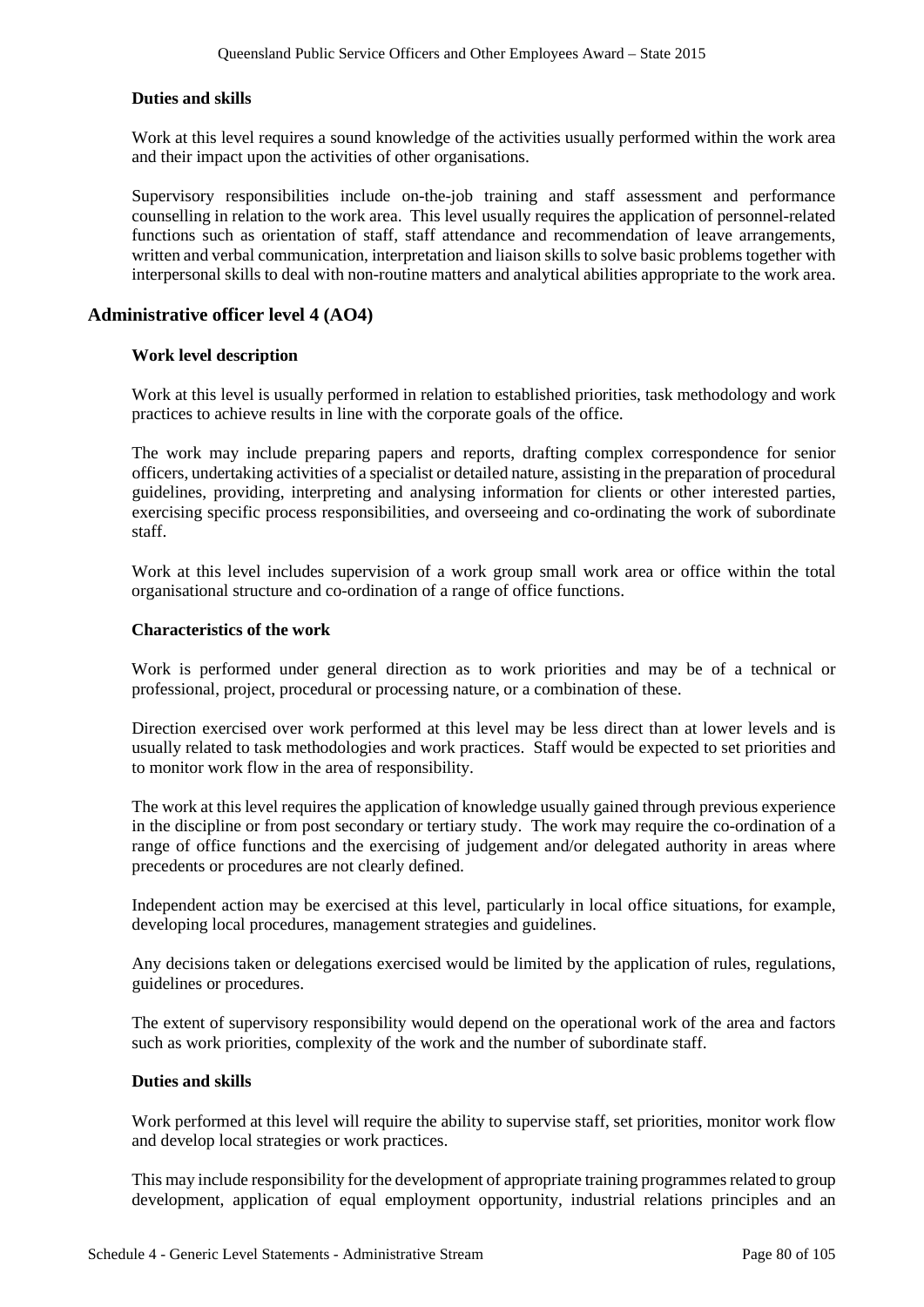**Duties and skills**

Work at this level requires a sound knowledge of the activities usually performed within the work area and their impact upon the activities of other organisations.

Supervisory responsibilities include on-the-job training and staff assessment and performance counselling in relation to the work area. This level usually requires the application of personnel-related functions such as orientation of staff, staff attendance and recommendation of leave arrangements, written and verbal communication, interpretation and liaison skills to solve basic problems together with interpersonal skills to deal with non-routine matters and analytical abilities appropriate to the work area.

## Administrative officer level 4 (AO4)

**Work level description**

Work at this level is usually performed in relation to established priorities, task methodology and work practices to achieve results in line with the corporate goals of the office.

The work may include preparing papers and reports, drafting complex correspondence for senior officers, undertaking activities of a specialist or detailed nature, assisting in the preparation of procedural guidelines, providing, interpreting and analysing information for clients or other interested parties, exercising specific process responsibilities, and overseeing and co-ordinating the work of subordinate staff.

Work at this level includes supervision of a work group small work area or office within the total organisational structure and co-ordination of a range of office functions.

**Characteristics of the work**

Work is performed under general direction as to work priorities and may be of a technical or professional, project, procedural or processing nature, or a combination of these.

Direction exercised over work performed at this level may be less direct than at lower levels and is usually related to task methodologies and work practices. Staff would be expected to set priorities and to monitor work flow in the area of responsibility.

The work at this level requires the application of knowledge usually gained through previous experience in the discipline or from post secondary or tertiary study. The work may require the co-ordination of a range of office functions and the exercising of judgement and/or delegated authority in areas where precedents or procedures are not clearly defined.

Independent action may be exercised at this level, particularly in local office situations, for example, developing local procedures, management strategies and guidelines.

Any decisions taken or delegations exercised would be limited by the application of rules, regulations, guidelines or procedures.

The extent of supervisory responsibility would depend on the operational work of the area and factors such as work priorities, complexity of the work and the number of subordinate staff.

**Duties and skills**

Work performed at this level will require the ability to supervise staff, set priorities, monitor work flow and develop local strategies or work practices.

This may include responsibility for the development of appropriate training programmes related to group development, application of equal employment opportunity, industrial relations principles and an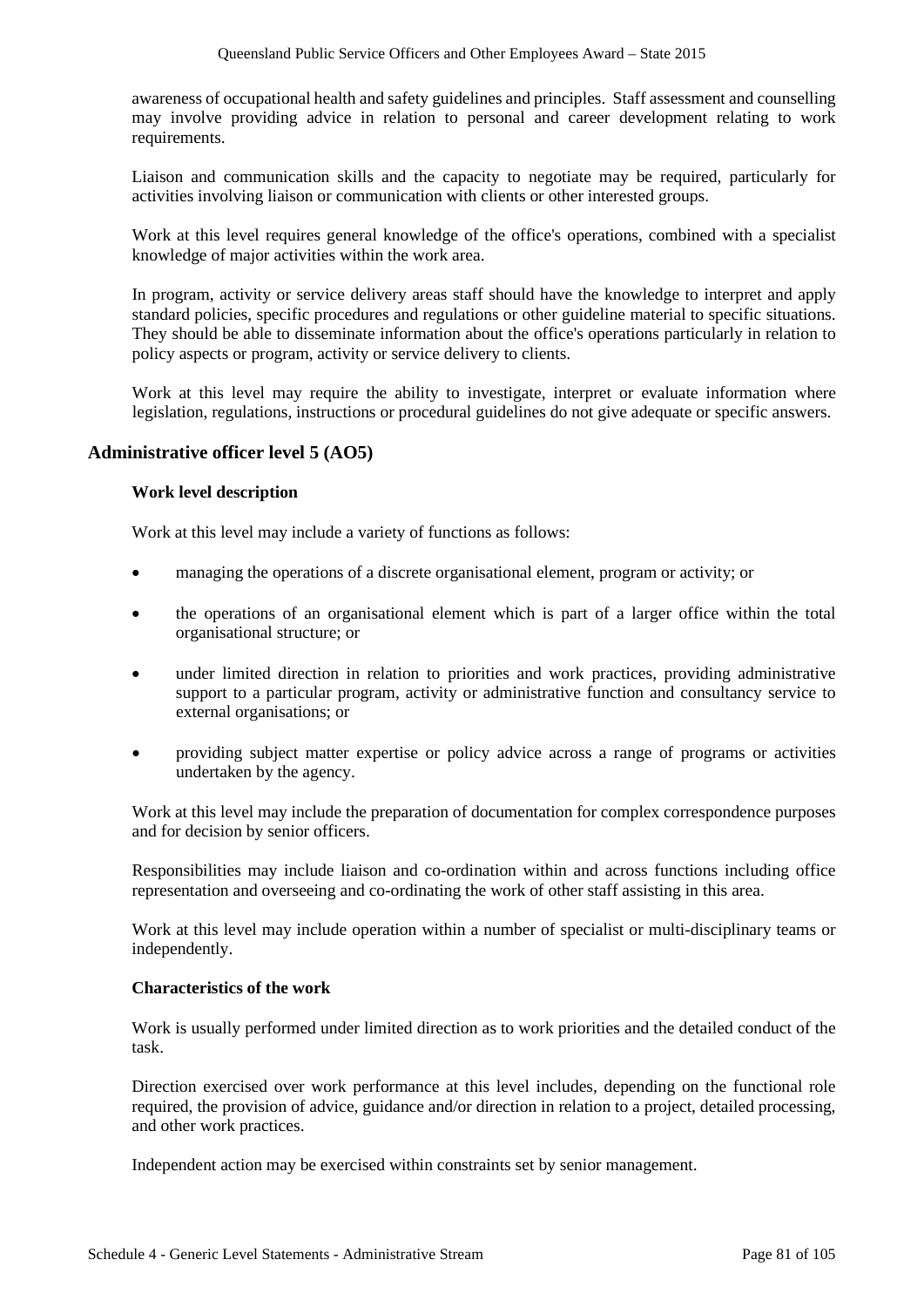awareness of occupational health and safety guidelines and principles. Staff assessment and counselling may involve providing advice in relation to personal and career development relating to work requirements.

Liaison and communication skills and the capacity to negotiate may be required, particularly for activities involving liaison or communication with clients or other interested groups.

Work at this level requires general knowledge of the office's operations, combined with a specialist knowledge of major activities within the work area.

In program, activity or service delivery areas staff should have the knowledge to interpret and apply standard policies, specific procedures and regulations or other guideline material to specific situations. They should be able to disseminate information about the office's operations particularly in relation to policy aspects or program, activity or service delivery to clients.

Work at this level may require the ability to investigate, interpret or evaluate information where legislation, regulations, instructions or procedural guidelines do not give adequate or specific answers.

## Administrative officer level 5 (AO5)

### Work level description

Work at this level may include a variety of functions as follows:

- managing the operations of a discrete organisational element, program or activity; or
- the operations of an organisational element which is part of a larger office within the total organisational structure; or
- under limited direction in relation to priorities and work practices, providing administrative support to a particular program, activity or administrative function and consultancy service to external organisations; or
- providing subject matter expertise or policy advice across a range of programs or activities undertaken by the agency.

Work at this level may include the preparation of documentation for complex correspondence purposes and for decision by senior officers.

Responsibilities may include liaison and co-ordination within and across functions including office representation and overseeing and co-ordinating the work of other staff assisting in this area.

Work at this level may include operation within a number of specialist or multi-disciplinary teams or independently.

### Characteristics of the work

Work is usually performed under limited direction as to work priorities and the detailed conduct of the task.

Direction exercised over work performance at this level includes, depending on the functional role required, the provision of advice, guidance and/or direction in relation to a project, detailed processing, and other work practices.

Independent action may be exercised within constraints set by senior management.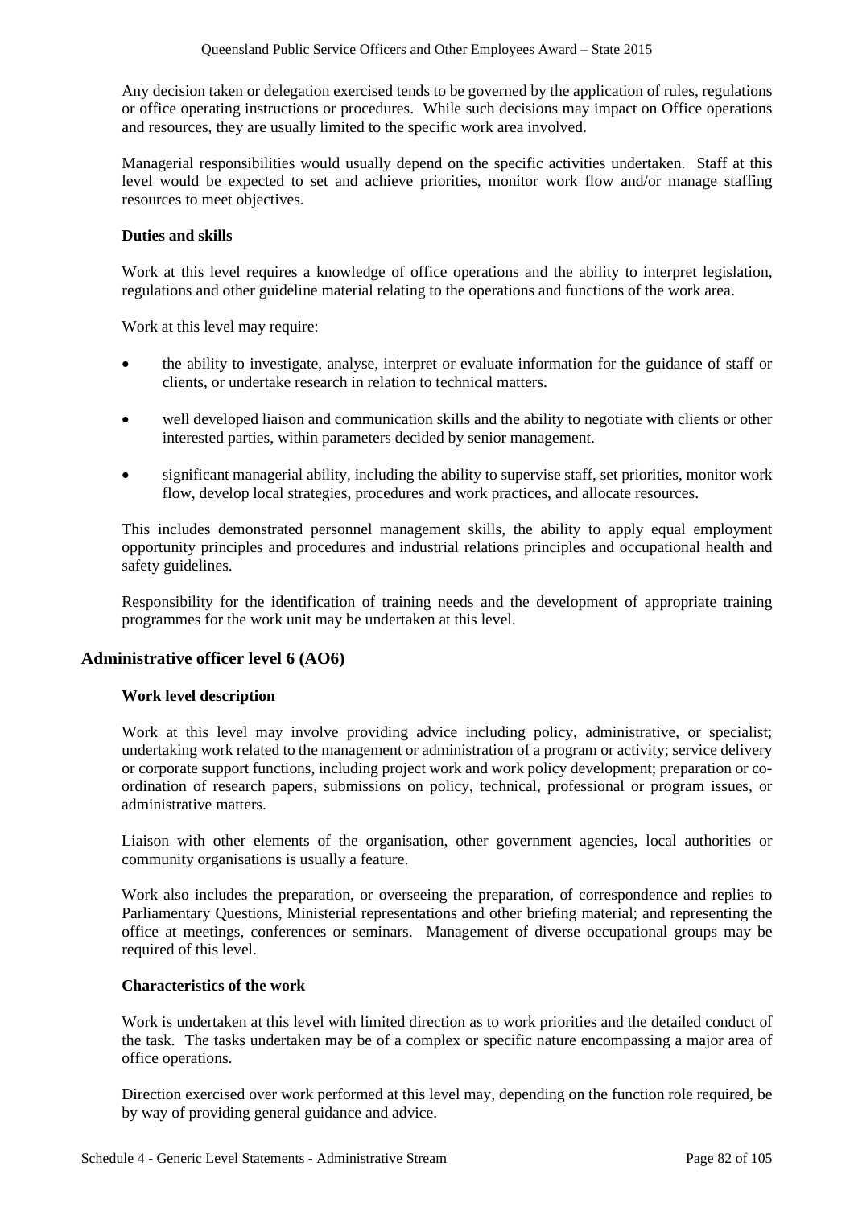Any decision taken or delegation exercised tends to be governed by the application of rules, regulations or office operating instructions or procedures. While such decisions may impact on Office operations and resources, they are usually limited to the specific work area involved.

Managerial responsibilities would usually depend on the specific activities undertaken. Staff at this level would be expected to set and achieve priorities, monitor work flow and/or manage staffing resources to meet objectives.

**Duties and skills**

Work at this level requires a knowledge of office operations and the ability to interpret legislation, regulations and other guideline material relating to the operations and functions of the work area.

Work at this level may require:

- the ability to investigate, analyse, interpret or evaluate information for the guidance of staff or clients, or undertake research in relation to technical matters.
- well developed liaison and communication skills and the ability to negotiate with clients or other interested parties, within parameters decided by senior management.
- significant managerial ability, including the ability to supervise staff, set priorities, monitor work flow, develop local strategies, procedures and work practices, and allocate resources.

This includes demonstrated personnel management skills, the ability to apply equal employment opportunity principles and procedures and industrial relations principles and occupational health and safety guidelines.

Responsibility for the identification of training needs and the development of appropriate training programmes for the work unit may be undertaken at this level.

## Administrative officer level 6 (AO6)

**Work level description**

Work at this level may involve providing advice including policy, administrative, or specialist; undertaking work related to the management or administration of a program or activity; service delivery or corporate support functions, including project work and work policy development; preparation or co-ordination of research papers, submissions on policy, technical, professional or program issues, or administrative matters.

Liaison with other elements of the organisation, other government agencies, local authorities or community organisations is usually a feature.

Work also includes the preparation, or overseeing the preparation, of correspondence and replies to Parliamentary Questions, Ministerial representations and other briefing material; and representing the office at meetings, conferences or seminars. Management of diverse occupational groups may be required of this level.

**Characteristics of the work**

Work is undertaken at this level with limited direction as to work priorities and the detailed conduct of the task. The tasks undertaken may be of a complex or specific nature encompassing a major area of office operations.

Direction exercised over work performed at this level may, depending on the function role required, be by way of providing general guidance and advice.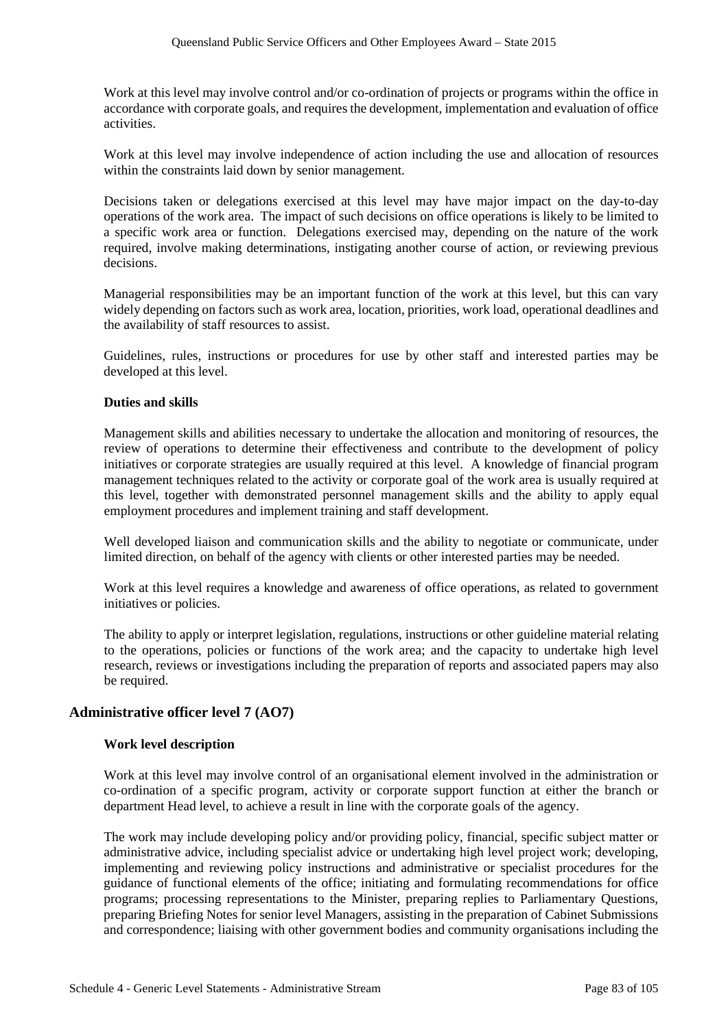Work at this level may involve control and/or co-ordination of projects or programs within the office in accordance with corporate goals, and requires the development, implementation and evaluation of office activities.

Work at this level may involve independence of action including the use and allocation of resources within the constraints laid down by senior management.

Decisions taken or delegations exercised at this level may have major impact on the day-to-day operations of the work area. The impact of such decisions on office operations is likely to be limited to a specific work area or function. Delegations exercised may, depending on the nature of the work required, involve making determinations, instigating another course of action, or reviewing previous decisions.

Managerial responsibilities may be an important function of the work at this level, but this can vary widely depending on factors such as work area, location, priorities, work load, operational deadlines and the availability of staff resources to assist.

Guidelines, rules, instructions or procedures for use by other staff and interested parties may be developed at this level.

**Duties and skills**

Management skills and abilities necessary to undertake the allocation and monitoring of resources, the review of operations to determine their effectiveness and contribute to the development of policy initiatives or corporate strategies are usually required at this level. A knowledge of financial program management techniques related to the activity or corporate goal of the work area is usually required at this level, together with demonstrated personnel management skills and the ability to apply equal employment procedures and implement training and staff development.

Well developed liaison and communication skills and the ability to negotiate or communicate, under limited direction, on behalf of the agency with clients or other interested parties may be needed.

Work at this level requires a knowledge and awareness of office operations, as related to government initiatives or policies.

The ability to apply or interpret legislation, regulations, instructions or other guideline material relating to the operations, policies or functions of the work area; and the capacity to undertake high level research, reviews or investigations including the preparation of reports and associated papers may also be required.

## Administrative officer level 7 (AO7)

**Work level description**

Work at this level may involve control of an organisational element involved in the administration or co-ordination of a specific program, activity or corporate support function at either the branch or department Head level, to achieve a result in line with the corporate goals of the agency.

The work may include developing policy and/or providing policy, financial, specific subject matter or administrative advice, including specialist advice or undertaking high level project work; developing, implementing and reviewing policy instructions and administrative or specialist procedures for the guidance of functional elements of the office; initiating and formulating recommendations for office programs; processing representations to the Minister, preparing replies to Parliamentary Questions, preparing Briefing Notes for senior level Managers, assisting in the preparation of Cabinet Submissions and correspondence; liaising with other government bodies and community organisations including the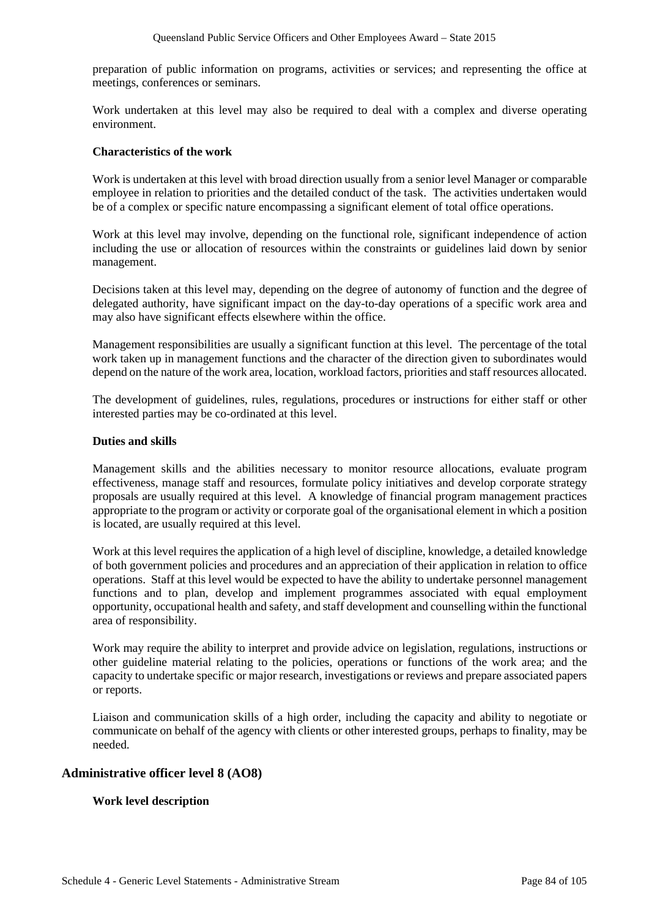preparation of public information on programs, activities or services; and representing the office at meetings, conferences or seminars.

Work undertaken at this level may also be required to deal with a complex and diverse operating environment.

**Characteristics of the work**

Work is undertaken at this level with broad direction usually from a senior level Manager or comparable employee in relation to priorities and the detailed conduct of the task. The activities undertaken would be of a complex or specific nature encompassing a significant element of total office operations.

Work at this level may involve, depending on the functional role, significant independence of action including the use or allocation of resources within the constraints or guidelines laid down by senior management.

Decisions taken at this level may, depending on the degree of autonomy of function and the degree of delegated authority, have significant impact on the day-to-day operations of a specific work area and may also have significant effects elsewhere within the office.

Management responsibilities are usually a significant function at this level. The percentage of the total work taken up in management functions and the character of the direction given to subordinates would depend on the nature of the work area, location, workload factors, priorities and staff resources allocated.

The development of guidelines, rules, regulations, procedures or instructions for either staff or other interested parties may be co-ordinated at this level.

**Duties and skills**

Management skills and the abilities necessary to monitor resource allocations, evaluate program effectiveness, manage staff and resources, formulate policy initiatives and develop corporate strategy proposals are usually required at this level. A knowledge of financial program management practices appropriate to the program or activity or corporate goal of the organisational element in which a position is located, are usually required at this level.

Work at this level requires the application of a high level of discipline, knowledge, a detailed knowledge of both government policies and procedures and an appreciation of their application in relation to office operations. Staff at this level would be expected to have the ability to undertake personnel management functions and to plan, develop and implement programmes associated with equal employment opportunity, occupational health and safety, and staff development and counselling within the functional area of responsibility.

Work may require the ability to interpret and provide advice on legislation, regulations, instructions or other guideline material relating to the policies, operations or functions of the work area; and the capacity to undertake specific or major research, investigations or reviews and prepare associated papers or reports.

Liaison and communication skills of a high order, including the capacity and ability to negotiate or communicate on behalf of the agency with clients or other interested groups, perhaps to finality, may be needed.

## Administrative officer level 8 (AO8)

**Work level description**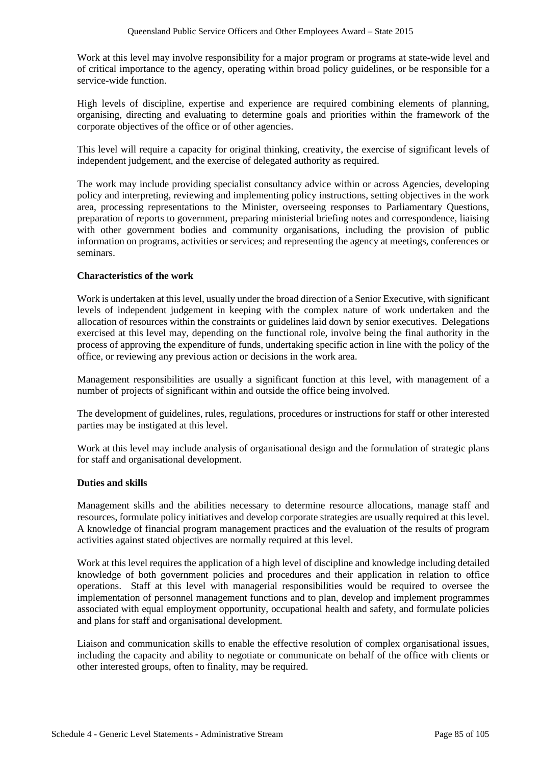Work at this level may involve responsibility for a major program or programs at state-wide level and of critical importance to the agency, operating within broad policy guidelines, or be responsible for a service-wide function.

High levels of discipline, expertise and experience are required combining elements of planning, organising, directing and evaluating to determine goals and priorities within the framework of the corporate objectives of the office or of other agencies.

This level will require a capacity for original thinking, creativity, the exercise of significant levels of independent judgement, and the exercise of delegated authority as required.

The work may include providing specialist consultancy advice within or across Agencies, developing policy and interpreting, reviewing and implementing policy instructions, setting objectives in the work area, processing representations to the Minister, overseeing responses to Parliamentary Questions, preparation of reports to government, preparing ministerial briefing notes and correspondence, liaising with other government bodies and community organisations, including the provision of public information on programs, activities or services; and representing the agency at meetings, conferences or seminars.

**Characteristics of the work**

Work is undertaken at this level, usually under the broad direction of a Senior Executive, with significant levels of independent judgement in keeping with the complex nature of work undertaken and the allocation of resources within the constraints or guidelines laid down by senior executives. Delegations exercised at this level may, depending on the functional role, involve being the final authority in the process of approving the expenditure of funds, undertaking specific action in line with the policy of the office, or reviewing any previous action or decisions in the work area.

Management responsibilities are usually a significant function at this level, with management of a number of projects of significant within and outside the office being involved.

The development of guidelines, rules, regulations, procedures or instructions for staff or other interested parties may be instigated at this level.

Work at this level may include analysis of organisational design and the formulation of strategic plans for staff and organisational development.

**Duties and skills**

Management skills and the abilities necessary to determine resource allocations, manage staff and resources, formulate policy initiatives and develop corporate strategies are usually required at this level. A knowledge of financial program management practices and the evaluation of the results of program activities against stated objectives are normally required at this level.

Work at this level requires the application of a high level of discipline and knowledge including detailed knowledge of both government policies and procedures and their application in relation to office operations. Staff at this level with managerial responsibilities would be required to oversee the implementation of personnel management functions and to plan, develop and implement programmes associated with equal employment opportunity, occupational health and safety, and formulate policies and plans for staff and organisational development.

Liaison and communication skills to enable the effective resolution of complex organisational issues, including the capacity and ability to negotiate or communicate on behalf of the office with clients or other interested groups, often to finality, may be required.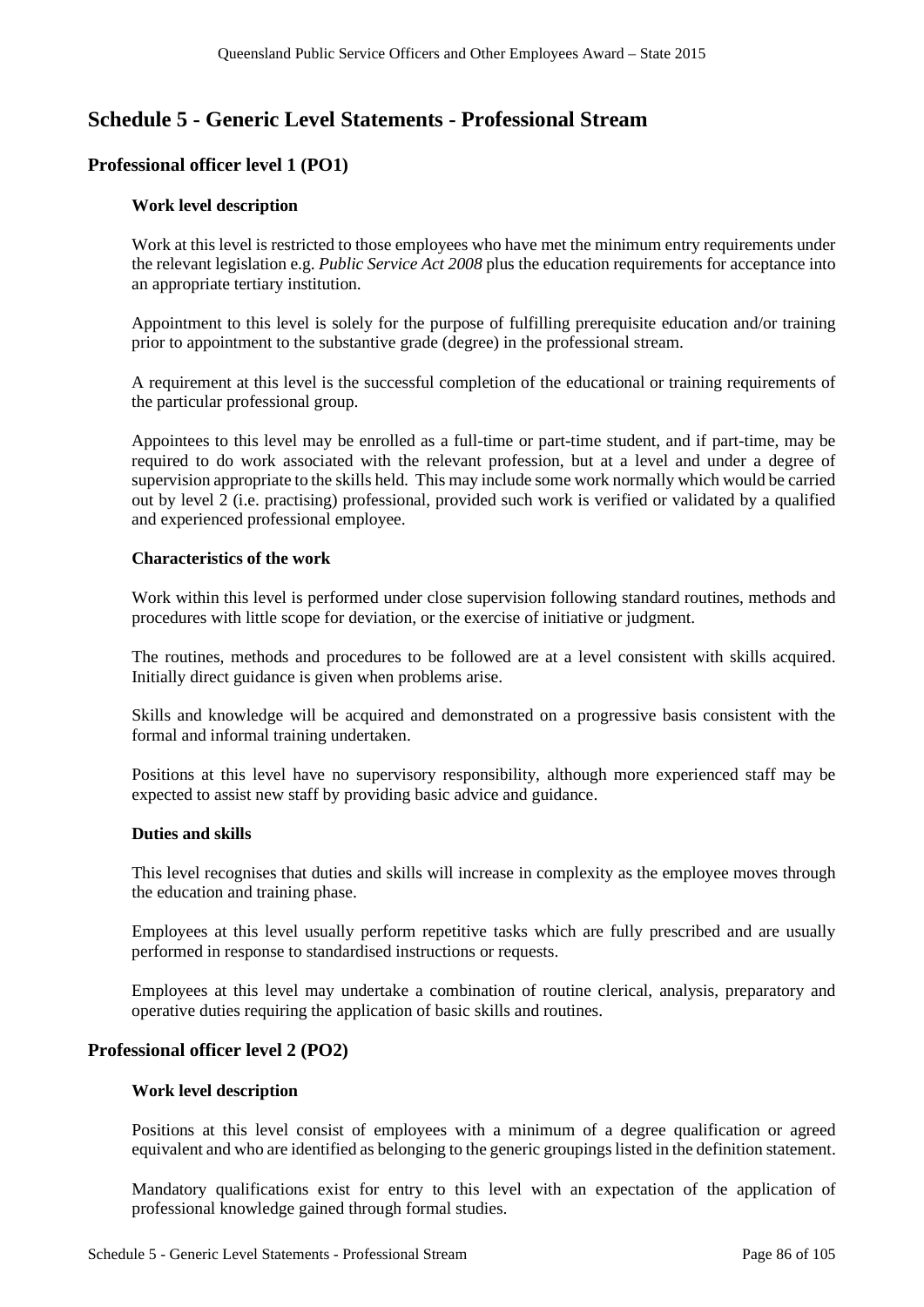# Schedule 5 - Generic Level Statements - Professional Stream

## Professional officer level 1 (PO1)

### Work level description

Work at this level is restricted to those employees who have met the minimum entry requirements under the relevant legislation e.g. *Public Service Act 2008* plus the education requirements for acceptance into an appropriate tertiary institution.

Appointment to this level is solely for the purpose of fulfilling prerequisite education and/or training prior to appointment to the substantive grade (degree) in the professional stream.

A requirement at this level is the successful completion of the educational or training requirements of the particular professional group.

Appointees to this level may be enrolled as a full-time or part-time student, and if part-time, may be required to do work associated with the relevant profession, but at a level and under a degree of supervision appropriate to the skills held. This may include some work normally which would be carried out by level 2 (i.e. practising) professional, provided such work is verified or validated by a qualified and experienced professional employee.

### Characteristics of the work

Work within this level is performed under close supervision following standard routines, methods and procedures with little scope for deviation, or the exercise of initiative or judgment.

The routines, methods and procedures to be followed are at a level consistent with skills acquired. Initially direct guidance is given when problems arise.

Skills and knowledge will be acquired and demonstrated on a progressive basis consistent with the formal and informal training undertaken.

Positions at this level have no supervisory responsibility, although more experienced staff may be expected to assist new staff by providing basic advice and guidance.

### Duties and skills

This level recognises that duties and skills will increase in complexity as the employee moves through the education and training phase.

Employees at this level usually perform repetitive tasks which are fully prescribed and are usually performed in response to standardised instructions or requests.

Employees at this level may undertake a combination of routine clerical, analysis, preparatory and operative duties requiring the application of basic skills and routines.

## Professional officer level 2 (PO2)

### Work level description

Positions at this level consist of employees with a minimum of a degree qualification or agreed equivalent and who are identified as belonging to the generic groupings listed in the definition statement.

Mandatory qualifications exist for entry to this level with an expectation of the application of professional knowledge gained through formal studies.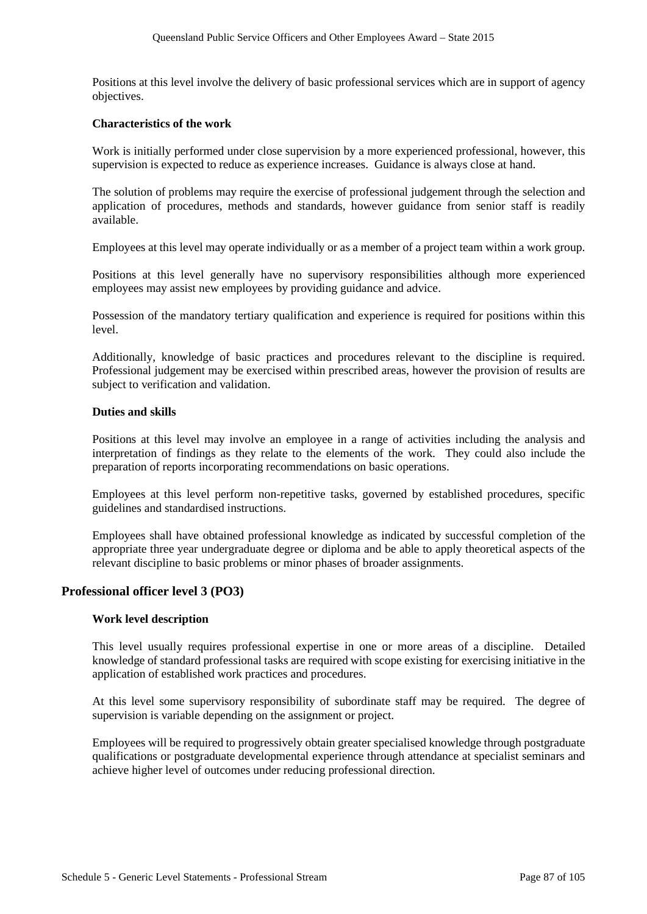Positions at this level involve the delivery of basic professional services which are in support of agency objectives.

**Characteristics of the work**

Work is initially performed under close supervision by a more experienced professional, however, this supervision is expected to reduce as experience increases. Guidance is always close at hand.

The solution of problems may require the exercise of professional judgement through the selection and application of procedures, methods and standards, however guidance from senior staff is readily available.

Employees at this level may operate individually or as a member of a project team within a work group.

Positions at this level generally have no supervisory responsibilities although more experienced employees may assist new employees by providing guidance and advice.

Possession of the mandatory tertiary qualification and experience is required for positions within this level.

Additionally, knowledge of basic practices and procedures relevant to the discipline is required. Professional judgement may be exercised within prescribed areas, however the provision of results are subject to verification and validation.

**Duties and skills**

Positions at this level may involve an employee in a range of activities including the analysis and interpretation of findings as they relate to the elements of the work. They could also include the preparation of reports incorporating recommendations on basic operations.

Employees at this level perform non-repetitive tasks, governed by established procedures, specific guidelines and standardised instructions.

Employees shall have obtained professional knowledge as indicated by successful completion of the appropriate three year undergraduate degree or diploma and be able to apply theoretical aspects of the relevant discipline to basic problems or minor phases of broader assignments.

## Professional officer level 3 (PO3)

**Work level description**

This level usually requires professional expertise in one or more areas of a discipline. Detailed knowledge of standard professional tasks are required with scope existing for exercising initiative in the application of established work practices and procedures.

At this level some supervisory responsibility of subordinate staff may be required. The degree of supervision is variable depending on the assignment or project.

Employees will be required to progressively obtain greater specialised knowledge through postgraduate qualifications or postgraduate developmental experience through attendance at specialist seminars and achieve higher level of outcomes under reducing professional direction.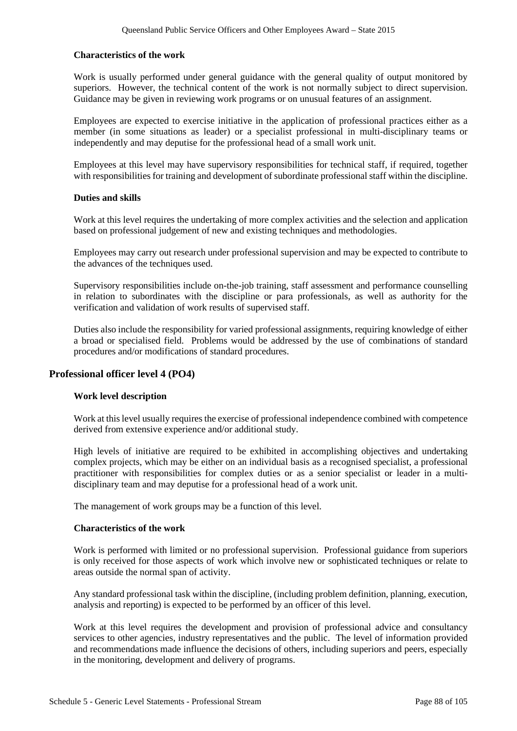#### Characteristics of the work

Work is usually performed under general guidance with the general quality of output monitored by superiors. However, the technical content of the work is not normally subject to direct supervision. Guidance may be given in reviewing work programs or on unusual features of an assignment.

Employees are expected to exercise initiative in the application of professional practices either as a member (in some situations as leader) or a specialist professional in multi-disciplinary teams or independently and may deputise for the professional head of a small work unit.

Employees at this level may have supervisory responsibilities for technical staff, if required, together with responsibilities for training and development of subordinate professional staff within the discipline.

#### Duties and skills

Work at this level requires the undertaking of more complex activities and the selection and application based on professional judgement of new and existing techniques and methodologies.

Employees may carry out research under professional supervision and may be expected to contribute to the advances of the techniques used.

Supervisory responsibilities include on-the-job training, staff assessment and performance counselling in relation to subordinates with the discipline or para professionals, as well as authority for the verification and validation of work results of supervised staff.

Duties also include the responsibility for varied professional assignments, requiring knowledge of either a broad or specialised field. Problems would be addressed by the use of combinations of standard procedures and/or modifications of standard procedures.

### Professional officer level 4 (PO4)

#### Work level description

Work at this level usually requires the exercise of professional independence combined with competence derived from extensive experience and/or additional study.

High levels of initiative are required to be exhibited in accomplishing objectives and undertaking complex projects, which may be either on an individual basis as a recognised specialist, a professional practitioner with responsibilities for complex duties or as a senior specialist or leader in a multi-disciplinary team and may deputise for a professional head of a work unit.

The management of work groups may be a function of this level.

#### Characteristics of the work

Work is performed with limited or no professional supervision. Professional guidance from superiors is only received for those aspects of work which involve new or sophisticated techniques or relate to areas outside the normal span of activity.

Any standard professional task within the discipline, (including problem definition, planning, execution, analysis and reporting) is expected to be performed by an officer of this level.

Work at this level requires the development and provision of professional advice and consultancy services to other agencies, industry representatives and the public. The level of information provided and recommendations made influence the decisions of others, including superiors and peers, especially in the monitoring, development and delivery of programs.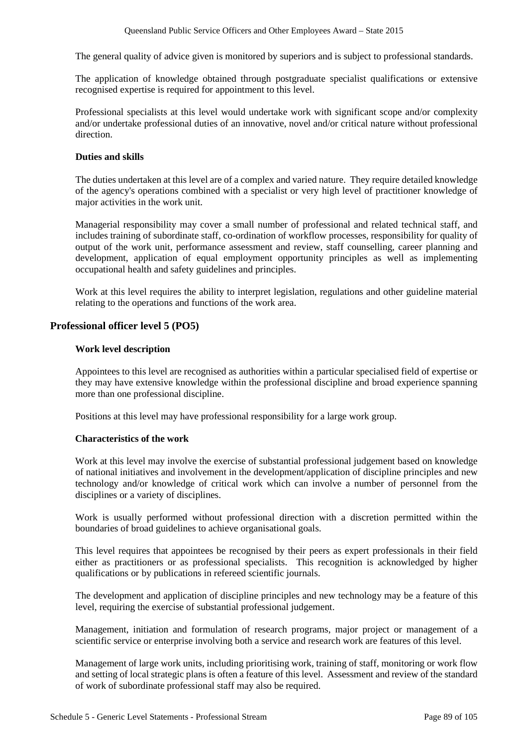The general quality of advice given is monitored by superiors and is subject to professional standards.

The application of knowledge obtained through postgraduate specialist qualifications or extensive recognised expertise is required for appointment to this level.

Professional specialists at this level would undertake work with significant scope and/or complexity and/or undertake professional duties of an innovative, novel and/or critical nature without professional direction.

**Duties and skills**

The duties undertaken at this level are of a complex and varied nature. They require detailed knowledge of the agency's operations combined with a specialist or very high level of practitioner knowledge of major activities in the work unit.

Managerial responsibility may cover a small number of professional and related technical staff, and includes training of subordinate staff, co-ordination of workflow processes, responsibility for quality of output of the work unit, performance assessment and review, staff counselling, career planning and development, application of equal employment opportunity principles as well as implementing occupational health and safety guidelines and principles.

Work at this level requires the ability to interpret legislation, regulations and other guideline material relating to the operations and functions of the work area.

## Professional officer level 5 (PO5)

**Work level description**

Appointees to this level are recognised as authorities within a particular specialised field of expertise or they may have extensive knowledge within the professional discipline and broad experience spanning more than one professional discipline.

Positions at this level may have professional responsibility for a large work group.

**Characteristics of the work**

Work at this level may involve the exercise of substantial professional judgement based on knowledge of national initiatives and involvement in the development/application of discipline principles and new technology and/or knowledge of critical work which can involve a number of personnel from the disciplines or a variety of disciplines.

Work is usually performed without professional direction with a discretion permitted within the boundaries of broad guidelines to achieve organisational goals.

This level requires that appointees be recognised by their peers as expert professionals in their field either as practitioners or as professional specialists. This recognition is acknowledged by higher qualifications or by publications in refereed scientific journals.

The development and application of discipline principles and new technology may be a feature of this level, requiring the exercise of substantial professional judgement.

Management, initiation and formulation of research programs, major project or management of a scientific service or enterprise involving both a service and research work are features of this level.

Management of large work units, including prioritising work, training of staff, monitoring or work flow and setting of local strategic plans is often a feature of this level. Assessment and review of the standard of work of subordinate professional staff may also be required.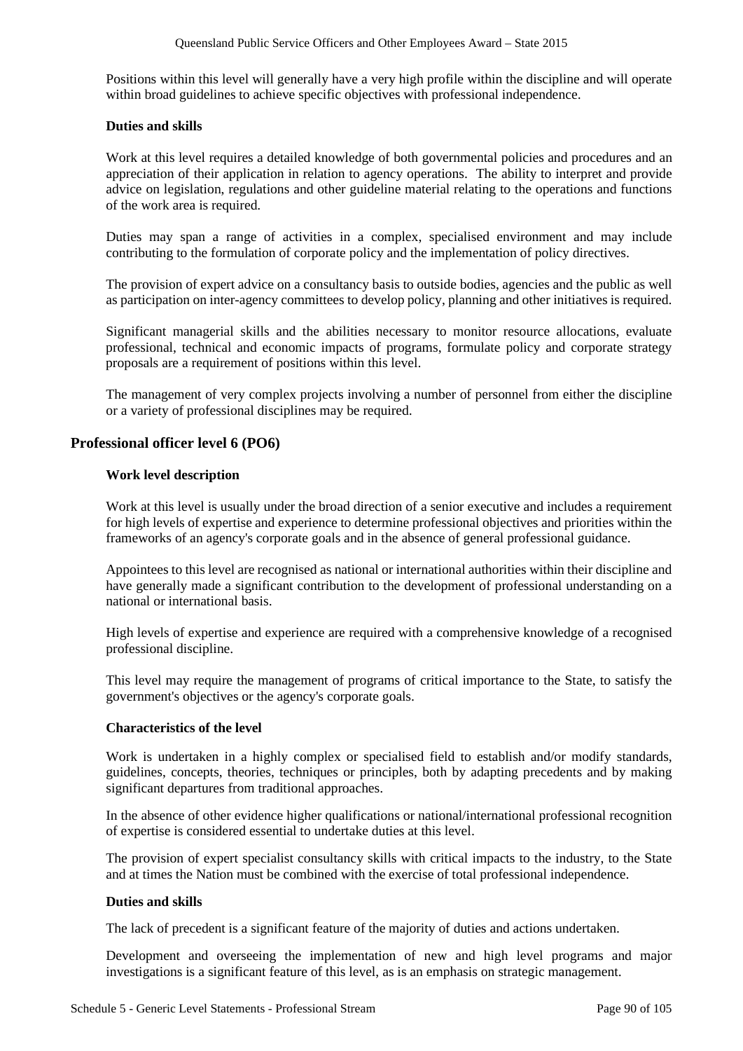Positions within this level will generally have a very high profile within the discipline and will operate within broad guidelines to achieve specific objectives with professional independence.

#### Duties and skills

Work at this level requires a detailed knowledge of both governmental policies and procedures and an appreciation of their application in relation to agency operations. The ability to interpret and provide advice on legislation, regulations and other guideline material relating to the operations and functions of the work area is required.

Duties may span a range of activities in a complex, specialised environment and may include contributing to the formulation of corporate policy and the implementation of policy directives.

The provision of expert advice on a consultancy basis to outside bodies, agencies and the public as well as participation on inter-agency committees to develop policy, planning and other initiatives is required.

Significant managerial skills and the abilities necessary to monitor resource allocations, evaluate professional, technical and economic impacts of programs, formulate policy and corporate strategy proposals are a requirement of positions within this level.

The management of very complex projects involving a number of personnel from either the discipline or a variety of professional disciplines may be required.

### Professional officer level 6 (PO6)

#### Work level description

Work at this level is usually under the broad direction of a senior executive and includes a requirement for high levels of expertise and experience to determine professional objectives and priorities within the frameworks of an agency's corporate goals and in the absence of general professional guidance.

Appointees to this level are recognised as national or international authorities within their discipline and have generally made a significant contribution to the development of professional understanding on a national or international basis.

High levels of expertise and experience are required with a comprehensive knowledge of a recognised professional discipline.

This level may require the management of programs of critical importance to the State, to satisfy the government's objectives or the agency's corporate goals.

#### Characteristics of the level

Work is undertaken in a highly complex or specialised field to establish and/or modify standards, guidelines, concepts, theories, techniques or principles, both by adapting precedents and by making significant departures from traditional approaches.

In the absence of other evidence higher qualifications or national/international professional recognition of expertise is considered essential to undertake duties at this level.

The provision of expert specialist consultancy skills with critical impacts to the industry, to the State and at times the Nation must be combined with the exercise of total professional independence.

#### Duties and skills

The lack of precedent is a significant feature of the majority of duties and actions undertaken.

Development and overseeing the implementation of new and high level programs and major investigations is a significant feature of this level, as is an emphasis on strategic management.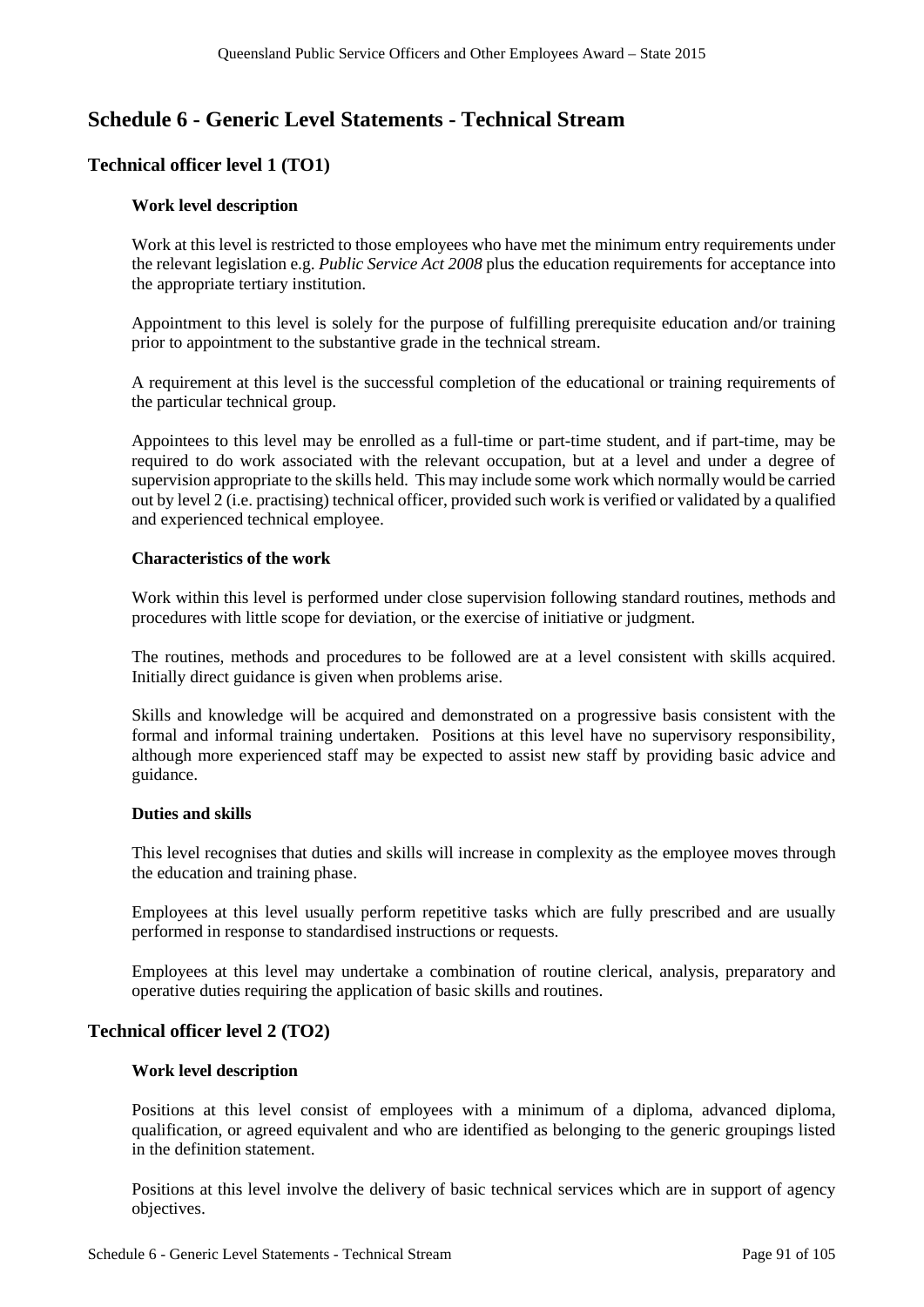# Schedule 6 - Generic Level Statements - Technical Stream

## Technical officer level 1 (TO1)

### Work level description

Work at this level is restricted to those employees who have met the minimum entry requirements under the relevant legislation e.g. *Public Service Act 2008* plus the education requirements for acceptance into the appropriate tertiary institution.

Appointment to this level is solely for the purpose of fulfilling prerequisite education and/or training prior to appointment to the substantive grade in the technical stream.

A requirement at this level is the successful completion of the educational or training requirements of the particular technical group.

Appointees to this level may be enrolled as a full-time or part-time student, and if part-time, may be required to do work associated with the relevant occupation, but at a level and under a degree of supervision appropriate to the skills held. This may include some work which normally would be carried out by level 2 (i.e. practising) technical officer, provided such work is verified or validated by a qualified and experienced technical employee.

### Characteristics of the work

Work within this level is performed under close supervision following standard routines, methods and procedures with little scope for deviation, or the exercise of initiative or judgment.

The routines, methods and procedures to be followed are at a level consistent with skills acquired. Initially direct guidance is given when problems arise.

Skills and knowledge will be acquired and demonstrated on a progressive basis consistent with the formal and informal training undertaken. Positions at this level have no supervisory responsibility, although more experienced staff may be expected to assist new staff by providing basic advice and guidance.

### Duties and skills

This level recognises that duties and skills will increase in complexity as the employee moves through the education and training phase.

Employees at this level usually perform repetitive tasks which are fully prescribed and are usually performed in response to standardised instructions or requests.

Employees at this level may undertake a combination of routine clerical, analysis, preparatory and operative duties requiring the application of basic skills and routines.

## Technical officer level 2 (TO2)

### Work level description

Positions at this level consist of employees with a minimum of a diploma, advanced diploma, qualification, or agreed equivalent and who are identified as belonging to the generic groupings listed in the definition statement.

Positions at this level involve the delivery of basic technical services which are in support of agency objectives.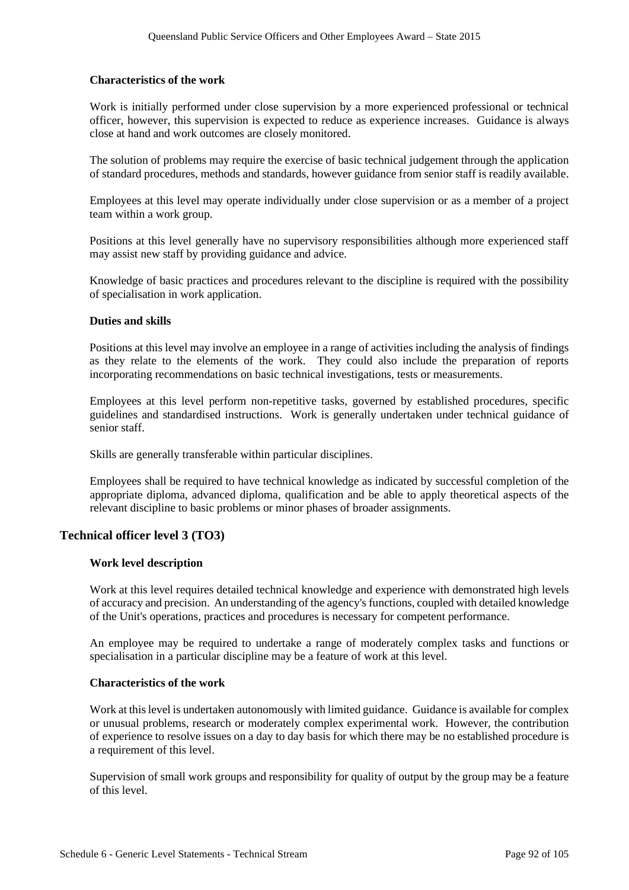#### Characteristics of the work

Work is initially performed under close supervision by a more experienced professional or technical officer, however, this supervision is expected to reduce as experience increases. Guidance is always close at hand and work outcomes are closely monitored.

The solution of problems may require the exercise of basic technical judgement through the application of standard procedures, methods and standards, however guidance from senior staff is readily available.

Employees at this level may operate individually under close supervision or as a member of a project team within a work group.

Positions at this level generally have no supervisory responsibilities although more experienced staff may assist new staff by providing guidance and advice.

Knowledge of basic practices and procedures relevant to the discipline is required with the possibility of specialisation in work application.

#### Duties and skills

Positions at this level may involve an employee in a range of activities including the analysis of findings as they relate to the elements of the work. They could also include the preparation of reports incorporating recommendations on basic technical investigations, tests or measurements.

Employees at this level perform non-repetitive tasks, governed by established procedures, specific guidelines and standardised instructions. Work is generally undertaken under technical guidance of senior staff.

Skills are generally transferable within particular disciplines.

Employees shall be required to have technical knowledge as indicated by successful completion of the appropriate diploma, advanced diploma, qualification and be able to apply theoretical aspects of the relevant discipline to basic problems or minor phases of broader assignments.

### Technical officer level 3 (TO3)

#### Work level description

Work at this level requires detailed technical knowledge and experience with demonstrated high levels of accuracy and precision. An understanding of the agency's functions, coupled with detailed knowledge of the Unit's operations, practices and procedures is necessary for competent performance.

An employee may be required to undertake a range of moderately complex tasks and functions or specialisation in a particular discipline may be a feature of work at this level.

#### Characteristics of the work

Work at this level is undertaken autonomously with limited guidance. Guidance is available for complex or unusual problems, research or moderately complex experimental work. However, the contribution of experience to resolve issues on a day to day basis for which there may be no established procedure is a requirement of this level.

Supervision of small work groups and responsibility for quality of output by the group may be a feature of this level.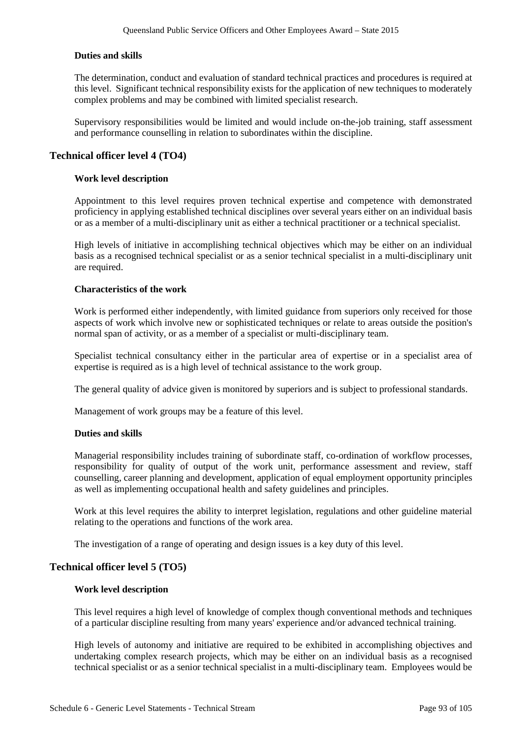#### Duties and skills

The determination, conduct and evaluation of standard technical practices and procedures is required at this level. Significant technical responsibility exists for the application of new techniques to moderately complex problems and may be combined with limited specialist research.

Supervisory responsibilities would be limited and would include on-the-job training, staff assessment and performance counselling in relation to subordinates within the discipline.

### Technical officer level 4 (TO4)

#### Work level description

Appointment to this level requires proven technical expertise and competence with demonstrated proficiency in applying established technical disciplines over several years either on an individual basis or as a member of a multi-disciplinary unit as either a technical practitioner or a technical specialist.

High levels of initiative in accomplishing technical objectives which may be either on an individual basis as a recognised technical specialist or as a senior technical specialist in a multi-disciplinary unit are required.

#### Characteristics of the work

Work is performed either independently, with limited guidance from superiors only received for those aspects of work which involve new or sophisticated techniques or relate to areas outside the position's normal span of activity, or as a member of a specialist or multi-disciplinary team.

Specialist technical consultancy either in the particular area of expertise or in a specialist area of expertise is required as is a high level of technical assistance to the work group.

The general quality of advice given is monitored by superiors and is subject to professional standards.

Management of work groups may be a feature of this level.

#### Duties and skills

Managerial responsibility includes training of subordinate staff, co-ordination of workflow processes, responsibility for quality of output of the work unit, performance assessment and review, staff counselling, career planning and development, application of equal employment opportunity principles as well as implementing occupational health and safety guidelines and principles.

Work at this level requires the ability to interpret legislation, regulations and other guideline material relating to the operations and functions of the work area.

The investigation of a range of operating and design issues is a key duty of this level.

### Technical officer level 5 (TO5)

#### Work level description

This level requires a high level of knowledge of complex though conventional methods and techniques of a particular discipline resulting from many years' experience and/or advanced technical training.

High levels of autonomy and initiative are required to be exhibited in accomplishing objectives and undertaking complex research projects, which may be either on an individual basis as a recognised technical specialist or as a senior technical specialist in a multi-disciplinary team. Employees would be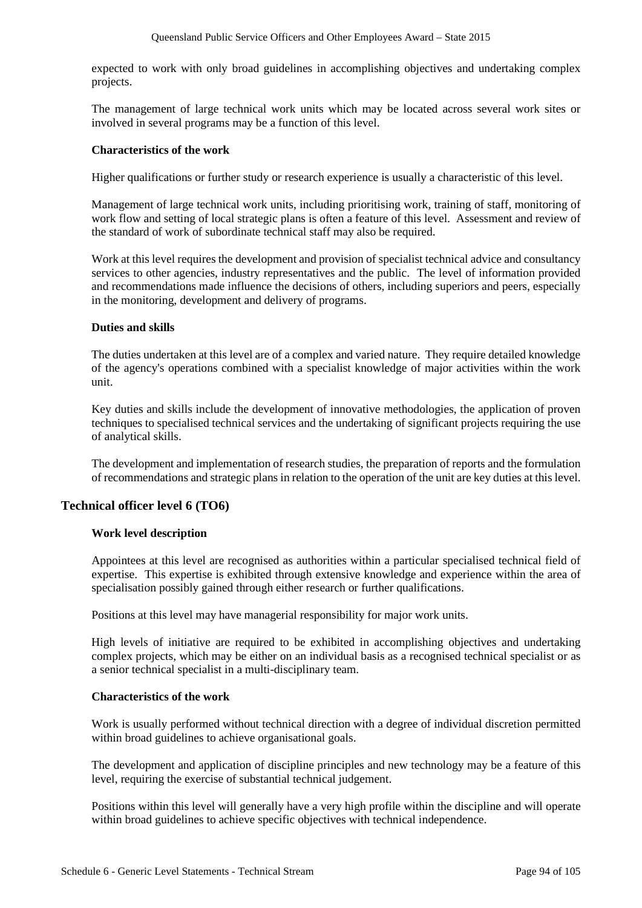expected to work with only broad guidelines in accomplishing objectives and undertaking complex projects.

The management of large technical work units which may be located across several work sites or involved in several programs may be a function of this level.

**Characteristics of the work**

Higher qualifications or further study or research experience is usually a characteristic of this level.

Management of large technical work units, including prioritising work, training of staff, monitoring of work flow and setting of local strategic plans is often a feature of this level. Assessment and review of the standard of work of subordinate technical staff may also be required.

Work at this level requires the development and provision of specialist technical advice and consultancy services to other agencies, industry representatives and the public. The level of information provided and recommendations made influence the decisions of others, including superiors and peers, especially in the monitoring, development and delivery of programs.

**Duties and skills**

The duties undertaken at this level are of a complex and varied nature. They require detailed knowledge of the agency's operations combined with a specialist knowledge of major activities within the work unit.

Key duties and skills include the development of innovative methodologies, the application of proven techniques to specialised technical services and the undertaking of significant projects requiring the use of analytical skills.

The development and implementation of research studies, the preparation of reports and the formulation of recommendations and strategic plans in relation to the operation of the unit are key duties at this level.

## Technical officer level 6 (TO6)

**Work level description**

Appointees at this level are recognised as authorities within a particular specialised technical field of expertise. This expertise is exhibited through extensive knowledge and experience within the area of specialisation possibly gained through either research or further qualifications.

Positions at this level may have managerial responsibility for major work units.

High levels of initiative are required to be exhibited in accomplishing objectives and undertaking complex projects, which may be either on an individual basis as a recognised technical specialist or as a senior technical specialist in a multi-disciplinary team.

**Characteristics of the work**

Work is usually performed without technical direction with a degree of individual discretion permitted within broad guidelines to achieve organisational goals.

The development and application of discipline principles and new technology may be a feature of this level, requiring the exercise of substantial technical judgement.

Positions within this level will generally have a very high profile within the discipline and will operate within broad guidelines to achieve specific objectives with technical independence.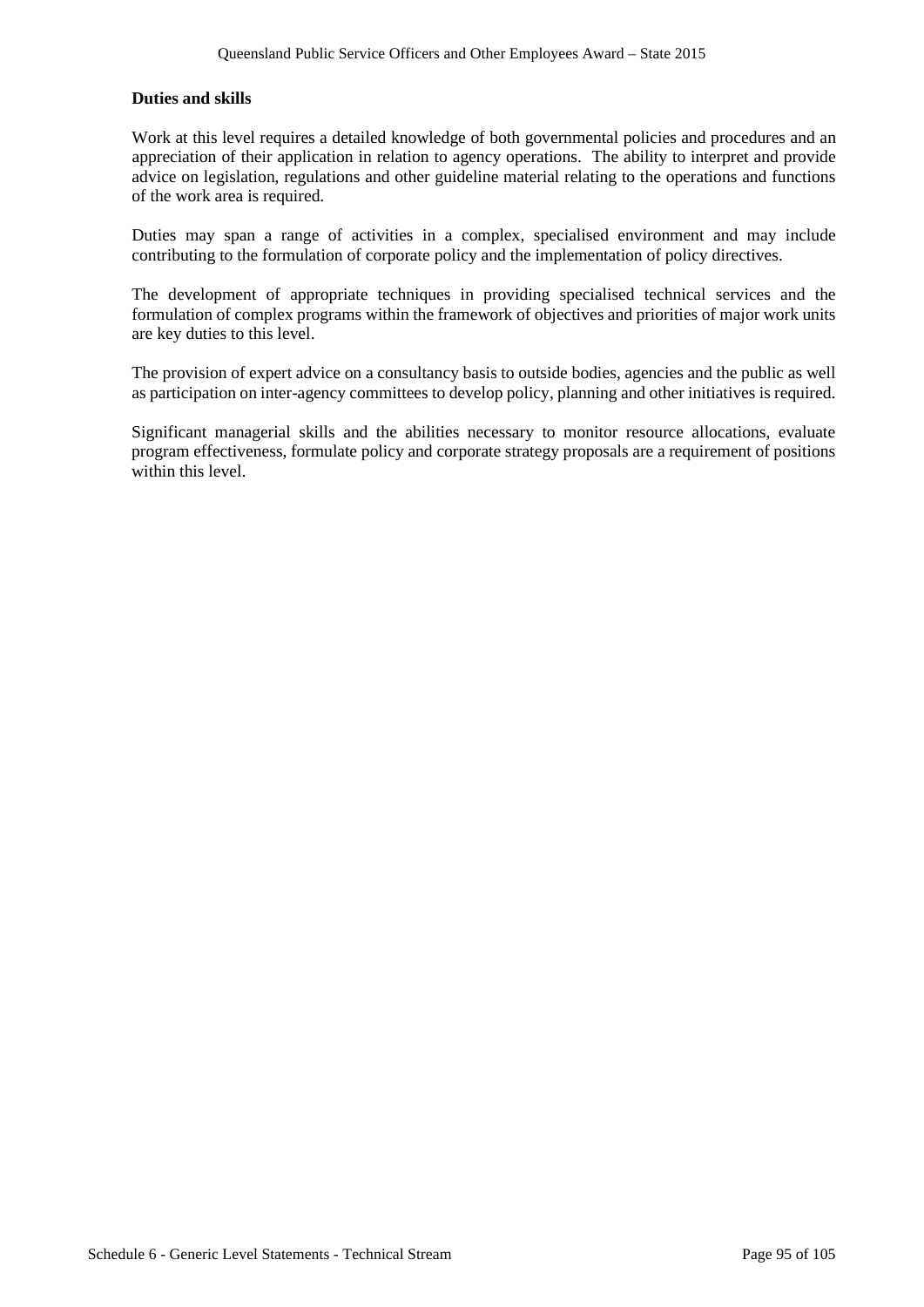**Duties and skills**

Work at this level requires a detailed knowledge of both governmental policies and procedures and an appreciation of their application in relation to agency operations. The ability to interpret and provide advice on legislation, regulations and other guideline material relating to the operations and functions of the work area is required.

Duties may span a range of activities in a complex, specialised environment and may include contributing to the formulation of corporate policy and the implementation of policy directives.

The development of appropriate techniques in providing specialised technical services and the formulation of complex programs within the framework of objectives and priorities of major work units are key duties to this level.

The provision of expert advice on a consultancy basis to outside bodies, agencies and the public as well as participation on inter-agency committees to develop policy, planning and other initiatives is required.

Significant managerial skills and the abilities necessary to monitor resource allocations, evaluate program effectiveness, formulate policy and corporate strategy proposals are a requirement of positions within this level.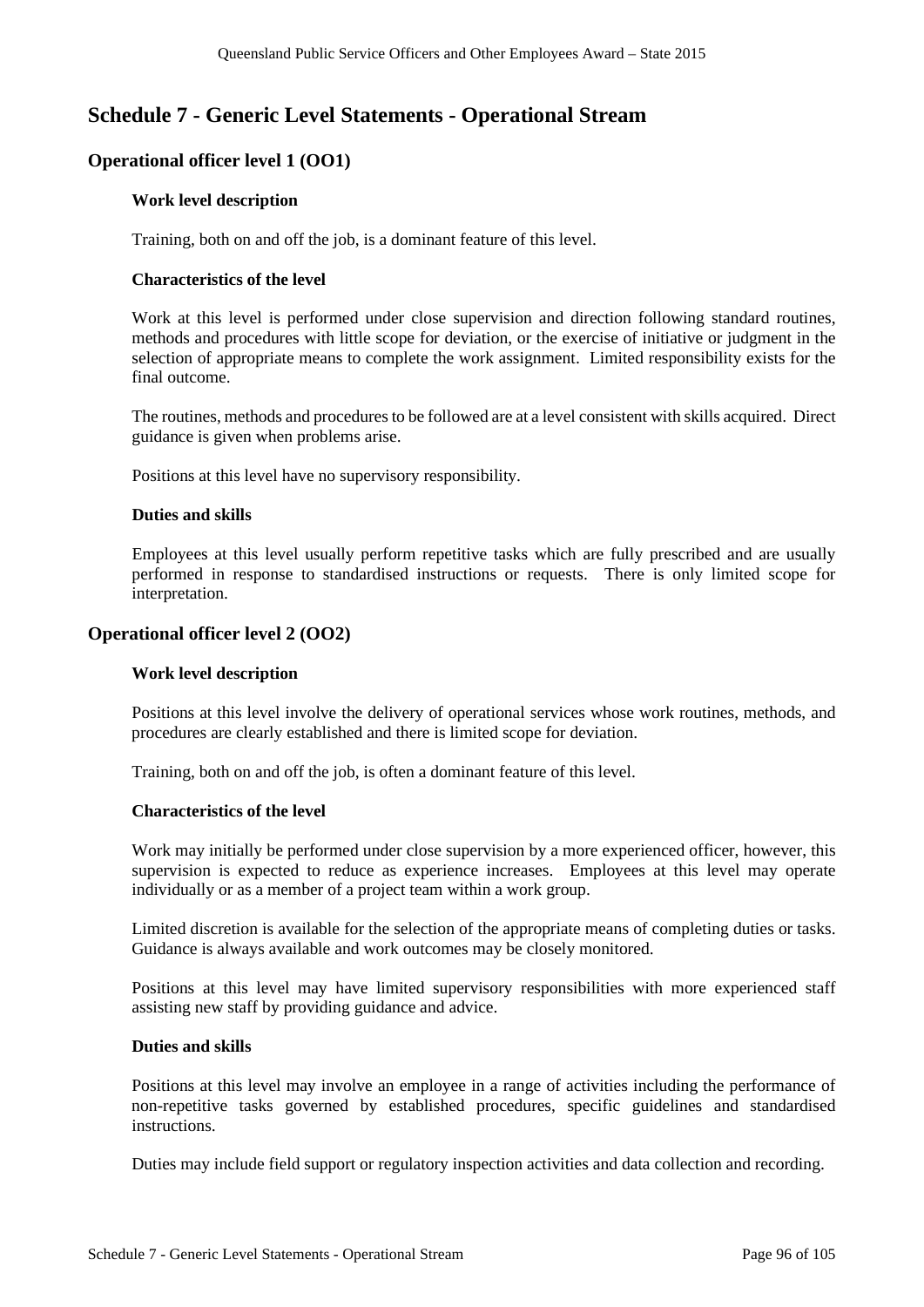# Schedule 7 - Generic Level Statements - Operational Stream

## Operational officer level 1 (OO1)

### Work level description

Training, both on and off the job, is a dominant feature of this level.

### Characteristics of the level

Work at this level is performed under close supervision and direction following standard routines, methods and procedures with little scope for deviation, or the exercise of initiative or judgment in the selection of appropriate means to complete the work assignment. Limited responsibility exists for the final outcome.

The routines, methods and procedures to be followed are at a level consistent with skills acquired. Direct guidance is given when problems arise.

Positions at this level have no supervisory responsibility.

### Duties and skills

Employees at this level usually perform repetitive tasks which are fully prescribed and are usually performed in response to standardised instructions or requests. There is only limited scope for interpretation.

## Operational officer level 2 (OO2)

### Work level description

Positions at this level involve the delivery of operational services whose work routines, methods, and procedures are clearly established and there is limited scope for deviation.

Training, both on and off the job, is often a dominant feature of this level.

### Characteristics of the level

Work may initially be performed under close supervision by a more experienced officer, however, this supervision is expected to reduce as experience increases. Employees at this level may operate individually or as a member of a project team within a work group.

Limited discretion is available for the selection of the appropriate means of completing duties or tasks. Guidance is always available and work outcomes may be closely monitored.

Positions at this level may have limited supervisory responsibilities with more experienced staff assisting new staff by providing guidance and advice.

### Duties and skills

Positions at this level may involve an employee in a range of activities including the performance of non-repetitive tasks governed by established procedures, specific guidelines and standardised instructions.

Duties may include field support or regulatory inspection activities and data collection and recording.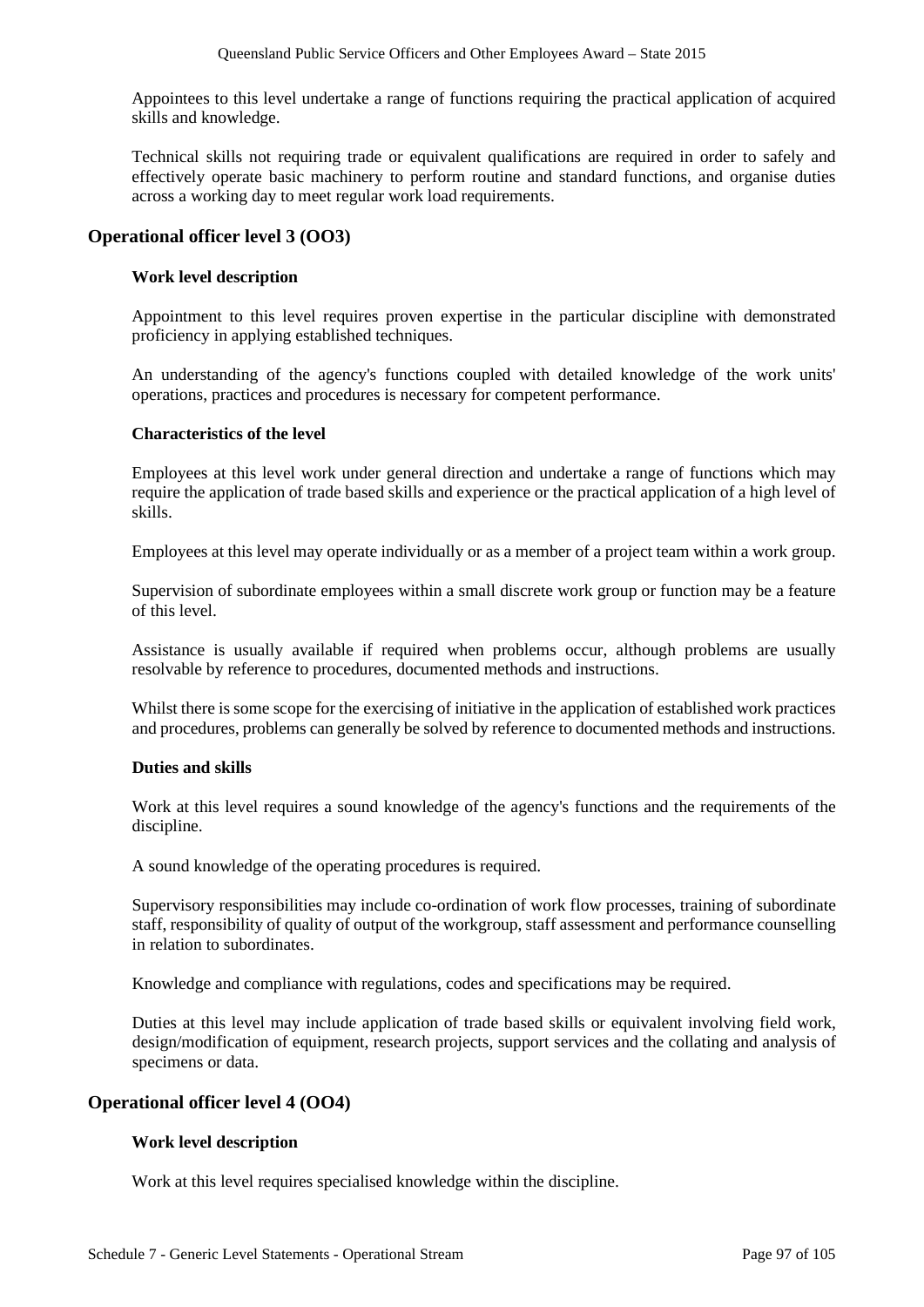Appointees to this level undertake a range of functions requiring the practical application of acquired skills and knowledge.

Technical skills not requiring trade or equivalent qualifications are required in order to safely and effectively operate basic machinery to perform routine and standard functions, and organise duties across a working day to meet regular work load requirements.

## Operational officer level 3 (OO3)

### Work level description

Appointment to this level requires proven expertise in the particular discipline with demonstrated proficiency in applying established techniques.

An understanding of the agency's functions coupled with detailed knowledge of the work units' operations, practices and procedures is necessary for competent performance.

### Characteristics of the level

Employees at this level work under general direction and undertake a range of functions which may require the application of trade based skills and experience or the practical application of a high level of skills.

Employees at this level may operate individually or as a member of a project team within a work group.

Supervision of subordinate employees within a small discrete work group or function may be a feature of this level.

Assistance is usually available if required when problems occur, although problems are usually resolvable by reference to procedures, documented methods and instructions.

Whilst there is some scope for the exercising of initiative in the application of established work practices and procedures, problems can generally be solved by reference to documented methods and instructions.

### Duties and skills

Work at this level requires a sound knowledge of the agency's functions and the requirements of the discipline.

A sound knowledge of the operating procedures is required.

Supervisory responsibilities may include co-ordination of work flow processes, training of subordinate staff, responsibility of quality of output of the workgroup, staff assessment and performance counselling in relation to subordinates.

Knowledge and compliance with regulations, codes and specifications may be required.

Duties at this level may include application of trade based skills or equivalent involving field work, design/modification of equipment, research projects, support services and the collating and analysis of specimens or data.

## Operational officer level 4 (OO4)

### Work level description

Work at this level requires specialised knowledge within the discipline.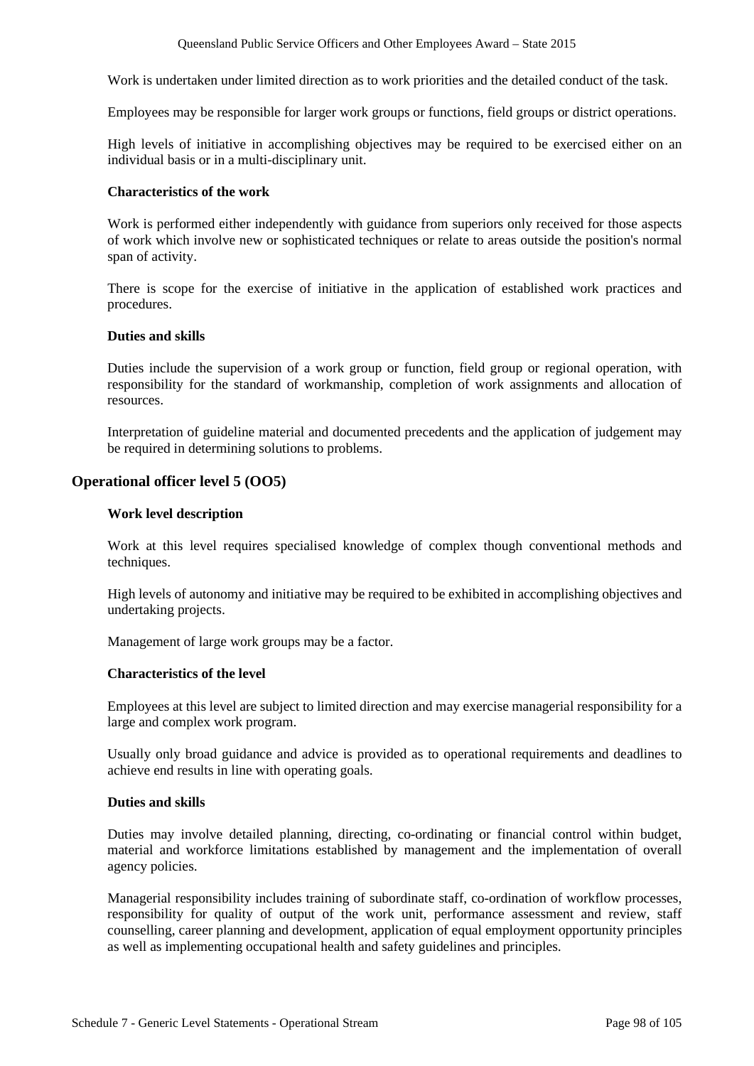Work is undertaken under limited direction as to work priorities and the detailed conduct of the task.

Employees may be responsible for larger work groups or functions, field groups or district operations.

High levels of initiative in accomplishing objectives may be required to be exercised either on an individual basis or in a multi-disciplinary unit.

**Characteristics of the work**

Work is performed either independently with guidance from superiors only received for those aspects of work which involve new or sophisticated techniques or relate to areas outside the position's normal span of activity.

There is scope for the exercise of initiative in the application of established work practices and procedures.

**Duties and skills**

Duties include the supervision of a work group or function, field group or regional operation, with responsibility for the standard of workmanship, completion of work assignments and allocation of resources.

Interpretation of guideline material and documented precedents and the application of judgement may be required in determining solutions to problems.

## Operational officer level 5 (OO5)

**Work level description**

Work at this level requires specialised knowledge of complex though conventional methods and techniques.

High levels of autonomy and initiative may be required to be exhibited in accomplishing objectives and undertaking projects.

Management of large work groups may be a factor.

**Characteristics of the level**

Employees at this level are subject to limited direction and may exercise managerial responsibility for a large and complex work program.

Usually only broad guidance and advice is provided as to operational requirements and deadlines to achieve end results in line with operating goals.

**Duties and skills**

Duties may involve detailed planning, directing, co-ordinating or financial control within budget, material and workforce limitations established by management and the implementation of overall agency policies.

Managerial responsibility includes training of subordinate staff, co-ordination of workflow processes, responsibility for quality of output of the work unit, performance assessment and review, staff counselling, career planning and development, application of equal employment opportunity principles as well as implementing occupational health and safety guidelines and principles.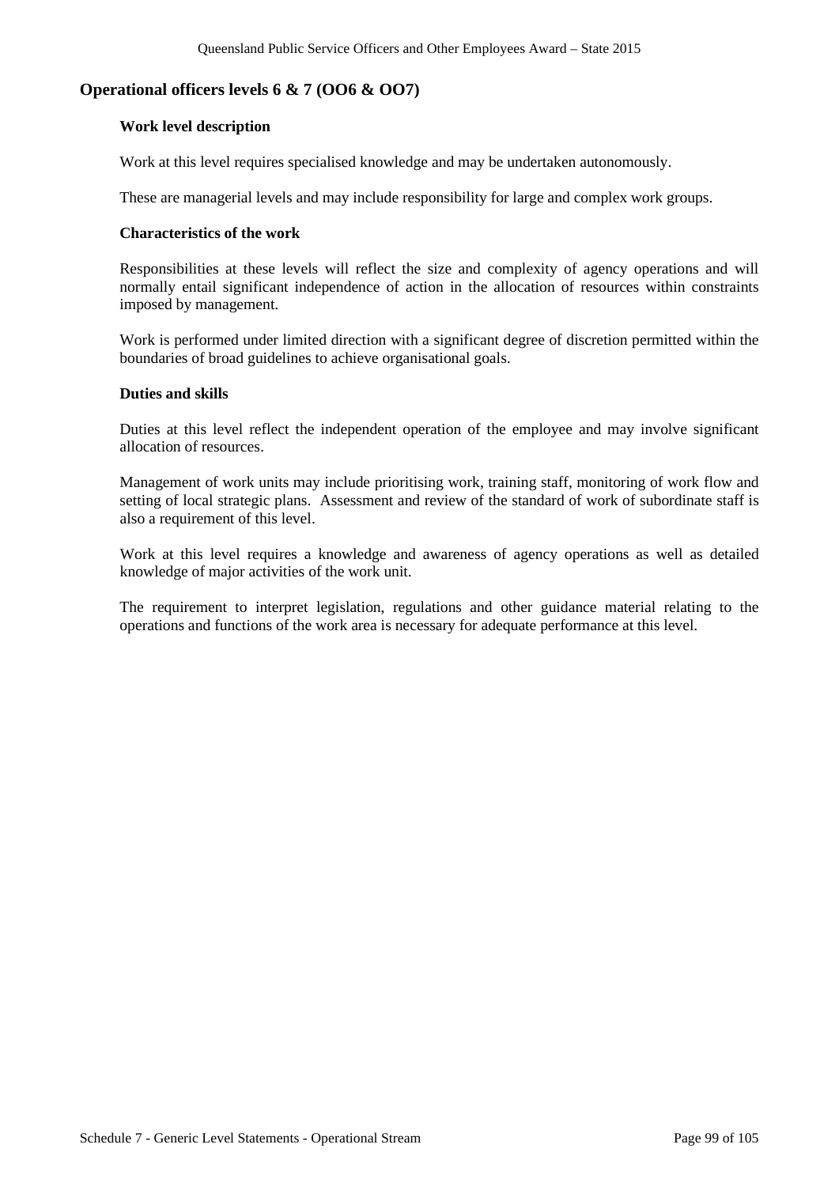## Operational officers levels 6 & 7 (OO6 & OO7)

### Work level description

Work at this level requires specialised knowledge and may be undertaken autonomously.

These are managerial levels and may include responsibility for large and complex work groups.

### Characteristics of the work

Responsibilities at these levels will reflect the size and complexity of agency operations and will normally entail significant independence of action in the allocation of resources within constraints imposed by management.

Work is performed under limited direction with a significant degree of discretion permitted within the boundaries of broad guidelines to achieve organisational goals.

### Duties and skills

Duties at this level reflect the independent operation of the employee and may involve significant allocation of resources.

Management of work units may include prioritising work, training staff, monitoring of work flow and setting of local strategic plans. Assessment and review of the standard of work of subordinate staff is also a requirement of this level.

Work at this level requires a knowledge and awareness of agency operations as well as detailed knowledge of major activities of the work unit.

The requirement to interpret legislation, regulations and other guidance material relating to the operations and functions of the work area is necessary for adequate performance at this level.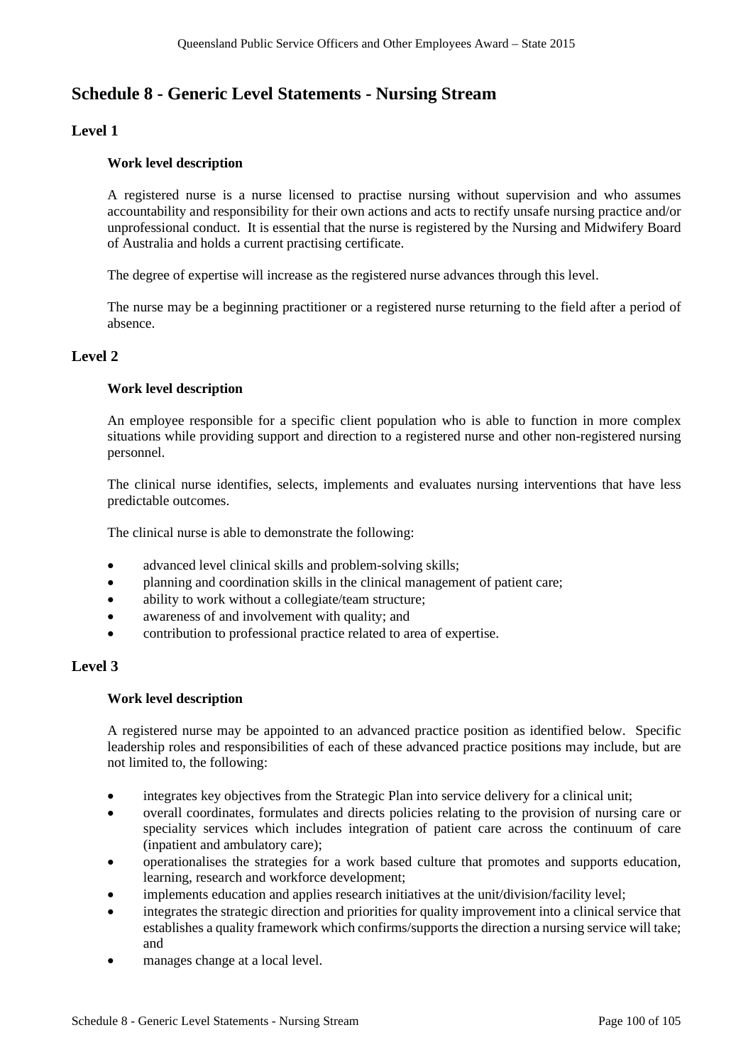# Schedule 8 - Generic Level Statements - Nursing Stream

## Level 1

### Work level description

A registered nurse is a nurse licensed to practise nursing without supervision and who assumes accountability and responsibility for their own actions and acts to rectify unsafe nursing practice and/or unprofessional conduct. It is essential that the nurse is registered by the Nursing and Midwifery Board of Australia and holds a current practising certificate.

The degree of expertise will increase as the registered nurse advances through this level.

The nurse may be a beginning practitioner or a registered nurse returning to the field after a period of absence.

## Level 2

### Work level description

An employee responsible for a specific client population who is able to function in more complex situations while providing support and direction to a registered nurse and other non-registered nursing personnel.

The clinical nurse identifies, selects, implements and evaluates nursing interventions that have less predictable outcomes.

The clinical nurse is able to demonstrate the following:

- advanced level clinical skills and problem-solving skills;
- planning and coordination skills in the clinical management of patient care;
- ability to work without a collegiate/team structure;
- awareness of and involvement with quality; and
- contribution to professional practice related to area of expertise.

## Level 3

### Work level description

A registered nurse may be appointed to an advanced practice position as identified below. Specific leadership roles and responsibilities of each of these advanced practice positions may include, but are not limited to, the following:

- integrates key objectives from the Strategic Plan into service delivery for a clinical unit;
- overall coordinates, formulates and directs policies relating to the provision of nursing care or speciality services which includes integration of patient care across the continuum of care (inpatient and ambulatory care);
- operationalises the strategies for a work based culture that promotes and supports education, learning, research and workforce development;
- implements education and applies research initiatives at the unit/division/facility level;
- integrates the strategic direction and priorities for quality improvement into a clinical service that establishes a quality framework which confirms/supports the direction a nursing service will take; and
- manages change at a local level.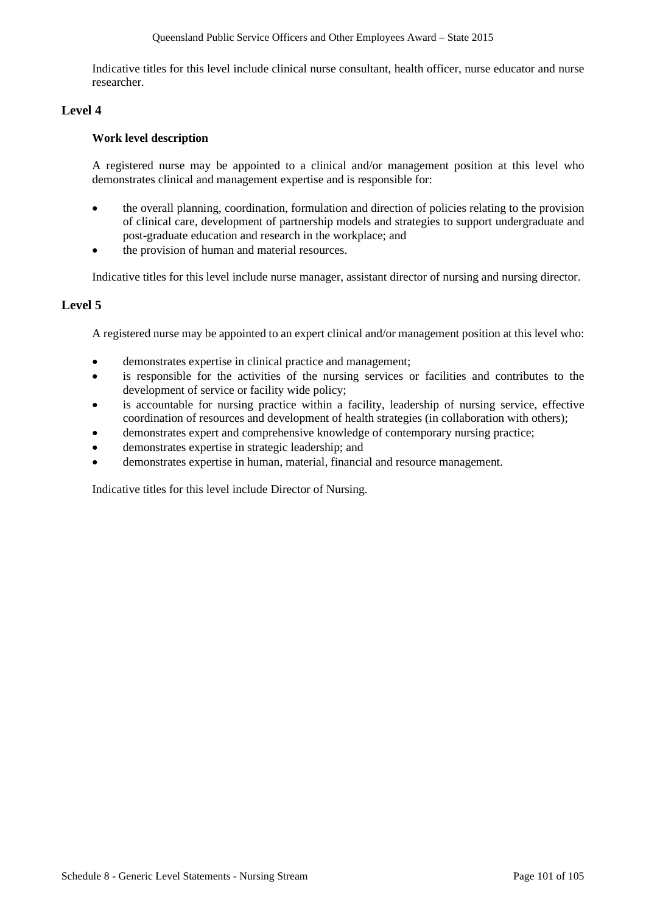Indicative titles for this level include clinical nurse consultant, health officer, nurse educator and nurse researcher.

## Level 4

### Work level description

A registered nurse may be appointed to a clinical and/or management position at this level who demonstrates clinical and management expertise and is responsible for:

- the overall planning, coordination, formulation and direction of policies relating to the provision of clinical care, development of partnership models and strategies to support undergraduate and post-graduate education and research in the workplace; and
- the provision of human and material resources.

Indicative titles for this level include nurse manager, assistant director of nursing and nursing director.

## Level 5

A registered nurse may be appointed to an expert clinical and/or management position at this level who:

- demonstrates expertise in clinical practice and management;
- is responsible for the activities of the nursing services or facilities and contributes to the development of service or facility wide policy;
- is accountable for nursing practice within a facility, leadership of nursing service, effective coordination of resources and development of health strategies (in collaboration with others);
- demonstrates expert and comprehensive knowledge of contemporary nursing practice;
- demonstrates expertise in strategic leadership; and
- demonstrates expertise in human, material, financial and resource management.

Indicative titles for this level include Director of Nursing.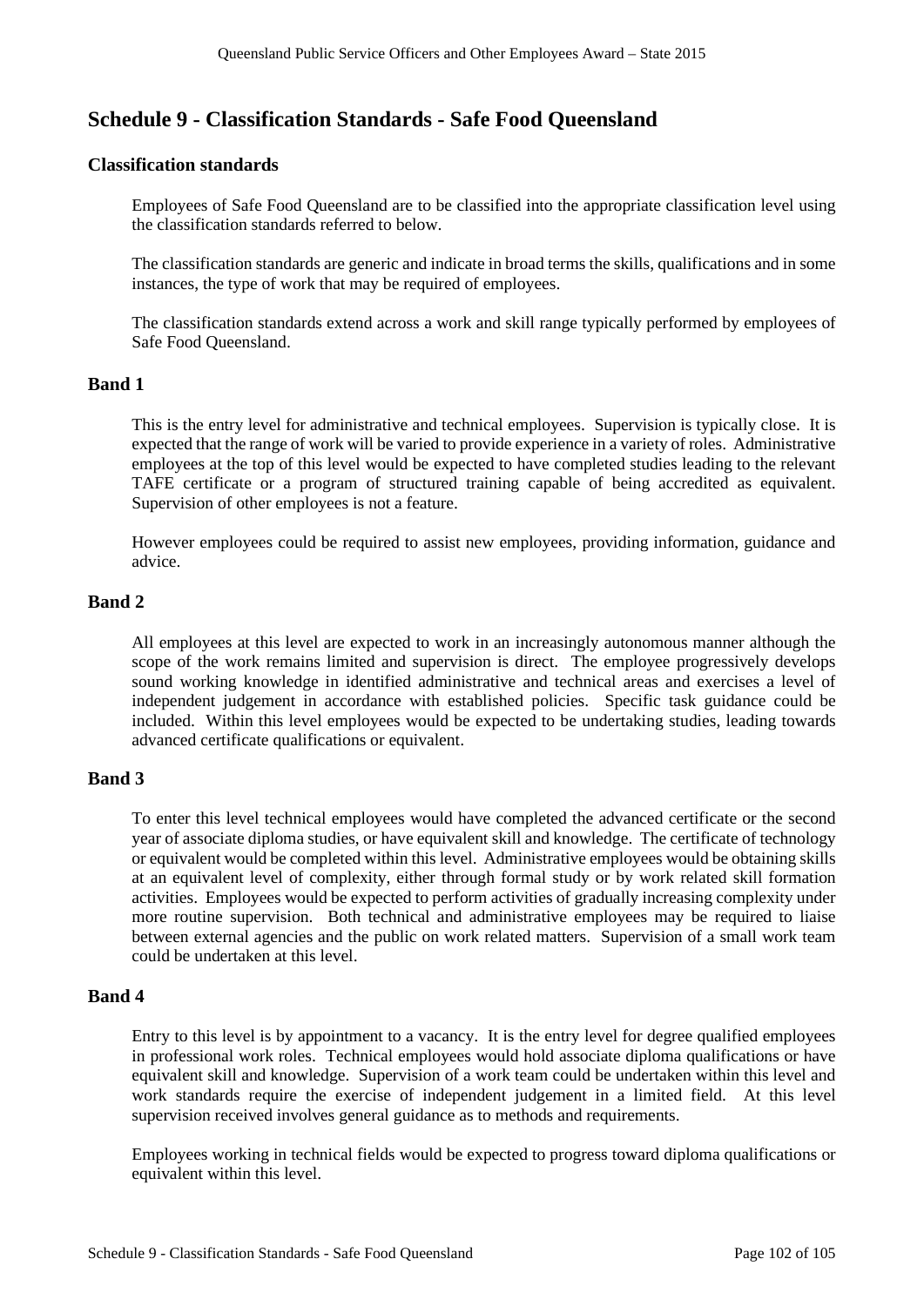# Schedule 9 - Classification Standards - Safe Food Queensland

### Classification standards

Employees of Safe Food Queensland are to be classified into the appropriate classification level using the classification standards referred to below.

The classification standards are generic and indicate in broad terms the skills, qualifications and in some instances, the type of work that may be required of employees.

The classification standards extend across a work and skill range typically performed by employees of Safe Food Queensland.

## Band 1

This is the entry level for administrative and technical employees. Supervision is typically close. It is expected that the range of work will be varied to provide experience in a variety of roles. Administrative employees at the top of this level would be expected to have completed studies leading to the relevant TAFE certificate or a program of structured training capable of being accredited as equivalent. Supervision of other employees is not a feature.

However employees could be required to assist new employees, providing information, guidance and advice.

## Band 2

All employees at this level are expected to work in an increasingly autonomous manner although the scope of the work remains limited and supervision is direct. The employee progressively develops sound working knowledge in identified administrative and technical areas and exercises a level of independent judgement in accordance with established policies. Specific task guidance could be included. Within this level employees would be expected to be undertaking studies, leading towards advanced certificate qualifications or equivalent.

## Band 3

To enter this level technical employees would have completed the advanced certificate or the second year of associate diploma studies, or have equivalent skill and knowledge. The certificate of technology or equivalent would be completed within this level. Administrative employees would be obtaining skills at an equivalent level of complexity, either through formal study or by work related skill formation activities. Employees would be expected to perform activities of gradually increasing complexity under more routine supervision. Both technical and administrative employees may be required to liaise between external agencies and the public on work related matters. Supervision of a small work team could be undertaken at this level.

## Band 4

Entry to this level is by appointment to a vacancy. It is the entry level for degree qualified employees in professional work roles. Technical employees would hold associate diploma qualifications or have equivalent skill and knowledge. Supervision of a work team could be undertaken within this level and work standards require the exercise of independent judgement in a limited field. At this level supervision received involves general guidance as to methods and requirements.

Employees working in technical fields would be expected to progress toward diploma qualifications or equivalent within this level.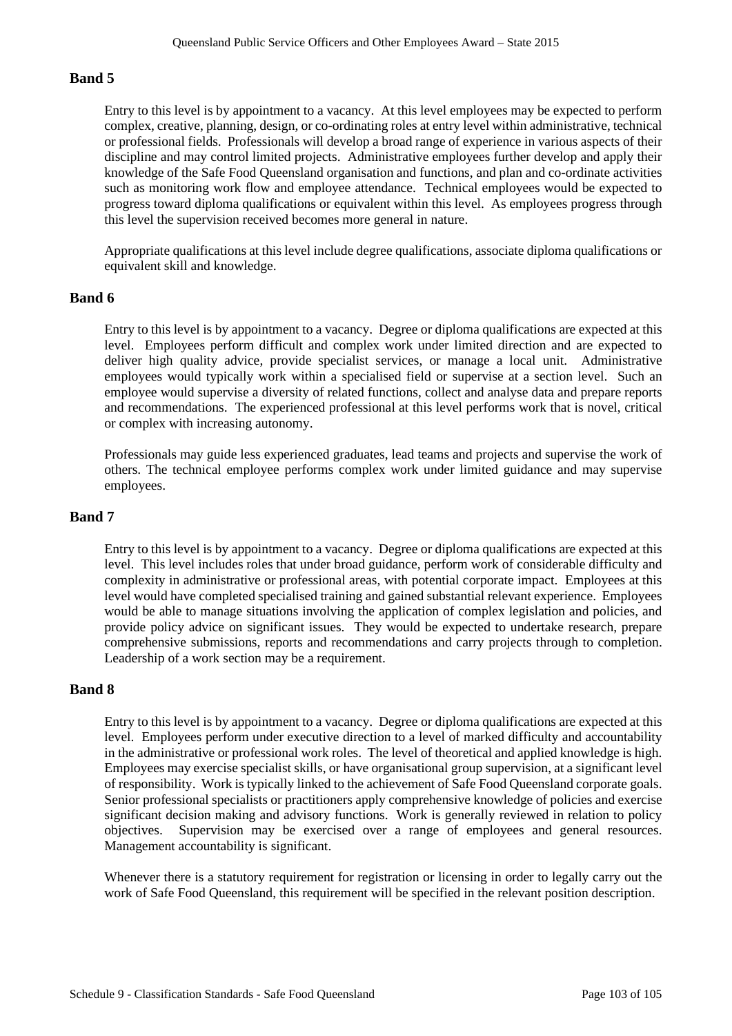## Band 5

Entry to this level is by appointment to a vacancy. At this level employees may be expected to perform complex, creative, planning, design, or co-ordinating roles at entry level within administrative, technical or professional fields. Professionals will develop a broad range of experience in various aspects of their discipline and may control limited projects. Administrative employees further develop and apply their knowledge of the Safe Food Queensland organisation and functions, and plan and co-ordinate activities such as monitoring work flow and employee attendance. Technical employees would be expected to progress toward diploma qualifications or equivalent within this level. As employees progress through this level the supervision received becomes more general in nature.

Appropriate qualifications at this level include degree qualifications, associate diploma qualifications or equivalent skill and knowledge.

## Band 6

Entry to this level is by appointment to a vacancy. Degree or diploma qualifications are expected at this level. Employees perform difficult and complex work under limited direction and are expected to deliver high quality advice, provide specialist services, or manage a local unit. Administrative employees would typically work within a specialised field or supervise at a section level. Such an employee would supervise a diversity of related functions, collect and analyse data and prepare reports and recommendations. The experienced professional at this level performs work that is novel, critical or complex with increasing autonomy.

Professionals may guide less experienced graduates, lead teams and projects and supervise the work of others. The technical employee performs complex work under limited guidance and may supervise employees.

## Band 7

Entry to this level is by appointment to a vacancy. Degree or diploma qualifications are expected at this level. This level includes roles that under broad guidance, perform work of considerable difficulty and complexity in administrative or professional areas, with potential corporate impact. Employees at this level would have completed specialised training and gained substantial relevant experience. Employees would be able to manage situations involving the application of complex legislation and policies, and provide policy advice on significant issues. They would be expected to undertake research, prepare comprehensive submissions, reports and recommendations and carry projects through to completion. Leadership of a work section may be a requirement.

## Band 8

Entry to this level is by appointment to a vacancy. Degree or diploma qualifications are expected at this level. Employees perform under executive direction to a level of marked difficulty and accountability in the administrative or professional work roles. The level of theoretical and applied knowledge is high. Employees may exercise specialist skills, or have organisational group supervision, at a significant level of responsibility. Work is typically linked to the achievement of Safe Food Queensland corporate goals. Senior professional specialists or practitioners apply comprehensive knowledge of policies and exercise significant decision making and advisory functions. Work is generally reviewed in relation to policy objectives. Supervision may be exercised over a range of employees and general resources. Management accountability is significant.

Whenever there is a statutory requirement for registration or licensing in order to legally carry out the work of Safe Food Queensland, this requirement will be specified in the relevant position description.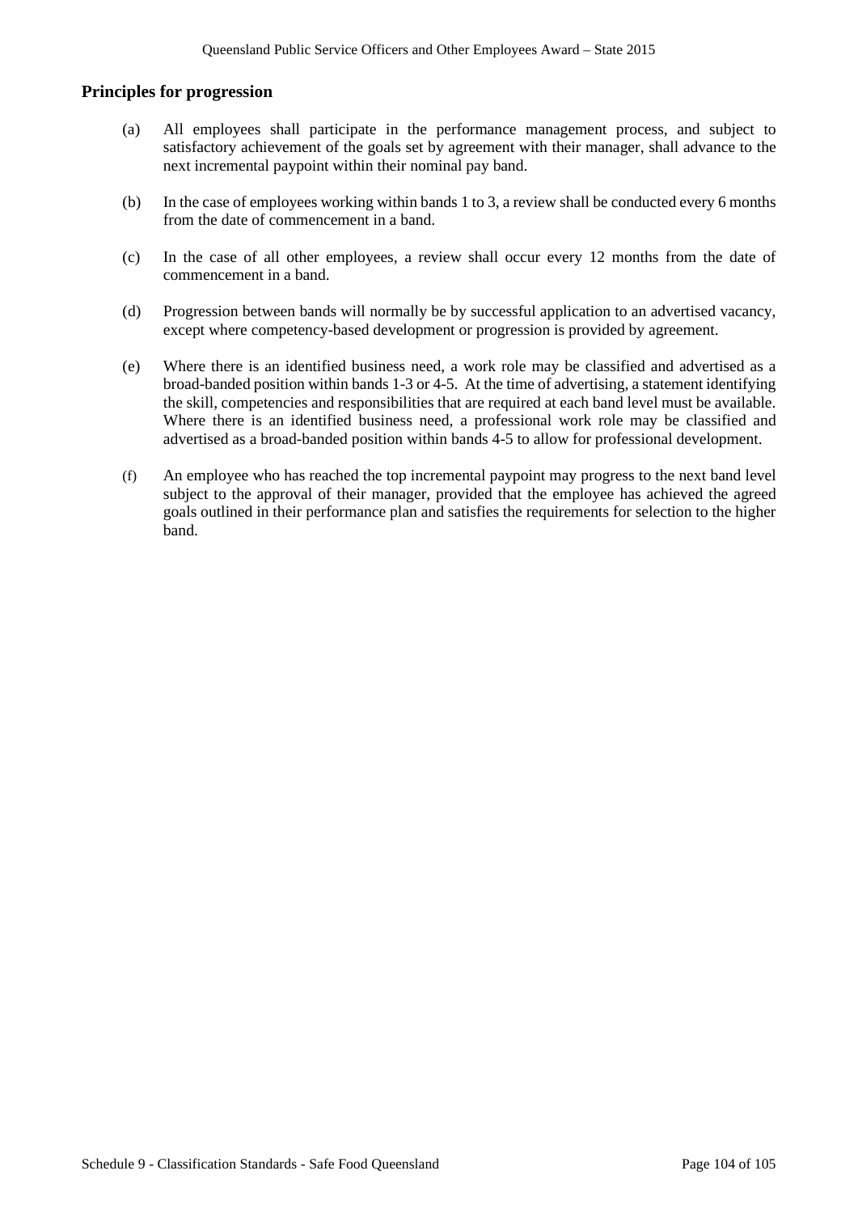## Principles for progression

(a) All employees shall participate in the performance management process, and subject to satisfactory achievement of the goals set by agreement with their manager, shall advance to the next incremental paypoint within their nominal pay band.

(b) In the case of employees working within bands 1 to 3, a review shall be conducted every 6 months from the date of commencement in a band.

(c) In the case of all other employees, a review shall occur every 12 months from the date of commencement in a band.

(d) Progression between bands will normally be by successful application to an advertised vacancy, except where competency-based development or progression is provided by agreement.

(e) Where there is an identified business need, a work role may be classified and advertised as a broad-banded position within bands 1-3 or 4-5. At the time of advertising, a statement identifying the skill, competencies and responsibilities that are required at each band level must be available. Where there is an identified business need, a professional work role may be classified and advertised as a broad-banded position within bands 4-5 to allow for professional development.

(f) An employee who has reached the top incremental paypoint may progress to the next band level subject to the approval of their manager, provided that the employee has achieved the agreed goals outlined in their performance plan and satisfies the requirements for selection to the higher band.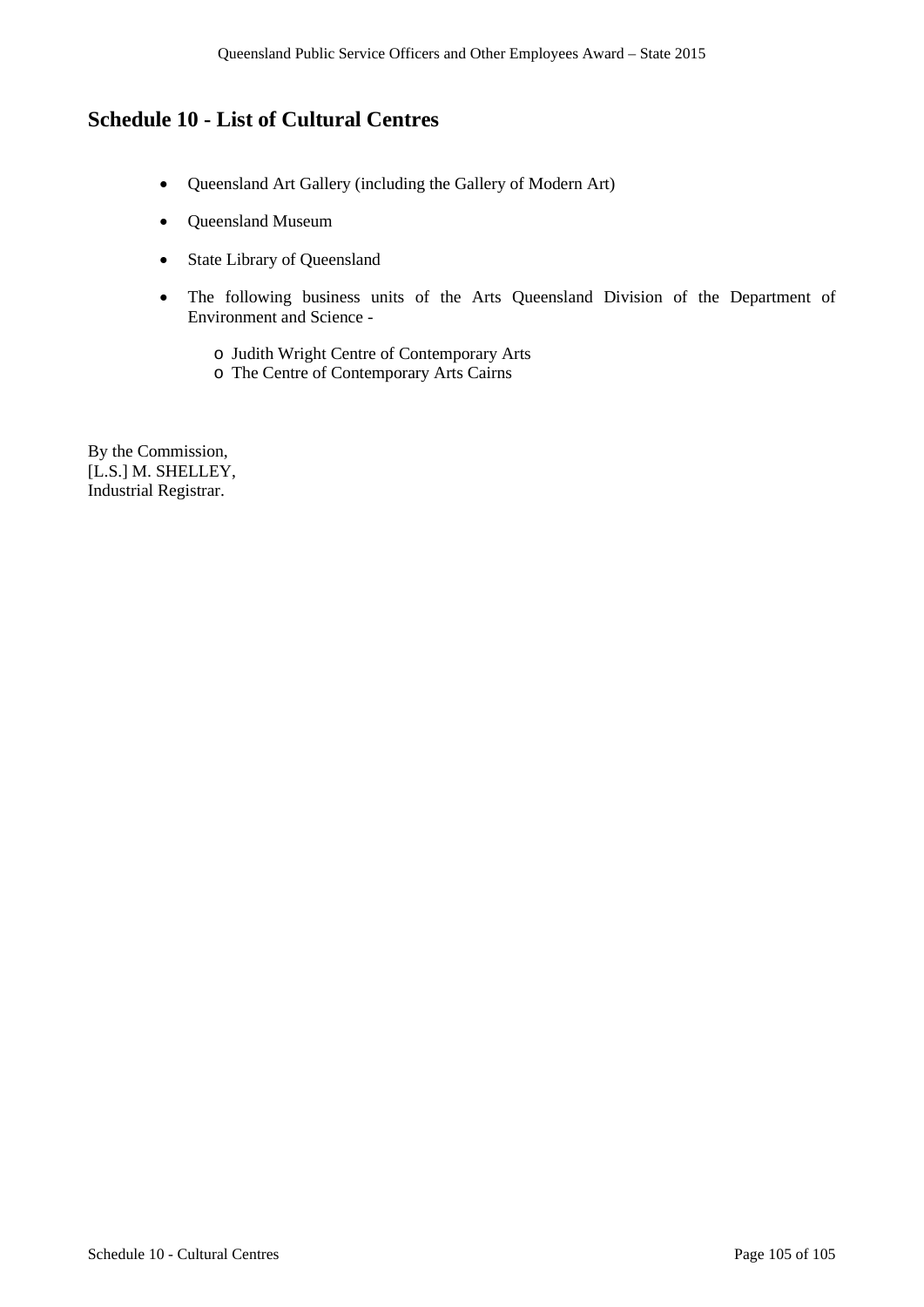## Schedule 10 - List of Cultural Centres

- Queensland Art Gallery (including the Gallery of Modern Art)
- Queensland Museum
- State Library of Queensland
- The following business units of the Arts Queensland Division of the Department of Environment and Science -
  - Judith Wright Centre of Contemporary Arts
  - The Centre of Contemporary Arts Cairns

By the Commission,
[L.S.] M. SHELLEY,
Industrial Registrar.